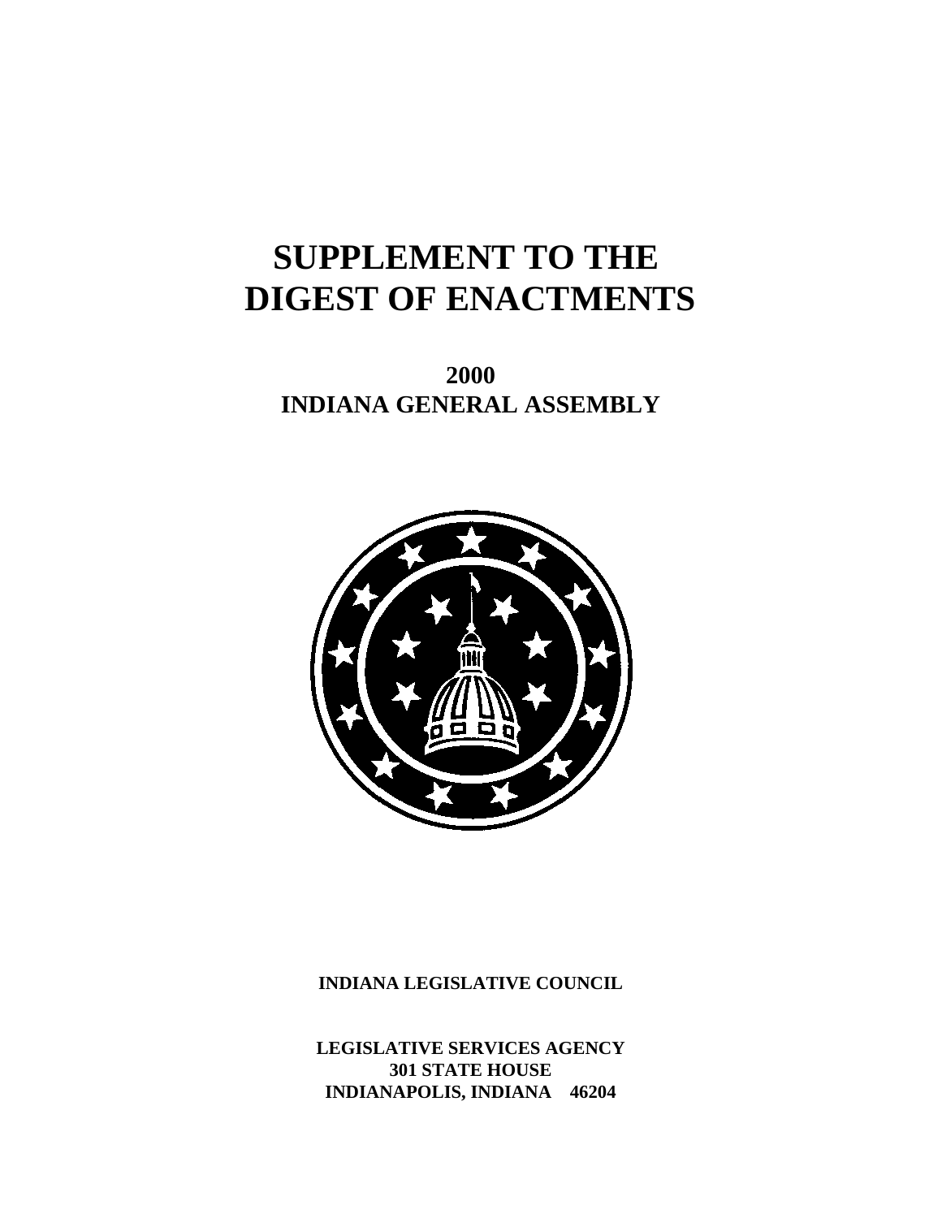# SUPPLEMENT TO THE DIGEST OF ENACTMENTS

## 2000
## INDIANA GENERAL ASSEMBLY

**INDIANA LEGISLATIVE COUNCIL**

**LEGISLATIVE SERVICES AGENCY**
**301 STATE HOUSE**
**INDIANAPOLIS, INDIANA 46204**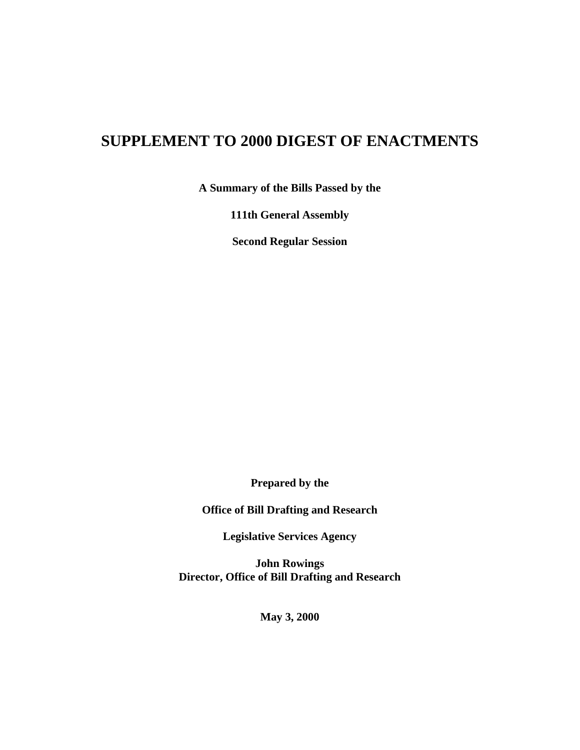# SUPPLEMENT TO 2000 DIGEST OF ENACTMENTS

**A Summary of the Bills Passed by the**

**111th General Assembly**

**Second Regular Session**

**Prepared by the**

**Office of Bill Drafting and Research**

**Legislative Services Agency**

**John Rowings**
**Director, Office of Bill Drafting and Research**

**May 3, 2000**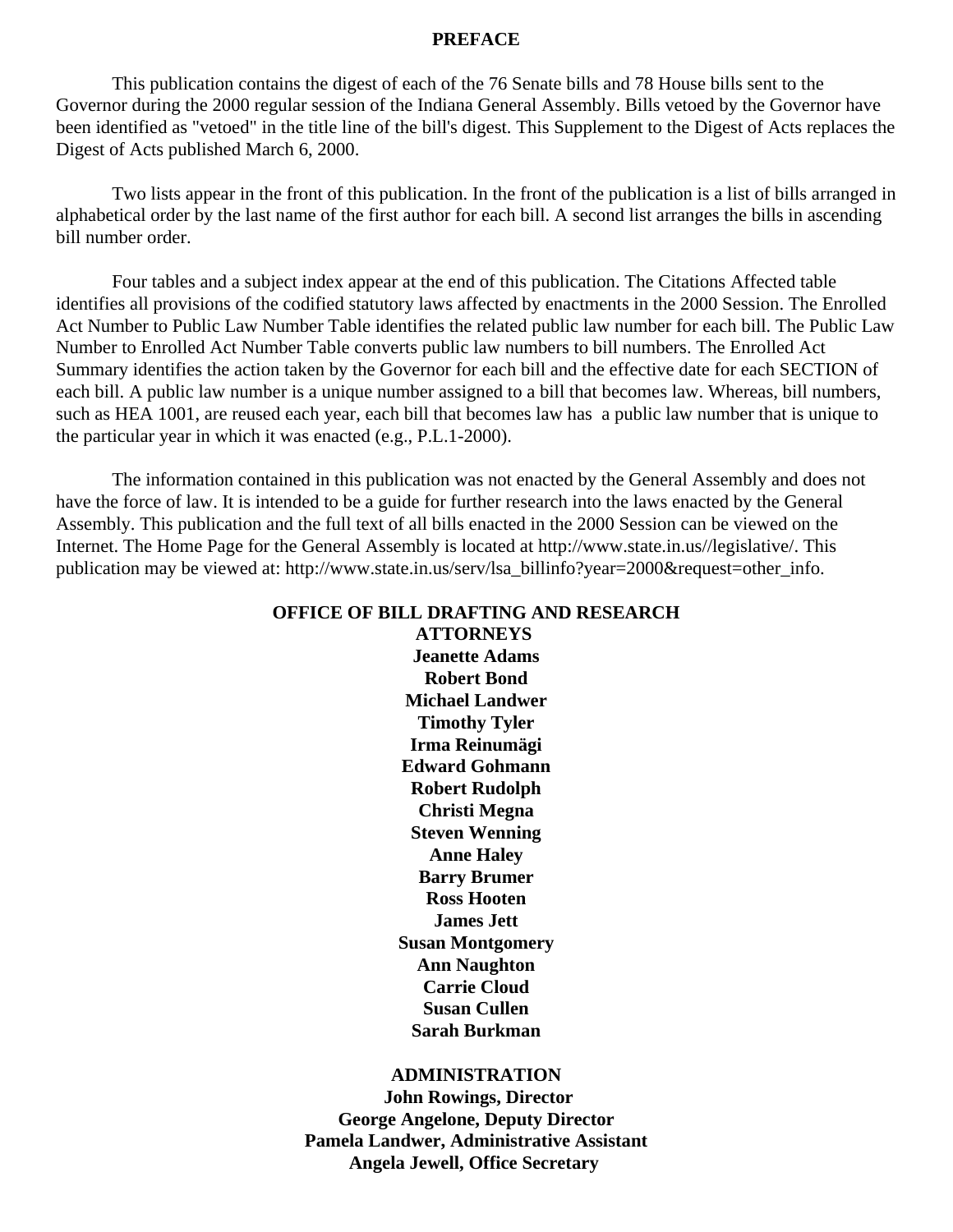# PREFACE

This publication contains the digest of each of the 76 Senate bills and 78 House bills sent to the Governor during the 2000 regular session of the Indiana General Assembly. Bills vetoed by the Governor have been identified as "vetoed" in the title line of the bill's digest. This Supplement to the Digest of Acts replaces the Digest of Acts published March 6, 2000.

Two lists appear in the front of this publication. In the front of the publication is a list of bills arranged in alphabetical order by the last name of the first author for each bill. A second list arranges the bills in ascending bill number order.

Four tables and a subject index appear at the end of this publication. The Citations Affected table identifies all provisions of the codified statutory laws affected by enactments in the 2000 Session. The Enrolled Act Number to Public Law Number Table identifies the related public law number for each bill. The Public Law Number to Enrolled Act Number Table converts public law numbers to bill numbers. The Enrolled Act Summary identifies the action taken by the Governor for each bill and the effective date for each SECTION of each bill. A public law number is a unique number assigned to a bill that becomes law. Whereas, bill numbers, such as HEA 1001, are reused each year, each bill that becomes law has a public law number that is unique to the particular year in which it was enacted (e.g., P.L.1-2000).

The information contained in this publication was not enacted by the General Assembly and does not have the force of law. It is intended to be a guide for further research into the laws enacted by the General Assembly. This publication and the full text of all bills enacted in the 2000 Session can be viewed on the Internet. The Home Page for the General Assembly is located at http://www.state.in.us//legislative/. This publication may be viewed at: http://www.state.in.us/serv/lsa_billinfo?year=2000&request=other_info.

**OFFICE OF BILL DRAFTING AND RESEARCH**

**ATTORNEYS**

**Jeanette Adams**
**Robert Bond**
**Michael Landwer**
**Timothy Tyler**
**Irma Reinumägi**
**Edward Gohmann**
**Robert Rudolph**
**Christi Megna**
**Steven Wenning**
**Anne Haley**
**Barry Brumer**
**Ross Hooten**
**James Jett**
**Susan Montgomery**
**Ann Naughton**
**Carrie Cloud**
**Susan Cullen**
**Sarah Burkman**

**ADMINISTRATION**

**John Rowings, Director**
**George Angelone, Deputy Director**
**Pamela Landwer, Administrative Assistant**
**Angela Jewell, Office Secretary**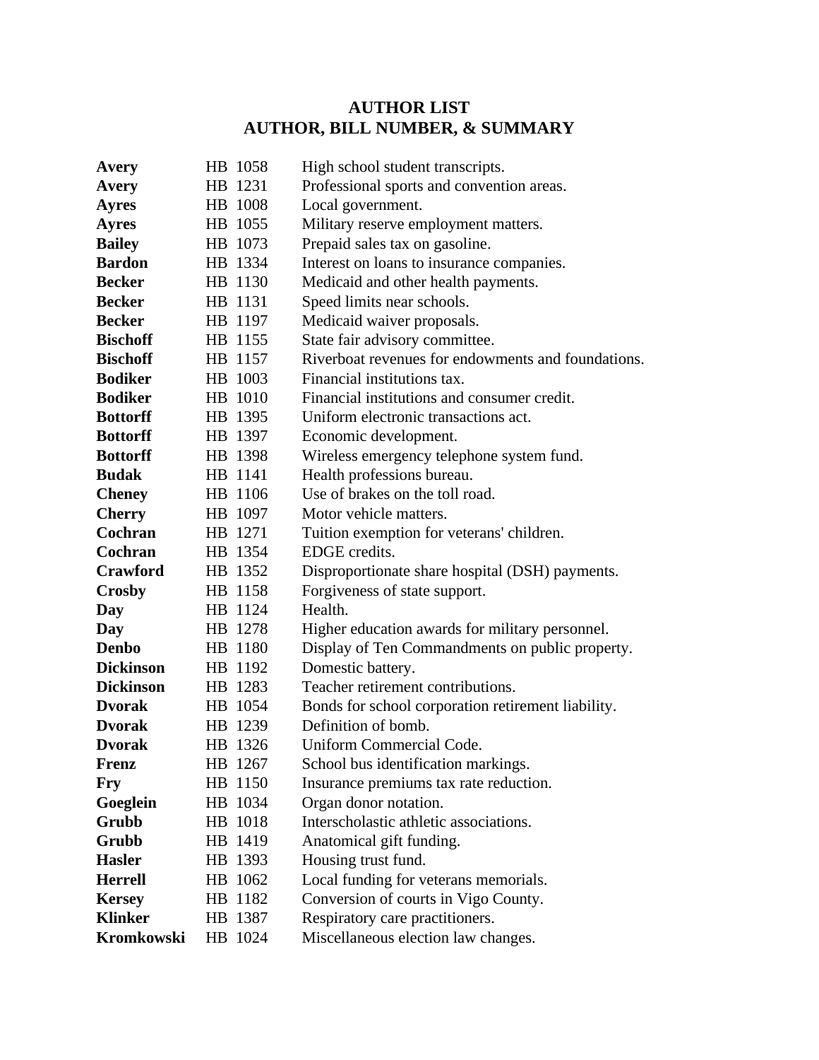# AUTHOR LIST
## AUTHOR, BILL NUMBER, & SUMMARY

| Author | Bill | Summary |
|---|---|---|
| **Avery** | HB 1058 | High school student transcripts. |
| **Avery** | HB 1231 | Professional sports and convention areas. |
| **Ayres** | HB 1008 | Local government. |
| **Ayres** | HB 1055 | Military reserve employment matters. |
| **Bailey** | HB 1073 | Prepaid sales tax on gasoline. |
| **Bardon** | HB 1334 | Interest on loans to insurance companies. |
| **Becker** | HB 1130 | Medicaid and other health payments. |
| **Becker** | HB 1131 | Speed limits near schools. |
| **Becker** | HB 1197 | Medicaid waiver proposals. |
| **Bischoff** | HB 1155 | State fair advisory committee. |
| **Bischoff** | HB 1157 | Riverboat revenues for endowments and foundations. |
| **Bodiker** | HB 1003 | Financial institutions tax. |
| **Bodiker** | HB 1010 | Financial institutions and consumer credit. |
| **Bottorff** | HB 1395 | Uniform electronic transactions act. |
| **Bottorff** | HB 1397 | Economic development. |
| **Bottorff** | HB 1398 | Wireless emergency telephone system fund. |
| **Budak** | HB 1141 | Health professions bureau. |
| **Cheney** | HB 1106 | Use of brakes on the toll road. |
| **Cherry** | HB 1097 | Motor vehicle matters. |
| **Cochran** | HB 1271 | Tuition exemption for veterans' children. |
| **Cochran** | HB 1354 | EDGE credits. |
| **Crawford** | HB 1352 | Disproportionate share hospital (DSH) payments. |
| **Crosby** | HB 1158 | Forgiveness of state support. |
| **Day** | HB 1124 | Health. |
| **Day** | HB 1278 | Higher education awards for military personnel. |
| **Denbo** | HB 1180 | Display of Ten Commandments on public property. |
| **Dickinson** | HB 1192 | Domestic battery. |
| **Dickinson** | HB 1283 | Teacher retirement contributions. |
| **Dvorak** | HB 1054 | Bonds for school corporation retirement liability. |
| **Dvorak** | HB 1239 | Definition of bomb. |
| **Dvorak** | HB 1326 | Uniform Commercial Code. |
| **Frenz** | HB 1267 | School bus identification markings. |
| **Fry** | HB 1150 | Insurance premiums tax rate reduction. |
| **Goeglein** | HB 1034 | Organ donor notation. |
| **Grubb** | HB 1018 | Interscholastic athletic associations. |
| **Grubb** | HB 1419 | Anatomical gift funding. |
| **Hasler** | HB 1393 | Housing trust fund. |
| **Herrell** | HB 1062 | Local funding for veterans memorials. |
| **Kersey** | HB 1182 | Conversion of courts in Vigo County. |
| **Klinker** | HB 1387 | Respiratory care practitioners. |
| **Kromkowski** | HB 1024 | Miscellaneous election law changes. |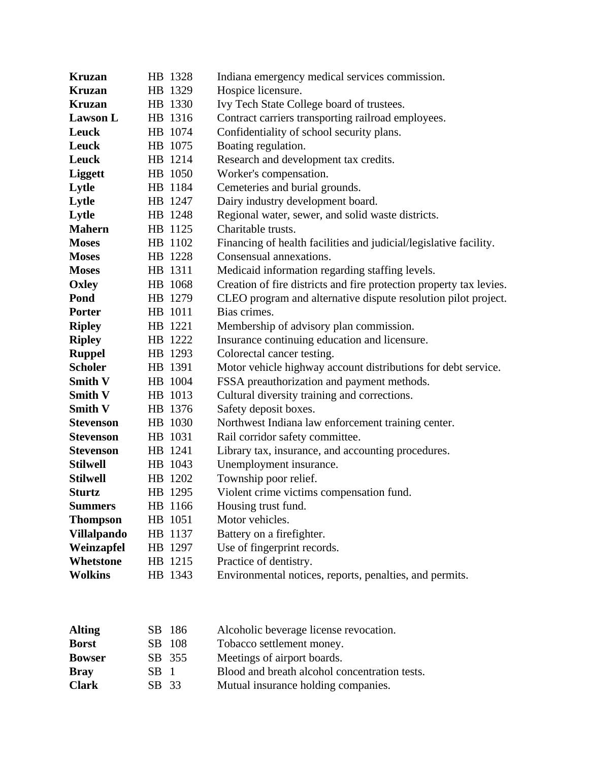| | | |
|---|---|---|
| **Kruzan** | HB 1328 | Indiana emergency medical services commission. |
| **Kruzan** | HB 1329 | Hospice licensure. |
| **Kruzan** | HB 1330 | Ivy Tech State College board of trustees. |
| **Lawson L** | HB 1316 | Contract carriers transporting railroad employees. |
| **Leuck** | HB 1074 | Confidentiality of school security plans. |
| **Leuck** | HB 1075 | Boating regulation. |
| **Leuck** | HB 1214 | Research and development tax credits. |
| **Liggett** | HB 1050 | Worker's compensation. |
| **Lytle** | HB 1184 | Cemeteries and burial grounds. |
| **Lytle** | HB 1247 | Dairy industry development board. |
| **Lytle** | HB 1248 | Regional water, sewer, and solid waste districts. |
| **Mahern** | HB 1125 | Charitable trusts. |
| **Moses** | HB 1102 | Financing of health facilities and judicial/legislative facility. |
| **Moses** | HB 1228 | Consensual annexations. |
| **Moses** | HB 1311 | Medicaid information regarding staffing levels. |
| **Oxley** | HB 1068 | Creation of fire districts and fire protection property tax levies. |
| **Pond** | HB 1279 | CLEO program and alternative dispute resolution pilot project. |
| **Porter** | HB 1011 | Bias crimes. |
| **Ripley** | HB 1221 | Membership of advisory plan commission. |
| **Ripley** | HB 1222 | Insurance continuing education and licensure. |
| **Ruppel** | HB 1293 | Colorectal cancer testing. |
| **Scholer** | HB 1391 | Motor vehicle highway account distributions for debt service. |
| **Smith V** | HB 1004 | FSSA preauthorization and payment methods. |
| **Smith V** | HB 1013 | Cultural diversity training and corrections. |
| **Smith V** | HB 1376 | Safety deposit boxes. |
| **Stevenson** | HB 1030 | Northwest Indiana law enforcement training center. |
| **Stevenson** | HB 1031 | Rail corridor safety committee. |
| **Stevenson** | HB 1241 | Library tax, insurance, and accounting procedures. |
| **Stilwell** | HB 1043 | Unemployment insurance. |
| **Stilwell** | HB 1202 | Township poor relief. |
| **Sturtz** | HB 1295 | Violent crime victims compensation fund. |
| **Summers** | HB 1166 | Housing trust fund. |
| **Thompson** | HB 1051 | Motor vehicles. |
| **Villalpando** | HB 1137 | Battery on a firefighter. |
| **Weinzapfel** | HB 1297 | Use of fingerprint records. |
| **Whetstone** | HB 1215 | Practice of dentistry. |
| **Wolkins** | HB 1343 | Environmental notices, reports, penalties, and permits. |

| | | |
|---|---|---|
| **Alting** | SB 186 | Alcoholic beverage license revocation. |
| **Borst** | SB 108 | Tobacco settlement money. |
| **Bowser** | SB 355 | Meetings of airport boards. |
| **Bray** | SB 1 | Blood and breath alcohol concentration tests. |
| **Clark** | SB 33 | Mutual insurance holding companies. |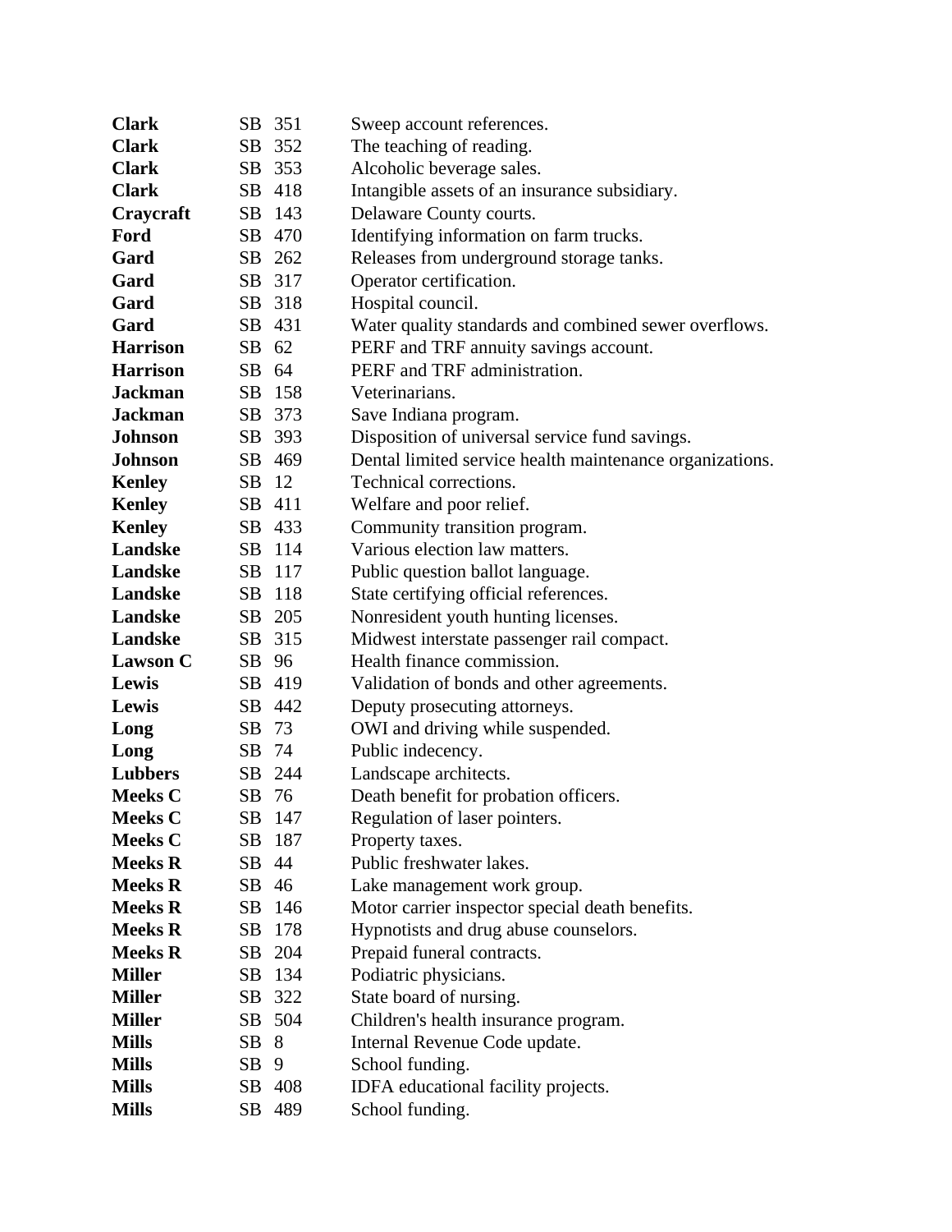| | | |
|---|---|---|
| **Clark** | SB 351 | Sweep account references. |
| **Clark** | SB 352 | The teaching of reading. |
| **Clark** | SB 353 | Alcoholic beverage sales. |
| **Clark** | SB 418 | Intangible assets of an insurance subsidiary. |
| **Craycraft** | SB 143 | Delaware County courts. |
| **Ford** | SB 470 | Identifying information on farm trucks. |
| **Gard** | SB 262 | Releases from underground storage tanks. |
| **Gard** | SB 317 | Operator certification. |
| **Gard** | SB 318 | Hospital council. |
| **Gard** | SB 431 | Water quality standards and combined sewer overflows. |
| **Harrison** | SB 62 | PERF and TRF annuity savings account. |
| **Harrison** | SB 64 | PERF and TRF administration. |
| **Jackman** | SB 158 | Veterinarians. |
| **Jackman** | SB 373 | Save Indiana program. |
| **Johnson** | SB 393 | Disposition of universal service fund savings. |
| **Johnson** | SB 469 | Dental limited service health maintenance organizations. |
| **Kenley** | SB 12 | Technical corrections. |
| **Kenley** | SB 411 | Welfare and poor relief. |
| **Kenley** | SB 433 | Community transition program. |
| **Landske** | SB 114 | Various election law matters. |
| **Landske** | SB 117 | Public question ballot language. |
| **Landske** | SB 118 | State certifying official references. |
| **Landske** | SB 205 | Nonresident youth hunting licenses. |
| **Landske** | SB 315 | Midwest interstate passenger rail compact. |
| **Lawson C** | SB 96 | Health finance commission. |
| **Lewis** | SB 419 | Validation of bonds and other agreements. |
| **Lewis** | SB 442 | Deputy prosecuting attorneys. |
| **Long** | SB 73 | OWI and driving while suspended. |
| **Long** | SB 74 | Public indecency. |
| **Lubbers** | SB 244 | Landscape architects. |
| **Meeks C** | SB 76 | Death benefit for probation officers. |
| **Meeks C** | SB 147 | Regulation of laser pointers. |
| **Meeks C** | SB 187 | Property taxes. |
| **Meeks R** | SB 44 | Public freshwater lakes. |
| **Meeks R** | SB 46 | Lake management work group. |
| **Meeks R** | SB 146 | Motor carrier inspector special death benefits. |
| **Meeks R** | SB 178 | Hypnotists and drug abuse counselors. |
| **Meeks R** | SB 204 | Prepaid funeral contracts. |
| **Miller** | SB 134 | Podiatric physicians. |
| **Miller** | SB 322 | State board of nursing. |
| **Miller** | SB 504 | Children's health insurance program. |
| **Mills** | SB 8 | Internal Revenue Code update. |
| **Mills** | SB 9 | School funding. |
| **Mills** | SB 408 | IDFA educational facility projects. |
| **Mills** | SB 489 | School funding. |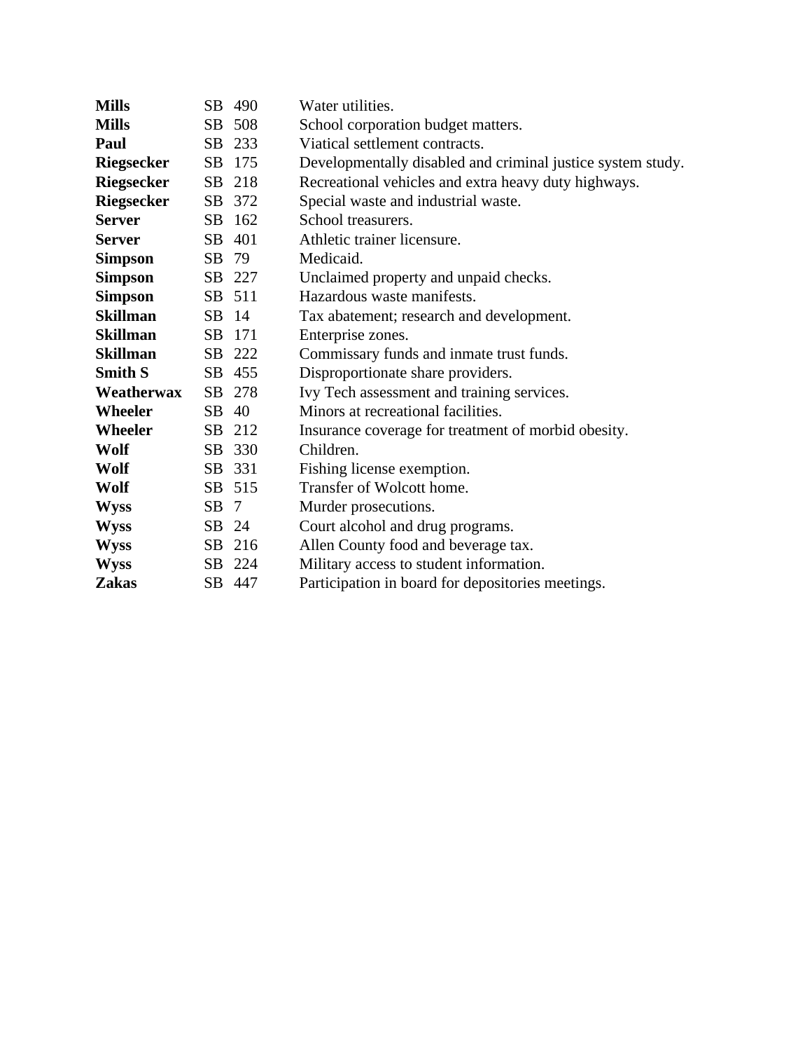| | | |
|---|---|---|
| **Mills** | SB 490 | Water utilities. |
| **Mills** | SB 508 | School corporation budget matters. |
| **Paul** | SB 233 | Viatical settlement contracts. |
| **Riegsecker** | SB 175 | Developmentally disabled and criminal justice system study. |
| **Riegsecker** | SB 218 | Recreational vehicles and extra heavy duty highways. |
| **Riegsecker** | SB 372 | Special waste and industrial waste. |
| **Server** | SB 162 | School treasurers. |
| **Server** | SB 401 | Athletic trainer licensure. |
| **Simpson** | SB 79 | Medicaid. |
| **Simpson** | SB 227 | Unclaimed property and unpaid checks. |
| **Simpson** | SB 511 | Hazardous waste manifests. |
| **Skillman** | SB 14 | Tax abatement; research and development. |
| **Skillman** | SB 171 | Enterprise zones. |
| **Skillman** | SB 222 | Commissary funds and inmate trust funds. |
| **Smith S** | SB 455 | Disproportionate share providers. |
| **Weatherwax** | SB 278 | Ivy Tech assessment and training services. |
| **Wheeler** | SB 40 | Minors at recreational facilities. |
| **Wheeler** | SB 212 | Insurance coverage for treatment of morbid obesity. |
| **Wolf** | SB 330 | Children. |
| **Wolf** | SB 331 | Fishing license exemption. |
| **Wolf** | SB 515 | Transfer of Wolcott home. |
| **Wyss** | SB 7 | Murder prosecutions. |
| **Wyss** | SB 24 | Court alcohol and drug programs. |
| **Wyss** | SB 216 | Allen County food and beverage tax. |
| **Wyss** | SB 224 | Military access to student information. |
| **Zakas** | SB 447 | Participation in board for depositories meetings. |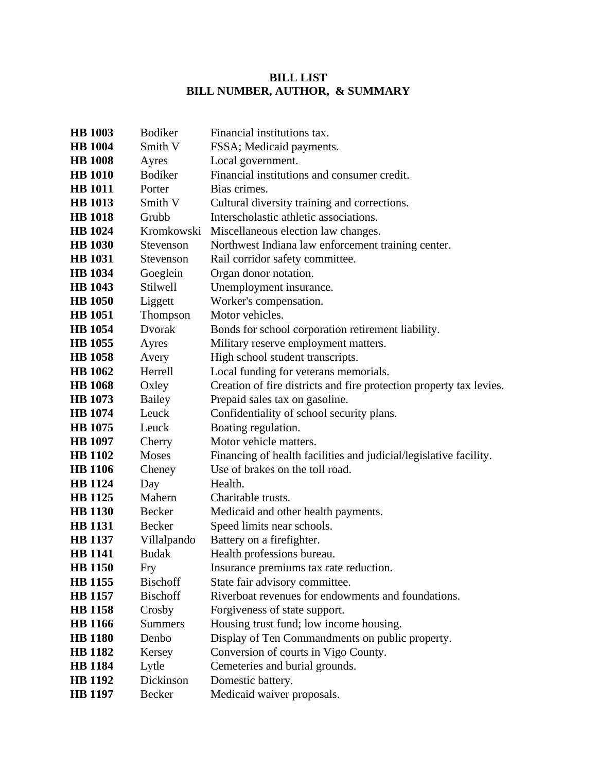# BILL LIST
## BILL NUMBER, AUTHOR, & SUMMARY

| | | |
|---|---|---|
| **HB 1003** | Bodiker | Financial institutions tax. |
| **HB 1004** | Smith V | FSSA; Medicaid payments. |
| **HB 1008** | Ayres | Local government. |
| **HB 1010** | Bodiker | Financial institutions and consumer credit. |
| **HB 1011** | Porter | Bias crimes. |
| **HB 1013** | Smith V | Cultural diversity training and corrections. |
| **HB 1018** | Grubb | Interscholastic athletic associations. |
| **HB 1024** | Kromkowski | Miscellaneous election law changes. |
| **HB 1030** | Stevenson | Northwest Indiana law enforcement training center. |
| **HB 1031** | Stevenson | Rail corridor safety committee. |
| **HB 1034** | Goeglein | Organ donor notation. |
| **HB 1043** | Stilwell | Unemployment insurance. |
| **HB 1050** | Liggett | Worker's compensation. |
| **HB 1051** | Thompson | Motor vehicles. |
| **HB 1054** | Dvorak | Bonds for school corporation retirement liability. |
| **HB 1055** | Ayres | Military reserve employment matters. |
| **HB 1058** | Avery | High school student transcripts. |
| **HB 1062** | Herrell | Local funding for veterans memorials. |
| **HB 1068** | Oxley | Creation of fire districts and fire protection property tax levies. |
| **HB 1073** | Bailey | Prepaid sales tax on gasoline. |
| **HB 1074** | Leuck | Confidentiality of school security plans. |
| **HB 1075** | Leuck | Boating regulation. |
| **HB 1097** | Cherry | Motor vehicle matters. |
| **HB 1102** | Moses | Financing of health facilities and judicial/legislative facility. |
| **HB 1106** | Cheney | Use of brakes on the toll road. |
| **HB 1124** | Day | Health. |
| **HB 1125** | Mahern | Charitable trusts. |
| **HB 1130** | Becker | Medicaid and other health payments. |
| **HB 1131** | Becker | Speed limits near schools. |
| **HB 1137** | Villalpando | Battery on a firefighter. |
| **HB 1141** | Budak | Health professions bureau. |
| **HB 1150** | Fry | Insurance premiums tax rate reduction. |
| **HB 1155** | Bischoff | State fair advisory committee. |
| **HB 1157** | Bischoff | Riverboat revenues for endowments and foundations. |
| **HB 1158** | Crosby | Forgiveness of state support. |
| **HB 1166** | Summers | Housing trust fund; low income housing. |
| **HB 1180** | Denbo | Display of Ten Commandments on public property. |
| **HB 1182** | Kersey | Conversion of courts in Vigo County. |
| **HB 1184** | Lytle | Cemeteries and burial grounds. |
| **HB 1192** | Dickinson | Domestic battery. |
| **HB 1197** | Becker | Medicaid waiver proposals. |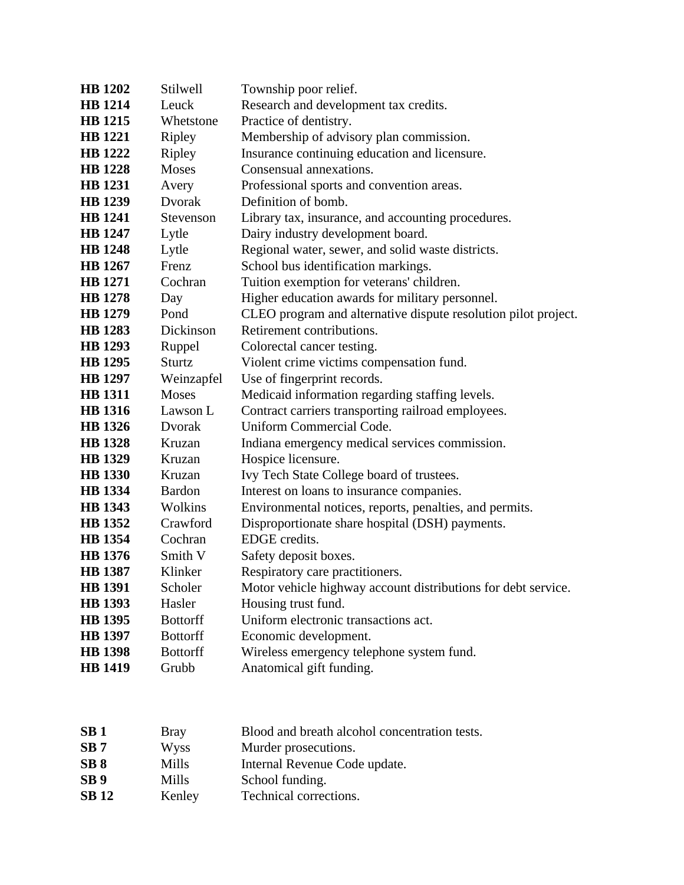| | | |
|---|---|---|
| **HB 1202** | Stilwell | Township poor relief. |
| **HB 1214** | Leuck | Research and development tax credits. |
| **HB 1215** | Whetstone | Practice of dentistry. |
| **HB 1221** | Ripley | Membership of advisory plan commission. |
| **HB 1222** | Ripley | Insurance continuing education and licensure. |
| **HB 1228** | Moses | Consensual annexations. |
| **HB 1231** | Avery | Professional sports and convention areas. |
| **HB 1239** | Dvorak | Definition of bomb. |
| **HB 1241** | Stevenson | Library tax, insurance, and accounting procedures. |
| **HB 1247** | Lytle | Dairy industry development board. |
| **HB 1248** | Lytle | Regional water, sewer, and solid waste districts. |
| **HB 1267** | Frenz | School bus identification markings. |
| **HB 1271** | Cochran | Tuition exemption for veterans' children. |
| **HB 1278** | Day | Higher education awards for military personnel. |
| **HB 1279** | Pond | CLEO program and alternative dispute resolution pilot project. |
| **HB 1283** | Dickinson | Retirement contributions. |
| **HB 1293** | Ruppel | Colorectal cancer testing. |
| **HB 1295** | Sturtz | Violent crime victims compensation fund. |
| **HB 1297** | Weinzapfel | Use of fingerprint records. |
| **HB 1311** | Moses | Medicaid information regarding staffing levels. |
| **HB 1316** | Lawson L | Contract carriers transporting railroad employees. |
| **HB 1326** | Dvorak | Uniform Commercial Code. |
| **HB 1328** | Kruzan | Indiana emergency medical services commission. |
| **HB 1329** | Kruzan | Hospice licensure. |
| **HB 1330** | Kruzan | Ivy Tech State College board of trustees. |
| **HB 1334** | Bardon | Interest on loans to insurance companies. |
| **HB 1343** | Wolkins | Environmental notices, reports, penalties, and permits. |
| **HB 1352** | Crawford | Disproportionate share hospital (DSH) payments. |
| **HB 1354** | Cochran | EDGE credits. |
| **HB 1376** | Smith V | Safety deposit boxes. |
| **HB 1387** | Klinker | Respiratory care practitioners. |
| **HB 1391** | Scholer | Motor vehicle highway account distributions for debt service. |
| **HB 1393** | Hasler | Housing trust fund. |
| **HB 1395** | Bottorff | Uniform electronic transactions act. |
| **HB 1397** | Bottorff | Economic development. |
| **HB 1398** | Bottorff | Wireless emergency telephone system fund. |
| **HB 1419** | Grubb | Anatomical gift funding. |

| | | |
|---|---|---|
| **SB 1** | Bray | Blood and breath alcohol concentration tests. |
| **SB 7** | Wyss | Murder prosecutions. |
| **SB 8** | Mills | Internal Revenue Code update. |
| **SB 9** | Mills | School funding. |
| **SB 12** | Kenley | Technical corrections. |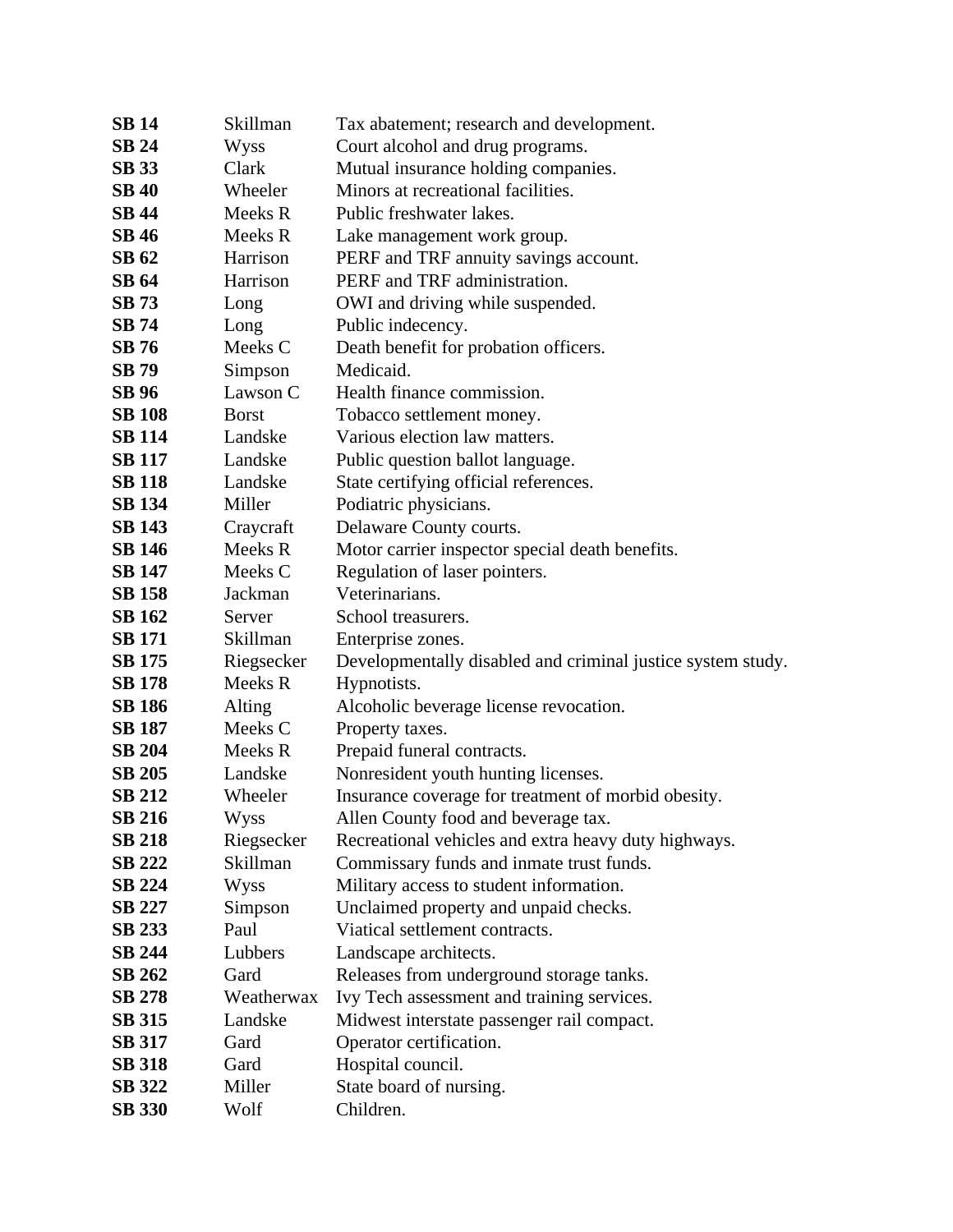| | | |
|---|---|---|
| **SB 14** | Skillman | Tax abatement; research and development. |
| **SB 24** | Wyss | Court alcohol and drug programs. |
| **SB 33** | Clark | Mutual insurance holding companies. |
| **SB 40** | Wheeler | Minors at recreational facilities. |
| **SB 44** | Meeks R | Public freshwater lakes. |
| **SB 46** | Meeks R | Lake management work group. |
| **SB 62** | Harrison | PERF and TRF annuity savings account. |
| **SB 64** | Harrison | PERF and TRF administration. |
| **SB 73** | Long | OWI and driving while suspended. |
| **SB 74** | Long | Public indecency. |
| **SB 76** | Meeks C | Death benefit for probation officers. |
| **SB 79** | Simpson | Medicaid. |
| **SB 96** | Lawson C | Health finance commission. |
| **SB 108** | Borst | Tobacco settlement money. |
| **SB 114** | Landske | Various election law matters. |
| **SB 117** | Landske | Public question ballot language. |
| **SB 118** | Landske | State certifying official references. |
| **SB 134** | Miller | Podiatric physicians. |
| **SB 143** | Craycraft | Delaware County courts. |
| **SB 146** | Meeks R | Motor carrier inspector special death benefits. |
| **SB 147** | Meeks C | Regulation of laser pointers. |
| **SB 158** | Jackman | Veterinarians. |
| **SB 162** | Server | School treasurers. |
| **SB 171** | Skillman | Enterprise zones. |
| **SB 175** | Riegsecker | Developmentally disabled and criminal justice system study. |
| **SB 178** | Meeks R | Hypnotists. |
| **SB 186** | Alting | Alcoholic beverage license revocation. |
| **SB 187** | Meeks C | Property taxes. |
| **SB 204** | Meeks R | Prepaid funeral contracts. |
| **SB 205** | Landske | Nonresident youth hunting licenses. |
| **SB 212** | Wheeler | Insurance coverage for treatment of morbid obesity. |
| **SB 216** | Wyss | Allen County food and beverage tax. |
| **SB 218** | Riegsecker | Recreational vehicles and extra heavy duty highways. |
| **SB 222** | Skillman | Commissary funds and inmate trust funds. |
| **SB 224** | Wyss | Military access to student information. |
| **SB 227** | Simpson | Unclaimed property and unpaid checks. |
| **SB 233** | Paul | Viatical settlement contracts. |
| **SB 244** | Lubbers | Landscape architects. |
| **SB 262** | Gard | Releases from underground storage tanks. |
| **SB 278** | Weatherwax | Ivy Tech assessment and training services. |
| **SB 315** | Landske | Midwest interstate passenger rail compact. |
| **SB 317** | Gard | Operator certification. |
| **SB 318** | Gard | Hospital council. |
| **SB 322** | Miller | State board of nursing. |
| **SB 330** | Wolf | Children. |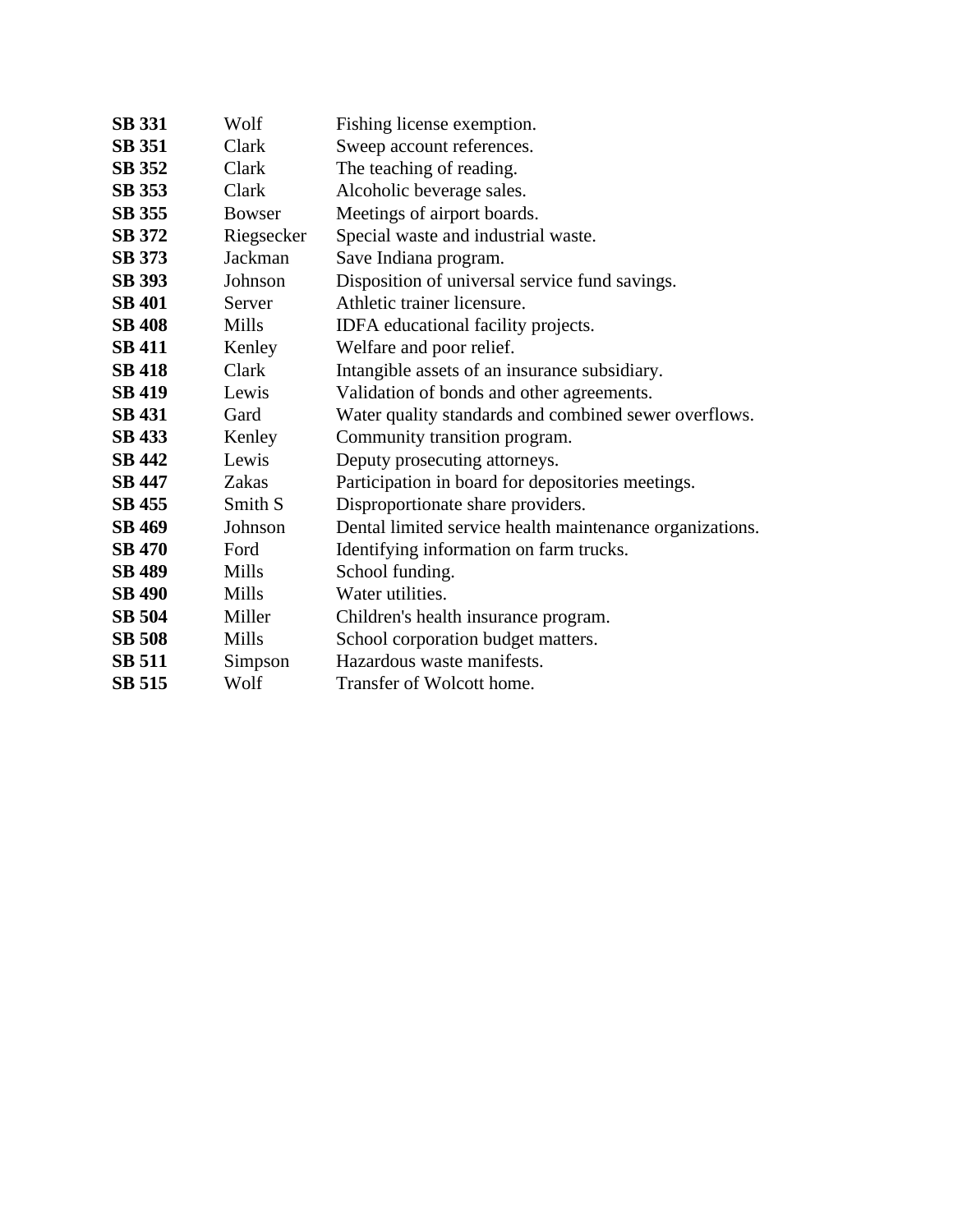| | | |
|---|---|---|
| **SB 331** | Wolf | Fishing license exemption. |
| **SB 351** | Clark | Sweep account references. |
| **SB 352** | Clark | The teaching of reading. |
| **SB 353** | Clark | Alcoholic beverage sales. |
| **SB 355** | Bowser | Meetings of airport boards. |
| **SB 372** | Riegsecker | Special waste and industrial waste. |
| **SB 373** | Jackman | Save Indiana program. |
| **SB 393** | Johnson | Disposition of universal service fund savings. |
| **SB 401** | Server | Athletic trainer licensure. |
| **SB 408** | Mills | IDFA educational facility projects. |
| **SB 411** | Kenley | Welfare and poor relief. |
| **SB 418** | Clark | Intangible assets of an insurance subsidiary. |
| **SB 419** | Lewis | Validation of bonds and other agreements. |
| **SB 431** | Gard | Water quality standards and combined sewer overflows. |
| **SB 433** | Kenley | Community transition program. |
| **SB 442** | Lewis | Deputy prosecuting attorneys. |
| **SB 447** | Zakas | Participation in board for depositories meetings. |
| **SB 455** | Smith S | Disproportionate share providers. |
| **SB 469** | Johnson | Dental limited service health maintenance organizations. |
| **SB 470** | Ford | Identifying information on farm trucks. |
| **SB 489** | Mills | School funding. |
| **SB 490** | Mills | Water utilities. |
| **SB 504** | Miller | Children's health insurance program. |
| **SB 508** | Mills | School corporation budget matters. |
| **SB 511** | Simpson | Hazardous waste manifests. |
| **SB 515** | Wolf | Transfer of Wolcott home. |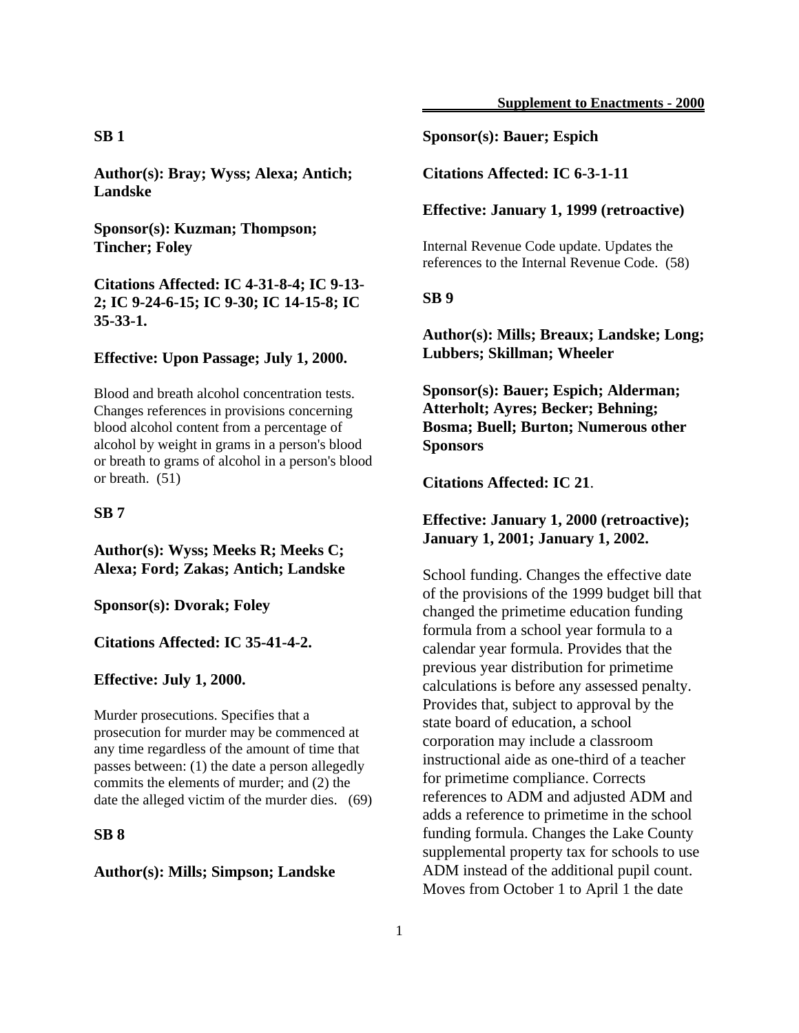**SB 1**

**Author(s): Bray; Wyss; Alexa; Antich; Landske**

**Sponsor(s): Kuzman; Thompson; Tincher; Foley**

**Citations Affected: IC 4-31-8-4; IC 9-13-2; IC 9-24-6-15; IC 9-30; IC 14-15-8; IC 35-33-1.**

**Effective: Upon Passage; July 1, 2000.**

Blood and breath alcohol concentration tests. Changes references in provisions concerning blood alcohol content from a percentage of alcohol by weight in grams in a person's blood or breath to grams of alcohol in a person's blood or breath. (51)

**SB 7**

**Author(s): Wyss; Meeks R; Meeks C; Alexa; Ford; Zakas; Antich; Landske**

**Sponsor(s): Dvorak; Foley**

**Citations Affected: IC 35-41-4-2.**

**Effective: July 1, 2000.**

Murder prosecutions. Specifies that a prosecution for murder may be commenced at any time regardless of the amount of time that passes between: (1) the date a person allegedly commits the elements of murder; and (2) the date the alleged victim of the murder dies. (69)

**SB 8**

**Author(s): Mills; Simpson; Landske**

**Sponsor(s): Bauer; Espich**

**Citations Affected: IC 6-3-1-11**

**Effective: January 1, 1999 (retroactive)**

Internal Revenue Code update. Updates the references to the Internal Revenue Code. (58)

**SB 9**

**Author(s): Mills; Breaux; Landske; Long; Lubbers; Skillman; Wheeler**

**Sponsor(s): Bauer; Espich; Alderman; Atterholt; Ayres; Becker; Behning; Bosma; Buell; Burton; Numerous other Sponsors**

**Citations Affected: IC 21**.

**Effective: January 1, 2000 (retroactive); January 1, 2001; January 1, 2002.**

School funding. Changes the effective date of the provisions of the 1999 budget bill that changed the primetime education funding formula from a school year formula to a calendar year formula. Provides that the previous year distribution for primetime calculations is before any assessed penalty. Provides that, subject to approval by the state board of education, a school corporation may include a classroom instructional aide as one-third of a teacher for primetime compliance. Corrects references to ADM and adjusted ADM and adds a reference to primetime in the school funding formula. Changes the Lake County supplemental property tax for schools to use ADM instead of the additional pupil count. Moves from October 1 to April 1 the date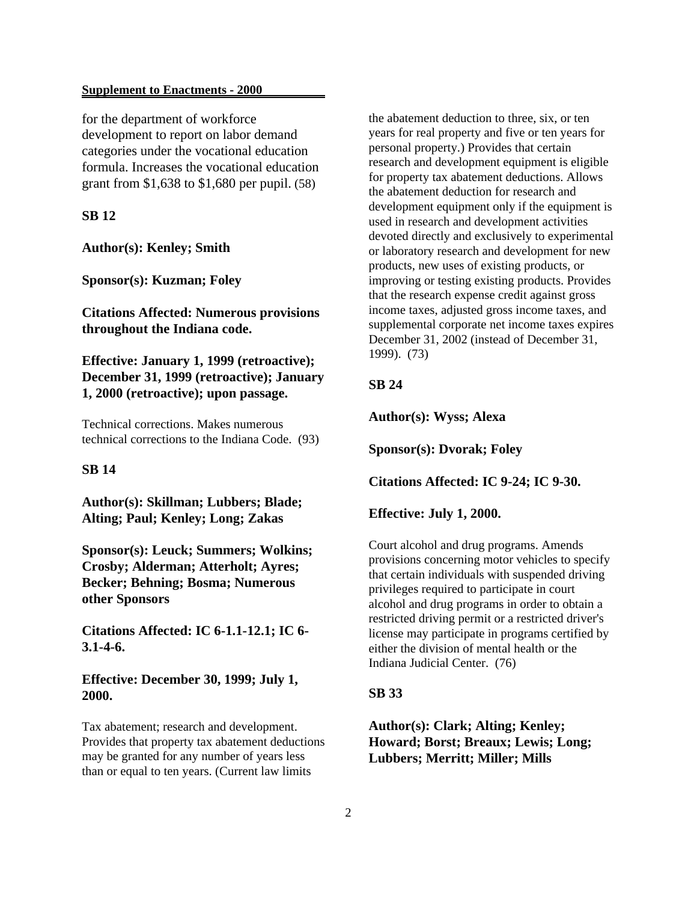for the department of workforce development to report on labor demand categories under the vocational education formula. Increases the vocational education grant from $1,638 to $1,680 per pupil. (58)

**SB 12**

**Author(s): Kenley; Smith**

**Sponsor(s): Kuzman; Foley**

**Citations Affected: Numerous provisions throughout the Indiana code.**

**Effective: January 1, 1999 (retroactive); December 31, 1999 (retroactive); January 1, 2000 (retroactive); upon passage.**

Technical corrections. Makes numerous technical corrections to the Indiana Code. (93)

**SB 14**

**Author(s): Skillman; Lubbers; Blade; Alting; Paul; Kenley; Long; Zakas**

**Sponsor(s): Leuck; Summers; Wolkins; Crosby; Alderman; Atterholt; Ayres; Becker; Behning; Bosma; Numerous other Sponsors**

**Citations Affected: IC 6-1.1-12.1; IC 6-3.1-4-6.**

**Effective: December 30, 1999; July 1, 2000.**

Tax abatement; research and development. Provides that property tax abatement deductions may be granted for any number of years less than or equal to ten years. (Current law limits the abatement deduction to three, six, or ten years for real property and five or ten years for personal property.) Provides that certain research and development equipment is eligible for property tax abatement deductions. Allows the abatement deduction for research and development equipment only if the equipment is used in research and development activities devoted directly and exclusively to experimental or laboratory research and development for new products, new uses of existing products, or improving or testing existing products. Provides that the research expense credit against gross income taxes, adjusted gross income taxes, and supplemental corporate net income taxes expires December 31, 2002 (instead of December 31, 1999). (73)

**SB 24**

**Author(s): Wyss; Alexa**

**Sponsor(s): Dvorak; Foley**

**Citations Affected: IC 9-24; IC 9-30.**

**Effective: July 1, 2000.**

Court alcohol and drug programs. Amends provisions concerning motor vehicles to specify that certain individuals with suspended driving privileges required to participate in court alcohol and drug programs in order to obtain a restricted driving permit or a restricted driver's license may participate in programs certified by either the division of mental health or the Indiana Judicial Center. (76)

**SB 33**

**Author(s): Clark; Alting; Kenley; Howard; Borst; Breaux; Lewis; Long; Lubbers; Merritt; Miller; Mills**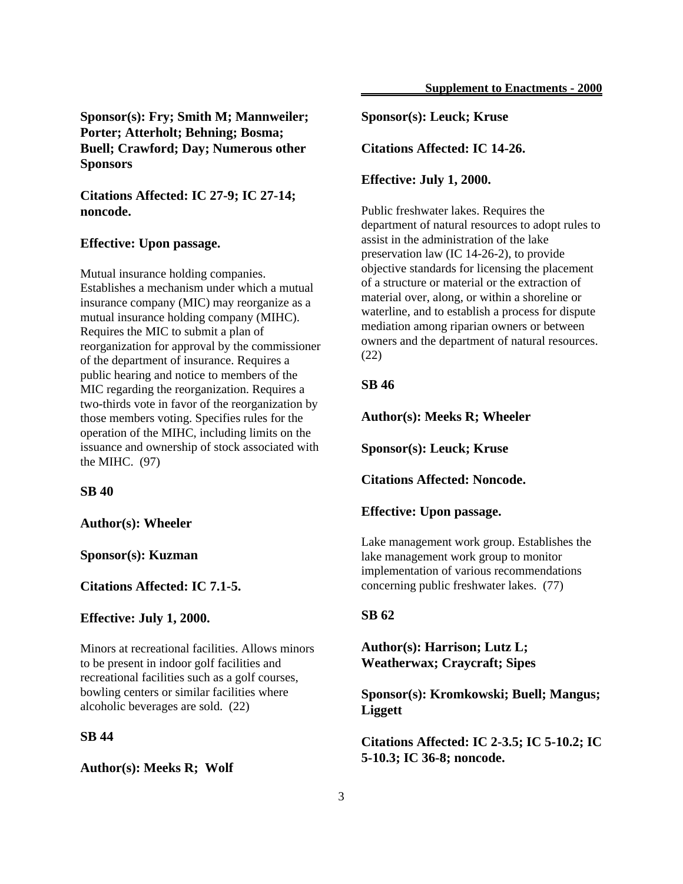**Sponsor(s): Fry; Smith M; Mannweiler; Porter; Atterholt; Behning; Bosma; Buell; Crawford; Day; Numerous other Sponsors**

**Citations Affected: IC 27-9; IC 27-14; noncode.**

**Effective: Upon passage.**

Mutual insurance holding companies. Establishes a mechanism under which a mutual insurance company (MIC) may reorganize as a mutual insurance holding company (MIHC). Requires the MIC to submit a plan of reorganization for approval by the commissioner of the department of insurance. Requires a public hearing and notice to members of the MIC regarding the reorganization. Requires a two-thirds vote in favor of the reorganization by those members voting. Specifies rules for the operation of the MIHC, including limits on the issuance and ownership of stock associated with the MIHC. (97)

**SB 40**

**Author(s): Wheeler**

**Sponsor(s): Kuzman**

**Citations Affected: IC 7.1-5.**

**Effective: July 1, 2000.**

Minors at recreational facilities. Allows minors to be present in indoor golf facilities and recreational facilities such as a golf courses, bowling centers or similar facilities where alcoholic beverages are sold. (22)

**SB 44**

**Author(s): Meeks R; Wolf**

**Sponsor(s): Leuck; Kruse**

**Citations Affected: IC 14-26.**

**Effective: July 1, 2000.**

Public freshwater lakes. Requires the department of natural resources to adopt rules to assist in the administration of the lake preservation law (IC 14-26-2), to provide objective standards for licensing the placement of a structure or material or the extraction of material over, along, or within a shoreline or waterline, and to establish a process for dispute mediation among riparian owners or between owners and the department of natural resources. (22)

**SB 46**

**Author(s): Meeks R; Wheeler**

**Sponsor(s): Leuck; Kruse**

**Citations Affected: Noncode.**

**Effective: Upon passage.**

Lake management work group. Establishes the lake management work group to monitor implementation of various recommendations concerning public freshwater lakes. (77)

**SB 62**

**Author(s): Harrison; Lutz L; Weatherwax; Craycraft; Sipes**

**Sponsor(s): Kromkowski; Buell; Mangus; Liggett**

**Citations Affected: IC 2-3.5; IC 5-10.2; IC 5-10.3; IC 36-8; noncode.**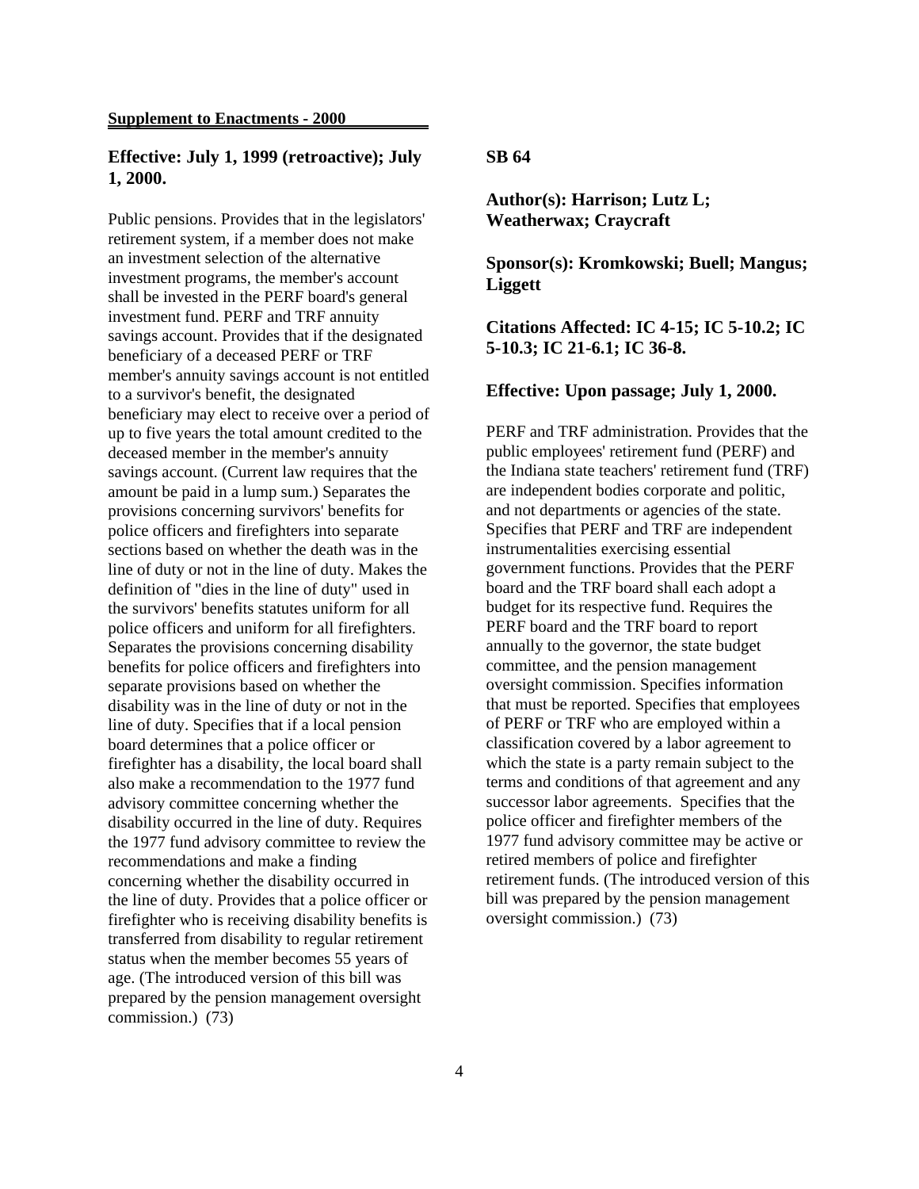**Effective: July 1, 1999 (retroactive); July 1, 2000.**

Public pensions. Provides that in the legislators' retirement system, if a member does not make an investment selection of the alternative investment programs, the member's account shall be invested in the PERF board's general investment fund. PERF and TRF annuity savings account. Provides that if the designated beneficiary of a deceased PERF or TRF member's annuity savings account is not entitled to a survivor's benefit, the designated beneficiary may elect to receive over a period of up to five years the total amount credited to the deceased member in the member's annuity savings account. (Current law requires that the amount be paid in a lump sum.) Separates the provisions concerning survivors' benefits for police officers and firefighters into separate sections based on whether the death was in the line of duty or not in the line of duty. Makes the definition of "dies in the line of duty" used in the survivors' benefits statutes uniform for all police officers and uniform for all firefighters. Separates the provisions concerning disability benefits for police officers and firefighters into separate provisions based on whether the disability was in the line of duty or not in the line of duty. Specifies that if a local pension board determines that a police officer or firefighter has a disability, the local board shall also make a recommendation to the 1977 fund advisory committee concerning whether the disability occurred in the line of duty. Requires the 1977 fund advisory committee to review the recommendations and make a finding concerning whether the disability occurred in the line of duty. Provides that a police officer or firefighter who is receiving disability benefits is transferred from disability to regular retirement status when the member becomes 55 years of age. (The introduced version of this bill was prepared by the pension management oversight commission.) (73)

**SB 64**

**Author(s): Harrison; Lutz L; Weatherwax; Craycraft**

**Sponsor(s): Kromkowski; Buell; Mangus; Liggett**

**Citations Affected: IC 4-15; IC 5-10.2; IC 5-10.3; IC 21-6.1; IC 36-8.**

**Effective: Upon passage; July 1, 2000.**

PERF and TRF administration. Provides that the public employees' retirement fund (PERF) and the Indiana state teachers' retirement fund (TRF) are independent bodies corporate and politic, and not departments or agencies of the state. Specifies that PERF and TRF are independent instrumentalities exercising essential government functions. Provides that the PERF board and the TRF board shall each adopt a budget for its respective fund. Requires the PERF board and the TRF board to report annually to the governor, the state budget committee, and the pension management oversight commission. Specifies information that must be reported. Specifies that employees of PERF or TRF who are employed within a classification covered by a labor agreement to which the state is a party remain subject to the terms and conditions of that agreement and any successor labor agreements. Specifies that the police officer and firefighter members of the 1977 fund advisory committee may be active or retired members of police and firefighter retirement funds. (The introduced version of this bill was prepared by the pension management oversight commission.) (73)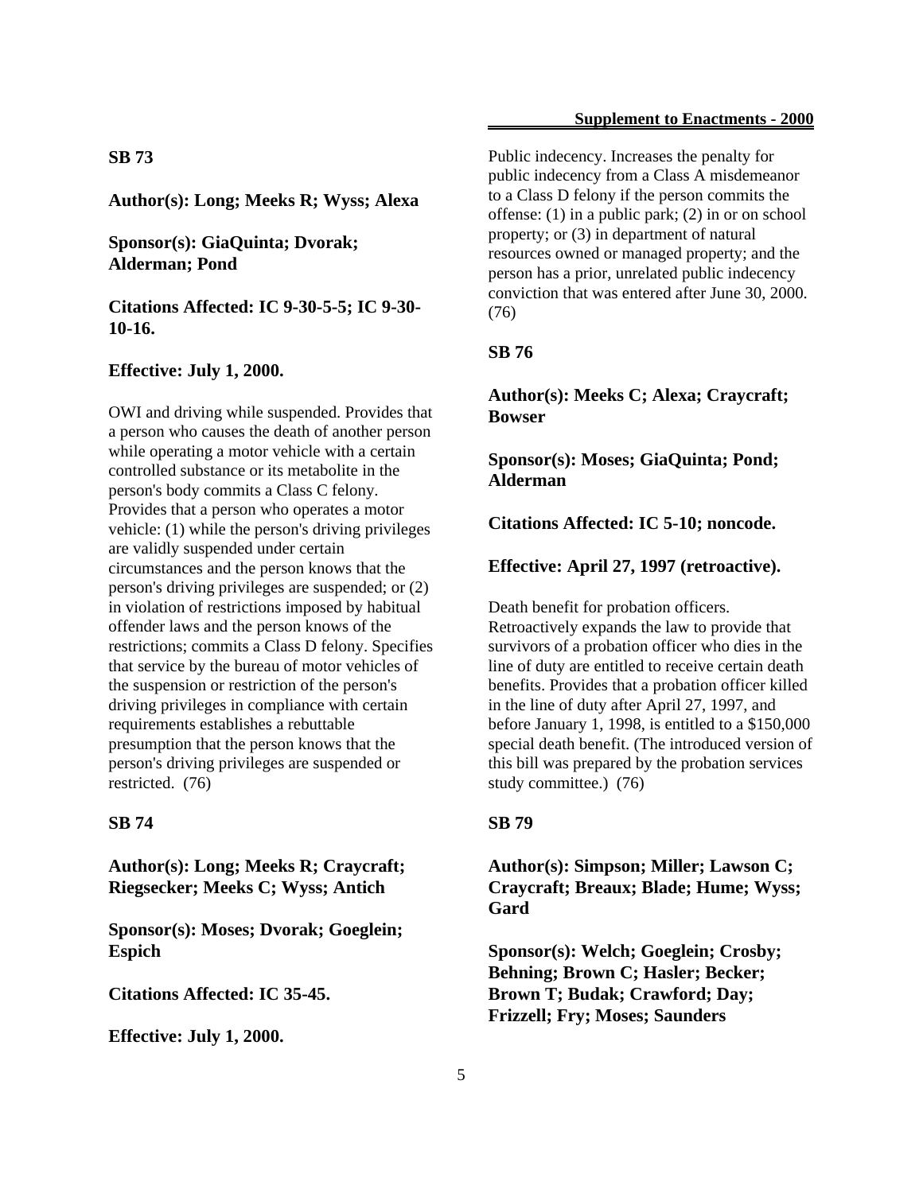**SB 73**

**Author(s): Long; Meeks R; Wyss; Alexa**

**Sponsor(s): GiaQuinta; Dvorak; Alderman; Pond**

**Citations Affected: IC 9-30-5-5; IC 9-30-10-16.**

**Effective: July 1, 2000.**

OWI and driving while suspended. Provides that a person who causes the death of another person while operating a motor vehicle with a certain controlled substance or its metabolite in the person's body commits a Class C felony. Provides that a person who operates a motor vehicle: (1) while the person's driving privileges are validly suspended under certain circumstances and the person knows that the person's driving privileges are suspended; or (2) in violation of restrictions imposed by habitual offender laws and the person knows of the restrictions; commits a Class D felony. Specifies that service by the bureau of motor vehicles of the suspension or restriction of the person's driving privileges in compliance with certain requirements establishes a rebuttable presumption that the person knows that the person's driving privileges are suspended or restricted. (76)

**SB 74**

**Author(s): Long; Meeks R; Craycraft; Riegsecker; Meeks C; Wyss; Antich**

**Sponsor(s): Moses; Dvorak; Goeglein; Espich**

**Citations Affected: IC 35-45.**

**Effective: July 1, 2000.**

Public indecency. Increases the penalty for public indecency from a Class A misdemeanor to a Class D felony if the person commits the offense: (1) in a public park; (2) in or on school property; or (3) in department of natural resources owned or managed property; and the person has a prior, unrelated public indecency conviction that was entered after June 30, 2000. (76)

**SB 76**

**Author(s): Meeks C; Alexa; Craycraft; Bowser**

**Sponsor(s): Moses; GiaQuinta; Pond; Alderman**

**Citations Affected: IC 5-10; noncode.**

**Effective: April 27, 1997 (retroactive).**

Death benefit for probation officers. Retroactively expands the law to provide that survivors of a probation officer who dies in the line of duty are entitled to receive certain death benefits. Provides that a probation officer killed in the line of duty after April 27, 1997, and before January 1, 1998, is entitled to a $150,000 special death benefit. (The introduced version of this bill was prepared by the probation services study committee.) (76)

**SB 79**

**Author(s): Simpson; Miller; Lawson C; Craycraft; Breaux; Blade; Hume; Wyss; Gard**

**Sponsor(s): Welch; Goeglein; Crosby; Behning; Brown C; Hasler; Becker; Brown T; Budak; Crawford; Day; Frizzell; Fry; Moses; Saunders**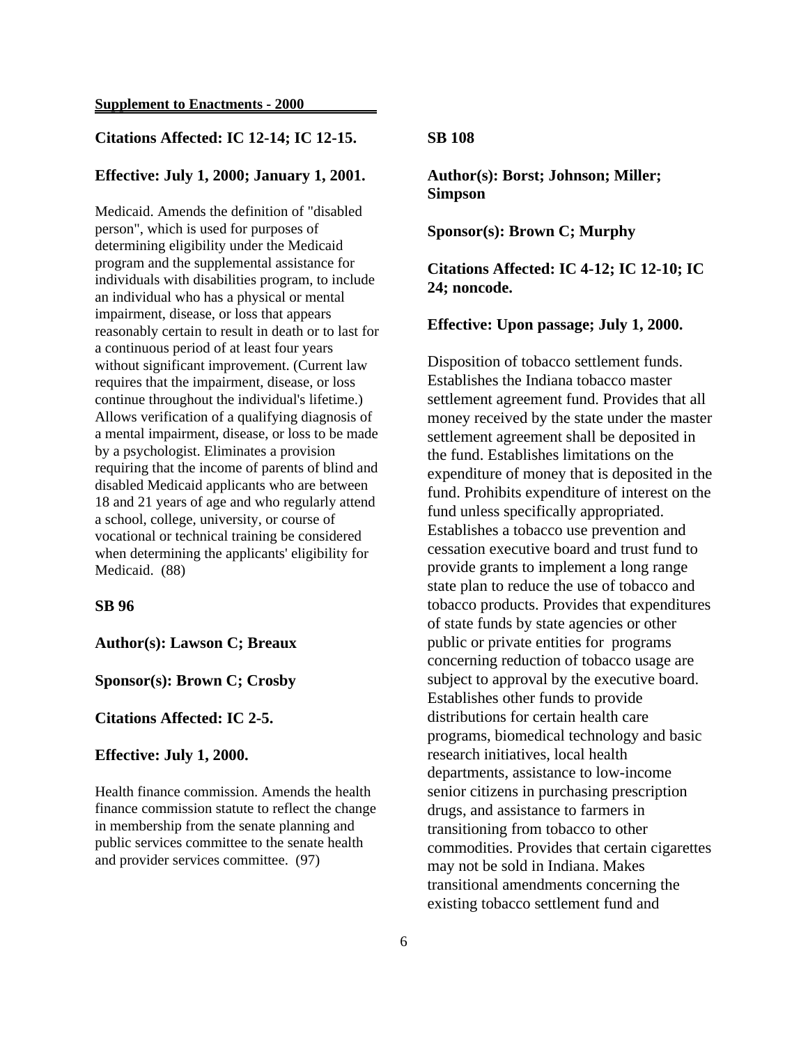**Citations Affected: IC 12-14; IC 12-15.**

**Effective: July 1, 2000; January 1, 2001.**

Medicaid. Amends the definition of "disabled person", which is used for purposes of determining eligibility under the Medicaid program and the supplemental assistance for individuals with disabilities program, to include an individual who has a physical or mental impairment, disease, or loss that appears reasonably certain to result in death or to last for a continuous period of at least four years without significant improvement. (Current law requires that the impairment, disease, or loss continue throughout the individual's lifetime.) Allows verification of a qualifying diagnosis of a mental impairment, disease, or loss to be made by a psychologist. Eliminates a provision requiring that the income of parents of blind and disabled Medicaid applicants who are between 18 and 21 years of age and who regularly attend a school, college, university, or course of vocational or technical training be considered when determining the applicants' eligibility for Medicaid. (88)

**SB 96**

**Author(s): Lawson C; Breaux**

**Sponsor(s): Brown C; Crosby**

**Citations Affected: IC 2-5.**

**Effective: July 1, 2000.**

Health finance commission. Amends the health finance commission statute to reflect the change in membership from the senate planning and public services committee to the senate health and provider services committee. (97)

**SB 108**

**Author(s): Borst; Johnson; Miller; Simpson**

**Sponsor(s): Brown C; Murphy**

**Citations Affected: IC 4-12; IC 12-10; IC 24; noncode.**

**Effective: Upon passage; July 1, 2000.**

Disposition of tobacco settlement funds. Establishes the Indiana tobacco master settlement agreement fund. Provides that all money received by the state under the master settlement agreement shall be deposited in the fund. Establishes limitations on the expenditure of money that is deposited in the fund. Prohibits expenditure of interest on the fund unless specifically appropriated. Establishes a tobacco use prevention and cessation executive board and trust fund to provide grants to implement a long range state plan to reduce the use of tobacco and tobacco products. Provides that expenditures of state funds by state agencies or other public or private entities for programs concerning reduction of tobacco usage are subject to approval by the executive board. Establishes other funds to provide distributions for certain health care programs, biomedical technology and basic research initiatives, local health departments, assistance to low-income senior citizens in purchasing prescription drugs, and assistance to farmers in transitioning from tobacco to other commodities. Provides that certain cigarettes may not be sold in Indiana. Makes transitional amendments concerning the existing tobacco settlement fund and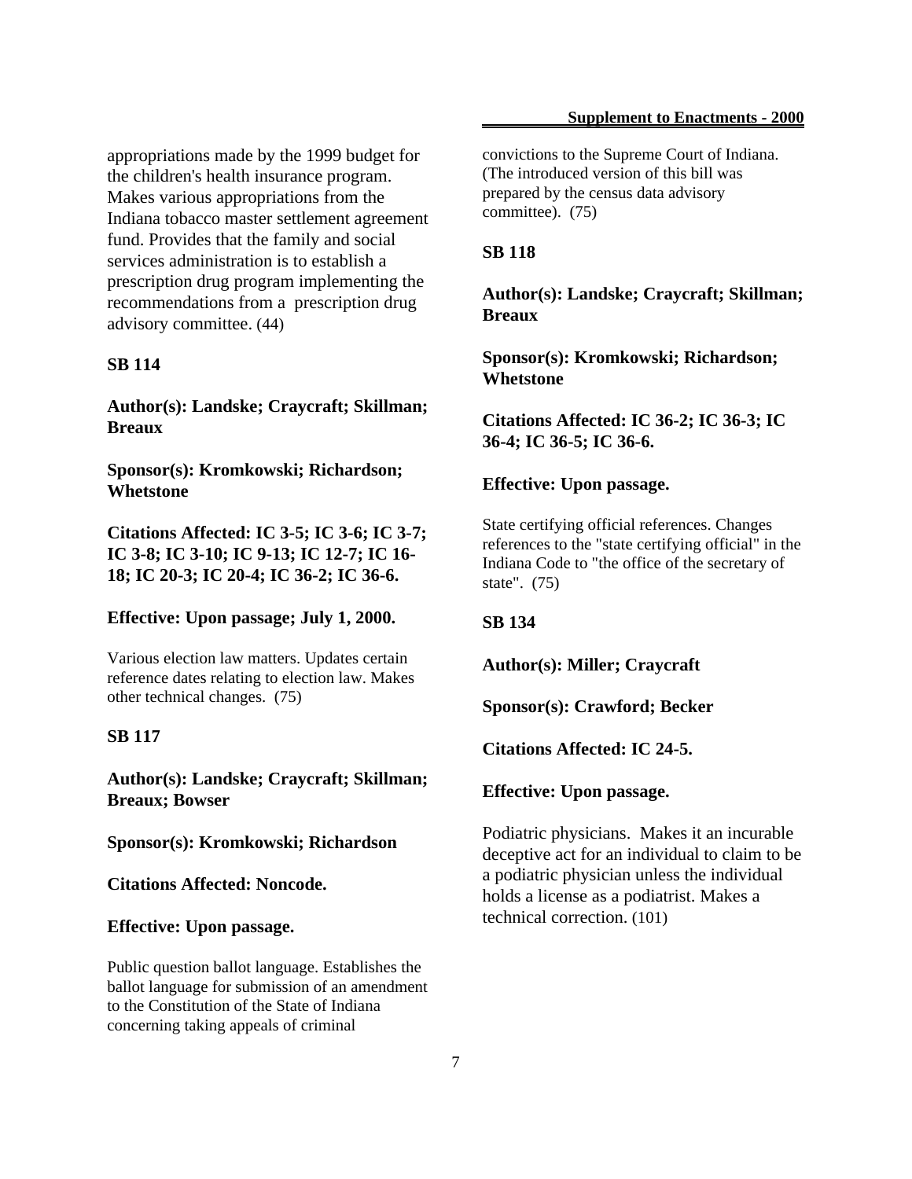appropriations made by the 1999 budget for the children's health insurance program. Makes various appropriations from the Indiana tobacco master settlement agreement fund. Provides that the family and social services administration is to establish a prescription drug program implementing the recommendations from a prescription drug advisory committee. (44)

**SB 114**

**Author(s): Landske; Craycraft; Skillman; Breaux**

**Sponsor(s): Kromkowski; Richardson; Whetstone**

**Citations Affected: IC 3-5; IC 3-6; IC 3-7; IC 3-8; IC 3-10; IC 9-13; IC 12-7; IC 16-18; IC 20-3; IC 20-4; IC 36-2; IC 36-6.**

**Effective: Upon passage; July 1, 2000.**

Various election law matters. Updates certain reference dates relating to election law. Makes other technical changes. (75)

**SB 117**

**Author(s): Landske; Craycraft; Skillman; Breaux; Bowser**

**Sponsor(s): Kromkowski; Richardson**

**Citations Affected: Noncode.**

**Effective: Upon passage.**

Public question ballot language. Establishes the ballot language for submission of an amendment to the Constitution of the State of Indiana concerning taking appeals of criminal convictions to the Supreme Court of Indiana. (The introduced version of this bill was prepared by the census data advisory committee). (75)

**SB 118**

**Author(s): Landske; Craycraft; Skillman; Breaux**

**Sponsor(s): Kromkowski; Richardson; Whetstone**

**Citations Affected: IC 36-2; IC 36-3; IC 36-4; IC 36-5; IC 36-6.**

**Effective: Upon passage.**

State certifying official references. Changes references to the "state certifying official" in the Indiana Code to "the office of the secretary of state". (75)

**SB 134**

**Author(s): Miller; Craycraft**

**Sponsor(s): Crawford; Becker**

**Citations Affected: IC 24-5.**

**Effective: Upon passage.**

Podiatric physicians. Makes it an incurable deceptive act for an individual to claim to be a podiatric physician unless the individual holds a license as a podiatrist. Makes a technical correction. (101)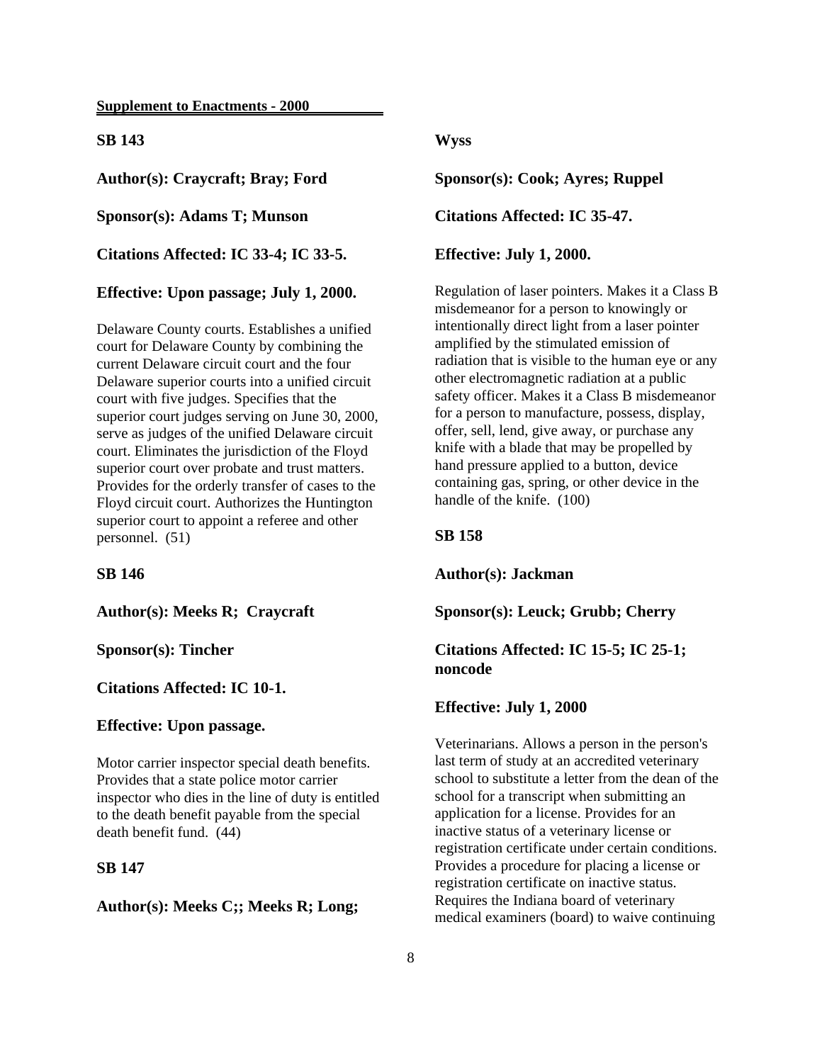**Supplement to Enactments - 2000**

**SB 143**

**Author(s): Craycraft; Bray; Ford**

**Sponsor(s): Adams T; Munson**

**Citations Affected: IC 33-4; IC 33-5.**

**Effective: Upon passage; July 1, 2000.**

Delaware County courts. Establishes a unified court for Delaware County by combining the current Delaware circuit court and the four Delaware superior courts into a unified circuit court with five judges. Specifies that the superior court judges serving on June 30, 2000, serve as judges of the unified Delaware circuit court. Eliminates the jurisdiction of the Floyd superior court over probate and trust matters. Provides for the orderly transfer of cases to the Floyd circuit court. Authorizes the Huntington superior court to appoint a referee and other personnel. (51)

**SB 146**

**Author(s): Meeks R; Craycraft**

**Sponsor(s): Tincher**

**Citations Affected: IC 10-1.**

**Effective: Upon passage.**

Motor carrier inspector special death benefits. Provides that a state police motor carrier inspector who dies in the line of duty is entitled to the death benefit payable from the special death benefit fund. (44)

**SB 147**

**Author(s): Meeks C;; Meeks R; Long; Wyss**

**Sponsor(s): Cook; Ayres; Ruppel**

**Citations Affected: IC 35-47.**

**Effective: July 1, 2000.**

Regulation of laser pointers. Makes it a Class B misdemeanor for a person to knowingly or intentionally direct light from a laser pointer amplified by the stimulated emission of radiation that is visible to the human eye or any other electromagnetic radiation at a public safety officer. Makes it a Class B misdemeanor for a person to manufacture, possess, display, offer, sell, lend, give away, or purchase any knife with a blade that may be propelled by hand pressure applied to a button, device containing gas, spring, or other device in the handle of the knife. (100)

**SB 158**

**Author(s): Jackman**

**Sponsor(s): Leuck; Grubb; Cherry**

**Citations Affected: IC 15-5; IC 25-1; noncode**

**Effective: July 1, 2000**

Veterinarians. Allows a person in the person's last term of study at an accredited veterinary school to substitute a letter from the dean of the school for a transcript when submitting an application for a license. Provides for an inactive status of a veterinary license or registration certificate under certain conditions. Provides a procedure for placing a license or registration certificate on inactive status. Requires the Indiana board of veterinary medical examiners (board) to waive continuing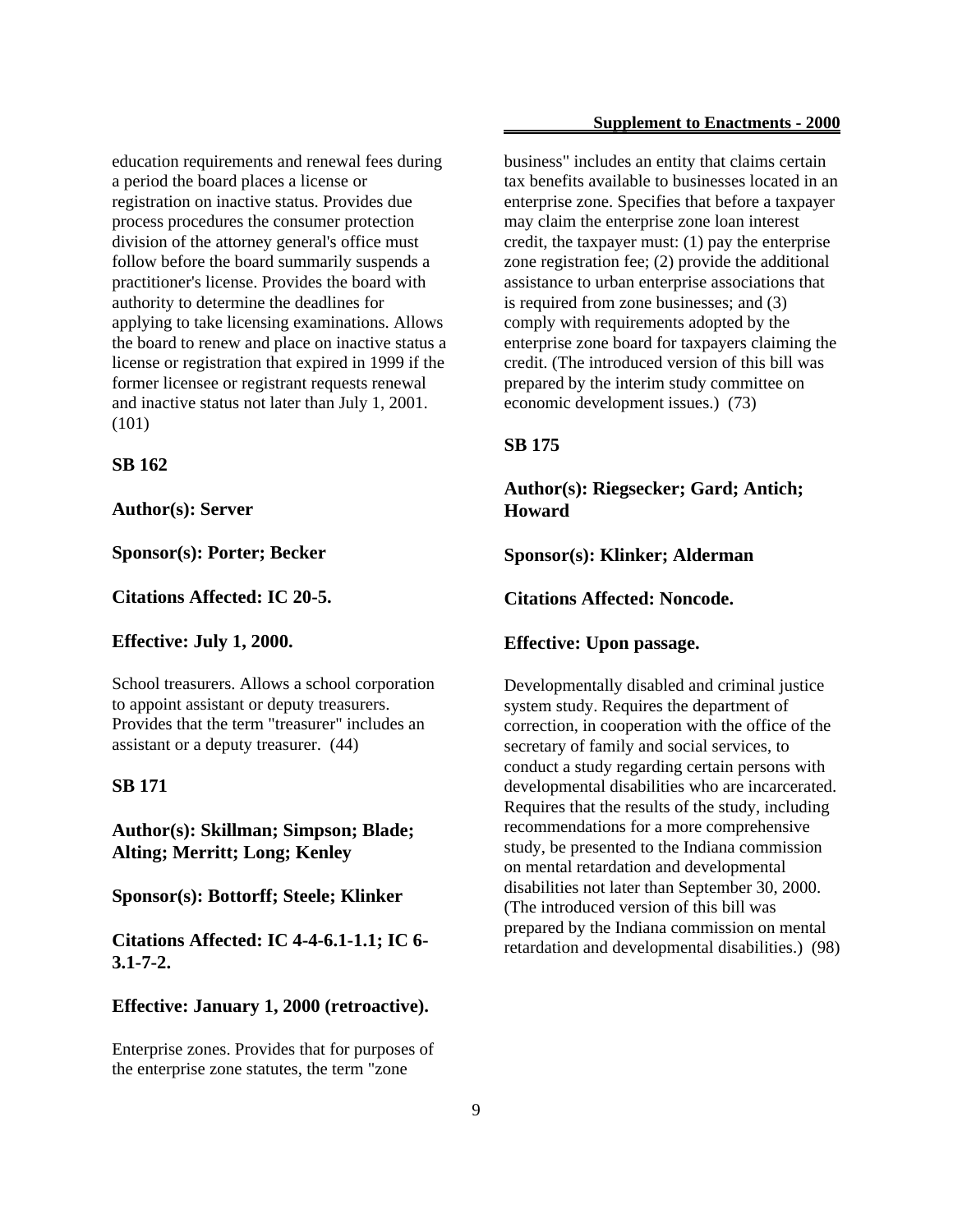education requirements and renewal fees during a period the board places a license or registration on inactive status. Provides due process procedures the consumer protection division of the attorney general's office must follow before the board summarily suspends a practitioner's license. Provides the board with authority to determine the deadlines for applying to take licensing examinations. Allows the board to renew and place on inactive status a license or registration that expired in 1999 if the former licensee or registrant requests renewal and inactive status not later than July 1, 2001. (101)

**SB 162**

**Author(s): Server**

**Sponsor(s): Porter; Becker**

**Citations Affected: IC 20-5.**

**Effective: July 1, 2000.**

School treasurers. Allows a school corporation to appoint assistant or deputy treasurers. Provides that the term "treasurer" includes an assistant or a deputy treasurer. (44)

**SB 171**

**Author(s): Skillman; Simpson; Blade; Alting; Merritt; Long; Kenley**

**Sponsor(s): Bottorff; Steele; Klinker**

**Citations Affected: IC 4-4-6.1-1.1; IC 6-3.1-7-2.**

**Effective: January 1, 2000 (retroactive).**

Enterprise zones. Provides that for purposes of the enterprise zone statutes, the term "zone business" includes an entity that claims certain tax benefits available to businesses located in an enterprise zone. Specifies that before a taxpayer may claim the enterprise zone loan interest credit, the taxpayer must: (1) pay the enterprise zone registration fee; (2) provide the additional assistance to urban enterprise associations that is required from zone businesses; and (3) comply with requirements adopted by the enterprise zone board for taxpayers claiming the credit. (The introduced version of this bill was prepared by the interim study committee on economic development issues.) (73)

**SB 175**

**Author(s): Riegsecker; Gard; Antich; Howard**

**Sponsor(s): Klinker; Alderman**

**Citations Affected: Noncode.**

**Effective: Upon passage.**

Developmentally disabled and criminal justice system study. Requires the department of correction, in cooperation with the office of the secretary of family and social services, to conduct a study regarding certain persons with developmental disabilities who are incarcerated. Requires that the results of the study, including recommendations for a more comprehensive study, be presented to the Indiana commission on mental retardation and developmental disabilities not later than September 30, 2000. (The introduced version of this bill was prepared by the Indiana commission on mental retardation and developmental disabilities.) (98)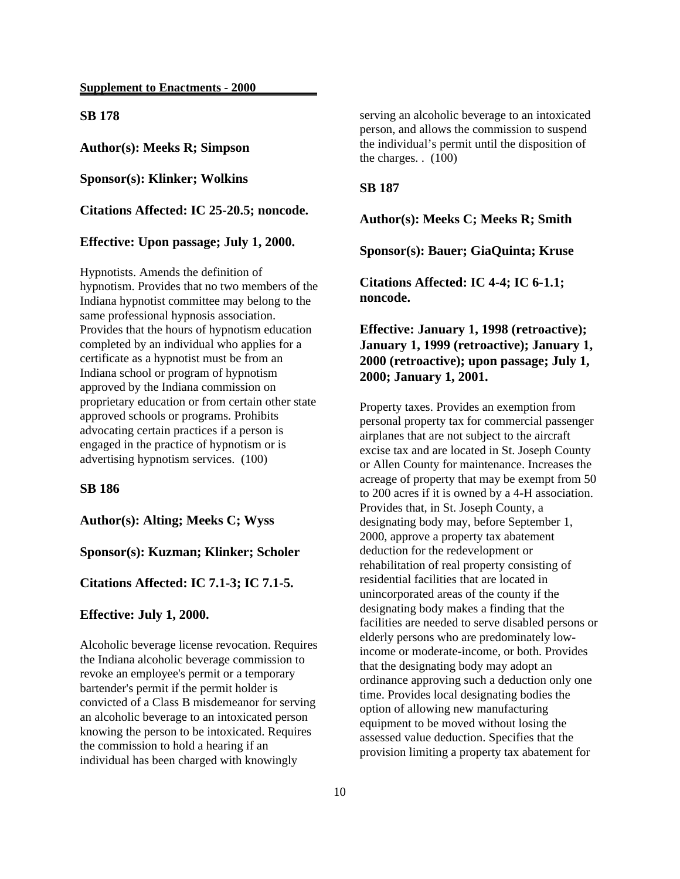**Supplement to Enactments - 2000**

**SB 178**

**Author(s): Meeks R; Simpson**

**Sponsor(s): Klinker; Wolkins**

**Citations Affected: IC 25-20.5; noncode.**

**Effective: Upon passage; July 1, 2000.**

Hypnotists. Amends the definition of hypnotism. Provides that no two members of the Indiana hypnotist committee may belong to the same professional hypnosis association. Provides that the hours of hypnotism education completed by an individual who applies for a certificate as a hypnotist must be from an Indiana school or program of hypnotism approved by the Indiana commission on proprietary education or from certain other state approved schools or programs. Prohibits advocating certain practices if a person is engaged in the practice of hypnotism or is advertising hypnotism services. (100)

**SB 186**

**Author(s): Alting; Meeks C; Wyss**

**Sponsor(s): Kuzman; Klinker; Scholer**

**Citations Affected: IC 7.1-3; IC 7.1-5.**

**Effective: July 1, 2000.**

Alcoholic beverage license revocation. Requires the Indiana alcoholic beverage commission to revoke an employee's permit or a temporary bartender's permit if the permit holder is convicted of a Class B misdemeanor for serving an alcoholic beverage to an intoxicated person knowing the person to be intoxicated. Requires the commission to hold a hearing if an individual has been charged with knowingly serving an alcoholic beverage to an intoxicated person, and allows the commission to suspend the individual's permit until the disposition of the charges. . (100)

**SB 187**

**Author(s): Meeks C; Meeks R; Smith**

**Sponsor(s): Bauer; GiaQuinta; Kruse**

**Citations Affected: IC 4-4; IC 6-1.1; noncode.**

**Effective: January 1, 1998 (retroactive); January 1, 1999 (retroactive); January 1, 2000 (retroactive); upon passage; July 1, 2000; January 1, 2001.**

Property taxes. Provides an exemption from personal property tax for commercial passenger airplanes that are not subject to the aircraft excise tax and are located in St. Joseph County or Allen County for maintenance. Increases the acreage of property that may be exempt from 50 to 200 acres if it is owned by a 4-H association. Provides that, in St. Joseph County, a designating body may, before September 1, 2000, approve a property tax abatement deduction for the redevelopment or rehabilitation of real property consisting of residential facilities that are located in unincorporated areas of the county if the designating body makes a finding that the facilities are needed to serve disabled persons or elderly persons who are predominately low-income or moderate-income, or both. Provides that the designating body may adopt an ordinance approving such a deduction only one time. Provides local designating bodies the option of allowing new manufacturing equipment to be moved without losing the assessed value deduction. Specifies that the provision limiting a property tax abatement for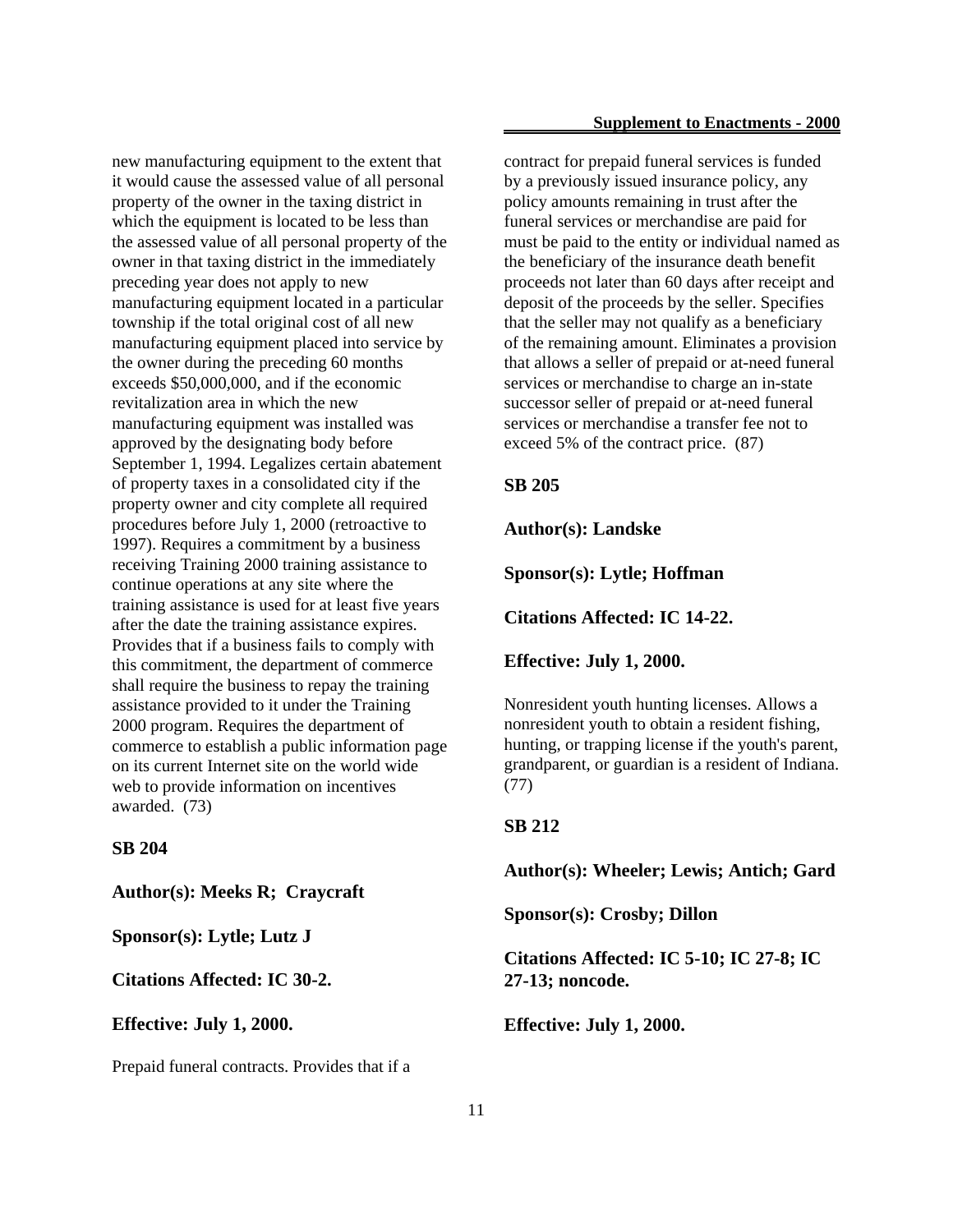new manufacturing equipment to the extent that it would cause the assessed value of all personal property of the owner in the taxing district in which the equipment is located to be less than the assessed value of all personal property of the owner in that taxing district in the immediately preceding year does not apply to new manufacturing equipment located in a particular township if the total original cost of all new manufacturing equipment placed into service by the owner during the preceding 60 months exceeds $50,000,000, and if the economic revitalization area in which the new manufacturing equipment was installed was approved by the designating body before September 1, 1994. Legalizes certain abatement of property taxes in a consolidated city if the property owner and city complete all required procedures before July 1, 2000 (retroactive to 1997). Requires a commitment by a business receiving Training 2000 training assistance to continue operations at any site where the training assistance is used for at least five years after the date the training assistance expires. Provides that if a business fails to comply with this commitment, the department of commerce shall require the business to repay the training assistance provided to it under the Training 2000 program. Requires the department of commerce to establish a public information page on its current Internet site on the world wide web to provide information on incentives awarded. (73)

**SB 204**

**Author(s): Meeks R; Craycraft**

**Sponsor(s): Lytle; Lutz J**

**Citations Affected: IC 30-2.**

**Effective: July 1, 2000.**

Prepaid funeral contracts. Provides that if a contract for prepaid funeral services is funded by a previously issued insurance policy, any policy amounts remaining in trust after the funeral services or merchandise are paid for must be paid to the entity or individual named as the beneficiary of the insurance death benefit proceeds not later than 60 days after receipt and deposit of the proceeds by the seller. Specifies that the seller may not qualify as a beneficiary of the remaining amount. Eliminates a provision that allows a seller of prepaid or at-need funeral services or merchandise to charge an in-state successor seller of prepaid or at-need funeral services or merchandise a transfer fee not to exceed 5% of the contract price. (87)

**SB 205**

**Author(s): Landske**

**Sponsor(s): Lytle; Hoffman**

**Citations Affected: IC 14-22.**

**Effective: July 1, 2000.**

Nonresident youth hunting licenses. Allows a nonresident youth to obtain a resident fishing, hunting, or trapping license if the youth's parent, grandparent, or guardian is a resident of Indiana. (77)

**SB 212**

**Author(s): Wheeler; Lewis; Antich; Gard**

**Sponsor(s): Crosby; Dillon**

**Citations Affected: IC 5-10; IC 27-8; IC 27-13; noncode.**

**Effective: July 1, 2000.**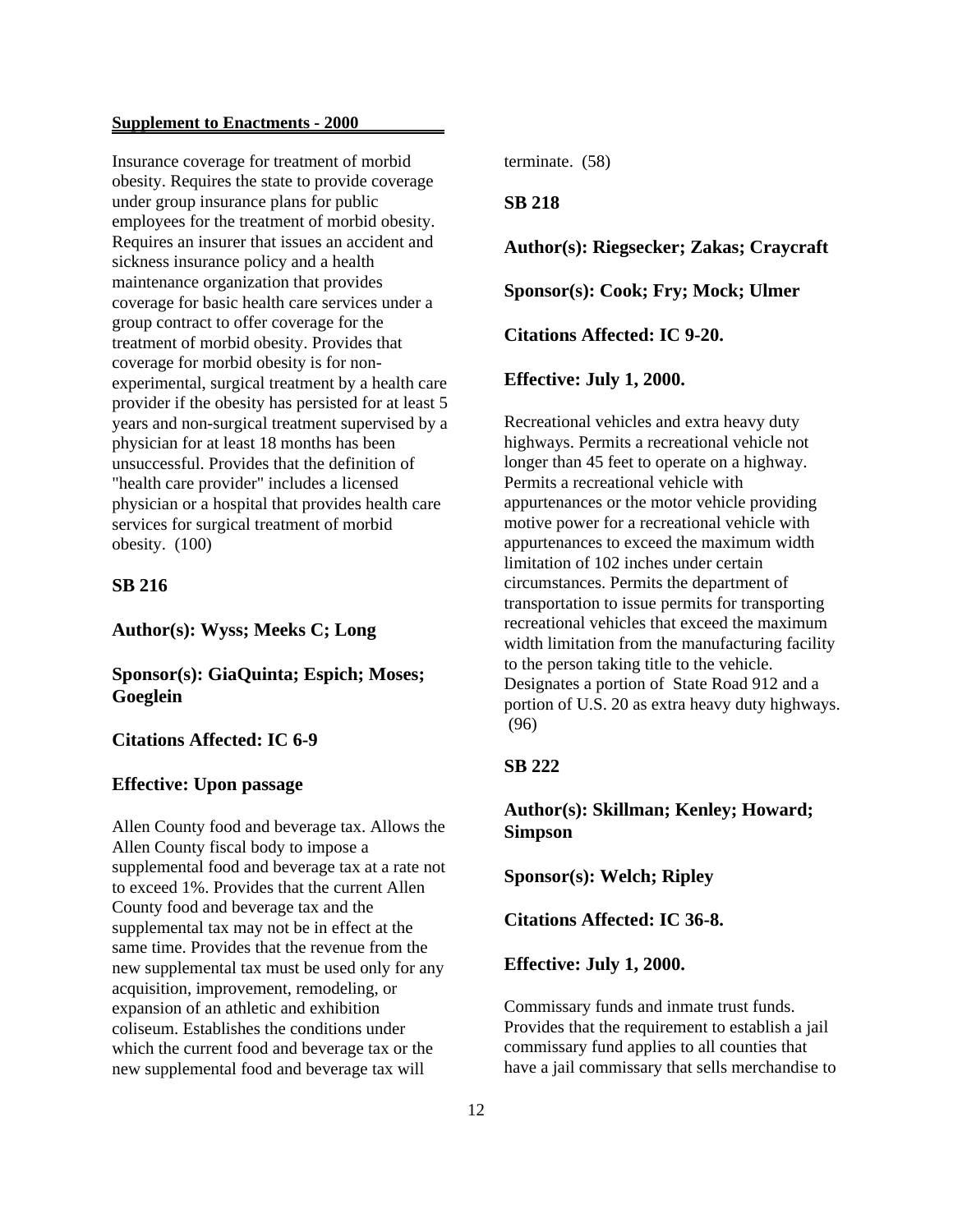Insurance coverage for treatment of morbid obesity. Requires the state to provide coverage under group insurance plans for public employees for the treatment of morbid obesity. Requires an insurer that issues an accident and sickness insurance policy and a health maintenance organization that provides coverage for basic health care services under a group contract to offer coverage for the treatment of morbid obesity. Provides that coverage for morbid obesity is for non-experimental, surgical treatment by a health care provider if the obesity has persisted for at least 5 years and non-surgical treatment supervised by a physician for at least 18 months has been unsuccessful. Provides that the definition of "health care provider" includes a licensed physician or a hospital that provides health care services for surgical treatment of morbid obesity. (100)

**SB 216**

**Author(s): Wyss; Meeks C; Long**

**Sponsor(s): GiaQuinta; Espich; Moses; Goeglein**

**Citations Affected: IC 6-9**

**Effective: Upon passage**

Allen County food and beverage tax. Allows the Allen County fiscal body to impose a supplemental food and beverage tax at a rate not to exceed 1%. Provides that the current Allen County food and beverage tax and the supplemental tax may not be in effect at the same time. Provides that the revenue from the new supplemental tax must be used only for any acquisition, improvement, remodeling, or expansion of an athletic and exhibition coliseum. Establishes the conditions under which the current food and beverage tax or the new supplemental food and beverage tax will terminate. (58)

**SB 218**

**Author(s): Riegsecker; Zakas; Craycraft**

**Sponsor(s): Cook; Fry; Mock; Ulmer**

**Citations Affected: IC 9-20.**

**Effective: July 1, 2000.**

Recreational vehicles and extra heavy duty highways. Permits a recreational vehicle not longer than 45 feet to operate on a highway. Permits a recreational vehicle with appurtenances or the motor vehicle providing motive power for a recreational vehicle with appurtenances to exceed the maximum width limitation of 102 inches under certain circumstances. Permits the department of transportation to issue permits for transporting recreational vehicles that exceed the maximum width limitation from the manufacturing facility to the person taking title to the vehicle. Designates a portion of State Road 912 and a portion of U.S. 20 as extra heavy duty highways. (96)

**SB 222**

**Author(s): Skillman; Kenley; Howard; Simpson**

**Sponsor(s): Welch; Ripley**

**Citations Affected: IC 36-8.**

**Effective: July 1, 2000.**

Commissary funds and inmate trust funds. Provides that the requirement to establish a jail commissary fund applies to all counties that have a jail commissary that sells merchandise to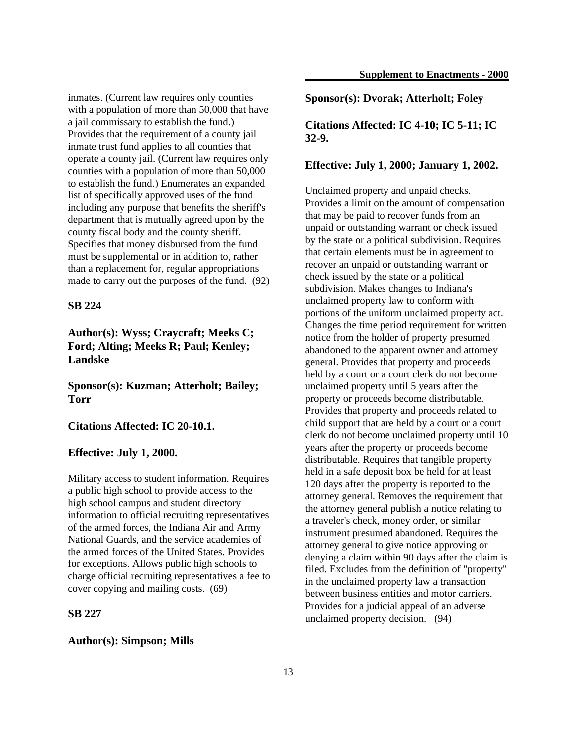inmates. (Current law requires only counties with a population of more than 50,000 that have a jail commissary to establish the fund.) Provides that the requirement of a county jail inmate trust fund applies to all counties that operate a county jail. (Current law requires only counties with a population of more than 50,000 to establish the fund.) Enumerates an expanded list of specifically approved uses of the fund including any purpose that benefits the sheriff's department that is mutually agreed upon by the county fiscal body and the county sheriff. Specifies that money disbursed from the fund must be supplemental or in addition to, rather than a replacement for, regular appropriations made to carry out the purposes of the fund. (92)

**SB 224**

**Author(s): Wyss; Craycraft; Meeks C; Ford; Alting; Meeks R; Paul; Kenley; Landske**

**Sponsor(s): Kuzman; Atterholt; Bailey; Torr**

**Citations Affected: IC 20-10.1.**

**Effective: July 1, 2000.**

Military access to student information. Requires a public high school to provide access to the high school campus and student directory information to official recruiting representatives of the armed forces, the Indiana Air and Army National Guards, and the service academies of the armed forces of the United States. Provides for exceptions. Allows public high schools to charge official recruiting representatives a fee to cover copying and mailing costs. (69)

**SB 227**

**Author(s): Simpson; Mills**

**Sponsor(s): Dvorak; Atterholt; Foley**

**Citations Affected: IC 4-10; IC 5-11; IC 32-9.**

**Effective: July 1, 2000; January 1, 2002.**

Unclaimed property and unpaid checks. Provides a limit on the amount of compensation that may be paid to recover funds from an unpaid or outstanding warrant or check issued by the state or a political subdivision. Requires that certain elements must be in agreement to recover an unpaid or outstanding warrant or check issued by the state or a political subdivision. Makes changes to Indiana's unclaimed property law to conform with portions of the uniform unclaimed property act. Changes the time period requirement for written notice from the holder of property presumed abandoned to the apparent owner and attorney general. Provides that property and proceeds held by a court or a court clerk do not become unclaimed property until 5 years after the property or proceeds become distributable. Provides that property and proceeds related to child support that are held by a court or a court clerk do not become unclaimed property until 10 years after the property or proceeds become distributable. Requires that tangible property held in a safe deposit box be held for at least 120 days after the property is reported to the attorney general. Removes the requirement that the attorney general publish a notice relating to a traveler's check, money order, or similar instrument presumed abandoned. Requires the attorney general to give notice approving or denying a claim within 90 days after the claim is filed. Excludes from the definition of "property" in the unclaimed property law a transaction between business entities and motor carriers. Provides for a judicial appeal of an adverse unclaimed property decision. (94)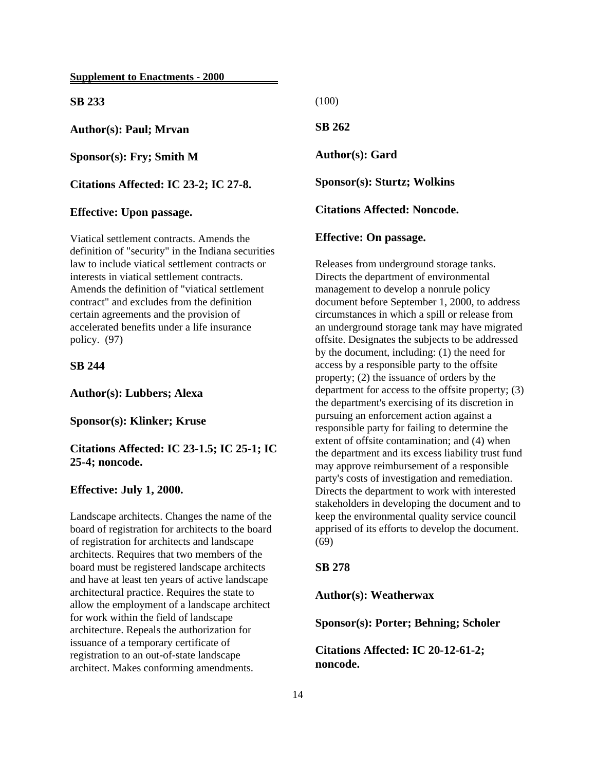**Supplement to Enactments - 2000**

**SB 233**

**Author(s): Paul; Mrvan**

**Sponsor(s): Fry; Smith M**

**Citations Affected: IC 23-2; IC 27-8.**

**Effective: Upon passage.**

Viatical settlement contracts. Amends the definition of "security" in the Indiana securities law to include viatical settlement contracts or interests in viatical settlement contracts. Amends the definition of "viatical settlement contract" and excludes from the definition certain agreements and the provision of accelerated benefits under a life insurance policy. (97)

**SB 244**

**Author(s): Lubbers; Alexa**

**Sponsor(s): Klinker; Kruse**

**Citations Affected: IC 23-1.5; IC 25-1; IC 25-4; noncode.**

**Effective: July 1, 2000.**

Landscape architects. Changes the name of the board of registration for architects to the board of registration for architects and landscape architects. Requires that two members of the board must be registered landscape architects and have at least ten years of active landscape architectural practice. Requires the state to allow the employment of a landscape architect for work within the field of landscape architecture. Repeals the authorization for issuance of a temporary certificate of registration to an out-of-state landscape architect. Makes conforming amendments. (100)

**SB 262**

**Author(s): Gard**

**Sponsor(s): Sturtz; Wolkins**

**Citations Affected: Noncode.**

**Effective: On passage.**

Releases from underground storage tanks. Directs the department of environmental management to develop a nonrule policy document before September 1, 2000, to address circumstances in which a spill or release from an underground storage tank may have migrated offsite. Designates the subjects to be addressed by the document, including: (1) the need for access by a responsible party to the offsite property; (2) the issuance of orders by the department for access to the offsite property; (3) the department's exercising of its discretion in pursuing an enforcement action against a responsible party for failing to determine the extent of offsite contamination; and (4) when the department and its excess liability trust fund may approve reimbursement of a responsible party's costs of investigation and remediation. Directs the department to work with interested stakeholders in developing the document and to keep the environmental quality service council apprised of its efforts to develop the document. (69)

**SB 278**

**Author(s): Weatherwax**

**Sponsor(s): Porter; Behning; Scholer**

**Citations Affected: IC 20-12-61-2; noncode.**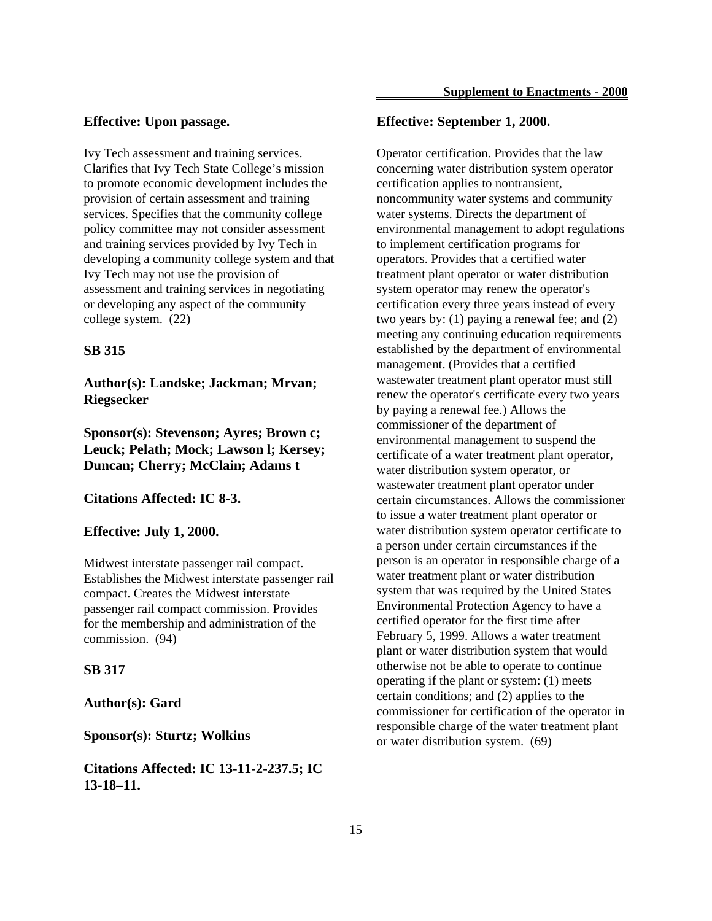**Effective: Upon passage.**

Ivy Tech assessment and training services. Clarifies that Ivy Tech State College's mission to promote economic development includes the provision of certain assessment and training services. Specifies that the community college policy committee may not consider assessment and training services provided by Ivy Tech in developing a community college system and that Ivy Tech may not use the provision of assessment and training services in negotiating or developing any aspect of the community college system. (22)

**SB 315**

**Author(s): Landske; Jackman; Mrvan; Riegsecker**

**Sponsor(s): Stevenson; Ayres; Brown c; Leuck; Pelath; Mock; Lawson l; Kersey; Duncan; Cherry; McClain; Adams t**

**Citations Affected: IC 8-3.**

**Effective: July 1, 2000.**

Midwest interstate passenger rail compact. Establishes the Midwest interstate passenger rail compact. Creates the Midwest interstate passenger rail compact commission. Provides for the membership and administration of the commission. (94)

**SB 317**

**Author(s): Gard**

**Sponsor(s): Sturtz; Wolkins**

**Citations Affected: IC 13-11-2-237.5; IC 13-18–11.**

**Effective: September 1, 2000.**

Operator certification. Provides that the law concerning water distribution system operator certification applies to nontransient, noncommunity water systems and community water systems. Directs the department of environmental management to adopt regulations to implement certification programs for operators. Provides that a certified water treatment plant operator or water distribution system operator may renew the operator's certification every three years instead of every two years by: (1) paying a renewal fee; and (2) meeting any continuing education requirements established by the department of environmental management. (Provides that a certified wastewater treatment plant operator must still renew the operator's certificate every two years by paying a renewal fee.) Allows the commissioner of the department of environmental management to suspend the certificate of a water treatment plant operator, water distribution system operator, or wastewater treatment plant operator under certain circumstances. Allows the commissioner to issue a water treatment plant operator or water distribution system operator certificate to a person under certain circumstances if the person is an operator in responsible charge of a water treatment plant or water distribution system that was required by the United States Environmental Protection Agency to have a certified operator for the first time after February 5, 1999. Allows a water treatment plant or water distribution system that would otherwise not be able to operate to continue operating if the plant or system: (1) meets certain conditions; and (2) applies to the commissioner for certification of the operator in responsible charge of the water treatment plant or water distribution system. (69)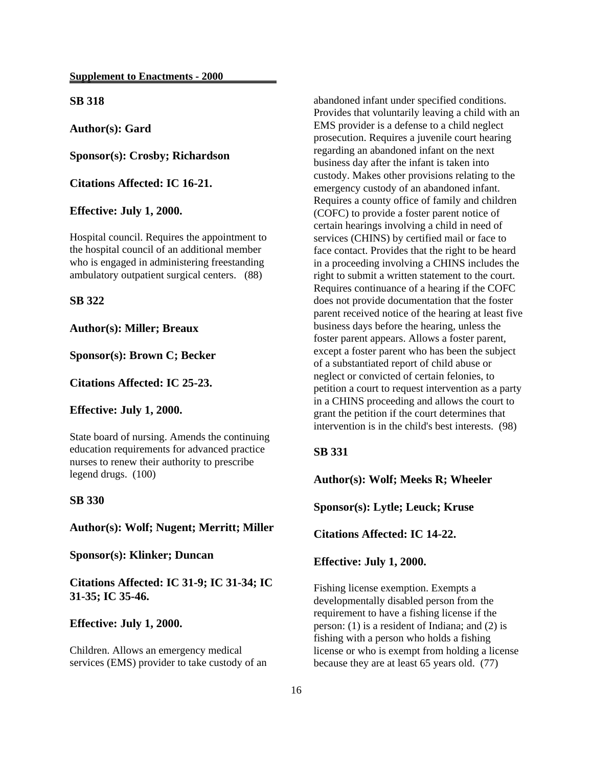**Supplement to Enactments - 2000**

**SB 318**

**Author(s): Gard**

**Sponsor(s): Crosby; Richardson**

**Citations Affected: IC 16-21.**

**Effective: July 1, 2000.**

Hospital council. Requires the appointment to the hospital council of an additional member who is engaged in administering freestanding ambulatory outpatient surgical centers. (88)

**SB 322**

**Author(s): Miller; Breaux**

**Sponsor(s): Brown C; Becker**

**Citations Affected: IC 25-23.**

**Effective: July 1, 2000.**

State board of nursing. Amends the continuing education requirements for advanced practice nurses to renew their authority to prescribe legend drugs. (100)

**SB 330**

**Author(s): Wolf; Nugent; Merritt; Miller**

**Sponsor(s): Klinker; Duncan**

**Citations Affected: IC 31-9; IC 31-34; IC 31-35; IC 35-46.**

**Effective: July 1, 2000.**

Children. Allows an emergency medical services (EMS) provider to take custody of an abandoned infant under specified conditions. Provides that voluntarily leaving a child with an EMS provider is a defense to a child neglect prosecution. Requires a juvenile court hearing regarding an abandoned infant on the next business day after the infant is taken into custody. Makes other provisions relating to the emergency custody of an abandoned infant. Requires a county office of family and children (COFC) to provide a foster parent notice of certain hearings involving a child in need of services (CHINS) by certified mail or face to face contact. Provides that the right to be heard in a proceeding involving a CHINS includes the right to submit a written statement to the court. Requires continuance of a hearing if the COFC does not provide documentation that the foster parent received notice of the hearing at least five business days before the hearing, unless the foster parent appears. Allows a foster parent, except a foster parent who has been the subject of a substantiated report of child abuse or neglect or convicted of certain felonies, to petition a court to request intervention as a party in a CHINS proceeding and allows the court to grant the petition if the court determines that intervention is in the child's best interests. (98)

**SB 331**

**Author(s): Wolf; Meeks R; Wheeler**

**Sponsor(s): Lytle; Leuck; Kruse**

**Citations Affected: IC 14-22.**

**Effective: July 1, 2000.**

Fishing license exemption. Exempts a developmentally disabled person from the requirement to have a fishing license if the person: (1) is a resident of Indiana; and (2) is fishing with a person who holds a fishing license or who is exempt from holding a license because they are at least 65 years old. (77)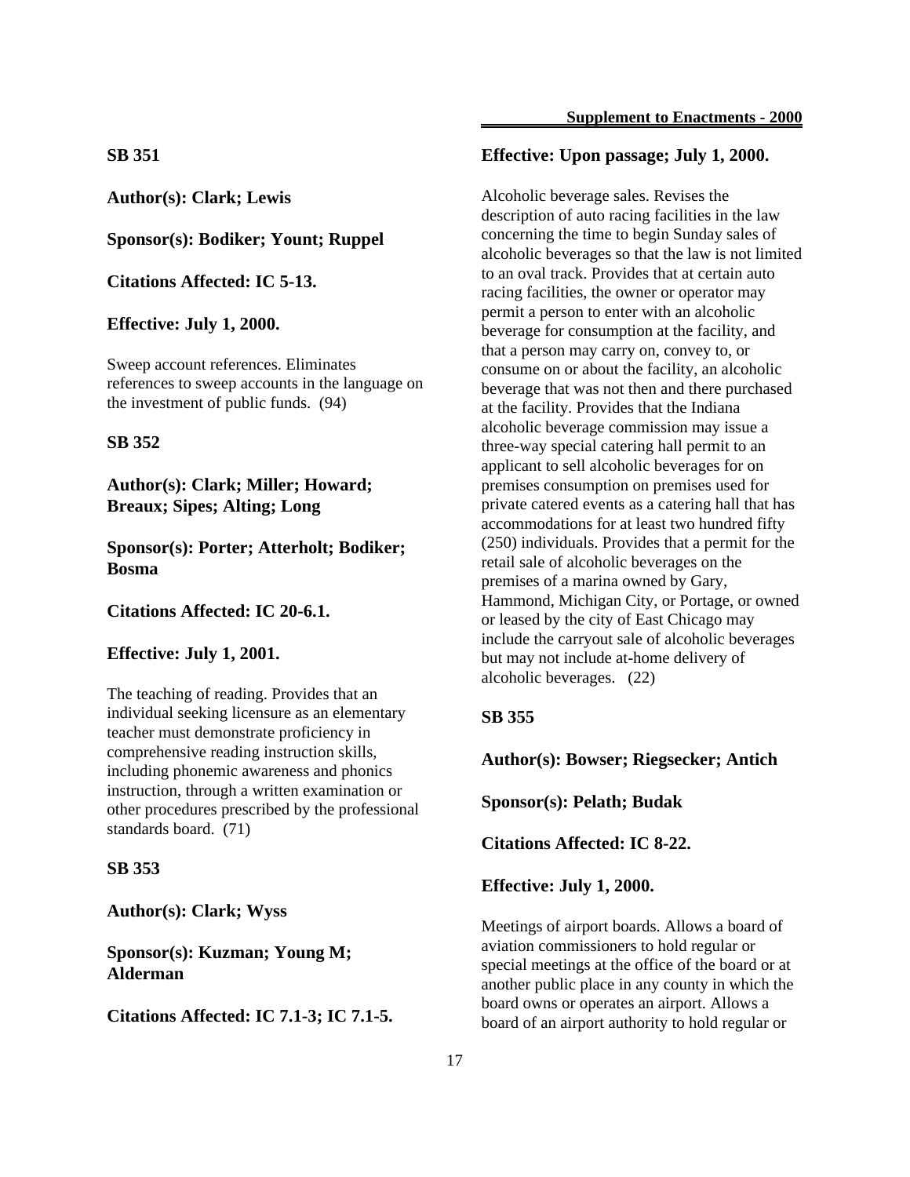### SB 351

**Author(s): Clark; Lewis**

**Sponsor(s): Bodiker; Yount; Ruppel**

**Citations Affected: IC 5-13.**

**Effective: July 1, 2000.**

Sweep account references. Eliminates references to sweep accounts in the language on the investment of public funds. (94)

### SB 352

**Author(s): Clark; Miller; Howard; Breaux; Sipes; Alting; Long**

**Sponsor(s): Porter; Atterholt; Bodiker; Bosma**

**Citations Affected: IC 20-6.1.**

**Effective: July 1, 2001.**

The teaching of reading. Provides that an individual seeking licensure as an elementary teacher must demonstrate proficiency in comprehensive reading instruction skills, including phonemic awareness and phonics instruction, through a written examination or other procedures prescribed by the professional standards board. (71)

### SB 353

**Author(s): Clark; Wyss**

**Sponsor(s): Kuzman; Young M; Alderman**

**Citations Affected: IC 7.1-3; IC 7.1-5.**

**Effective: Upon passage; July 1, 2000.**

Alcoholic beverage sales. Revises the description of auto racing facilities in the law concerning the time to begin Sunday sales of alcoholic beverages so that the law is not limited to an oval track. Provides that at certain auto racing facilities, the owner or operator may permit a person to enter with an alcoholic beverage for consumption at the facility, and that a person may carry on, convey to, or consume on or about the facility, an alcoholic beverage that was not then and there purchased at the facility. Provides that the Indiana alcoholic beverage commission may issue a three-way special catering hall permit to an applicant to sell alcoholic beverages for on premises consumption on premises used for private catered events as a catering hall that has accommodations for at least two hundred fifty (250) individuals. Provides that a permit for the retail sale of alcoholic beverages on the premises of a marina owned by Gary, Hammond, Michigan City, or Portage, or owned or leased by the city of East Chicago may include the carryout sale of alcoholic beverages but may not include at-home delivery of alcoholic beverages. (22)

### SB 355

**Author(s): Bowser; Riegsecker; Antich**

**Sponsor(s): Pelath; Budak**

**Citations Affected: IC 8-22.**

**Effective: July 1, 2000.**

Meetings of airport boards. Allows a board of aviation commissioners to hold regular or special meetings at the office of the board or at another public place in any county in which the board owns or operates an airport. Allows a board of an airport authority to hold regular or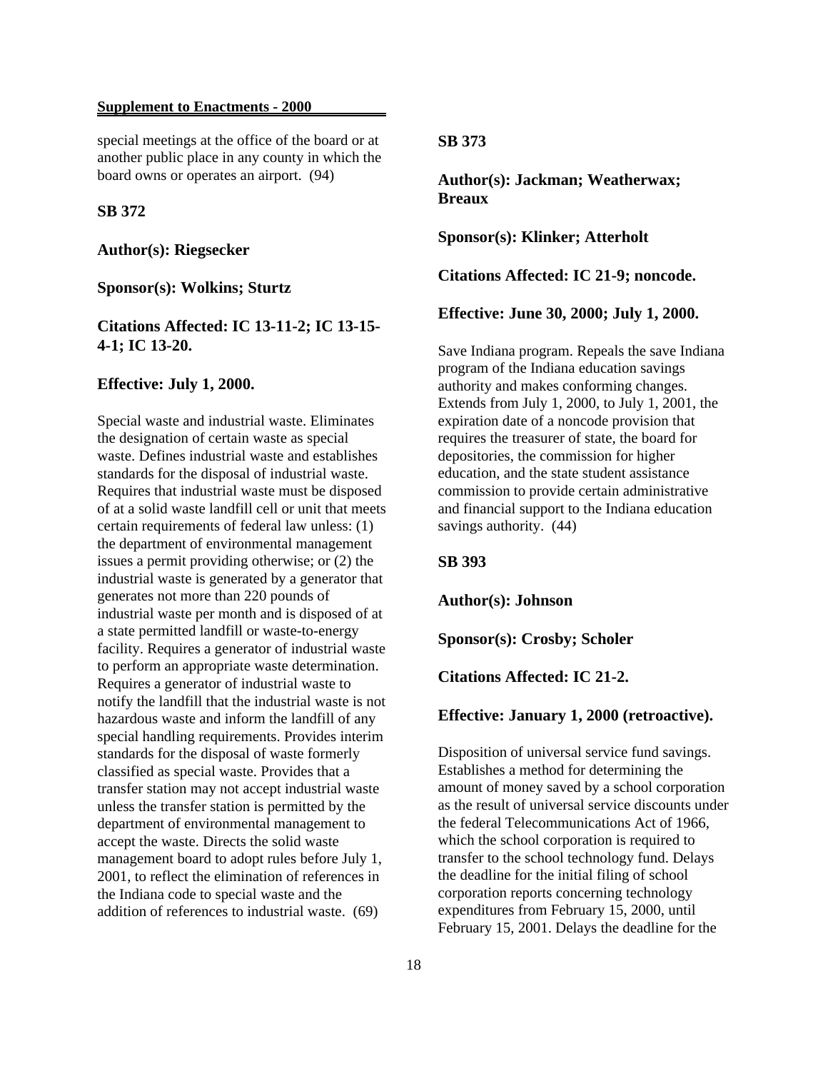special meetings at the office of the board or at another public place in any county in which the board owns or operates an airport. (94)

**SB 372**

**Author(s): Riegsecker**

**Sponsor(s): Wolkins; Sturtz**

**Citations Affected: IC 13-11-2; IC 13-15-4-1; IC 13-20.**

**Effective: July 1, 2000.**

Special waste and industrial waste. Eliminates the designation of certain waste as special waste. Defines industrial waste and establishes standards for the disposal of industrial waste. Requires that industrial waste must be disposed of at a solid waste landfill cell or unit that meets certain requirements of federal law unless: (1) the department of environmental management issues a permit providing otherwise; or (2) the industrial waste is generated by a generator that generates not more than 220 pounds of industrial waste per month and is disposed of at a state permitted landfill or waste-to-energy facility. Requires a generator of industrial waste to perform an appropriate waste determination. Requires a generator of industrial waste to notify the landfill that the industrial waste is not hazardous waste and inform the landfill of any special handling requirements. Provides interim standards for the disposal of waste formerly classified as special waste. Provides that a transfer station may not accept industrial waste unless the transfer station is permitted by the department of environmental management to accept the waste. Directs the solid waste management board to adopt rules before July 1, 2001, to reflect the elimination of references in the Indiana code to special waste and the addition of references to industrial waste. (69)

**SB 373**

**Author(s): Jackman; Weatherwax; Breaux**

**Sponsor(s): Klinker; Atterholt**

**Citations Affected: IC 21-9; noncode.**

**Effective: June 30, 2000; July 1, 2000.**

Save Indiana program. Repeals the save Indiana program of the Indiana education savings authority and makes conforming changes. Extends from July 1, 2000, to July 1, 2001, the expiration date of a noncode provision that requires the treasurer of state, the board for depositories, the commission for higher education, and the state student assistance commission to provide certain administrative and financial support to the Indiana education savings authority. (44)

**SB 393**

**Author(s): Johnson**

**Sponsor(s): Crosby; Scholer**

**Citations Affected: IC 21-2.**

**Effective: January 1, 2000 (retroactive).**

Disposition of universal service fund savings. Establishes a method for determining the amount of money saved by a school corporation as the result of universal service discounts under the federal Telecommunications Act of 1966, which the school corporation is required to transfer to the school technology fund. Delays the deadline for the initial filing of school corporation reports concerning technology expenditures from February 15, 2000, until February 15, 2001. Delays the deadline for the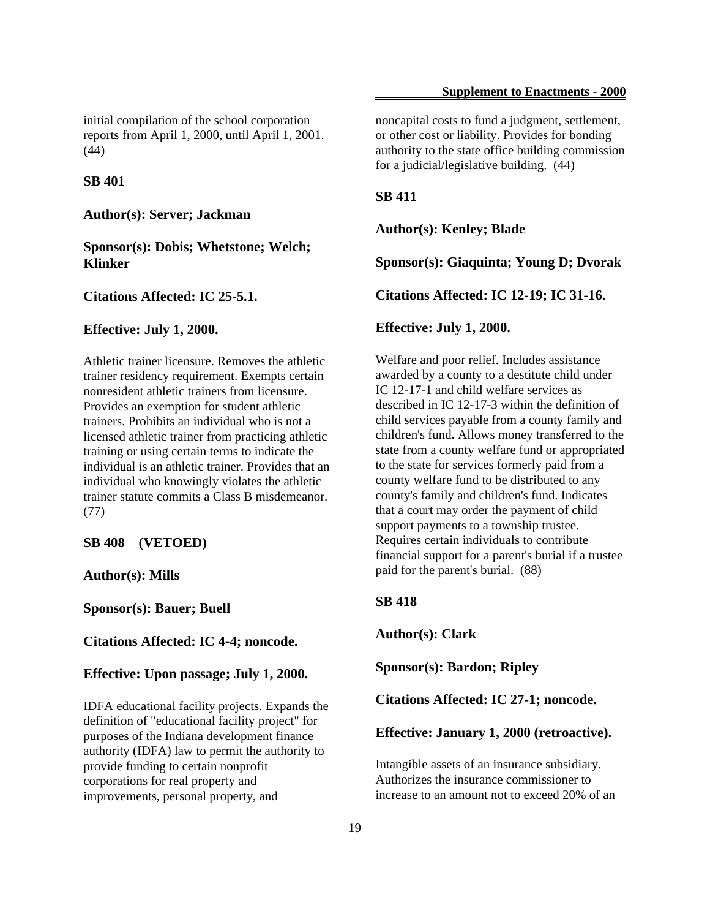initial compilation of the school corporation reports from April 1, 2000, until April 1, 2001. (44)

**SB 401**

**Author(s): Server; Jackman**

**Sponsor(s): Dobis; Whetstone; Welch; Klinker**

**Citations Affected: IC 25-5.1.**

**Effective: July 1, 2000.**

Athletic trainer licensure. Removes the athletic trainer residency requirement. Exempts certain nonresident athletic trainers from licensure. Provides an exemption for student athletic trainers. Prohibits an individual who is not a licensed athletic trainer from practicing athletic training or using certain terms to indicate the individual is an athletic trainer. Provides that an individual who knowingly violates the athletic trainer statute commits a Class B misdemeanor. (77)

**SB 408 (VETOED)**

**Author(s): Mills**

**Sponsor(s): Bauer; Buell**

**Citations Affected: IC 4-4; noncode.**

**Effective: Upon passage; July 1, 2000.**

IDFA educational facility projects. Expands the definition of "educational facility project" for purposes of the Indiana development finance authority (IDFA) law to permit the authority to provide funding to certain nonprofit corporations for real property and improvements, personal property, and noncapital costs to fund a judgment, settlement, or other cost or liability. Provides for bonding authority to the state office building commission for a judicial/legislative building. (44)

**SB 411**

**Author(s): Kenley; Blade**

**Sponsor(s): Giaquinta; Young D; Dvorak**

**Citations Affected: IC 12-19; IC 31-16.**

**Effective: July 1, 2000.**

Welfare and poor relief. Includes assistance awarded by a county to a destitute child under IC 12-17-1 and child welfare services as described in IC 12-17-3 within the definition of child services payable from a county family and children's fund. Allows money transferred to the state from a county welfare fund or appropriated to the state for services formerly paid from a county welfare fund to be distributed to any county's family and children's fund. Indicates that a court may order the payment of child support payments to a township trustee. Requires certain individuals to contribute financial support for a parent's burial if a trustee paid for the parent's burial. (88)

**SB 418**

**Author(s): Clark**

**Sponsor(s): Bardon; Ripley**

**Citations Affected: IC 27-1; noncode.**

**Effective: January 1, 2000 (retroactive).**

Intangible assets of an insurance subsidiary. Authorizes the insurance commissioner to increase to an amount not to exceed 20% of an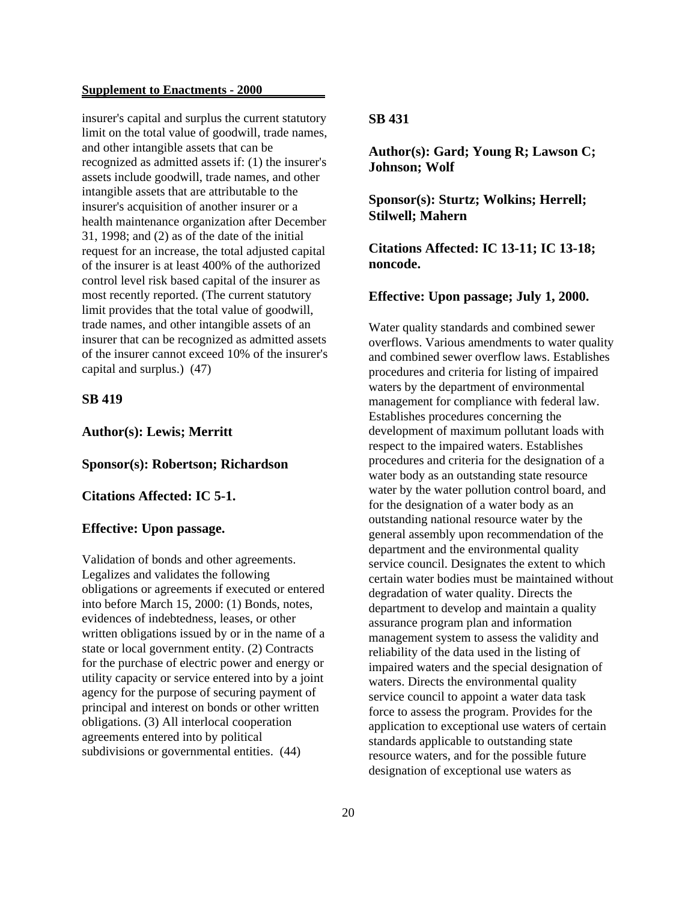insurer's capital and surplus the current statutory limit on the total value of goodwill, trade names, and other intangible assets that can be recognized as admitted assets if: (1) the insurer's assets include goodwill, trade names, and other intangible assets that are attributable to the insurer's acquisition of another insurer or a health maintenance organization after December 31, 1998; and (2) as of the date of the initial request for an increase, the total adjusted capital of the insurer is at least 400% of the authorized control level risk based capital of the insurer as most recently reported. (The current statutory limit provides that the total value of goodwill, trade names, and other intangible assets of an insurer that can be recognized as admitted assets of the insurer cannot exceed 10% of the insurer's capital and surplus.) (47)

### SB 419

**Author(s): Lewis; Merritt**

**Sponsor(s): Robertson; Richardson**

**Citations Affected: IC 5-1.**

**Effective: Upon passage.**

Validation of bonds and other agreements. Legalizes and validates the following obligations or agreements if executed or entered into before March 15, 2000: (1) Bonds, notes, evidences of indebtedness, leases, or other written obligations issued by or in the name of a state or local government entity. (2) Contracts for the purchase of electric power and energy or utility capacity or service entered into by a joint agency for the purpose of securing payment of principal and interest on bonds or other written obligations. (3) All interlocal cooperation agreements entered into by political subdivisions or governmental entities. (44)

### SB 431

**Author(s): Gard; Young R; Lawson C; Johnson; Wolf**

**Sponsor(s): Sturtz; Wolkins; Herrell; Stilwell; Mahern**

**Citations Affected: IC 13-11; IC 13-18; noncode.**

**Effective: Upon passage; July 1, 2000.**

Water quality standards and combined sewer overflows. Various amendments to water quality and combined sewer overflow laws. Establishes procedures and criteria for listing of impaired waters by the department of environmental management for compliance with federal law. Establishes procedures concerning the development of maximum pollutant loads with respect to the impaired waters. Establishes procedures and criteria for the designation of a water body as an outstanding state resource water by the water pollution control board, and for the designation of a water body as an outstanding national resource water by the general assembly upon recommendation of the department and the environmental quality service council. Designates the extent to which certain water bodies must be maintained without degradation of water quality. Directs the department to develop and maintain a quality assurance program plan and information management system to assess the validity and reliability of the data used in the listing of impaired waters and the special designation of waters. Directs the environmental quality service council to appoint a water data task force to assess the program. Provides for the application to exceptional use waters of certain standards applicable to outstanding state resource waters, and for the possible future designation of exceptional use waters as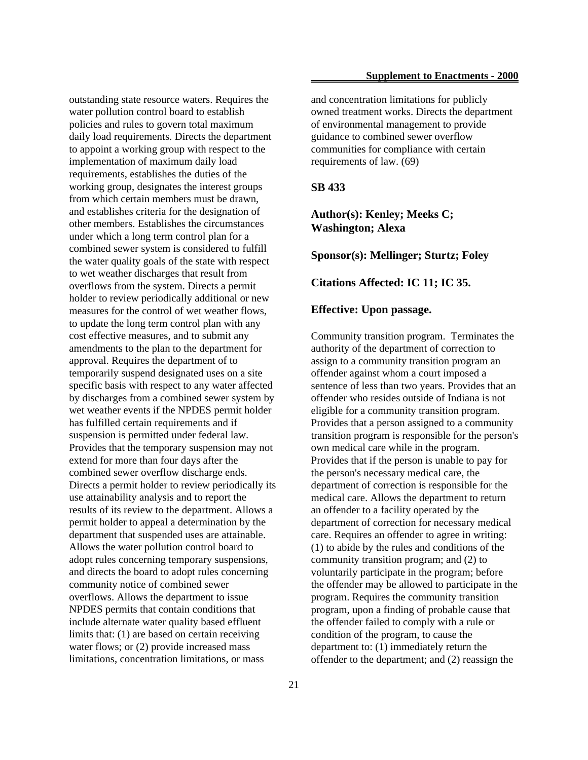outstanding state resource waters. Requires the water pollution control board to establish policies and rules to govern total maximum daily load requirements. Directs the department to appoint a working group with respect to the implementation of maximum daily load requirements, establishes the duties of the working group, designates the interest groups from which certain members must be drawn, and establishes criteria for the designation of other members. Establishes the circumstances under which a long term control plan for a combined sewer system is considered to fulfill the water quality goals of the state with respect to wet weather discharges that result from overflows from the system. Directs a permit holder to review periodically additional or new measures for the control of wet weather flows, to update the long term control plan with any cost effective measures, and to submit any amendments to the plan to the department for approval. Requires the department of to temporarily suspend designated uses on a site specific basis with respect to any water affected by discharges from a combined sewer system by wet weather events if the NPDES permit holder has fulfilled certain requirements and if suspension is permitted under federal law. Provides that the temporary suspension may not extend for more than four days after the combined sewer overflow discharge ends. Directs a permit holder to review periodically its use attainability analysis and to report the results of its review to the department. Allows a permit holder to appeal a determination by the department that suspended uses are attainable. Allows the water pollution control board to adopt rules concerning temporary suspensions, and directs the board to adopt rules concerning community notice of combined sewer overflows. Allows the department to issue NPDES permits that contain conditions that include alternate water quality based effluent limits that: (1) are based on certain receiving water flows; or (2) provide increased mass limitations, concentration limitations, or mass and concentration limitations for publicly owned treatment works. Directs the department of environmental management to provide guidance to combined sewer overflow communities for compliance with certain requirements of law. (69)

### SB 433

**Author(s): Kenley; Meeks C; Washington; Alexa**

**Sponsor(s): Mellinger; Sturtz; Foley**

**Citations Affected: IC 11; IC 35.**

**Effective: Upon passage.**

Community transition program. Terminates the authority of the department of correction to assign to a community transition program an offender against whom a court imposed a sentence of less than two years. Provides that an offender who resides outside of Indiana is not eligible for a community transition program. Provides that a person assigned to a community transition program is responsible for the person's own medical care while in the program. Provides that if the person is unable to pay for the person's necessary medical care, the department of correction is responsible for the medical care. Allows the department to return an offender to a facility operated by the department of correction for necessary medical care. Requires an offender to agree in writing: (1) to abide by the rules and conditions of the community transition program; and (2) to voluntarily participate in the program; before the offender may be allowed to participate in the program. Requires the community transition program, upon a finding of probable cause that the offender failed to comply with a rule or condition of the program, to cause the department to: (1) immediately return the offender to the department; and (2) reassign the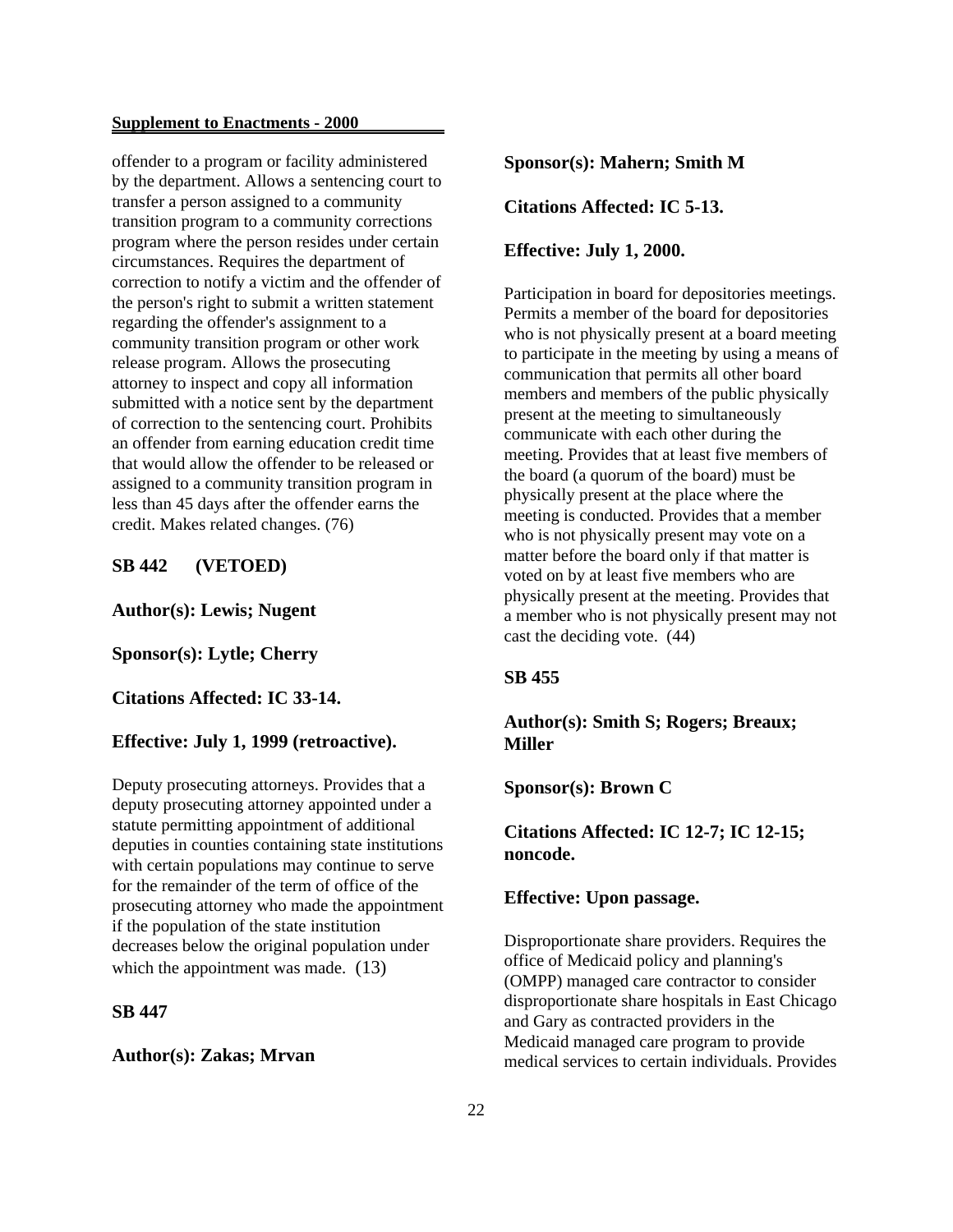offender to a program or facility administered by the department. Allows a sentencing court to transfer a person assigned to a community transition program to a community corrections program where the person resides under certain circumstances. Requires the department of correction to notify a victim and the offender of the person's right to submit a written statement regarding the offender's assignment to a community transition program or other work release program. Allows the prosecuting attorney to inspect and copy all information submitted with a notice sent by the department of correction to the sentencing court. Prohibits an offender from earning education credit time that would allow the offender to be released or assigned to a community transition program in less than 45 days after the offender earns the credit. Makes related changes. (76)

**SB 442 (VETOED)**

**Author(s): Lewis; Nugent**

**Sponsor(s): Lytle; Cherry**

**Citations Affected: IC 33-14.**

**Effective: July 1, 1999 (retroactive).**

Deputy prosecuting attorneys. Provides that a deputy prosecuting attorney appointed under a statute permitting appointment of additional deputies in counties containing state institutions with certain populations may continue to serve for the remainder of the term of office of the prosecuting attorney who made the appointment if the population of the state institution decreases below the original population under which the appointment was made. (13)

**SB 447**

**Author(s): Zakas; Mrvan**

**Sponsor(s): Mahern; Smith M**

**Citations Affected: IC 5-13.**

**Effective: July 1, 2000.**

Participation in board for depositories meetings. Permits a member of the board for depositories who is not physically present at a board meeting to participate in the meeting by using a means of communication that permits all other board members and members of the public physically present at the meeting to simultaneously communicate with each other during the meeting. Provides that at least five members of the board (a quorum of the board) must be physically present at the place where the meeting is conducted. Provides that a member who is not physically present may vote on a matter before the board only if that matter is voted on by at least five members who are physically present at the meeting. Provides that a member who is not physically present may not cast the deciding vote. (44)

**SB 455**

**Author(s): Smith S; Rogers; Breaux; Miller**

**Sponsor(s): Brown C**

**Citations Affected: IC 12-7; IC 12-15; noncode.**

**Effective: Upon passage.**

Disproportionate share providers. Requires the office of Medicaid policy and planning's (OMPP) managed care contractor to consider disproportionate share hospitals in East Chicago and Gary as contracted providers in the Medicaid managed care program to provide medical services to certain individuals. Provides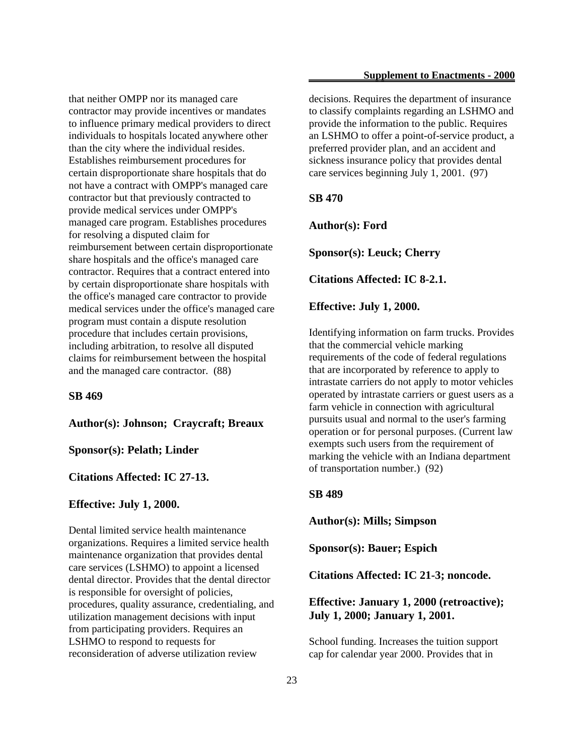that neither OMPP nor its managed care contractor may provide incentives or mandates to influence primary medical providers to direct individuals to hospitals located anywhere other than the city where the individual resides. Establishes reimbursement procedures for certain disproportionate share hospitals that do not have a contract with OMPP's managed care contractor but that previously contracted to provide medical services under OMPP's managed care program. Establishes procedures for resolving a disputed claim for reimbursement between certain disproportionate share hospitals and the office's managed care contractor. Requires that a contract entered into by certain disproportionate share hospitals with the office's managed care contractor to provide medical services under the office's managed care program must contain a dispute resolution procedure that includes certain provisions, including arbitration, to resolve all disputed claims for reimbursement between the hospital and the managed care contractor. (88)

**SB 469**

**Author(s): Johnson; Craycraft; Breaux**

**Sponsor(s): Pelath; Linder**

**Citations Affected: IC 27-13.**

**Effective: July 1, 2000.**

Dental limited service health maintenance organizations. Requires a limited service health maintenance organization that provides dental care services (LSHMO) to appoint a licensed dental director. Provides that the dental director is responsible for oversight of policies, procedures, quality assurance, credentialing, and utilization management decisions with input from participating providers. Requires an LSHMO to respond to requests for reconsideration of adverse utilization review decisions. Requires the department of insurance to classify complaints regarding an LSHMO and provide the information to the public. Requires an LSHMO to offer a point-of-service product, a preferred provider plan, and an accident and sickness insurance policy that provides dental care services beginning July 1, 2001. (97)

**SB 470**

**Author(s): Ford**

**Sponsor(s): Leuck; Cherry**

**Citations Affected: IC 8-2.1.**

**Effective: July 1, 2000.**

Identifying information on farm trucks. Provides that the commercial vehicle marking requirements of the code of federal regulations that are incorporated by reference to apply to intrastate carriers do not apply to motor vehicles operated by intrastate carriers or guest users as a farm vehicle in connection with agricultural pursuits usual and normal to the user's farming operation or for personal purposes. (Current law exempts such users from the requirement of marking the vehicle with an Indiana department of transportation number.) (92)

**SB 489**

**Author(s): Mills; Simpson**

**Sponsor(s): Bauer; Espich**

**Citations Affected: IC 21-3; noncode.**

**Effective: January 1, 2000 (retroactive); July 1, 2000; January 1, 2001.**

School funding. Increases the tuition support cap for calendar year 2000. Provides that in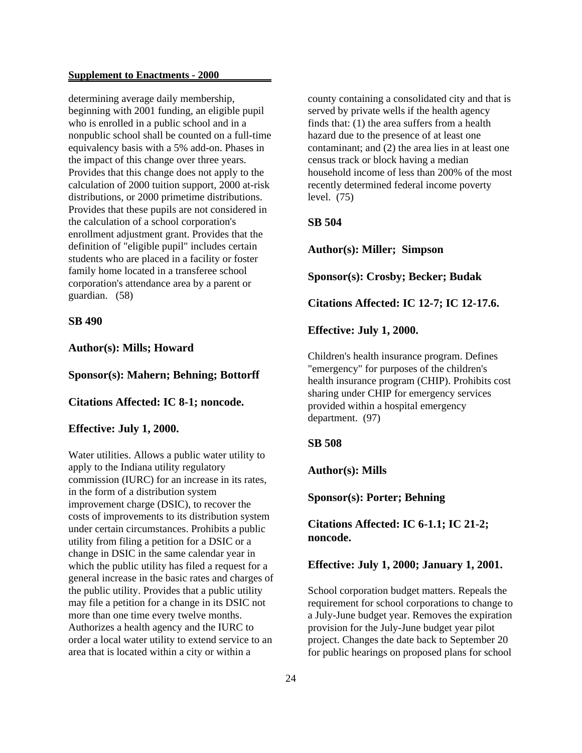determining average daily membership, beginning with 2001 funding, an eligible pupil who is enrolled in a public school and in a nonpublic school shall be counted on a full-time equivalency basis with a 5% add-on. Phases in the impact of this change over three years. Provides that this change does not apply to the calculation of 2000 tuition support, 2000 at-risk distributions, or 2000 primetime distributions. Provides that these pupils are not considered in the calculation of a school corporation's enrollment adjustment grant. Provides that the definition of "eligible pupil" includes certain students who are placed in a facility or foster family home located in a transferee school corporation's attendance area by a parent or guardian. (58)

**SB 490**

**Author(s): Mills; Howard**

**Sponsor(s): Mahern; Behning; Bottorff**

**Citations Affected: IC 8-1; noncode.**

**Effective: July 1, 2000.**

Water utilities. Allows a public water utility to apply to the Indiana utility regulatory commission (IURC) for an increase in its rates, in the form of a distribution system improvement charge (DSIC), to recover the costs of improvements to its distribution system under certain circumstances. Prohibits a public utility from filing a petition for a DSIC or a change in DSIC in the same calendar year in which the public utility has filed a request for a general increase in the basic rates and charges of the public utility. Provides that a public utility may file a petition for a change in its DSIC not more than one time every twelve months. Authorizes a health agency and the IURC to order a local water utility to extend service to an area that is located within a city or within a county containing a consolidated city and that is served by private wells if the health agency finds that: (1) the area suffers from a health hazard due to the presence of at least one contaminant; and (2) the area lies in at least one census track or block having a median household income of less than 200% of the most recently determined federal income poverty level. (75)

**SB 504**

**Author(s): Miller; Simpson**

**Sponsor(s): Crosby; Becker; Budak**

**Citations Affected: IC 12-7; IC 12-17.6.**

**Effective: July 1, 2000.**

Children's health insurance program. Defines "emergency" for purposes of the children's health insurance program (CHIP). Prohibits cost sharing under CHIP for emergency services provided within a hospital emergency department. (97)

**SB 508**

**Author(s): Mills**

**Sponsor(s): Porter; Behning**

**Citations Affected: IC 6-1.1; IC 21-2; noncode.**

**Effective: July 1, 2000; January 1, 2001.**

School corporation budget matters. Repeals the requirement for school corporations to change to a July-June budget year. Removes the expiration provision for the July-June budget year pilot project. Changes the date back to September 20 for public hearings on proposed plans for school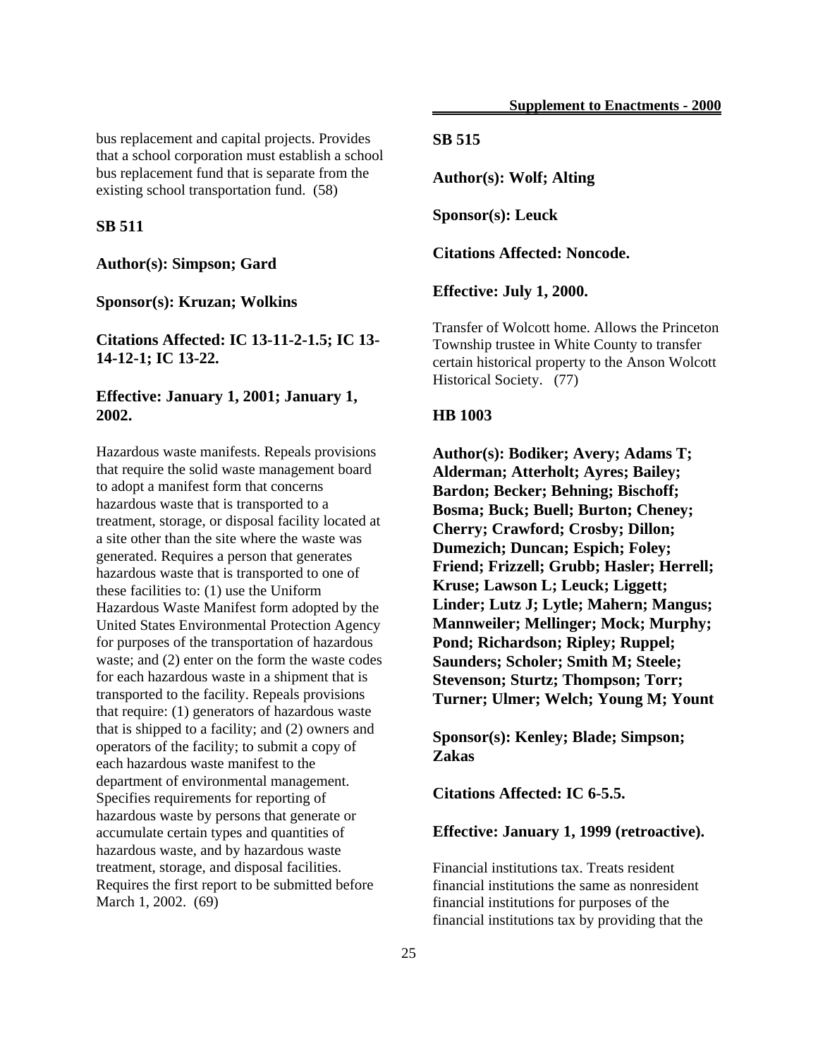bus replacement and capital projects. Provides that a school corporation must establish a school bus replacement fund that is separate from the existing school transportation fund. (58)

**SB 511**

**Author(s): Simpson; Gard**

**Sponsor(s): Kruzan; Wolkins**

**Citations Affected: IC 13-11-2-1.5; IC 13-14-12-1; IC 13-22.**

**Effective: January 1, 2001; January 1, 2002.**

Hazardous waste manifests. Repeals provisions that require the solid waste management board to adopt a manifest form that concerns hazardous waste that is transported to a treatment, storage, or disposal facility located at a site other than the site where the waste was generated. Requires a person that generates hazardous waste that is transported to one of these facilities to: (1) use the Uniform Hazardous Waste Manifest form adopted by the United States Environmental Protection Agency for purposes of the transportation of hazardous waste; and (2) enter on the form the waste codes for each hazardous waste in a shipment that is transported to the facility. Repeals provisions that require: (1) generators of hazardous waste that is shipped to a facility; and (2) owners and operators of the facility; to submit a copy of each hazardous waste manifest to the department of environmental management. Specifies requirements for reporting of hazardous waste by persons that generate or accumulate certain types and quantities of hazardous waste, and by hazardous waste treatment, storage, and disposal facilities. Requires the first report to be submitted before March 1, 2002. (69)

**SB 515**

**Author(s): Wolf; Alting**

**Sponsor(s): Leuck**

**Citations Affected: Noncode.**

**Effective: July 1, 2000.**

Transfer of Wolcott home. Allows the Princeton Township trustee in White County to transfer certain historical property to the Anson Wolcott Historical Society. (77)

**HB 1003**

**Author(s): Bodiker; Avery; Adams T; Alderman; Atterholt; Ayres; Bailey; Bardon; Becker; Behning; Bischoff; Bosma; Buck; Buell; Burton; Cheney; Cherry; Crawford; Crosby; Dillon; Dumezich; Duncan; Espich; Foley; Friend; Frizzell; Grubb; Hasler; Herrell; Kruse; Lawson L; Leuck; Liggett; Linder; Lutz J; Lytle; Mahern; Mangus; Mannweiler; Mellinger; Mock; Murphy; Pond; Richardson; Ripley; Ruppel; Saunders; Scholer; Smith M; Steele; Stevenson; Sturtz; Thompson; Torr; Turner; Ulmer; Welch; Young M; Yount**

**Sponsor(s): Kenley; Blade; Simpson; Zakas**

**Citations Affected: IC 6-5.5.**

**Effective: January 1, 1999 (retroactive).**

Financial institutions tax. Treats resident financial institutions the same as nonresident financial institutions for purposes of the financial institutions tax by providing that the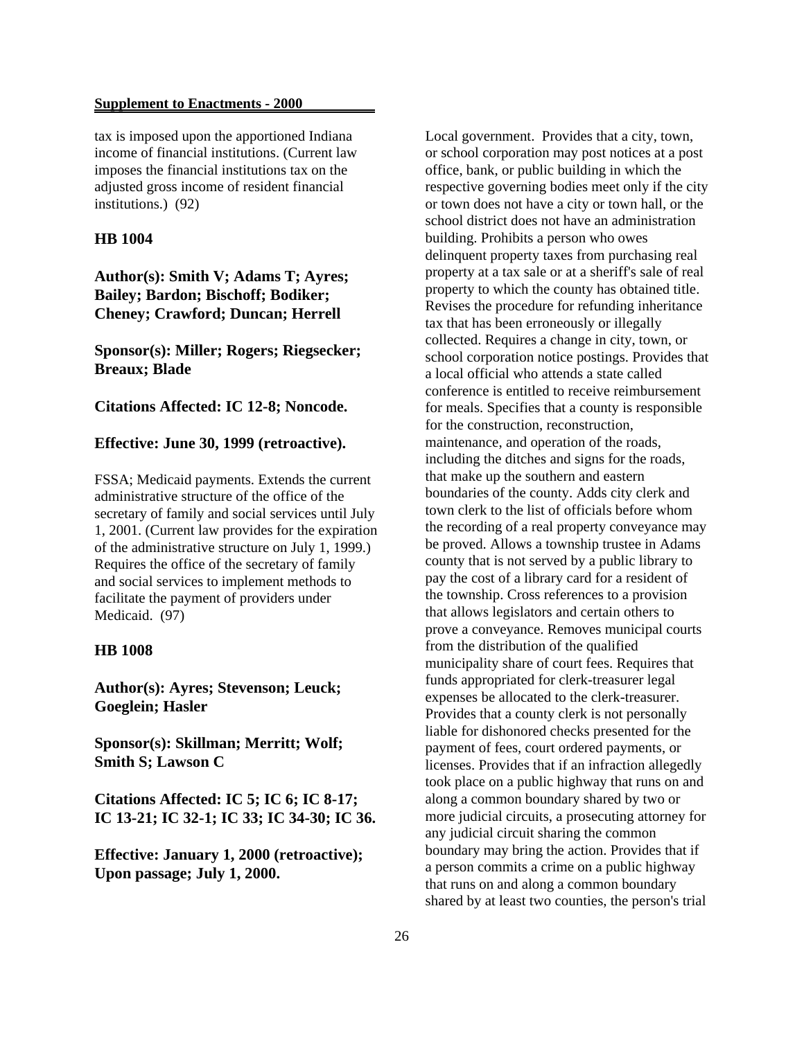tax is imposed upon the apportioned Indiana income of financial institutions. (Current law imposes the financial institutions tax on the adjusted gross income of resident financial institutions.) (92)

## HB 1004

**Author(s): Smith V; Adams T; Ayres; Bailey; Bardon; Bischoff; Bodiker; Cheney; Crawford; Duncan; Herrell**

**Sponsor(s): Miller; Rogers; Riegsecker; Breaux; Blade**

**Citations Affected: IC 12-8; Noncode.**

**Effective: June 30, 1999 (retroactive).**

FSSA; Medicaid payments. Extends the current administrative structure of the office of the secretary of family and social services until July 1, 2001. (Current law provides for the expiration of the administrative structure on July 1, 1999.) Requires the office of the secretary of family and social services to implement methods to facilitate the payment of providers under Medicaid. (97)

## HB 1008

**Author(s): Ayres; Stevenson; Leuck; Goeglein; Hasler**

**Sponsor(s): Skillman; Merritt; Wolf; Smith S; Lawson C**

**Citations Affected: IC 5; IC 6; IC 8-17; IC 13-21; IC 32-1; IC 33; IC 34-30; IC 36.**

**Effective: January 1, 2000 (retroactive); Upon passage; July 1, 2000.**

Local government. Provides that a city, town, or school corporation may post notices at a post office, bank, or public building in which the respective governing bodies meet only if the city or town does not have a city or town hall, or the school district does not have an administration building. Prohibits a person who owes delinquent property taxes from purchasing real property at a tax sale or at a sheriff's sale of real property to which the county has obtained title. Revises the procedure for refunding inheritance tax that has been erroneously or illegally collected. Requires a change in city, town, or school corporation notice postings. Provides that a local official who attends a state called conference is entitled to receive reimbursement for meals. Specifies that a county is responsible for the construction, reconstruction, maintenance, and operation of the roads, including the ditches and signs for the roads, that make up the southern and eastern boundaries of the county. Adds city clerk and town clerk to the list of officials before whom the recording of a real property conveyance may be proved. Allows a township trustee in Adams county that is not served by a public library to pay the cost of a library card for a resident of the township. Cross references to a provision that allows legislators and certain others to prove a conveyance. Removes municipal courts from the distribution of the qualified municipality share of court fees. Requires that funds appropriated for clerk-treasurer legal expenses be allocated to the clerk-treasurer. Provides that a county clerk is not personally liable for dishonored checks presented for the payment of fees, court ordered payments, or licenses. Provides that if an infraction allegedly took place on a public highway that runs on and along a common boundary shared by two or more judicial circuits, a prosecuting attorney for any judicial circuit sharing the common boundary may bring the action. Provides that if a person commits a crime on a public highway that runs on and along a common boundary shared by at least two counties, the person's trial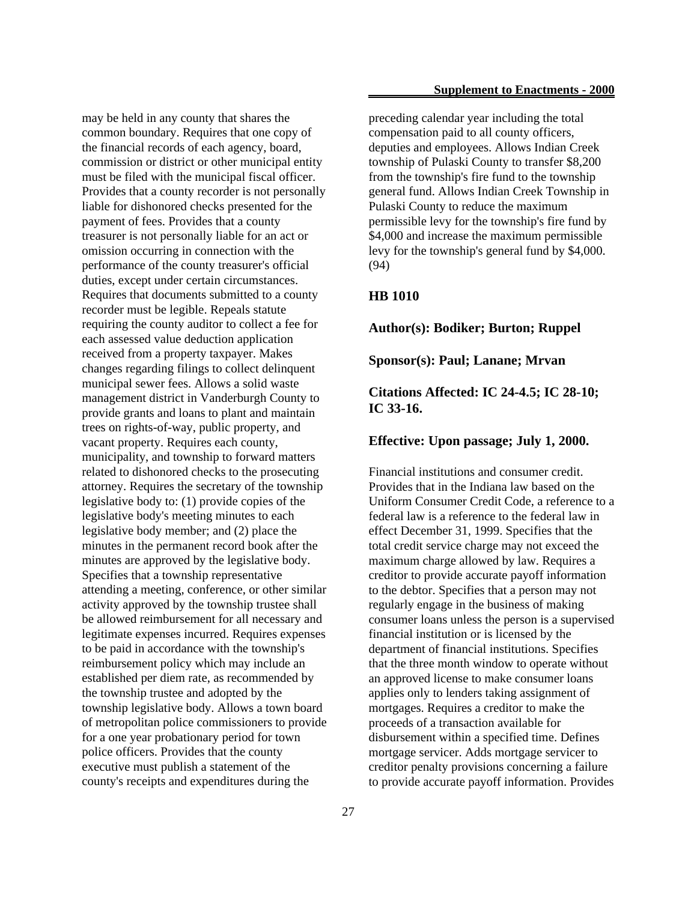may be held in any county that shares the common boundary. Requires that one copy of the financial records of each agency, board, commission or district or other municipal entity must be filed with the municipal fiscal officer. Provides that a county recorder is not personally liable for dishonored checks presented for the payment of fees. Provides that a county treasurer is not personally liable for an act or omission occurring in connection with the performance of the county treasurer's official duties, except under certain circumstances. Requires that documents submitted to a county recorder must be legible. Repeals statute requiring the county auditor to collect a fee for each assessed value deduction application received from a property taxpayer. Makes changes regarding filings to collect delinquent municipal sewer fees. Allows a solid waste management district in Vanderburgh County to provide grants and loans to plant and maintain trees on rights-of-way, public property, and vacant property. Requires each county, municipality, and township to forward matters related to dishonored checks to the prosecuting attorney. Requires the secretary of the township legislative body to: (1) provide copies of the legislative body's meeting minutes to each legislative body member; and (2) place the minutes in the permanent record book after the minutes are approved by the legislative body. Specifies that a township representative attending a meeting, conference, or other similar activity approved by the township trustee shall be allowed reimbursement for all necessary and legitimate expenses incurred. Requires expenses to be paid in accordance with the township's reimbursement policy which may include an established per diem rate, as recommended by the township trustee and adopted by the township legislative body. Allows a town board of metropolitan police commissioners to provide for a one year probationary period for town police officers. Provides that the county executive must publish a statement of the county's receipts and expenditures during the preceding calendar year including the total compensation paid to all county officers, deputies and employees. Allows Indian Creek township of Pulaski County to transfer $8,200 from the township's fire fund to the township general fund. Allows Indian Creek Township in Pulaski County to reduce the maximum permissible levy for the township's fire fund by $4,000 and increase the maximum permissible levy for the township's general fund by $4,000. (94)

### HB 1010

**Author(s): Bodiker; Burton; Ruppel**

**Sponsor(s): Paul; Lanane; Mrvan**

**Citations Affected: IC 24-4.5; IC 28-10; IC 33-16.**

**Effective: Upon passage; July 1, 2000.**

Financial institutions and consumer credit. Provides that in the Indiana law based on the Uniform Consumer Credit Code, a reference to a federal law is a reference to the federal law in effect December 31, 1999. Specifies that the total credit service charge may not exceed the maximum charge allowed by law. Requires a creditor to provide accurate payoff information to the debtor. Specifies that a person may not regularly engage in the business of making consumer loans unless the person is a supervised financial institution or is licensed by the department of financial institutions. Specifies that the three month window to operate without an approved license to make consumer loans applies only to lenders taking assignment of mortgages. Requires a creditor to make the proceeds of a transaction available for disbursement within a specified time. Defines mortgage servicer. Adds mortgage servicer to creditor penalty provisions concerning a failure to provide accurate payoff information. Provides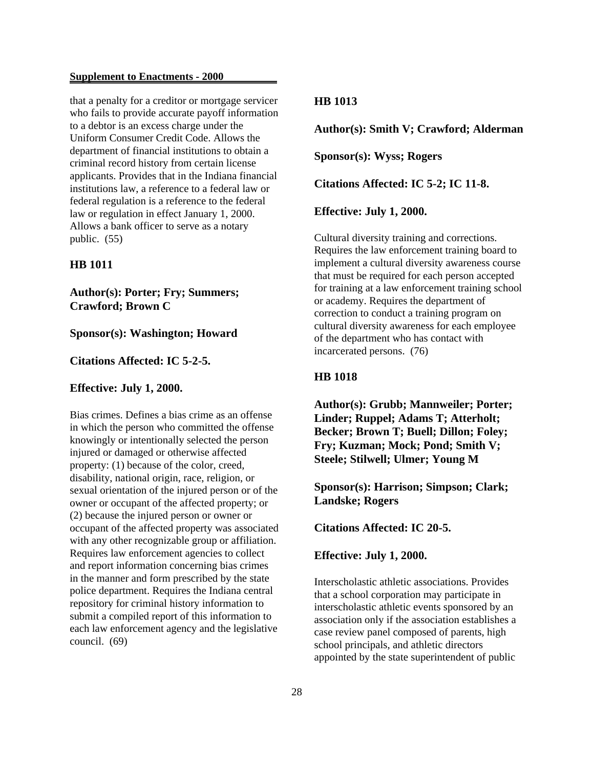that a penalty for a creditor or mortgage servicer who fails to provide accurate payoff information to a debtor is an excess charge under the Uniform Consumer Credit Code. Allows the department of financial institutions to obtain a criminal record history from certain license applicants. Provides that in the Indiana financial institutions law, a reference to a federal law or federal regulation is a reference to the federal law or regulation in effect January 1, 2000. Allows a bank officer to serve as a notary public. (55)

### HB 1011

**Author(s): Porter; Fry; Summers; Crawford; Brown C**

**Sponsor(s): Washington; Howard**

**Citations Affected: IC 5-2-5.**

**Effective: July 1, 2000.**

Bias crimes. Defines a bias crime as an offense in which the person who committed the offense knowingly or intentionally selected the person injured or damaged or otherwise affected property: (1) because of the color, creed, disability, national origin, race, religion, or sexual orientation of the injured person or of the owner or occupant of the affected property; or (2) because the injured person or owner or occupant of the affected property was associated with any other recognizable group or affiliation. Requires law enforcement agencies to collect and report information concerning bias crimes in the manner and form prescribed by the state police department. Requires the Indiana central repository for criminal history information to submit a compiled report of this information to each law enforcement agency and the legislative council. (69)

### HB 1013

**Author(s): Smith V; Crawford; Alderman**

**Sponsor(s): Wyss; Rogers**

**Citations Affected: IC 5-2; IC 11-8.**

**Effective: July 1, 2000.**

Cultural diversity training and corrections. Requires the law enforcement training board to implement a cultural diversity awareness course that must be required for each person accepted for training at a law enforcement training school or academy. Requires the department of correction to conduct a training program on cultural diversity awareness for each employee of the department who has contact with incarcerated persons. (76)

### HB 1018

**Author(s): Grubb; Mannweiler; Porter; Linder; Ruppel; Adams T; Atterholt; Becker; Brown T; Buell; Dillon; Foley; Fry; Kuzman; Mock; Pond; Smith V; Steele; Stilwell; Ulmer; Young M**

**Sponsor(s): Harrison; Simpson; Clark; Landske; Rogers**

**Citations Affected: IC 20-5.**

**Effective: July 1, 2000.**

Interscholastic athletic associations. Provides that a school corporation may participate in interscholastic athletic events sponsored by an association only if the association establishes a case review panel composed of parents, high school principals, and athletic directors appointed by the state superintendent of public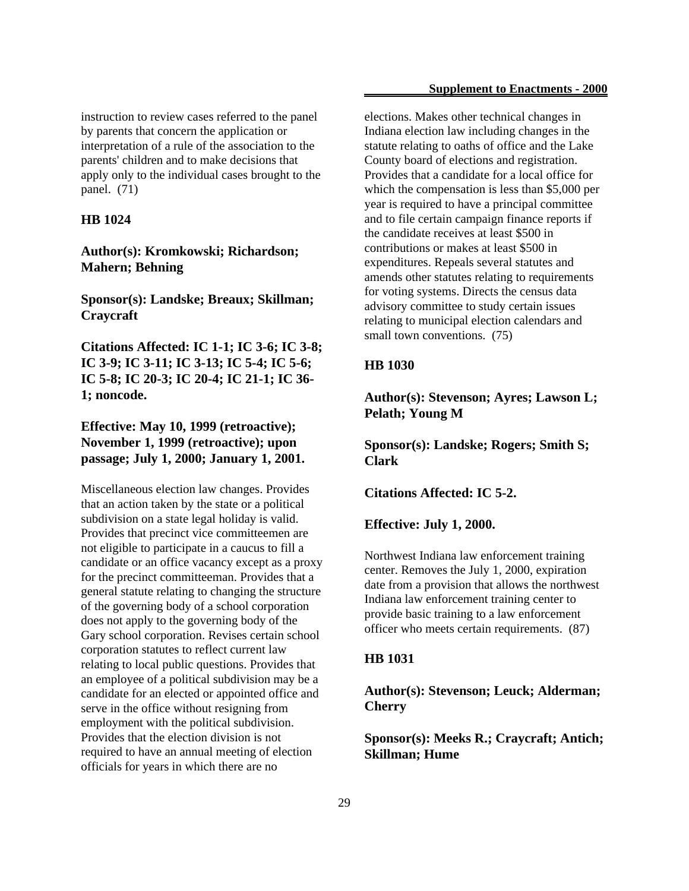instruction to review cases referred to the panel by parents that concern the application or interpretation of a rule of the association to the parents' children and to make decisions that apply only to the individual cases brought to the panel. (71)

**HB 1024**

**Author(s): Kromkowski; Richardson; Mahern; Behning**

**Sponsor(s): Landske; Breaux; Skillman; Craycraft**

**Citations Affected: IC 1-1; IC 3-6; IC 3-8; IC 3-9; IC 3-11; IC 3-13; IC 5-4; IC 5-6; IC 5-8; IC 20-3; IC 20-4; IC 21-1; IC 36-1; noncode.**

**Effective: May 10, 1999 (retroactive); November 1, 1999 (retroactive); upon passage; July 1, 2000; January 1, 2001.**

Miscellaneous election law changes. Provides that an action taken by the state or a political subdivision on a state legal holiday is valid. Provides that precinct vice committeemen are not eligible to participate in a caucus to fill a candidate or an office vacancy except as a proxy for the precinct committeeman. Provides that a general statute relating to changing the structure of the governing body of a school corporation does not apply to the governing body of the Gary school corporation. Revises certain school corporation statutes to reflect current law relating to local public questions. Provides that an employee of a political subdivision may be a candidate for an elected or appointed office and serve in the office without resigning from employment with the political subdivision. Provides that the election division is not required to have an annual meeting of election officials for years in which there are no elections. Makes other technical changes in Indiana election law including changes in the statute relating to oaths of office and the Lake County board of elections and registration. Provides that a candidate for a local office for which the compensation is less than $5,000 per year is required to have a principal committee and to file certain campaign finance reports if the candidate receives at least $500 in contributions or makes at least $500 in expenditures. Repeals several statutes and amends other statutes relating to requirements for voting systems. Directs the census data advisory committee to study certain issues relating to municipal election calendars and small town conventions. (75)

**HB 1030**

**Author(s): Stevenson; Ayres; Lawson L; Pelath; Young M**

**Sponsor(s): Landske; Rogers; Smith S; Clark**

**Citations Affected: IC 5-2.**

**Effective: July 1, 2000.**

Northwest Indiana law enforcement training center. Removes the July 1, 2000, expiration date from a provision that allows the northwest Indiana law enforcement training center to provide basic training to a law enforcement officer who meets certain requirements. (87)

**HB 1031**

**Author(s): Stevenson; Leuck; Alderman; Cherry**

**Sponsor(s): Meeks R.; Craycraft; Antich; Skillman; Hume**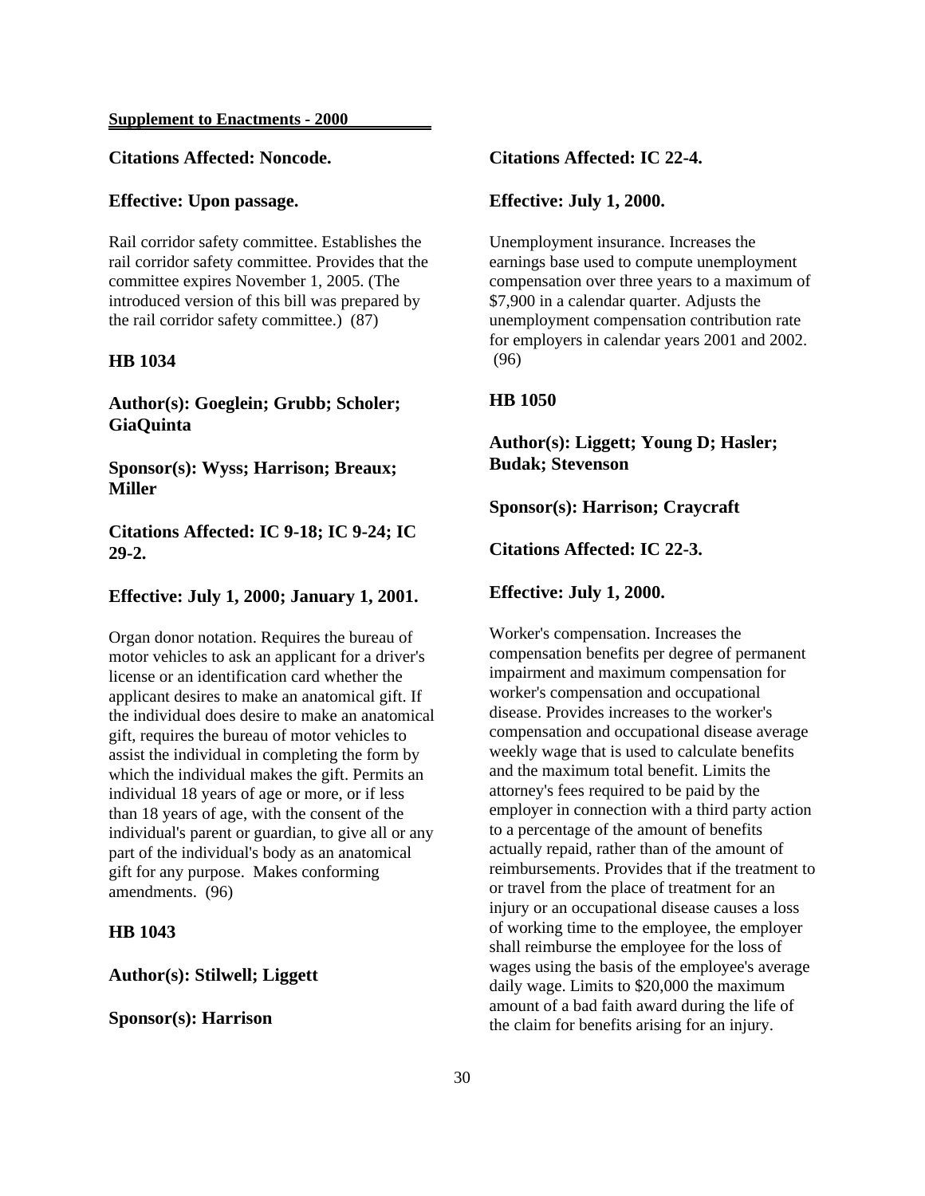**Supplement to Enactments - 2000**

**Citations Affected: Noncode.**

**Effective: Upon passage.**

Rail corridor safety committee. Establishes the rail corridor safety committee. Provides that the committee expires November 1, 2005. (The introduced version of this bill was prepared by the rail corridor safety committee.) (87)

**HB 1034**

**Author(s): Goeglein; Grubb; Scholer; GiaQuinta**

**Sponsor(s): Wyss; Harrison; Breaux; Miller**

**Citations Affected: IC 9-18; IC 9-24; IC 29-2.**

**Effective: July 1, 2000; January 1, 2001.**

Organ donor notation. Requires the bureau of motor vehicles to ask an applicant for a driver's license or an identification card whether the applicant desires to make an anatomical gift. If the individual does desire to make an anatomical gift, requires the bureau of motor vehicles to assist the individual in completing the form by which the individual makes the gift. Permits an individual 18 years of age or more, or if less than 18 years of age, with the consent of the individual's parent or guardian, to give all or any part of the individual's body as an anatomical gift for any purpose. Makes conforming amendments. (96)

**HB 1043**

**Author(s): Stilwell; Liggett**

**Sponsor(s): Harrison**

**Citations Affected: IC 22-4.**

**Effective: July 1, 2000.**

Unemployment insurance. Increases the earnings base used to compute unemployment compensation over three years to a maximum of $7,900 in a calendar quarter. Adjusts the unemployment compensation contribution rate for employers in calendar years 2001 and 2002. (96)

**HB 1050**

**Author(s): Liggett; Young D; Hasler; Budak; Stevenson**

**Sponsor(s): Harrison; Craycraft**

**Citations Affected: IC 22-3.**

**Effective: July 1, 2000.**

Worker's compensation. Increases the compensation benefits per degree of permanent impairment and maximum compensation for worker's compensation and occupational disease. Provides increases to the worker's compensation and occupational disease average weekly wage that is used to calculate benefits and the maximum total benefit. Limits the attorney's fees required to be paid by the employer in connection with a third party action to a percentage of the amount of benefits actually repaid, rather than of the amount of reimbursements. Provides that if the treatment to or travel from the place of treatment for an injury or an occupational disease causes a loss of working time to the employee, the employer shall reimburse the employee for the loss of wages using the basis of the employee's average daily wage. Limits to $20,000 the maximum amount of a bad faith award during the life of the claim for benefits arising for an injury.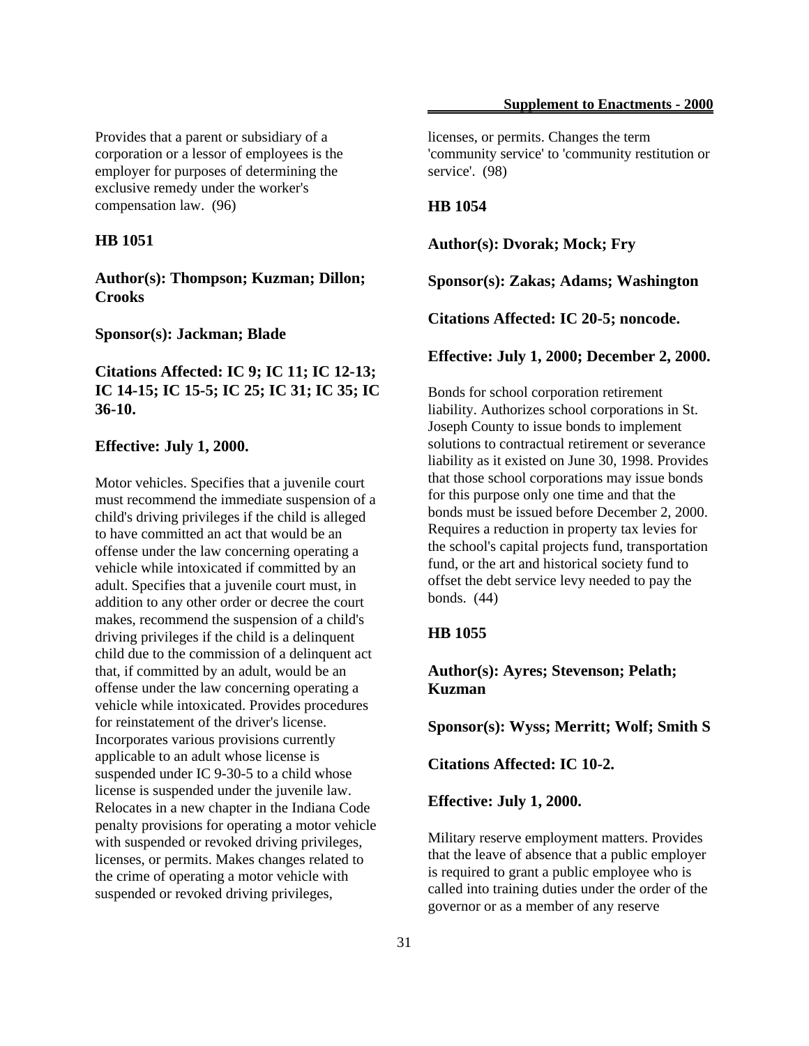Provides that a parent or subsidiary of a corporation or a lessor of employees is the employer for purposes of determining the exclusive remedy under the worker's compensation law. (96)

### HB 1051

**Author(s): Thompson; Kuzman; Dillon; Crooks**

**Sponsor(s): Jackman; Blade**

**Citations Affected: IC 9; IC 11; IC 12-13; IC 14-15; IC 15-5; IC 25; IC 31; IC 35; IC 36-10.**

**Effective: July 1, 2000.**

Motor vehicles. Specifies that a juvenile court must recommend the immediate suspension of a child's driving privileges if the child is alleged to have committed an act that would be an offense under the law concerning operating a vehicle while intoxicated if committed by an adult. Specifies that a juvenile court must, in addition to any other order or decree the court makes, recommend the suspension of a child's driving privileges if the child is a delinquent child due to the commission of a delinquent act that, if committed by an adult, would be an offense under the law concerning operating a vehicle while intoxicated. Provides procedures for reinstatement of the driver's license. Incorporates various provisions currently applicable to an adult whose license is suspended under IC 9-30-5 to a child whose license is suspended under the juvenile law. Relocates in a new chapter in the Indiana Code penalty provisions for operating a motor vehicle with suspended or revoked driving privileges, licenses, or permits. Makes changes related to the crime of operating a motor vehicle with suspended or revoked driving privileges, licenses, or permits. Changes the term 'community service' to 'community restitution or service'. (98)

### HB 1054

**Author(s): Dvorak; Mock; Fry**

**Sponsor(s): Zakas; Adams; Washington**

**Citations Affected: IC 20-5; noncode.**

**Effective: July 1, 2000; December 2, 2000.**

Bonds for school corporation retirement liability. Authorizes school corporations in St. Joseph County to issue bonds to implement solutions to contractual retirement or severance liability as it existed on June 30, 1998. Provides that those school corporations may issue bonds for this purpose only one time and that the bonds must be issued before December 2, 2000. Requires a reduction in property tax levies for the school's capital projects fund, transportation fund, or the art and historical society fund to offset the debt service levy needed to pay the bonds. (44)

### HB 1055

**Author(s): Ayres; Stevenson; Pelath; Kuzman**

**Sponsor(s): Wyss; Merritt; Wolf; Smith S**

**Citations Affected: IC 10-2.**

**Effective: July 1, 2000.**

Military reserve employment matters. Provides that the leave of absence that a public employer is required to grant a public employee who is called into training duties under the order of the governor or as a member of any reserve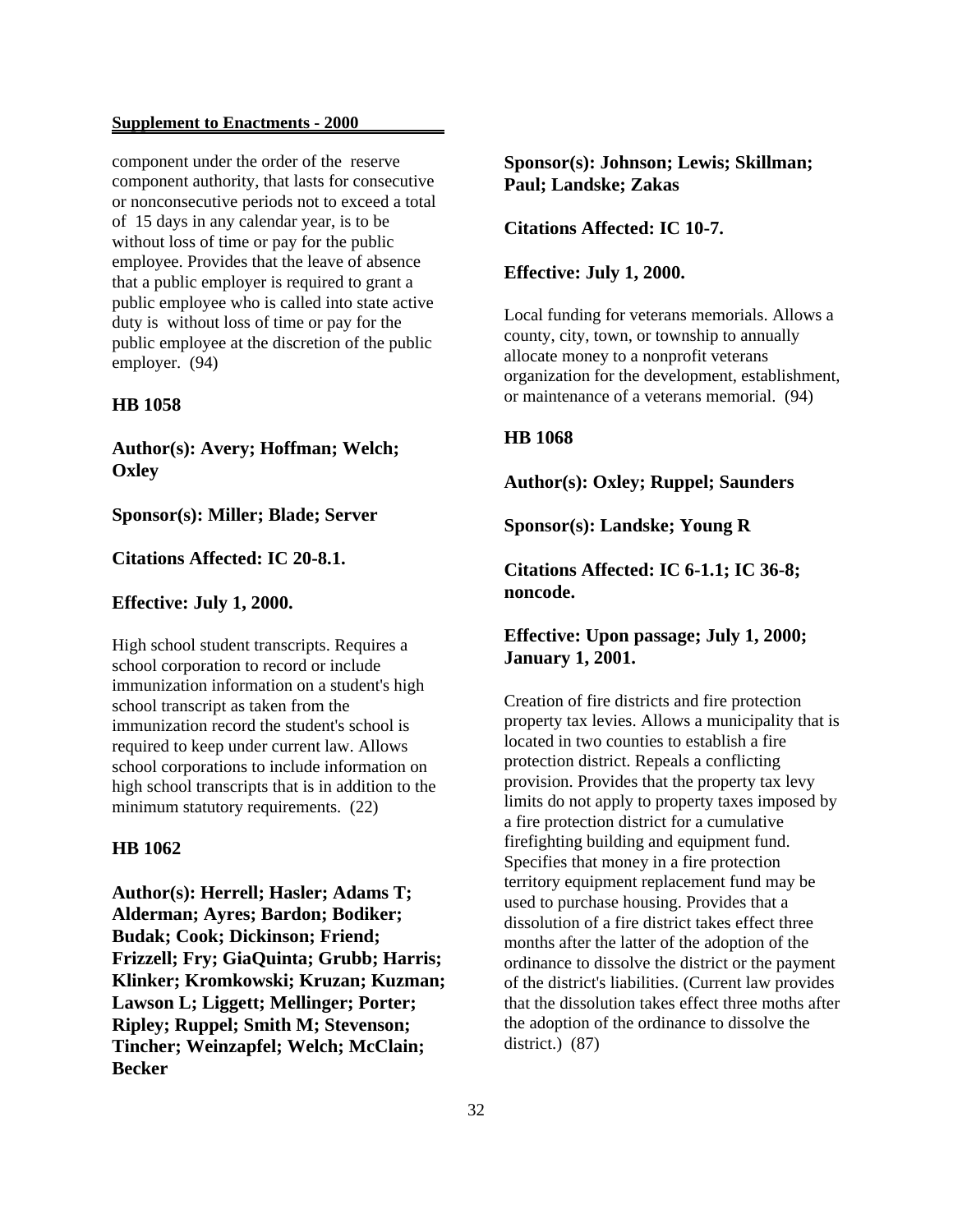component under the order of the reserve component authority, that lasts for consecutive or nonconsecutive periods not to exceed a total of 15 days in any calendar year, is to be without loss of time or pay for the public employee. Provides that the leave of absence that a public employer is required to grant a public employee who is called into state active duty is without loss of time or pay for the public employee at the discretion of the public employer. (94)

### HB 1058

**Author(s): Avery; Hoffman; Welch; Oxley**

**Sponsor(s): Miller; Blade; Server**

**Citations Affected: IC 20-8.1.**

**Effective: July 1, 2000.**

High school student transcripts. Requires a school corporation to record or include immunization information on a student's high school transcript as taken from the immunization record the student's school is required to keep under current law. Allows school corporations to include information on high school transcripts that is in addition to the minimum statutory requirements. (22)

### HB 1062

**Author(s): Herrell; Hasler; Adams T; Alderman; Ayres; Bardon; Bodiker; Budak; Cook; Dickinson; Friend; Frizzell; Fry; GiaQuinta; Grubb; Harris; Klinker; Kromkowski; Kruzan; Kuzman; Lawson L; Liggett; Mellinger; Porter; Ripley; Ruppel; Smith M; Stevenson; Tincher; Weinzapfel; Welch; McClain; Becker**

**Sponsor(s): Johnson; Lewis; Skillman; Paul; Landske; Zakas**

**Citations Affected: IC 10-7.**

**Effective: July 1, 2000.**

Local funding for veterans memorials. Allows a county, city, town, or township to annually allocate money to a nonprofit veterans organization for the development, establishment, or maintenance of a veterans memorial. (94)

### HB 1068

**Author(s): Oxley; Ruppel; Saunders**

**Sponsor(s): Landske; Young R**

**Citations Affected: IC 6-1.1; IC 36-8; noncode.**

**Effective: Upon passage; July 1, 2000; January 1, 2001.**

Creation of fire districts and fire protection property tax levies. Allows a municipality that is located in two counties to establish a fire protection district. Repeals a conflicting provision. Provides that the property tax levy limits do not apply to property taxes imposed by a fire protection district for a cumulative firefighting building and equipment fund. Specifies that money in a fire protection territory equipment replacement fund may be used to purchase housing. Provides that a dissolution of a fire district takes effect three months after the latter of the adoption of the ordinance to dissolve the district or the payment of the district's liabilities. (Current law provides that the dissolution takes effect three moths after the adoption of the ordinance to dissolve the district.) (87)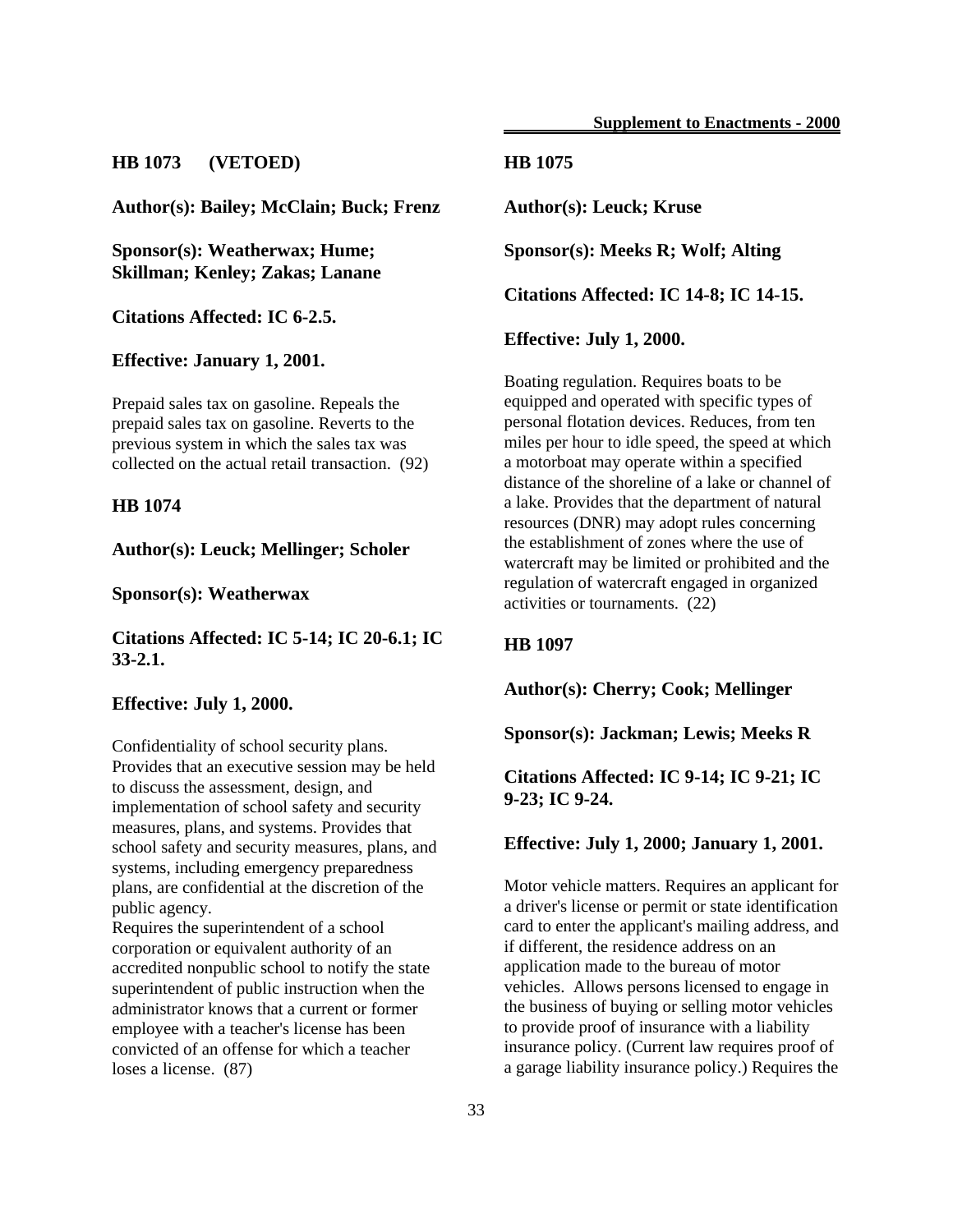**HB 1073 (VETOED)**

**Author(s): Bailey; McClain; Buck; Frenz**

**Sponsor(s): Weatherwax; Hume; Skillman; Kenley; Zakas; Lanane**

**Citations Affected: IC 6-2.5.**

**Effective: January 1, 2001.**

Prepaid sales tax on gasoline. Repeals the prepaid sales tax on gasoline. Reverts to the previous system in which the sales tax was collected on the actual retail transaction. (92)

**HB 1074**

**Author(s): Leuck; Mellinger; Scholer**

**Sponsor(s): Weatherwax**

**Citations Affected: IC 5-14; IC 20-6.1; IC 33-2.1.**

**Effective: July 1, 2000.**

Confidentiality of school security plans. Provides that an executive session may be held to discuss the assessment, design, and implementation of school safety and security measures, plans, and systems. Provides that school safety and security measures, plans, and systems, including emergency preparedness plans, are confidential at the discretion of the public agency.
Requires the superintendent of a school corporation or equivalent authority of an accredited nonpublic school to notify the state superintendent of public instruction when the administrator knows that a current or former employee with a teacher's license has been convicted of an offense for which a teacher loses a license. (87)

**HB 1075**

**Author(s): Leuck; Kruse**

**Sponsor(s): Meeks R; Wolf; Alting**

**Citations Affected: IC 14-8; IC 14-15.**

**Effective: July 1, 2000.**

Boating regulation. Requires boats to be equipped and operated with specific types of personal flotation devices. Reduces, from ten miles per hour to idle speed, the speed at which a motorboat may operate within a specified distance of the shoreline of a lake or channel of a lake. Provides that the department of natural resources (DNR) may adopt rules concerning the establishment of zones where the use of watercraft may be limited or prohibited and the regulation of watercraft engaged in organized activities or tournaments. (22)

**HB 1097**

**Author(s): Cherry; Cook; Mellinger**

**Sponsor(s): Jackman; Lewis; Meeks R**

**Citations Affected: IC 9-14; IC 9-21; IC 9-23; IC 9-24.**

**Effective: July 1, 2000; January 1, 2001.**

Motor vehicle matters. Requires an applicant for a driver's license or permit or state identification card to enter the applicant's mailing address, and if different, the residence address on an application made to the bureau of motor vehicles. Allows persons licensed to engage in the business of buying or selling motor vehicles to provide proof of insurance with a liability insurance policy. (Current law requires proof of a garage liability insurance policy.) Requires the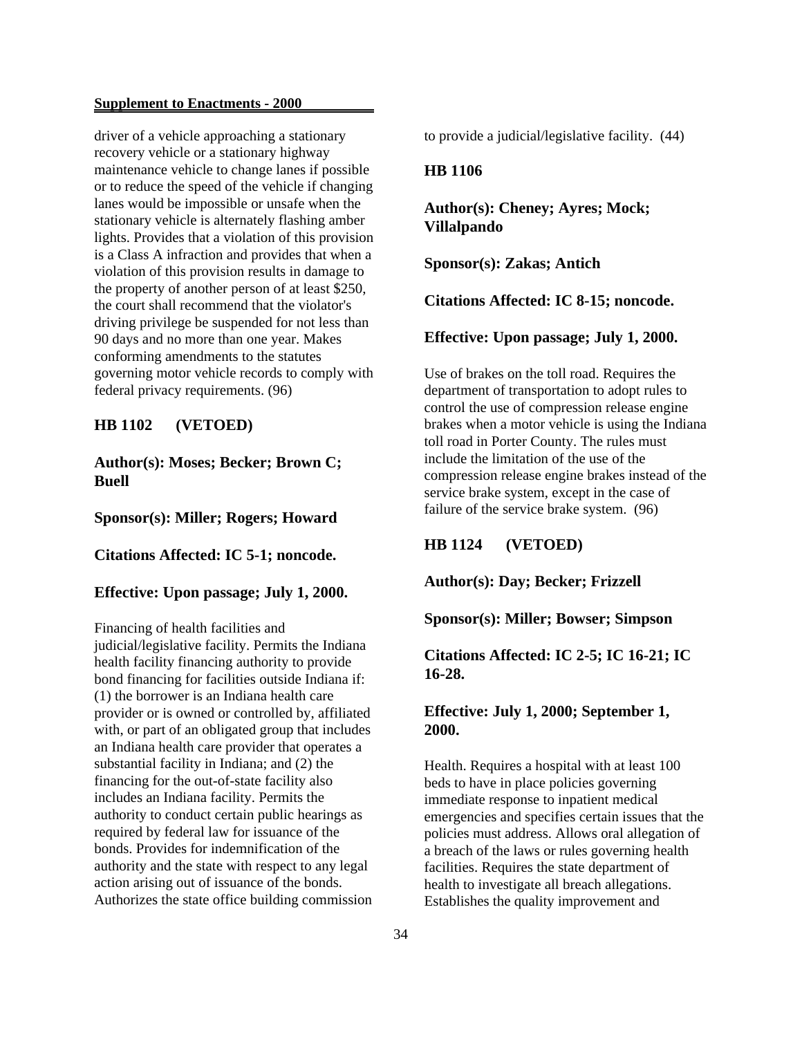driver of a vehicle approaching a stationary recovery vehicle or a stationary highway maintenance vehicle to change lanes if possible or to reduce the speed of the vehicle if changing lanes would be impossible or unsafe when the stationary vehicle is alternately flashing amber lights. Provides that a violation of this provision is a Class A infraction and provides that when a violation of this provision results in damage to the property of another person of at least $250, the court shall recommend that the violator's driving privilege be suspended for not less than 90 days and no more than one year. Makes conforming amendments to the statutes governing motor vehicle records to comply with federal privacy requirements. (96)

**HB 1102 (VETOED)**

**Author(s): Moses; Becker; Brown C; Buell**

**Sponsor(s): Miller; Rogers; Howard**

**Citations Affected: IC 5-1; noncode.**

**Effective: Upon passage; July 1, 2000.**

Financing of health facilities and judicial/legislative facility. Permits the Indiana health facility financing authority to provide bond financing for facilities outside Indiana if: (1) the borrower is an Indiana health care provider or is owned or controlled by, affiliated with, or part of an obligated group that includes an Indiana health care provider that operates a substantial facility in Indiana; and (2) the financing for the out-of-state facility also includes an Indiana facility. Permits the authority to conduct certain public hearings as required by federal law for issuance of the bonds. Provides for indemnification of the authority and the state with respect to any legal action arising out of issuance of the bonds. Authorizes the state office building commission to provide a judicial/legislative facility. (44)

**HB 1106**

**Author(s): Cheney; Ayres; Mock; Villalpando**

**Sponsor(s): Zakas; Antich**

**Citations Affected: IC 8-15; noncode.**

**Effective: Upon passage; July 1, 2000.**

Use of brakes on the toll road. Requires the department of transportation to adopt rules to control the use of compression release engine brakes when a motor vehicle is using the Indiana toll road in Porter County. The rules must include the limitation of the use of the compression release engine brakes instead of the service brake system, except in the case of failure of the service brake system. (96)

**HB 1124 (VETOED)**

**Author(s): Day; Becker; Frizzell**

**Sponsor(s): Miller; Bowser; Simpson**

**Citations Affected: IC 2-5; IC 16-21; IC 16-28.**

**Effective: July 1, 2000; September 1, 2000.**

Health. Requires a hospital with at least 100 beds to have in place policies governing immediate response to inpatient medical emergencies and specifies certain issues that the policies must address. Allows oral allegation of a breach of the laws or rules governing health facilities. Requires the state department of health to investigate all breach allegations. Establishes the quality improvement and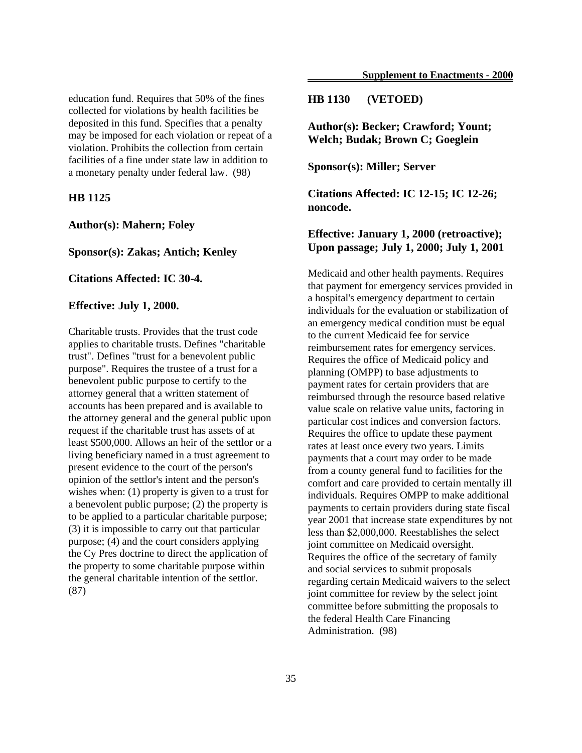education fund. Requires that 50% of the fines collected for violations by health facilities be deposited in this fund. Specifies that a penalty may be imposed for each violation or repeat of a violation. Prohibits the collection from certain facilities of a fine under state law in addition to a monetary penalty under federal law. (98)

**HB 1125**

**Author(s): Mahern; Foley**

**Sponsor(s): Zakas; Antich; Kenley**

**Citations Affected: IC 30-4.**

**Effective: July 1, 2000.**

Charitable trusts. Provides that the trust code applies to charitable trusts. Defines "charitable trust". Defines "trust for a benevolent public purpose". Requires the trustee of a trust for a benevolent public purpose to certify to the attorney general that a written statement of accounts has been prepared and is available to the attorney general and the general public upon request if the charitable trust has assets of at least $500,000. Allows an heir of the settlor or a living beneficiary named in a trust agreement to present evidence to the court of the person's opinion of the settlor's intent and the person's wishes when: (1) property is given to a trust for a benevolent public purpose; (2) the property is to be applied to a particular charitable purpose; (3) it is impossible to carry out that particular purpose; (4) and the court considers applying the Cy Pres doctrine to direct the application of the property to some charitable purpose within the general charitable intention of the settlor. (87)

**HB 1130 (VETOED)**

**Author(s): Becker; Crawford; Yount; Welch; Budak; Brown C; Goeglein**

**Sponsor(s): Miller; Server**

**Citations Affected: IC 12-15; IC 12-26; noncode.**

**Effective: January 1, 2000 (retroactive); Upon passage; July 1, 2000; July 1, 2001**

Medicaid and other health payments. Requires that payment for emergency services provided in a hospital's emergency department to certain individuals for the evaluation or stabilization of an emergency medical condition must be equal to the current Medicaid fee for service reimbursement rates for emergency services. Requires the office of Medicaid policy and planning (OMPP) to base adjustments to payment rates for certain providers that are reimbursed through the resource based relative value scale on relative value units, factoring in particular cost indices and conversion factors. Requires the office to update these payment rates at least once every two years. Limits payments that a court may order to be made from a county general fund to facilities for the comfort and care provided to certain mentally ill individuals. Requires OMPP to make additional payments to certain providers during state fiscal year 2001 that increase state expenditures by not less than $2,000,000. Reestablishes the select joint committee on Medicaid oversight. Requires the office of the secretary of family and social services to submit proposals regarding certain Medicaid waivers to the select joint committee for review by the select joint committee before submitting the proposals to the federal Health Care Financing Administration. (98)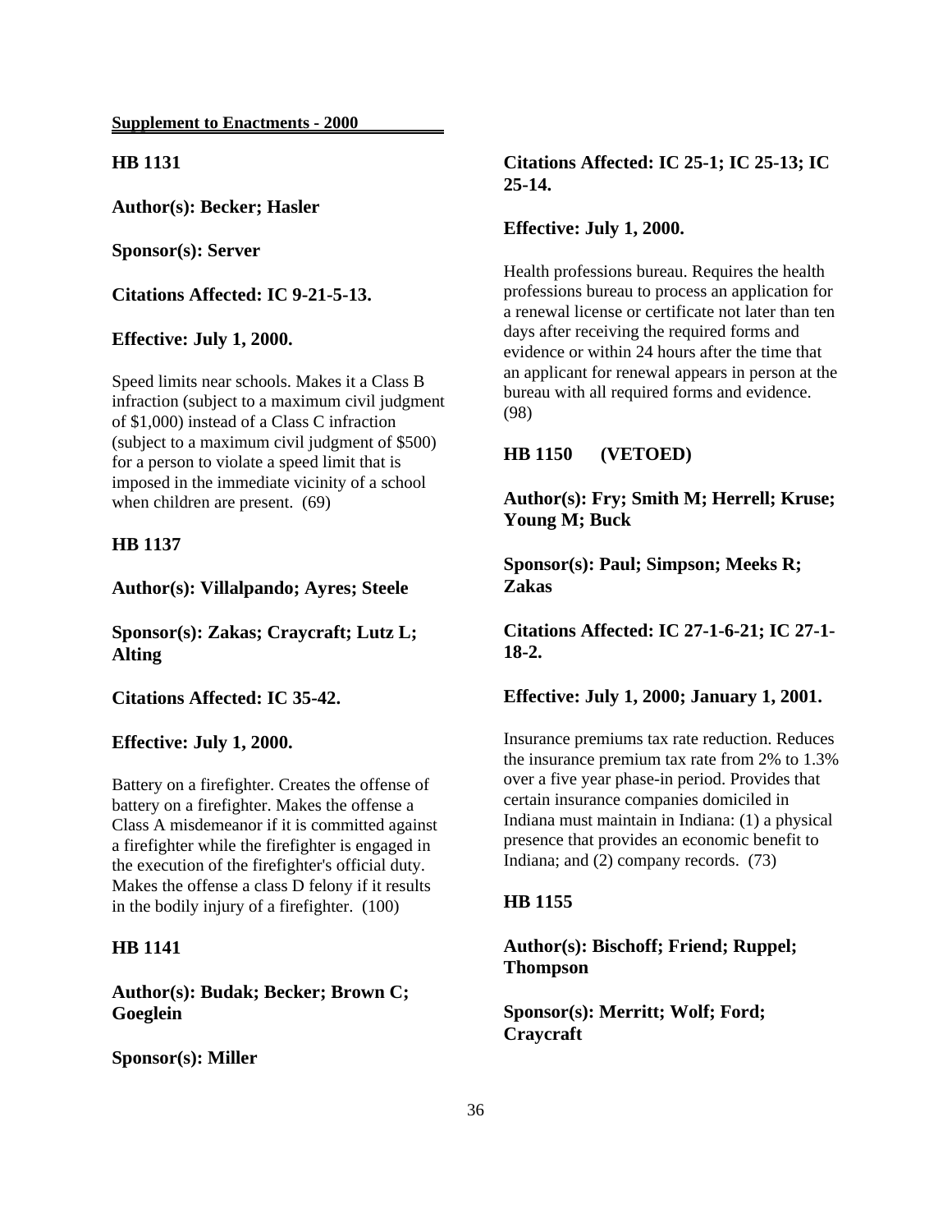**Supplement to Enactments - 2000**

**HB 1131**

**Author(s): Becker; Hasler**

**Sponsor(s): Server**

**Citations Affected: IC 9-21-5-13.**

**Effective: July 1, 2000.**

Speed limits near schools. Makes it a Class B infraction (subject to a maximum civil judgment of $1,000) instead of a Class C infraction (subject to a maximum civil judgment of $500) for a person to violate a speed limit that is imposed in the immediate vicinity of a school when children are present. (69)

**HB 1137**

**Author(s): Villalpando; Ayres; Steele**

**Sponsor(s): Zakas; Craycraft; Lutz L; Alting**

**Citations Affected: IC 35-42.**

**Effective: July 1, 2000.**

Battery on a firefighter. Creates the offense of battery on a firefighter. Makes the offense a Class A misdemeanor if it is committed against a firefighter while the firefighter is engaged in the execution of the firefighter's official duty. Makes the offense a class D felony if it results in the bodily injury of a firefighter. (100)

**HB 1141**

**Author(s): Budak; Becker; Brown C; Goeglein**

**Sponsor(s): Miller**

**Citations Affected: IC 25-1; IC 25-13; IC 25-14.**

**Effective: July 1, 2000.**

Health professions bureau. Requires the health professions bureau to process an application for a renewal license or certificate not later than ten days after receiving the required forms and evidence or within 24 hours after the time that an applicant for renewal appears in person at the bureau with all required forms and evidence. (98)

**HB 1150 (VETOED)**

**Author(s): Fry; Smith M; Herrell; Kruse; Young M; Buck**

**Sponsor(s): Paul; Simpson; Meeks R; Zakas**

**Citations Affected: IC 27-1-6-21; IC 27-1-18-2.**

**Effective: July 1, 2000; January 1, 2001.**

Insurance premiums tax rate reduction. Reduces the insurance premium tax rate from 2% to 1.3% over a five year phase-in period. Provides that certain insurance companies domiciled in Indiana must maintain in Indiana: (1) a physical presence that provides an economic benefit to Indiana; and (2) company records. (73)

**HB 1155**

**Author(s): Bischoff; Friend; Ruppel; Thompson**

**Sponsor(s): Merritt; Wolf; Ford; Craycraft**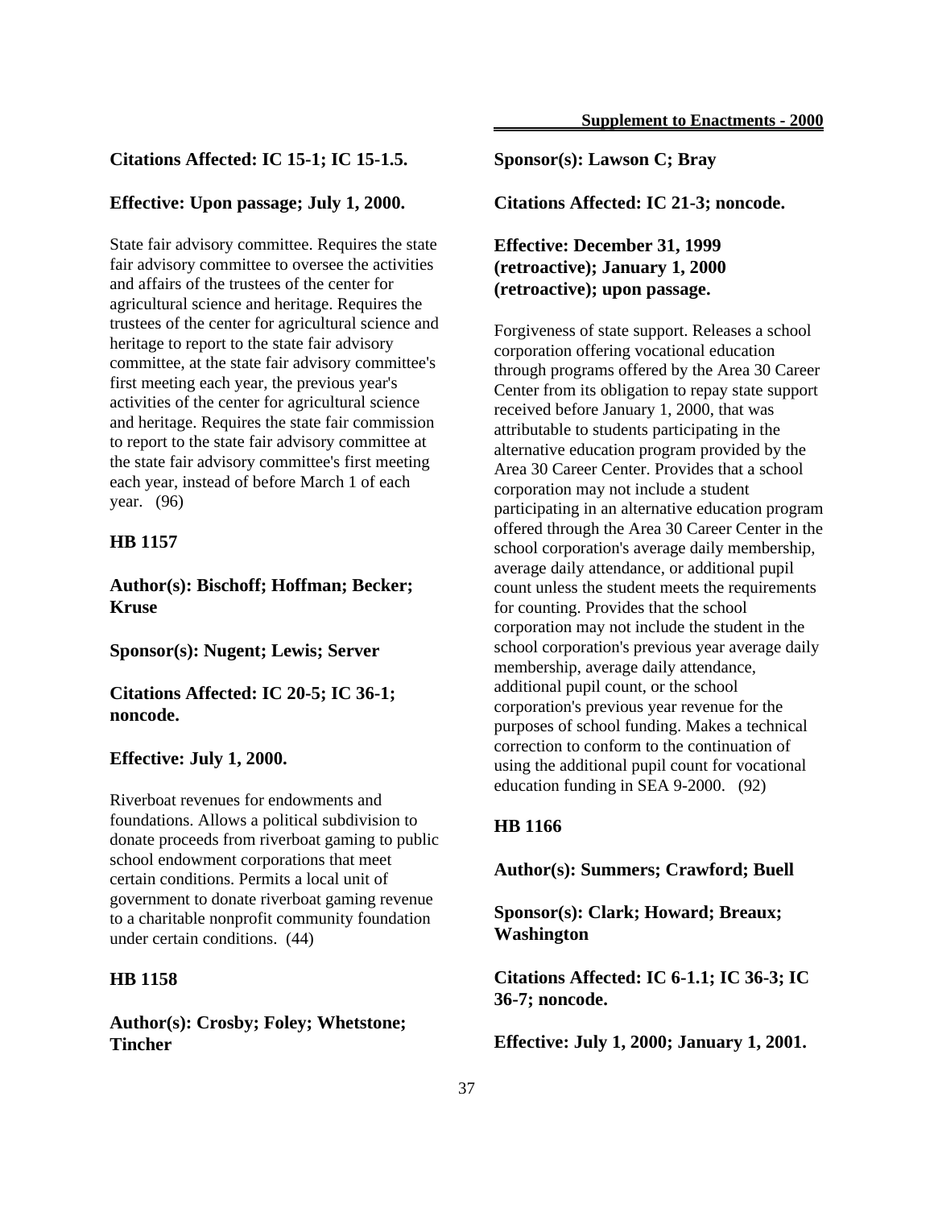**Citations Affected: IC 15-1; IC 15-1.5.**

**Effective: Upon passage; July 1, 2000.**

State fair advisory committee. Requires the state fair advisory committee to oversee the activities and affairs of the trustees of the center for agricultural science and heritage. Requires the trustees of the center for agricultural science and heritage to report to the state fair advisory committee, at the state fair advisory committee's first meeting each year, the previous year's activities of the center for agricultural science and heritage. Requires the state fair commission to report to the state fair advisory committee at the state fair advisory committee's first meeting each year, instead of before March 1 of each year. (96)

### HB 1157

**Author(s): Bischoff; Hoffman; Becker; Kruse**

**Sponsor(s): Nugent; Lewis; Server**

**Citations Affected: IC 20-5; IC 36-1; noncode.**

**Effective: July 1, 2000.**

Riverboat revenues for endowments and foundations. Allows a political subdivision to donate proceeds from riverboat gaming to public school endowment corporations that meet certain conditions. Permits a local unit of government to donate riverboat gaming revenue to a charitable nonprofit community foundation under certain conditions. (44)

### HB 1158

**Author(s): Crosby; Foley; Whetstone; Tincher**

**Sponsor(s): Lawson C; Bray**

**Citations Affected: IC 21-3; noncode.**

**Effective: December 31, 1999 (retroactive); January 1, 2000 (retroactive); upon passage.**

Forgiveness of state support. Releases a school corporation offering vocational education through programs offered by the Area 30 Career Center from its obligation to repay state support received before January 1, 2000, that was attributable to students participating in the alternative education program provided by the Area 30 Career Center. Provides that a school corporation may not include a student participating in an alternative education program offered through the Area 30 Career Center in the school corporation's average daily membership, average daily attendance, or additional pupil count unless the student meets the requirements for counting. Provides that the school corporation may not include the student in the school corporation's previous year average daily membership, average daily attendance, additional pupil count, or the school corporation's previous year revenue for the purposes of school funding. Makes a technical correction to conform to the continuation of using the additional pupil count for vocational education funding in SEA 9-2000. (92)

### HB 1166

**Author(s): Summers; Crawford; Buell**

**Sponsor(s): Clark; Howard; Breaux; Washington**

**Citations Affected: IC 6-1.1; IC 36-3; IC 36-7; noncode.**

**Effective: July 1, 2000; January 1, 2001.**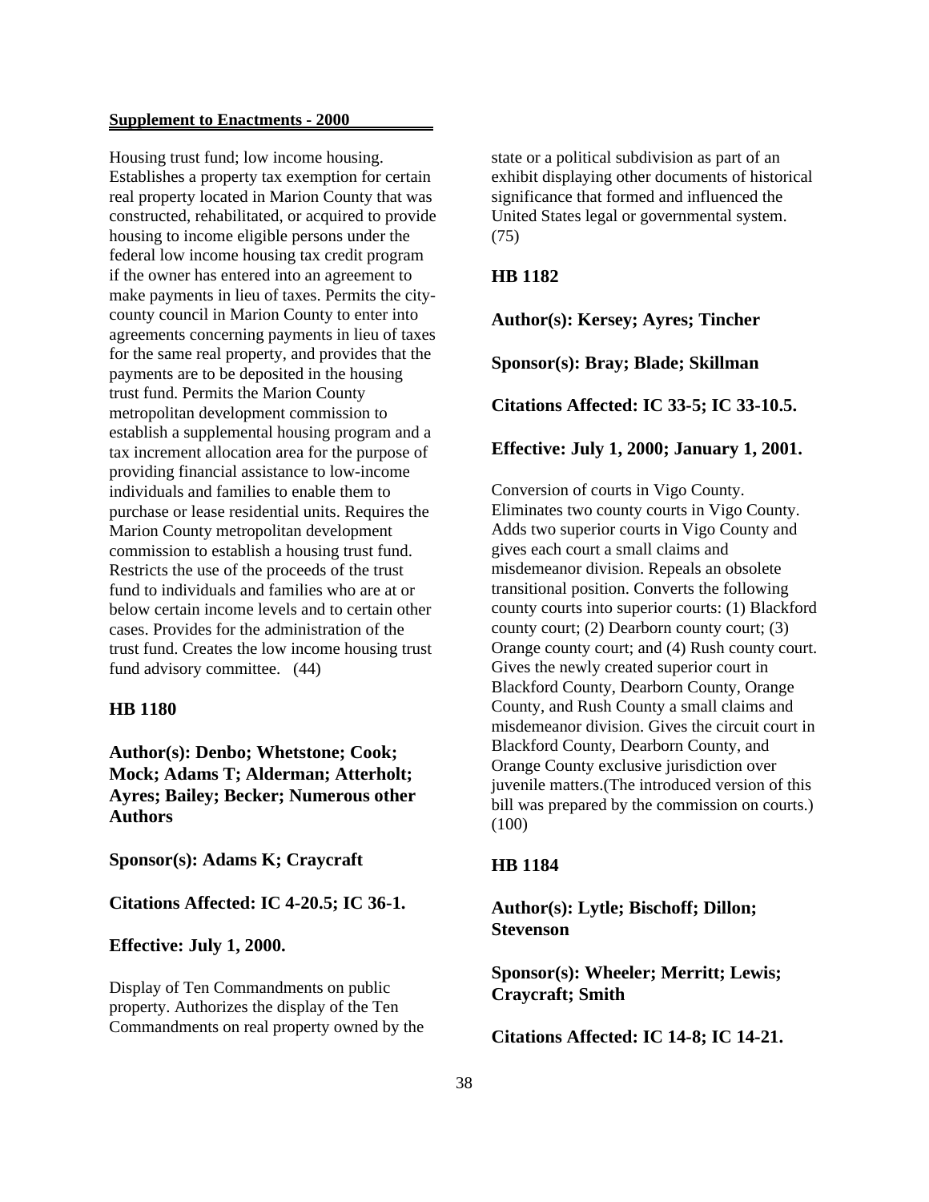Housing trust fund; low income housing. Establishes a property tax exemption for certain real property located in Marion County that was constructed, rehabilitated, or acquired to provide housing to income eligible persons under the federal low income housing tax credit program if the owner has entered into an agreement to make payments in lieu of taxes. Permits the city-county council in Marion County to enter into agreements concerning payments in lieu of taxes for the same real property, and provides that the payments are to be deposited in the housing trust fund. Permits the Marion County metropolitan development commission to establish a supplemental housing program and a tax increment allocation area for the purpose of providing financial assistance to low-income individuals and families to enable them to purchase or lease residential units. Requires the Marion County metropolitan development commission to establish a housing trust fund. Restricts the use of the proceeds of the trust fund to individuals and families who are at or below certain income levels and to certain other cases. Provides for the administration of the trust fund. Creates the low income housing trust fund advisory committee. (44)

### HB 1180

**Author(s): Denbo; Whetstone; Cook; Mock; Adams T; Alderman; Atterholt; Ayres; Bailey; Becker; Numerous other Authors**

**Sponsor(s): Adams K; Craycraft**

**Citations Affected: IC 4-20.5; IC 36-1.**

**Effective: July 1, 2000.**

Display of Ten Commandments on public property. Authorizes the display of the Ten Commandments on real property owned by the state or a political subdivision as part of an exhibit displaying other documents of historical significance that formed and influenced the United States legal or governmental system. (75)

### HB 1182

**Author(s): Kersey; Ayres; Tincher**

**Sponsor(s): Bray; Blade; Skillman**

**Citations Affected: IC 33-5; IC 33-10.5.**

**Effective: July 1, 2000; January 1, 2001.**

Conversion of courts in Vigo County. Eliminates two county courts in Vigo County. Adds two superior courts in Vigo County and gives each court a small claims and misdemeanor division. Repeals an obsolete transitional position. Converts the following county courts into superior courts: (1) Blackford county court; (2) Dearborn county court; (3) Orange county court; and (4) Rush county court. Gives the newly created superior court in Blackford County, Dearborn County, Orange County, and Rush County a small claims and misdemeanor division. Gives the circuit court in Blackford County, Dearborn County, and Orange County exclusive jurisdiction over juvenile matters.(The introduced version of this bill was prepared by the commission on courts.) (100)

### HB 1184

**Author(s): Lytle; Bischoff; Dillon; Stevenson**

**Sponsor(s): Wheeler; Merritt; Lewis; Craycraft; Smith**

**Citations Affected: IC 14-8; IC 14-21.**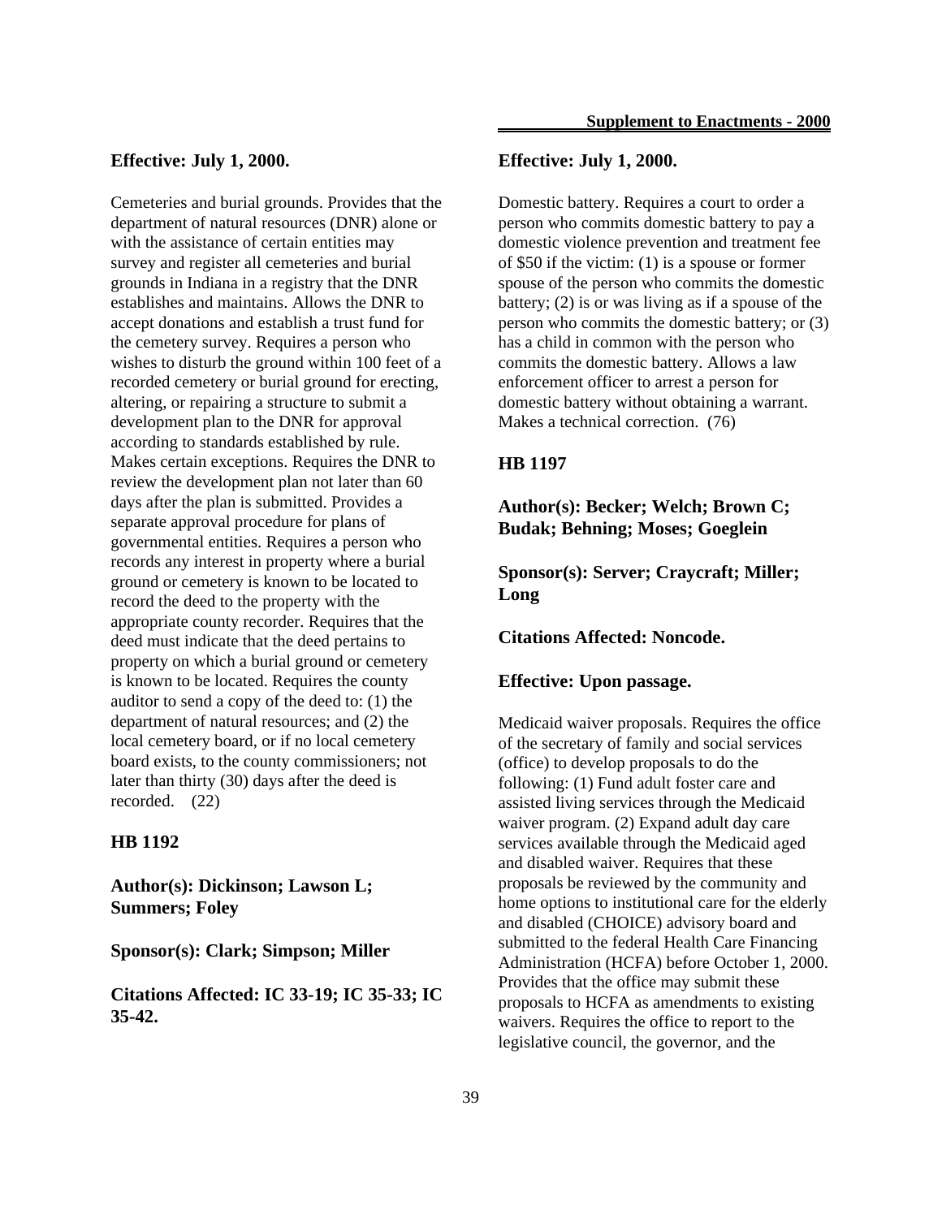**Effective: July 1, 2000.**

Cemeteries and burial grounds. Provides that the department of natural resources (DNR) alone or with the assistance of certain entities may survey and register all cemeteries and burial grounds in Indiana in a registry that the DNR establishes and maintains. Allows the DNR to accept donations and establish a trust fund for the cemetery survey. Requires a person who wishes to disturb the ground within 100 feet of a recorded cemetery or burial ground for erecting, altering, or repairing a structure to submit a development plan to the DNR for approval according to standards established by rule. Makes certain exceptions. Requires the DNR to review the development plan not later than 60 days after the plan is submitted. Provides a separate approval procedure for plans of governmental entities. Requires a person who records any interest in property where a burial ground or cemetery is known to be located to record the deed to the property with the appropriate county recorder. Requires that the deed must indicate that the deed pertains to property on which a burial ground or cemetery is known to be located. Requires the county auditor to send a copy of the deed to: (1) the department of natural resources; and (2) the local cemetery board, or if no local cemetery board exists, to the county commissioners; not later than thirty (30) days after the deed is recorded. (22)

**HB 1192**

**Author(s): Dickinson; Lawson L; Summers; Foley**

**Sponsor(s): Clark; Simpson; Miller**

**Citations Affected: IC 33-19; IC 35-33; IC 35-42.**

**Effective: July 1, 2000.**

Domestic battery. Requires a court to order a person who commits domestic battery to pay a domestic violence prevention and treatment fee of $50 if the victim: (1) is a spouse or former spouse of the person who commits the domestic battery; (2) is or was living as if a spouse of the person who commits the domestic battery; or (3) has a child in common with the person who commits the domestic battery. Allows a law enforcement officer to arrest a person for domestic battery without obtaining a warrant. Makes a technical correction. (76)

**HB 1197**

**Author(s): Becker; Welch; Brown C; Budak; Behning; Moses; Goeglein**

**Sponsor(s): Server; Craycraft; Miller; Long**

**Citations Affected: Noncode.**

**Effective: Upon passage.**

Medicaid waiver proposals. Requires the office of the secretary of family and social services (office) to develop proposals to do the following: (1) Fund adult foster care and assisted living services through the Medicaid waiver program. (2) Expand adult day care services available through the Medicaid aged and disabled waiver. Requires that these proposals be reviewed by the community and home options to institutional care for the elderly and disabled (CHOICE) advisory board and submitted to the federal Health Care Financing Administration (HCFA) before October 1, 2000. Provides that the office may submit these proposals to HCFA as amendments to existing waivers. Requires the office to report to the legislative council, the governor, and the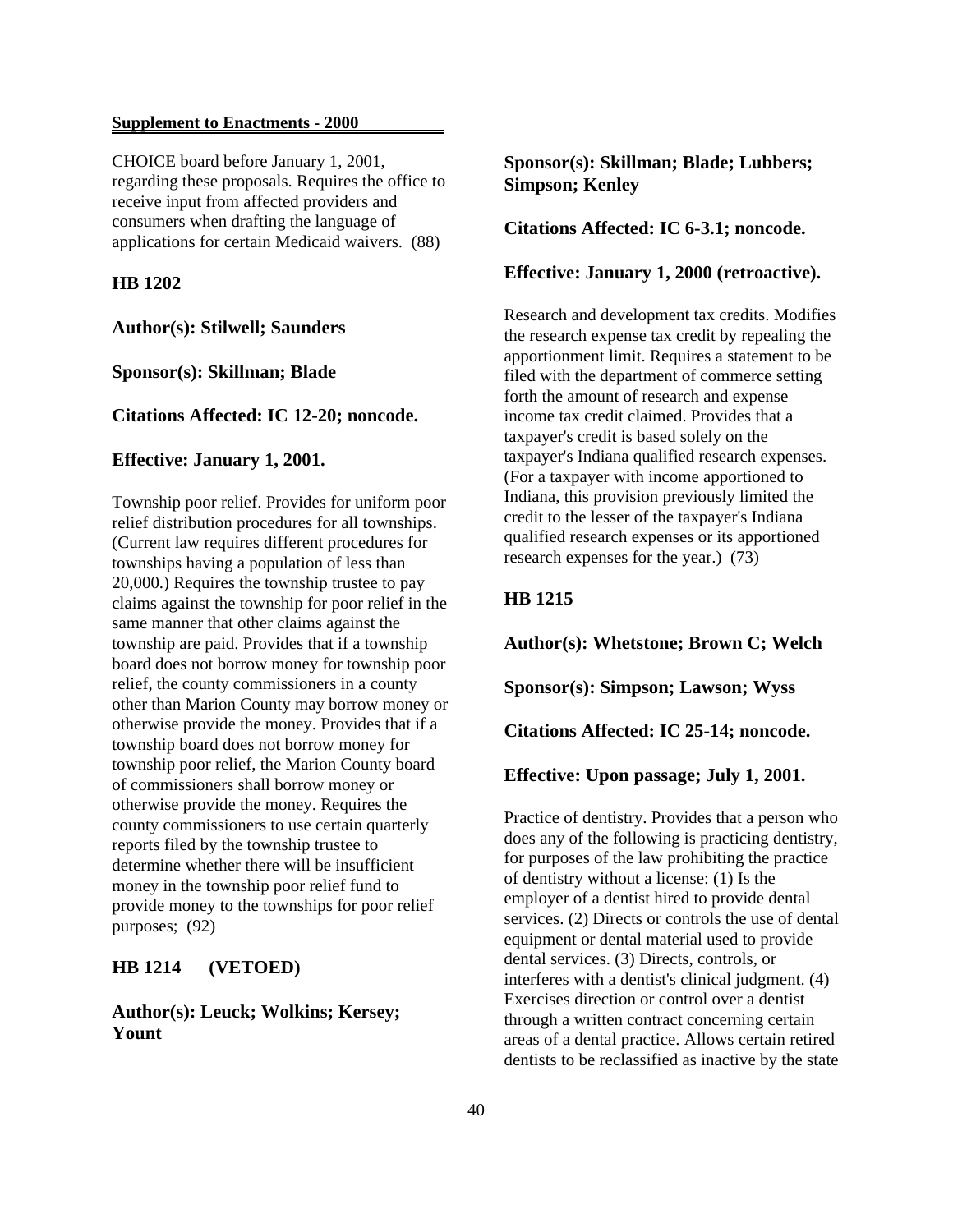CHOICE board before January 1, 2001, regarding these proposals. Requires the office to receive input from affected providers and consumers when drafting the language of applications for certain Medicaid waivers. (88)

**HB 1202**

**Author(s): Stilwell; Saunders**

**Sponsor(s): Skillman; Blade**

**Citations Affected: IC 12-20; noncode.**

**Effective: January 1, 2001.**

Township poor relief. Provides for uniform poor relief distribution procedures for all townships. (Current law requires different procedures for townships having a population of less than 20,000.) Requires the township trustee to pay claims against the township for poor relief in the same manner that other claims against the township are paid. Provides that if a township board does not borrow money for township poor relief, the county commissioners in a county other than Marion County may borrow money or otherwise provide the money. Provides that if a township board does not borrow money for township poor relief, the Marion County board of commissioners shall borrow money or otherwise provide the money. Requires the county commissioners to use certain quarterly reports filed by the township trustee to determine whether there will be insufficient money in the township poor relief fund to provide money to the townships for poor relief purposes; (92)

**HB 1214 (VETOED)**

**Author(s): Leuck; Wolkins; Kersey; Yount**

**Sponsor(s): Skillman; Blade; Lubbers; Simpson; Kenley**

**Citations Affected: IC 6-3.1; noncode.**

**Effective: January 1, 2000 (retroactive).**

Research and development tax credits. Modifies the research expense tax credit by repealing the apportionment limit. Requires a statement to be filed with the department of commerce setting forth the amount of research and expense income tax credit claimed. Provides that a taxpayer's credit is based solely on the taxpayer's Indiana qualified research expenses. (For a taxpayer with income apportioned to Indiana, this provision previously limited the credit to the lesser of the taxpayer's Indiana qualified research expenses or its apportioned research expenses for the year.) (73)

**HB 1215**

**Author(s): Whetstone; Brown C; Welch**

**Sponsor(s): Simpson; Lawson; Wyss**

**Citations Affected: IC 25-14; noncode.**

**Effective: Upon passage; July 1, 2001.**

Practice of dentistry. Provides that a person who does any of the following is practicing dentistry, for purposes of the law prohibiting the practice of dentistry without a license: (1) Is the employer of a dentist hired to provide dental services. (2) Directs or controls the use of dental equipment or dental material used to provide dental services. (3) Directs, controls, or interferes with a dentist's clinical judgment. (4) Exercises direction or control over a dentist through a written contract concerning certain areas of a dental practice. Allows certain retired dentists to be reclassified as inactive by the state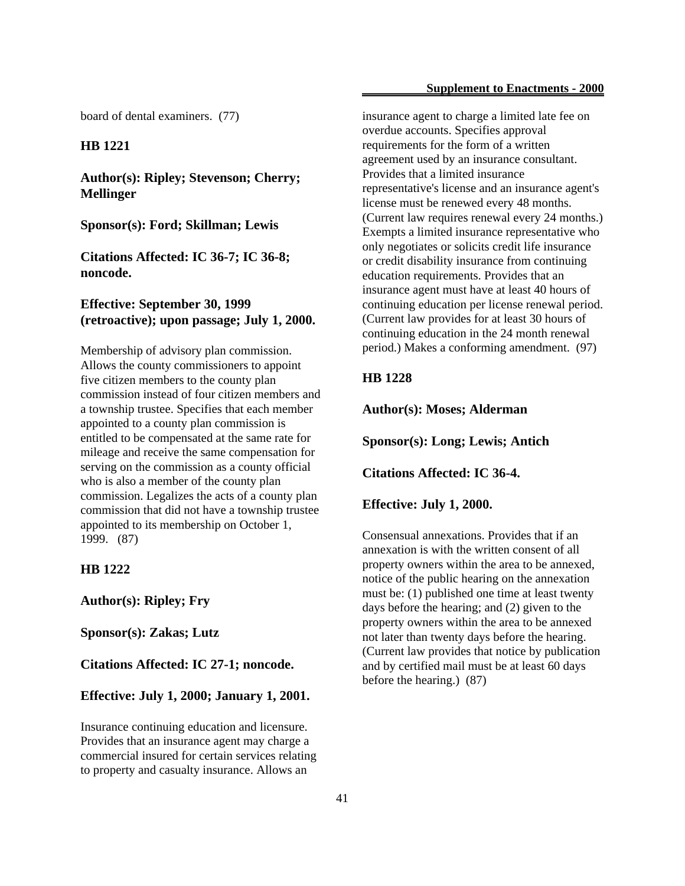board of dental examiners. (77)

**HB 1221**

**Author(s): Ripley; Stevenson; Cherry; Mellinger**

**Sponsor(s): Ford; Skillman; Lewis**

**Citations Affected: IC 36-7; IC 36-8; noncode.**

**Effective: September 30, 1999 (retroactive); upon passage; July 1, 2000.**

Membership of advisory plan commission. Allows the county commissioners to appoint five citizen members to the county plan commission instead of four citizen members and a township trustee. Specifies that each member appointed to a county plan commission is entitled to be compensated at the same rate for mileage and receive the same compensation for serving on the commission as a county official who is also a member of the county plan commission. Legalizes the acts of a county plan commission that did not have a township trustee appointed to its membership on October 1, 1999. (87)

**HB 1222**

**Author(s): Ripley; Fry**

**Sponsor(s): Zakas; Lutz**

**Citations Affected: IC 27-1; noncode.**

**Effective: July 1, 2000; January 1, 2001.**

Insurance continuing education and licensure. Provides that an insurance agent may charge a commercial insured for certain services relating to property and casualty insurance. Allows an insurance agent to charge a limited late fee on overdue accounts. Specifies approval requirements for the form of a written agreement used by an insurance consultant. Provides that a limited insurance representative's license and an insurance agent's license must be renewed every 48 months. (Current law requires renewal every 24 months.) Exempts a limited insurance representative who only negotiates or solicits credit life insurance or credit disability insurance from continuing education requirements. Provides that an insurance agent must have at least 40 hours of continuing education per license renewal period. (Current law provides for at least 30 hours of continuing education in the 24 month renewal period.) Makes a conforming amendment. (97)

**HB 1228**

**Author(s): Moses; Alderman**

**Sponsor(s): Long; Lewis; Antich**

**Citations Affected: IC 36-4.**

**Effective: July 1, 2000.**

Consensual annexations. Provides that if an annexation is with the written consent of all property owners within the area to be annexed, notice of the public hearing on the annexation must be: (1) published one time at least twenty days before the hearing; and (2) given to the property owners within the area to be annexed not later than twenty days before the hearing. (Current law provides that notice by publication and by certified mail must be at least 60 days before the hearing.) (87)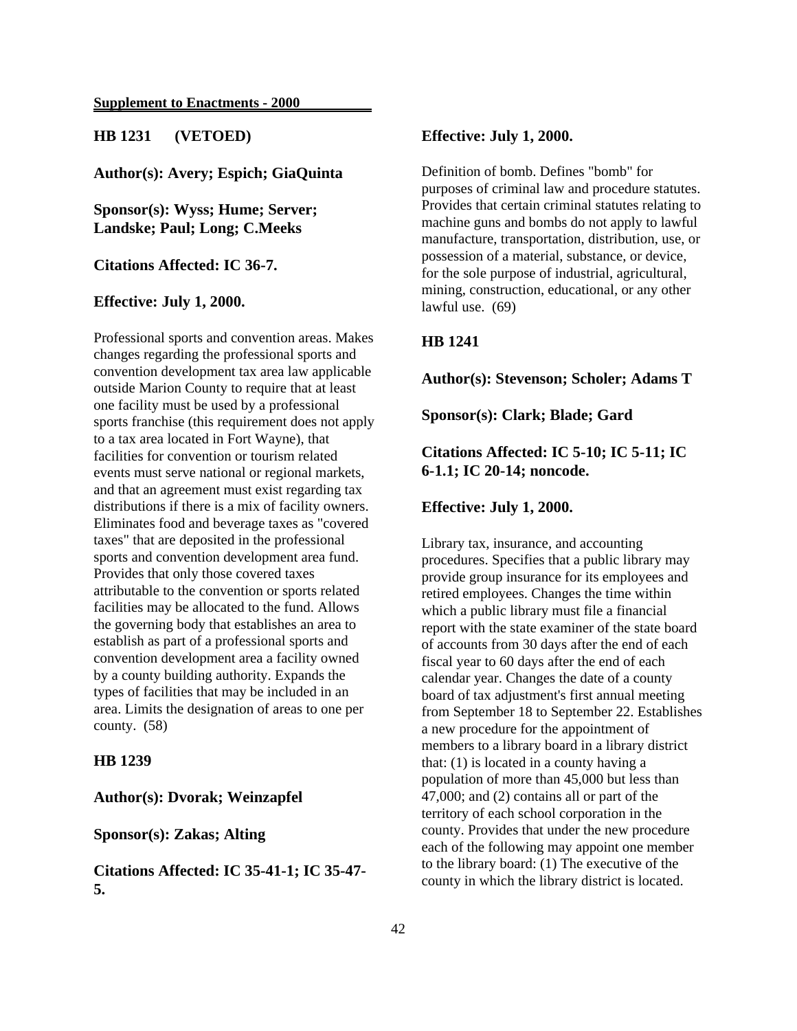**Supplement to Enactments - 2000**

**HB 1231 (VETOED)**

**Author(s): Avery; Espich; GiaQuinta**

**Sponsor(s): Wyss; Hume; Server; Landske; Paul; Long; C.Meeks**

**Citations Affected: IC 36-7.**

**Effective: July 1, 2000.**

Professional sports and convention areas. Makes changes regarding the professional sports and convention development tax area law applicable outside Marion County to require that at least one facility must be used by a professional sports franchise (this requirement does not apply to a tax area located in Fort Wayne), that facilities for convention or tourism related events must serve national or regional markets, and that an agreement must exist regarding tax distributions if there is a mix of facility owners. Eliminates food and beverage taxes as "covered taxes" that are deposited in the professional sports and convention development area fund. Provides that only those covered taxes attributable to the convention or sports related facilities may be allocated to the fund. Allows the governing body that establishes an area to establish as part of a professional sports and convention development area a facility owned by a county building authority. Expands the types of facilities that may be included in an area. Limits the designation of areas to one per county. (58)

**HB 1239**

**Author(s): Dvorak; Weinzapfel**

**Sponsor(s): Zakas; Alting**

**Citations Affected: IC 35-41-1; IC 35-47-5.**

**Effective: July 1, 2000.**

Definition of bomb. Defines "bomb" for purposes of criminal law and procedure statutes. Provides that certain criminal statutes relating to machine guns and bombs do not apply to lawful manufacture, transportation, distribution, use, or possession of a material, substance, or device, for the sole purpose of industrial, agricultural, mining, construction, educational, or any other lawful use. (69)

**HB 1241**

**Author(s): Stevenson; Scholer; Adams T**

**Sponsor(s): Clark; Blade; Gard**

**Citations Affected: IC 5-10; IC 5-11; IC 6-1.1; IC 20-14; noncode.**

**Effective: July 1, 2000.**

Library tax, insurance, and accounting procedures. Specifies that a public library may provide group insurance for its employees and retired employees. Changes the time within which a public library must file a financial report with the state examiner of the state board of accounts from 30 days after the end of each fiscal year to 60 days after the end of each calendar year. Changes the date of a county board of tax adjustment's first annual meeting from September 18 to September 22. Establishes a new procedure for the appointment of members to a library board in a library district that: (1) is located in a county having a population of more than 45,000 but less than 47,000; and (2) contains all or part of the territory of each school corporation in the county. Provides that under the new procedure each of the following may appoint one member to the library board: (1) The executive of the county in which the library district is located.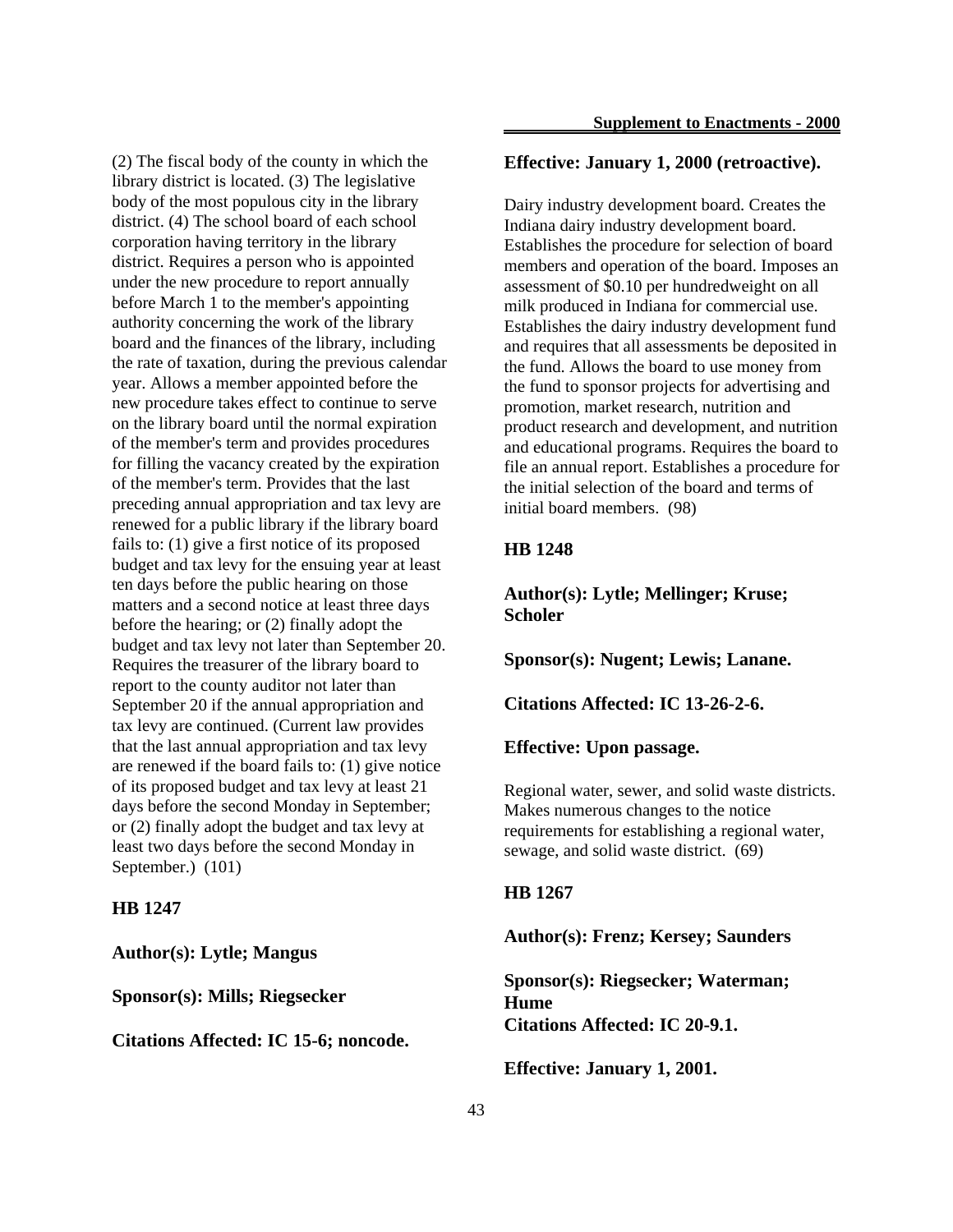(2) The fiscal body of the county in which the library district is located. (3) The legislative body of the most populous city in the library district. (4) The school board of each school corporation having territory in the library district. Requires a person who is appointed under the new procedure to report annually before March 1 to the member's appointing authority concerning the work of the library board and the finances of the library, including the rate of taxation, during the previous calendar year. Allows a member appointed before the new procedure takes effect to continue to serve on the library board until the normal expiration of the member's term and provides procedures for filling the vacancy created by the expiration of the member's term. Provides that the last preceding annual appropriation and tax levy are renewed for a public library if the library board fails to: (1) give a first notice of its proposed budget and tax levy for the ensuing year at least ten days before the public hearing on those matters and a second notice at least three days before the hearing; or (2) finally adopt the budget and tax levy not later than September 20. Requires the treasurer of the library board to report to the county auditor not later than September 20 if the annual appropriation and tax levy are continued. (Current law provides that the last annual appropriation and tax levy are renewed if the board fails to: (1) give notice of its proposed budget and tax levy at least 21 days before the second Monday in September; or (2) finally adopt the budget and tax levy at least two days before the second Monday in September.) (101)

**HB 1247**

**Author(s): Lytle; Mangus**

**Sponsor(s): Mills; Riegsecker**

**Citations Affected: IC 15-6; noncode.**

**Effective: January 1, 2000 (retroactive).**

Dairy industry development board. Creates the Indiana dairy industry development board. Establishes the procedure for selection of board members and operation of the board. Imposes an assessment of $0.10 per hundredweight on all milk produced in Indiana for commercial use. Establishes the dairy industry development fund and requires that all assessments be deposited in the fund. Allows the board to use money from the fund to sponsor projects for advertising and promotion, market research, nutrition and product research and development, and nutrition and educational programs. Requires the board to file an annual report. Establishes a procedure for the initial selection of the board and terms of initial board members. (98)

**HB 1248**

**Author(s): Lytle; Mellinger; Kruse; Scholer**

**Sponsor(s): Nugent; Lewis; Lanane.**

**Citations Affected: IC 13-26-2-6.**

**Effective: Upon passage.**

Regional water, sewer, and solid waste districts. Makes numerous changes to the notice requirements for establishing a regional water, sewage, and solid waste district. (69)

**HB 1267**

**Author(s): Frenz; Kersey; Saunders**

**Sponsor(s): Riegsecker; Waterman; Hume**

**Citations Affected: IC 20-9.1.**

**Effective: January 1, 2001.**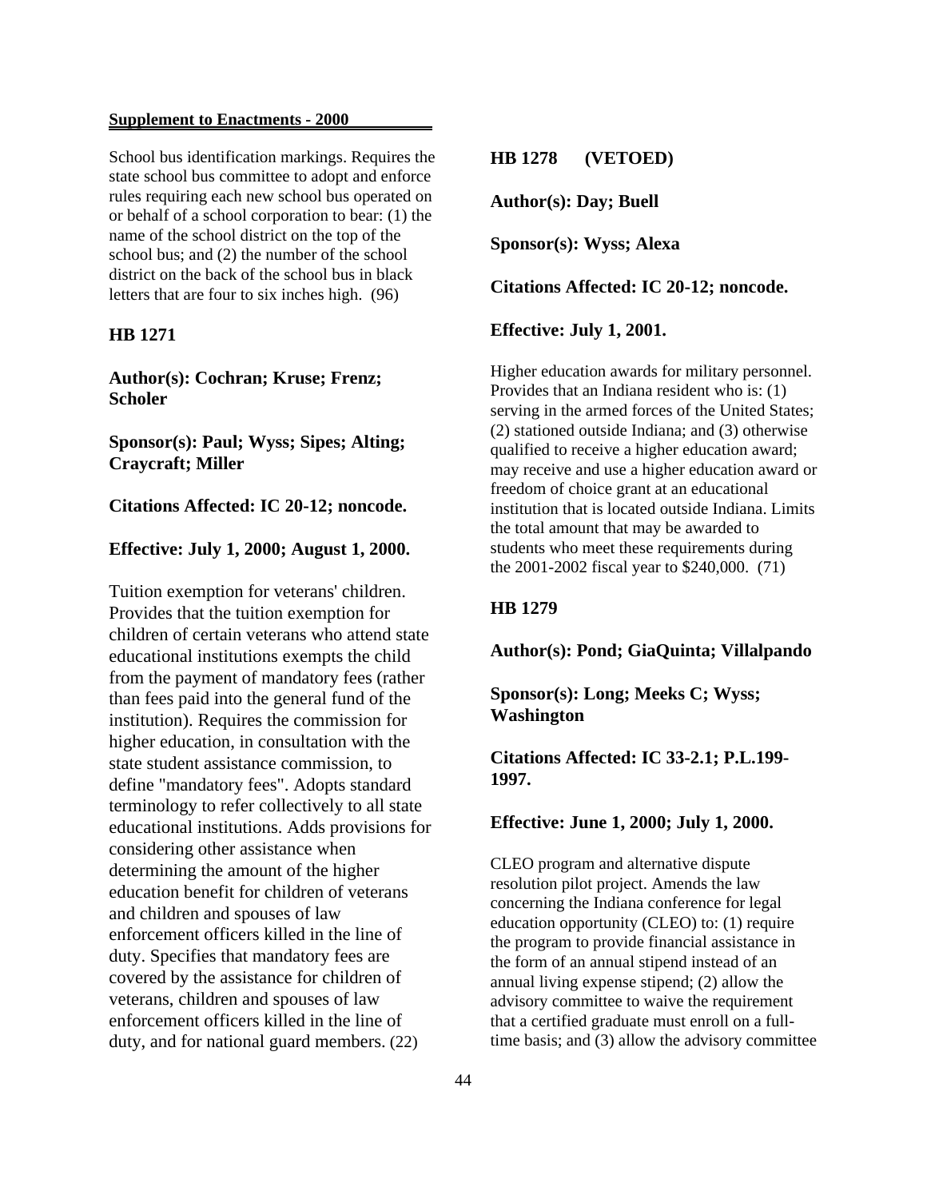School bus identification markings. Requires the state school bus committee to adopt and enforce rules requiring each new school bus operated on or behalf of a school corporation to bear: (1) the name of the school district on the top of the school bus; and (2) the number of the school district on the back of the school bus in black letters that are four to six inches high. (96)

**HB 1271**

**Author(s): Cochran; Kruse; Frenz; Scholer**

**Sponsor(s): Paul; Wyss; Sipes; Alting; Craycraft; Miller**

**Citations Affected: IC 20-12; noncode.**

**Effective: July 1, 2000; August 1, 2000.**

Tuition exemption for veterans' children. Provides that the tuition exemption for children of certain veterans who attend state educational institutions exempts the child from the payment of mandatory fees (rather than fees paid into the general fund of the institution). Requires the commission for higher education, in consultation with the state student assistance commission, to define "mandatory fees". Adopts standard terminology to refer collectively to all state educational institutions. Adds provisions for considering other assistance when determining the amount of the higher education benefit for children of veterans and children and spouses of law enforcement officers killed in the line of duty. Specifies that mandatory fees are covered by the assistance for children of veterans, children and spouses of law enforcement officers killed in the line of duty, and for national guard members. (22)

**HB 1278 (VETOED)**

**Author(s): Day; Buell**

**Sponsor(s): Wyss; Alexa**

**Citations Affected: IC 20-12; noncode.**

**Effective: July 1, 2001.**

Higher education awards for military personnel. Provides that an Indiana resident who is: (1) serving in the armed forces of the United States; (2) stationed outside Indiana; and (3) otherwise qualified to receive a higher education award; may receive and use a higher education award or freedom of choice grant at an educational institution that is located outside Indiana. Limits the total amount that may be awarded to students who meet these requirements during the 2001-2002 fiscal year to $240,000. (71)

**HB 1279**

**Author(s): Pond; GiaQuinta; Villalpando**

**Sponsor(s): Long; Meeks C; Wyss; Washington**

**Citations Affected: IC 33-2.1; P.L.199-1997.**

**Effective: June 1, 2000; July 1, 2000.**

CLEO program and alternative dispute resolution pilot project. Amends the law concerning the Indiana conference for legal education opportunity (CLEO) to: (1) require the program to provide financial assistance in the form of an annual stipend instead of an annual living expense stipend; (2) allow the advisory committee to waive the requirement that a certified graduate must enroll on a full-time basis; and (3) allow the advisory committee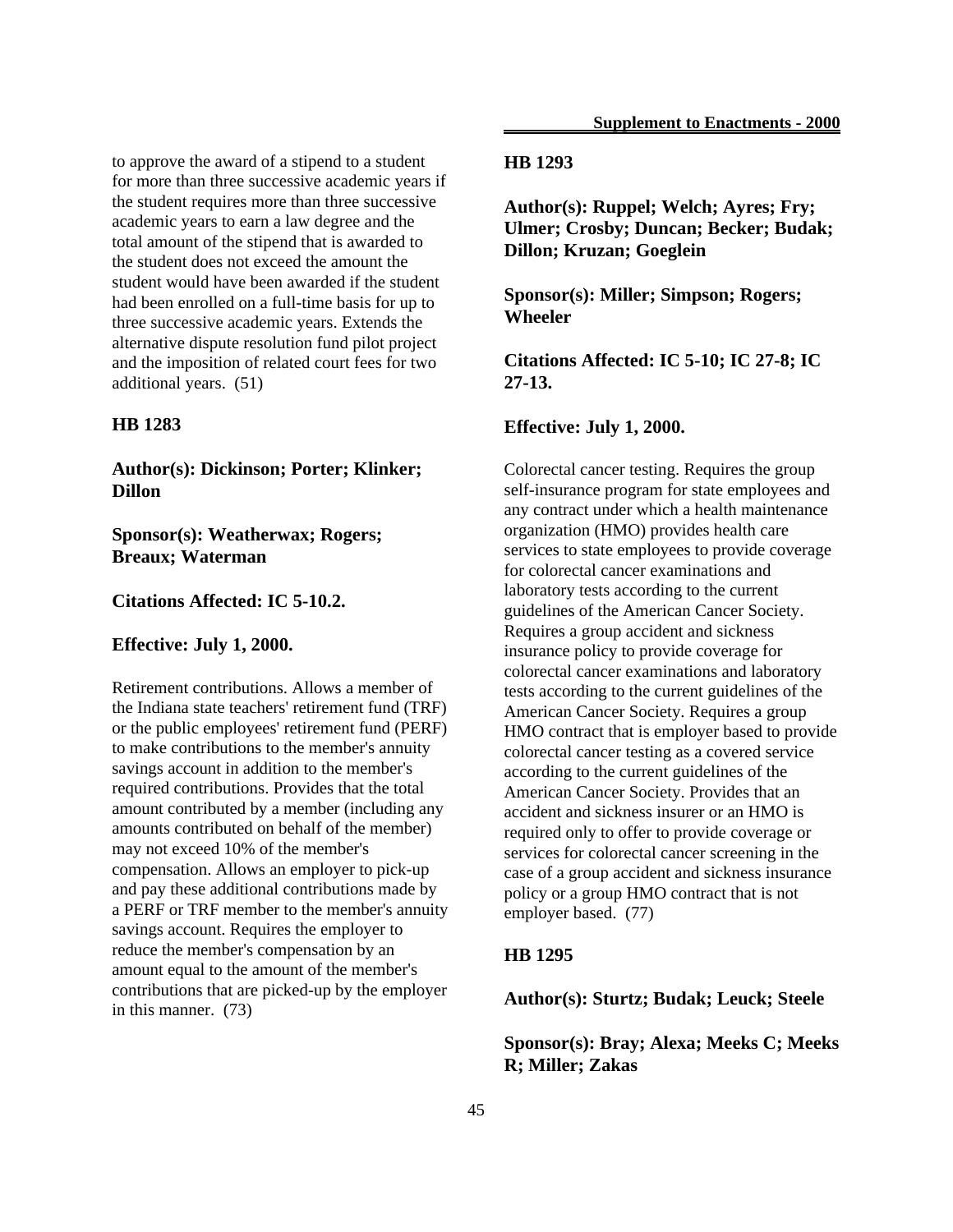to approve the award of a stipend to a student for more than three successive academic years if the student requires more than three successive academic years to earn a law degree and the total amount of the stipend that is awarded to the student does not exceed the amount the student would have been awarded if the student had been enrolled on a full-time basis for up to three successive academic years. Extends the alternative dispute resolution fund pilot project and the imposition of related court fees for two additional years. (51)

**HB 1283**

**Author(s): Dickinson; Porter; Klinker; Dillon**

**Sponsor(s): Weatherwax; Rogers; Breaux; Waterman**

**Citations Affected: IC 5-10.2.**

**Effective: July 1, 2000.**

Retirement contributions. Allows a member of the Indiana state teachers' retirement fund (TRF) or the public employees' retirement fund (PERF) to make contributions to the member's annuity savings account in addition to the member's required contributions. Provides that the total amount contributed by a member (including any amounts contributed on behalf of the member) may not exceed 10% of the member's compensation. Allows an employer to pick-up and pay these additional contributions made by a PERF or TRF member to the member's annuity savings account. Requires the employer to reduce the member's compensation by an amount equal to the amount of the member's contributions that are picked-up by the employer in this manner. (73)

**HB 1293**

**Author(s): Ruppel; Welch; Ayres; Fry; Ulmer; Crosby; Duncan; Becker; Budak; Dillon; Kruzan; Goeglein**

**Sponsor(s): Miller; Simpson; Rogers; Wheeler**

**Citations Affected: IC 5-10; IC 27-8; IC 27-13.**

**Effective: July 1, 2000.**

Colorectal cancer testing. Requires the group self-insurance program for state employees and any contract under which a health maintenance organization (HMO) provides health care services to state employees to provide coverage for colorectal cancer examinations and laboratory tests according to the current guidelines of the American Cancer Society. Requires a group accident and sickness insurance policy to provide coverage for colorectal cancer examinations and laboratory tests according to the current guidelines of the American Cancer Society. Requires a group HMO contract that is employer based to provide colorectal cancer testing as a covered service according to the current guidelines of the American Cancer Society. Provides that an accident and sickness insurer or an HMO is required only to offer to provide coverage or services for colorectal cancer screening in the case of a group accident and sickness insurance policy or a group HMO contract that is not employer based. (77)

**HB 1295**

**Author(s): Sturtz; Budak; Leuck; Steele**

**Sponsor(s): Bray; Alexa; Meeks C; Meeks R; Miller; Zakas**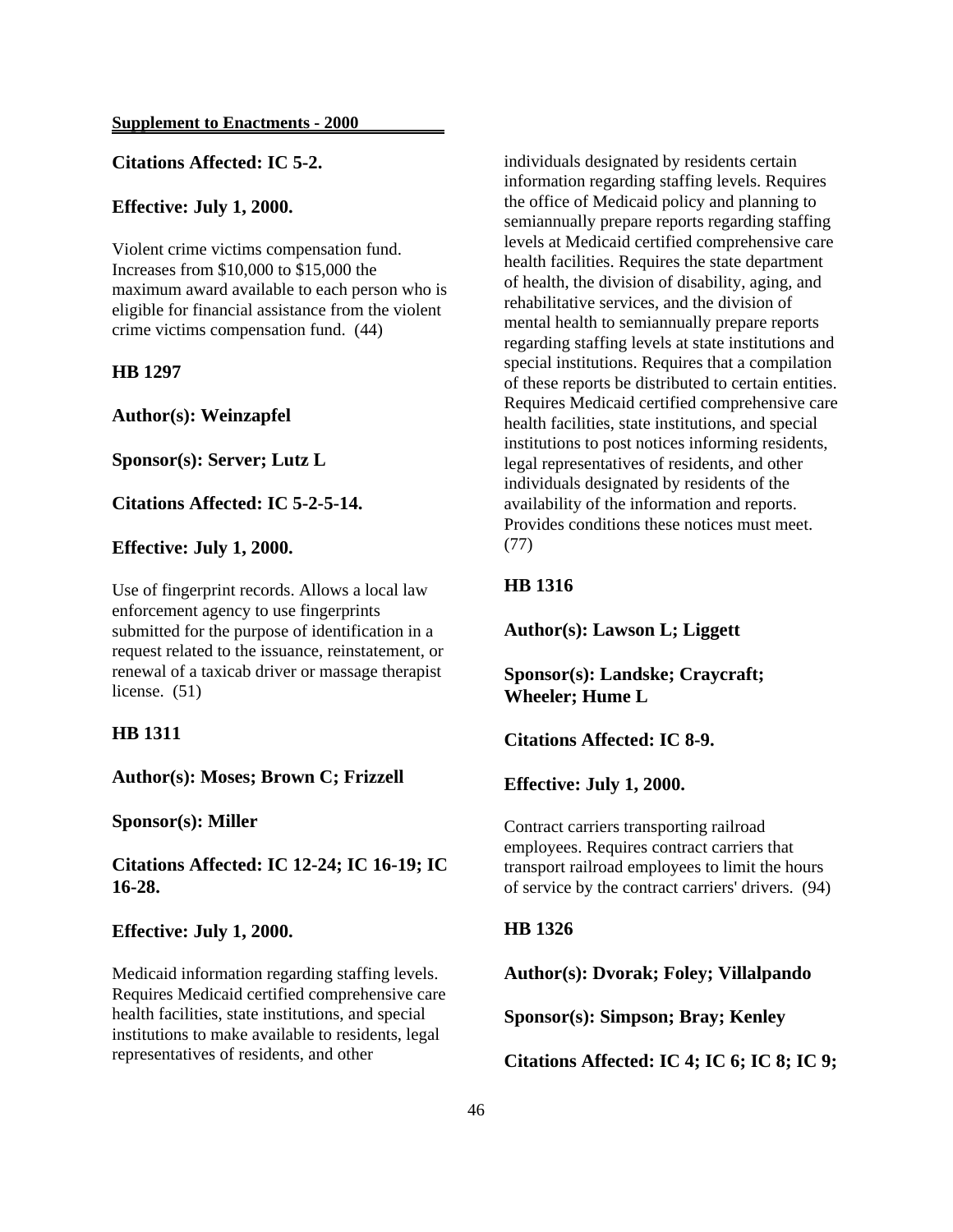**Citations Affected: IC 5-2.**

**Effective: July 1, 2000.**

Violent crime victims compensation fund. Increases from $10,000 to $15,000 the maximum award available to each person who is eligible for financial assistance from the violent crime victims compensation fund. (44)

**HB 1297**

**Author(s): Weinzapfel**

**Sponsor(s): Server; Lutz L**

**Citations Affected: IC 5-2-5-14.**

**Effective: July 1, 2000.**

Use of fingerprint records. Allows a local law enforcement agency to use fingerprints submitted for the purpose of identification in a request related to the issuance, reinstatement, or renewal of a taxicab driver or massage therapist license. (51)

**HB 1311**

**Author(s): Moses; Brown C; Frizzell**

**Sponsor(s): Miller**

**Citations Affected: IC 12-24; IC 16-19; IC 16-28.**

**Effective: July 1, 2000.**

Medicaid information regarding staffing levels. Requires Medicaid certified comprehensive care health facilities, state institutions, and special institutions to make available to residents, legal representatives of residents, and other individuals designated by residents certain information regarding staffing levels. Requires the office of Medicaid policy and planning to semiannually prepare reports regarding staffing levels at Medicaid certified comprehensive care health facilities. Requires the state department of health, the division of disability, aging, and rehabilitative services, and the division of mental health to semiannually prepare reports regarding staffing levels at state institutions and special institutions. Requires that a compilation of these reports be distributed to certain entities. Requires Medicaid certified comprehensive care health facilities, state institutions, and special institutions to post notices informing residents, legal representatives of residents, and other individuals designated by residents of the availability of the information and reports. Provides conditions these notices must meet. (77)

**HB 1316**

**Author(s): Lawson L; Liggett**

**Sponsor(s): Landske; Craycraft; Wheeler; Hume L**

**Citations Affected: IC 8-9.**

**Effective: July 1, 2000.**

Contract carriers transporting railroad employees. Requires contract carriers that transport railroad employees to limit the hours of service by the contract carriers' drivers. (94)

**HB 1326**

**Author(s): Dvorak; Foley; Villalpando**

**Sponsor(s): Simpson; Bray; Kenley**

**Citations Affected: IC 4; IC 6; IC 8; IC 9;**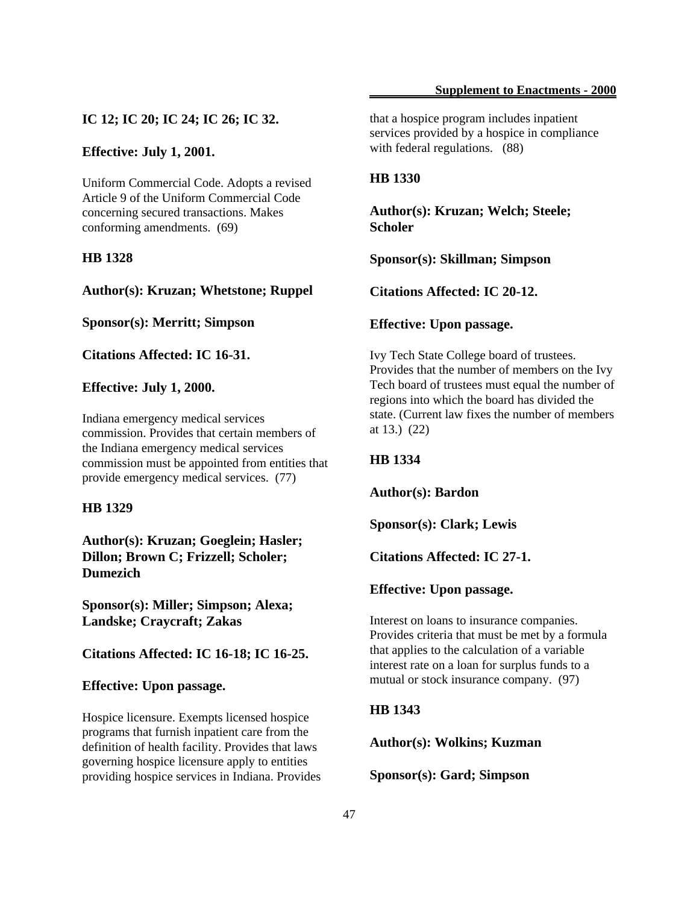**IC 12; IC 20; IC 24; IC 26; IC 32.**

**Effective: July 1, 2001.**

Uniform Commercial Code. Adopts a revised Article 9 of the Uniform Commercial Code concerning secured transactions. Makes conforming amendments. (69)

**HB 1328**

**Author(s): Kruzan; Whetstone; Ruppel**

**Sponsor(s): Merritt; Simpson**

**Citations Affected: IC 16-31.**

**Effective: July 1, 2000.**

Indiana emergency medical services commission. Provides that certain members of the Indiana emergency medical services commission must be appointed from entities that provide emergency medical services. (77)

**HB 1329**

**Author(s): Kruzan; Goeglein; Hasler; Dillon; Brown C; Frizzell; Scholer; Dumezich**

**Sponsor(s): Miller; Simpson; Alexa; Landske; Craycraft; Zakas**

**Citations Affected: IC 16-18; IC 16-25.**

**Effective: Upon passage.**

Hospice licensure. Exempts licensed hospice programs that furnish inpatient care from the definition of health facility. Provides that laws governing hospice licensure apply to entities providing hospice services in Indiana. Provides that a hospice program includes inpatient services provided by a hospice in compliance with federal regulations. (88)

**HB 1330**

**Author(s): Kruzan; Welch; Steele; Scholer**

**Sponsor(s): Skillman; Simpson**

**Citations Affected: IC 20-12.**

**Effective: Upon passage.**

Ivy Tech State College board of trustees. Provides that the number of members on the Ivy Tech board of trustees must equal the number of regions into which the board has divided the state. (Current law fixes the number of members at 13.) (22)

**HB 1334**

**Author(s): Bardon**

**Sponsor(s): Clark; Lewis**

**Citations Affected: IC 27-1.**

**Effective: Upon passage.**

Interest on loans to insurance companies. Provides criteria that must be met by a formula that applies to the calculation of a variable interest rate on a loan for surplus funds to a mutual or stock insurance company. (97)

**HB 1343**

**Author(s): Wolkins; Kuzman**

**Sponsor(s): Gard; Simpson**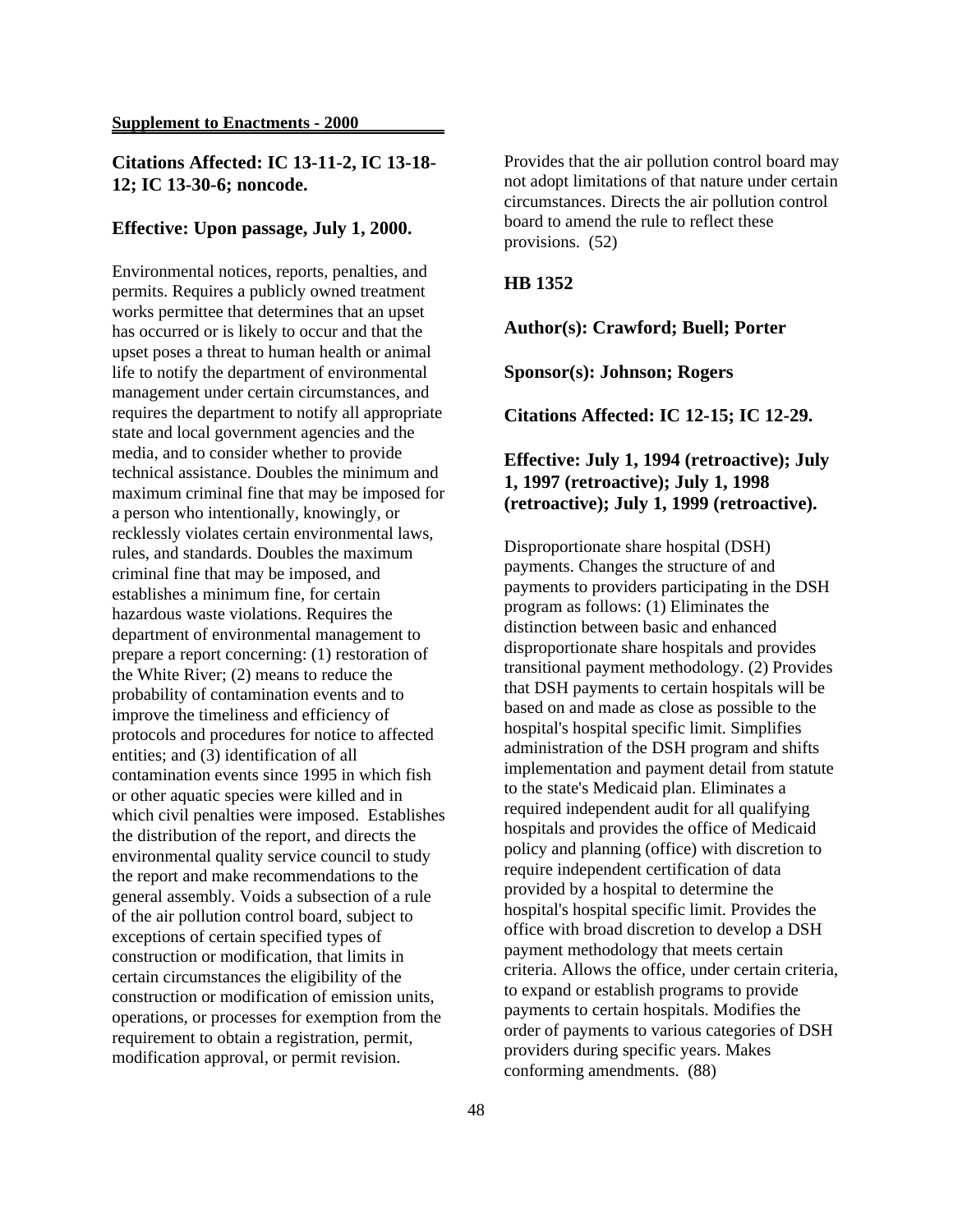**Citations Affected: IC 13-11-2, IC 13-18-12; IC 13-30-6; noncode.**

**Effective: Upon passage, July 1, 2000.**

Environmental notices, reports, penalties, and permits. Requires a publicly owned treatment works permittee that determines that an upset has occurred or is likely to occur and that the upset poses a threat to human health or animal life to notify the department of environmental management under certain circumstances, and requires the department to notify all appropriate state and local government agencies and the media, and to consider whether to provide technical assistance. Doubles the minimum and maximum criminal fine that may be imposed for a person who intentionally, knowingly, or recklessly violates certain environmental laws, rules, and standards. Doubles the maximum criminal fine that may be imposed, and establishes a minimum fine, for certain hazardous waste violations. Requires the department of environmental management to prepare a report concerning: (1) restoration of the White River; (2) means to reduce the probability of contamination events and to improve the timeliness and efficiency of protocols and procedures for notice to affected entities; and (3) identification of all contamination events since 1995 in which fish or other aquatic species were killed and in which civil penalties were imposed. Establishes the distribution of the report, and directs the environmental quality service council to study the report and make recommendations to the general assembly. Voids a subsection of a rule of the air pollution control board, subject to exceptions of certain specified types of construction or modification, that limits in certain circumstances the eligibility of the construction or modification of emission units, operations, or processes for exemption from the requirement to obtain a registration, permit, modification approval, or permit revision. Provides that the air pollution control board may not adopt limitations of that nature under certain circumstances. Directs the air pollution control board to amend the rule to reflect these provisions. (52)

**HB 1352**

**Author(s): Crawford; Buell; Porter**

**Sponsor(s): Johnson; Rogers**

**Citations Affected: IC 12-15; IC 12-29.**

**Effective: July 1, 1994 (retroactive); July 1, 1997 (retroactive); July 1, 1998 (retroactive); July 1, 1999 (retroactive).**

Disproportionate share hospital (DSH) payments. Changes the structure of and payments to providers participating in the DSH program as follows: (1) Eliminates the distinction between basic and enhanced disproportionate share hospitals and provides transitional payment methodology. (2) Provides that DSH payments to certain hospitals will be based on and made as close as possible to the hospital's hospital specific limit. Simplifies administration of the DSH program and shifts implementation and payment detail from statute to the state's Medicaid plan. Eliminates a required independent audit for all qualifying hospitals and provides the office of Medicaid policy and planning (office) with discretion to require independent certification of data provided by a hospital to determine the hospital's hospital specific limit. Provides the office with broad discretion to develop a DSH payment methodology that meets certain criteria. Allows the office, under certain criteria, to expand or establish programs to provide payments to certain hospitals. Modifies the order of payments to various categories of DSH providers during specific years. Makes conforming amendments. (88)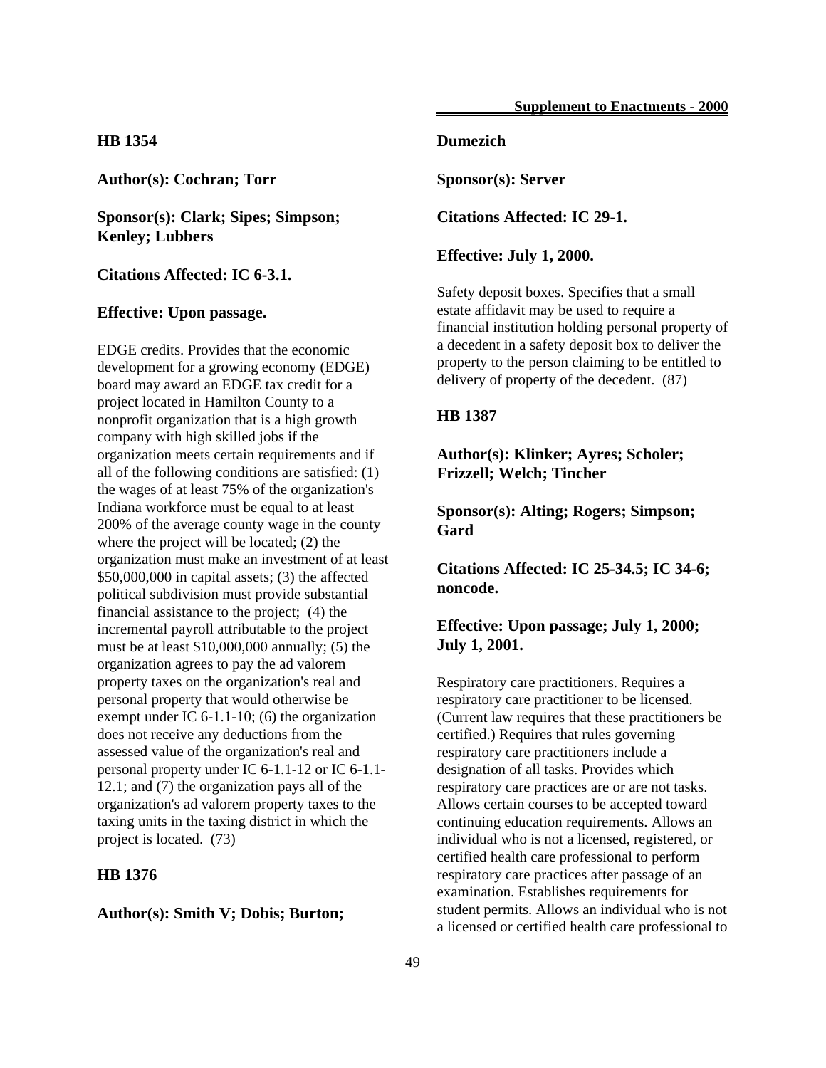**HB 1354**

**Author(s): Cochran; Torr**

**Sponsor(s): Clark; Sipes; Simpson; Kenley; Lubbers**

**Citations Affected: IC 6-3.1.**

**Effective: Upon passage.**

EDGE credits. Provides that the economic development for a growing economy (EDGE) board may award an EDGE tax credit for a project located in Hamilton County to a nonprofit organization that is a high growth company with high skilled jobs if the organization meets certain requirements and if all of the following conditions are satisfied: (1) the wages of at least 75% of the organization's Indiana workforce must be equal to at least 200% of the average county wage in the county where the project will be located; (2) the organization must make an investment of at least $50,000,000 in capital assets; (3) the affected political subdivision must provide substantial financial assistance to the project; (4) the incremental payroll attributable to the project must be at least $10,000,000 annually; (5) the organization agrees to pay the ad valorem property taxes on the organization's real and personal property that would otherwise be exempt under IC 6-1.1-10; (6) the organization does not receive any deductions from the assessed value of the organization's real and personal property under IC 6-1.1-12 or IC 6-1.1-12.1; and (7) the organization pays all of the organization's ad valorem property taxes to the taxing units in the taxing district in which the project is located. (73)

**HB 1376**

**Author(s): Smith V; Dobis; Burton; Dumezich**

**Sponsor(s): Server**

**Citations Affected: IC 29-1.**

**Effective: July 1, 2000.**

Safety deposit boxes. Specifies that a small estate affidavit may be used to require a financial institution holding personal property of a decedent in a safety deposit box to deliver the property to the person claiming to be entitled to delivery of property of the decedent. (87)

**HB 1387**

**Author(s): Klinker; Ayres; Scholer; Frizzell; Welch; Tincher**

**Sponsor(s): Alting; Rogers; Simpson; Gard**

**Citations Affected: IC 25-34.5; IC 34-6; noncode.**

**Effective: Upon passage; July 1, 2000; July 1, 2001.**

Respiratory care practitioners. Requires a respiratory care practitioner to be licensed. (Current law requires that these practitioners be certified.) Requires that rules governing respiratory care practitioners include a designation of all tasks. Provides which respiratory care practices are or are not tasks. Allows certain courses to be accepted toward continuing education requirements. Allows an individual who is not a licensed, registered, or certified health care professional to perform respiratory care practices after passage of an examination. Establishes requirements for student permits. Allows an individual who is not a licensed or certified health care professional to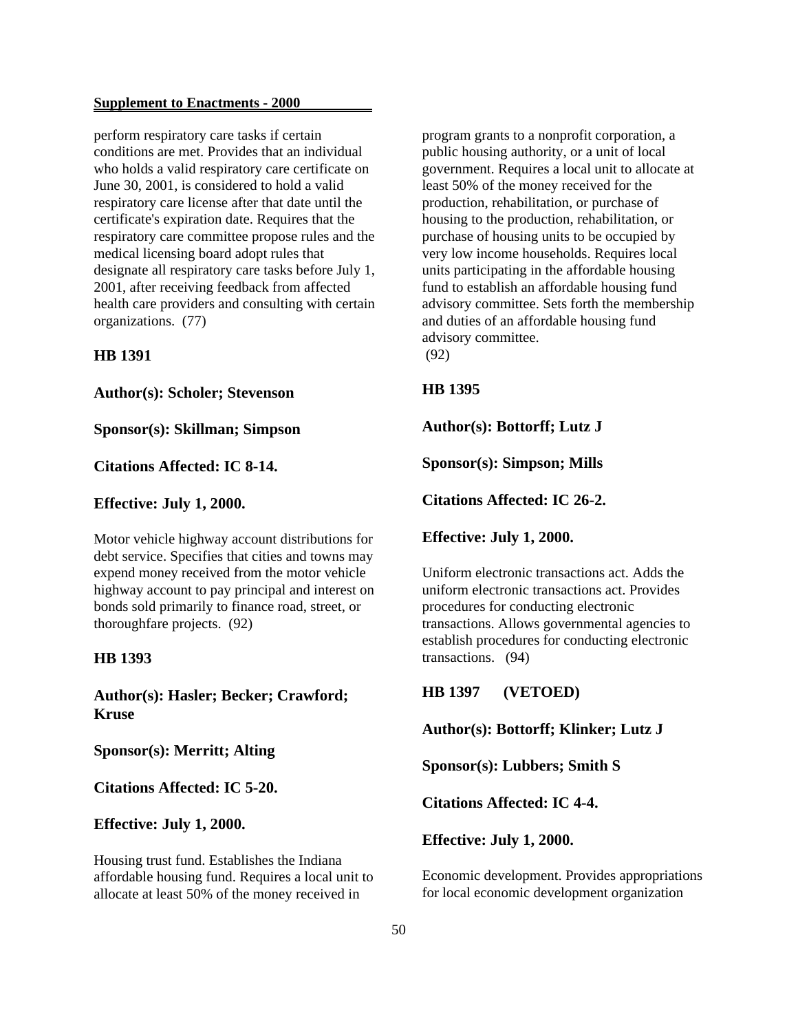perform respiratory care tasks if certain conditions are met. Provides that an individual who holds a valid respiratory care certificate on June 30, 2001, is considered to hold a valid respiratory care license after that date until the certificate's expiration date. Requires that the respiratory care committee propose rules and the medical licensing board adopt rules that designate all respiratory care tasks before July 1, 2001, after receiving feedback from affected health care providers and consulting with certain organizations. (77)

**HB 1391**

**Author(s): Scholer; Stevenson**

**Sponsor(s): Skillman; Simpson**

**Citations Affected: IC 8-14.**

**Effective: July 1, 2000.**

Motor vehicle highway account distributions for debt service. Specifies that cities and towns may expend money received from the motor vehicle highway account to pay principal and interest on bonds sold primarily to finance road, street, or thoroughfare projects. (92)

**HB 1393**

**Author(s): Hasler; Becker; Crawford; Kruse**

**Sponsor(s): Merritt; Alting**

**Citations Affected: IC 5-20.**

**Effective: July 1, 2000.**

Housing trust fund. Establishes the Indiana affordable housing fund. Requires a local unit to allocate at least 50% of the money received in program grants to a nonprofit corporation, a public housing authority, or a unit of local government. Requires a local unit to allocate at least 50% of the money received for the production, rehabilitation, or purchase of housing to the production, rehabilitation, or purchase of housing units to be occupied by very low income households. Requires local units participating in the affordable housing fund to establish an affordable housing fund advisory committee. Sets forth the membership and duties of an affordable housing fund advisory committee.
(92)

**HB 1395**

**Author(s): Bottorff; Lutz J**

**Sponsor(s): Simpson; Mills**

**Citations Affected: IC 26-2.**

**Effective: July 1, 2000.**

Uniform electronic transactions act. Adds the uniform electronic transactions act. Provides procedures for conducting electronic transactions. Allows governmental agencies to establish procedures for conducting electronic transactions. (94)

**HB 1397 (VETOED)**

**Author(s): Bottorff; Klinker; Lutz J**

**Sponsor(s): Lubbers; Smith S**

**Citations Affected: IC 4-4.**

**Effective: July 1, 2000.**

Economic development. Provides appropriations for local economic development organization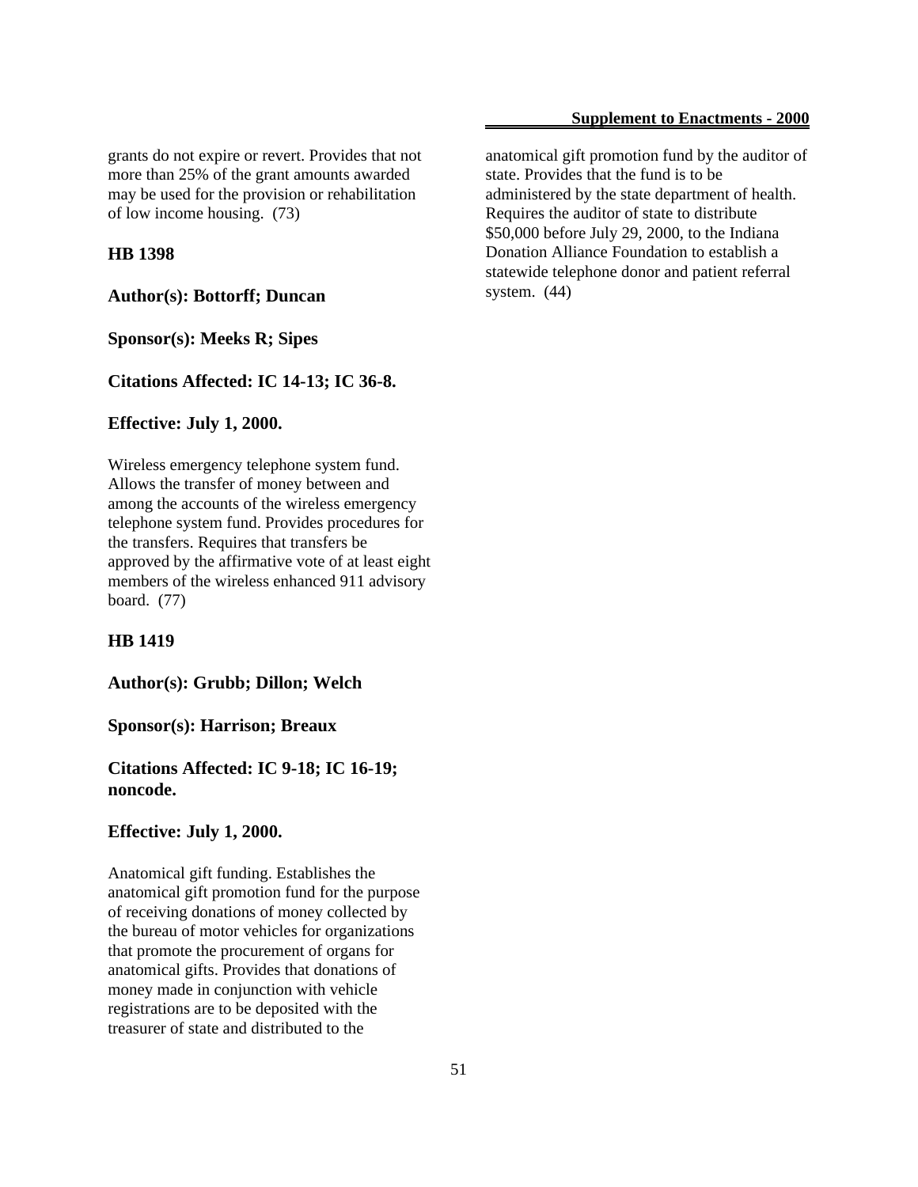grants do not expire or revert. Provides that not more than 25% of the grant amounts awarded may be used for the provision or rehabilitation of low income housing. (73)

**HB 1398**

**Author(s): Bottorff; Duncan**

**Sponsor(s): Meeks R; Sipes**

**Citations Affected: IC 14-13; IC 36-8.**

**Effective: July 1, 2000.**

Wireless emergency telephone system fund. Allows the transfer of money between and among the accounts of the wireless emergency telephone system fund. Provides procedures for the transfers. Requires that transfers be approved by the affirmative vote of at least eight members of the wireless enhanced 911 advisory board. (77)

**HB 1419**

**Author(s): Grubb; Dillon; Welch**

**Sponsor(s): Harrison; Breaux**

**Citations Affected: IC 9-18; IC 16-19; noncode.**

**Effective: July 1, 2000.**

Anatomical gift funding. Establishes the anatomical gift promotion fund for the purpose of receiving donations of money collected by the bureau of motor vehicles for organizations that promote the procurement of organs for anatomical gifts. Provides that donations of money made in conjunction with vehicle registrations are to be deposited with the treasurer of state and distributed to the anatomical gift promotion fund by the auditor of state. Provides that the fund is to be administered by the state department of health. Requires the auditor of state to distribute $50,000 before July 29, 2000, to the Indiana Donation Alliance Foundation to establish a statewide telephone donor and patient referral system. (44)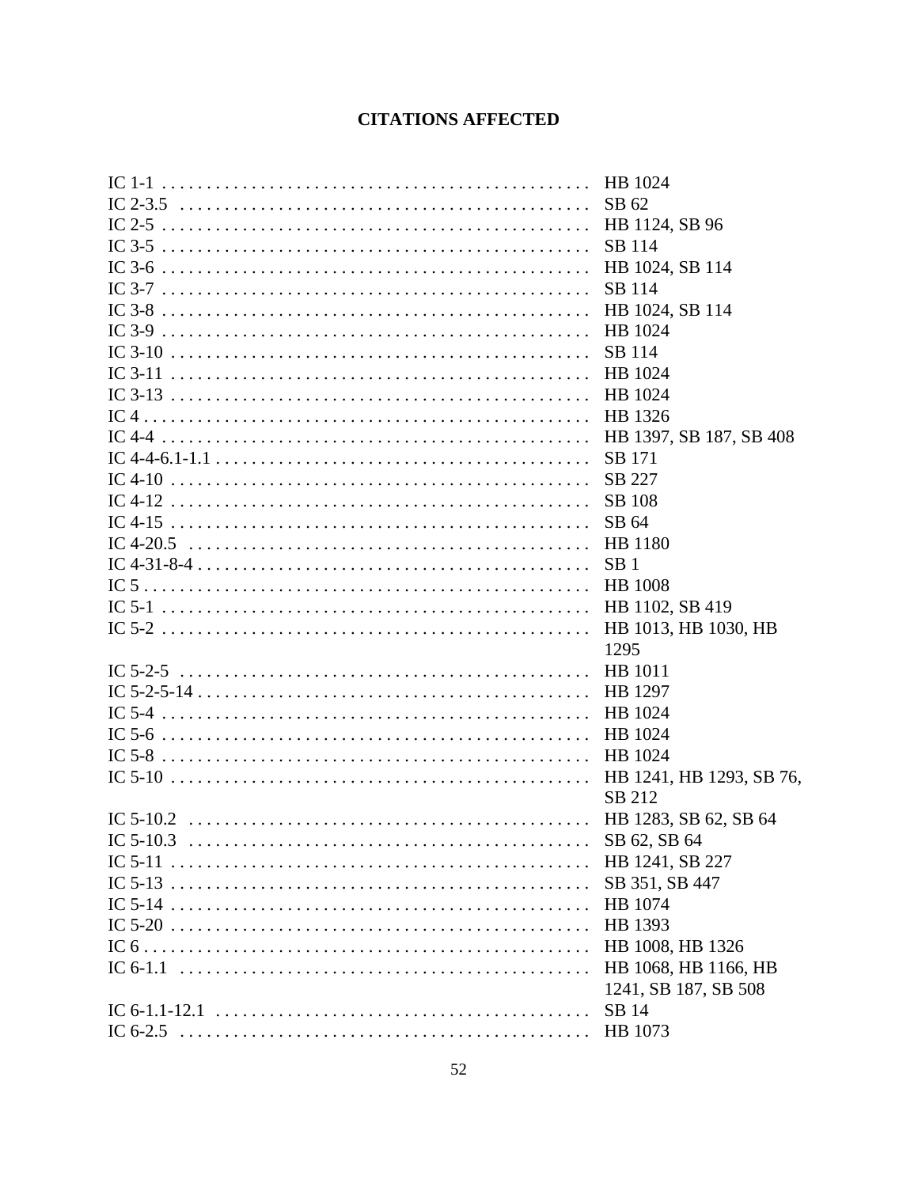## CITATIONS AFFECTED

| | |
|---|---|
| IC 1-1 | HB 1024 |
| IC 2-3.5 | SB 62 |
| IC 2-5 | HB 1124, SB 96 |
| IC 3-5 | SB 114 |
| IC 3-6 | HB 1024, SB 114 |
| IC 3-7 | SB 114 |
| IC 3-8 | HB 1024, SB 114 |
| IC 3-9 | HB 1024 |
| IC 3-10 | SB 114 |
| IC 3-11 | HB 1024 |
| IC 3-13 | HB 1024 |
| IC 4 | HB 1326 |
| IC 4-4 | HB 1397, SB 187, SB 408 |
| IC 4-4-6.1-1.1 | SB 171 |
| IC 4-10 | SB 227 |
| IC 4-12 | SB 108 |
| IC 4-15 | SB 64 |
| IC 4-20.5 | HB 1180 |
| IC 4-31-8-4 | SB 1 |
| IC 5 | HB 1008 |
| IC 5-1 | HB 1102, SB 419 |
| IC 5-2 | HB 1013, HB 1030, HB 1295 |
| IC 5-2-5 | HB 1011 |
| IC 5-2-5-14 | HB 1297 |
| IC 5-4 | HB 1024 |
| IC 5-6 | HB 1024 |
| IC 5-8 | HB 1024 |
| IC 5-10 | HB 1241, HB 1293, SB 76, SB 212 |
| IC 5-10.2 | HB 1283, SB 62, SB 64 |
| IC 5-10.3 | SB 62, SB 64 |
| IC 5-11 | HB 1241, SB 227 |
| IC 5-13 | SB 351, SB 447 |
| IC 5-14 | HB 1074 |
| IC 5-20 | HB 1393 |
| IC 6 | HB 1008, HB 1326 |
| IC 6-1.1 | HB 1068, HB 1166, HB 1241, SB 187, SB 508 |
| IC 6-1.1-12.1 | SB 14 |
| IC 6-2.5 | HB 1073 |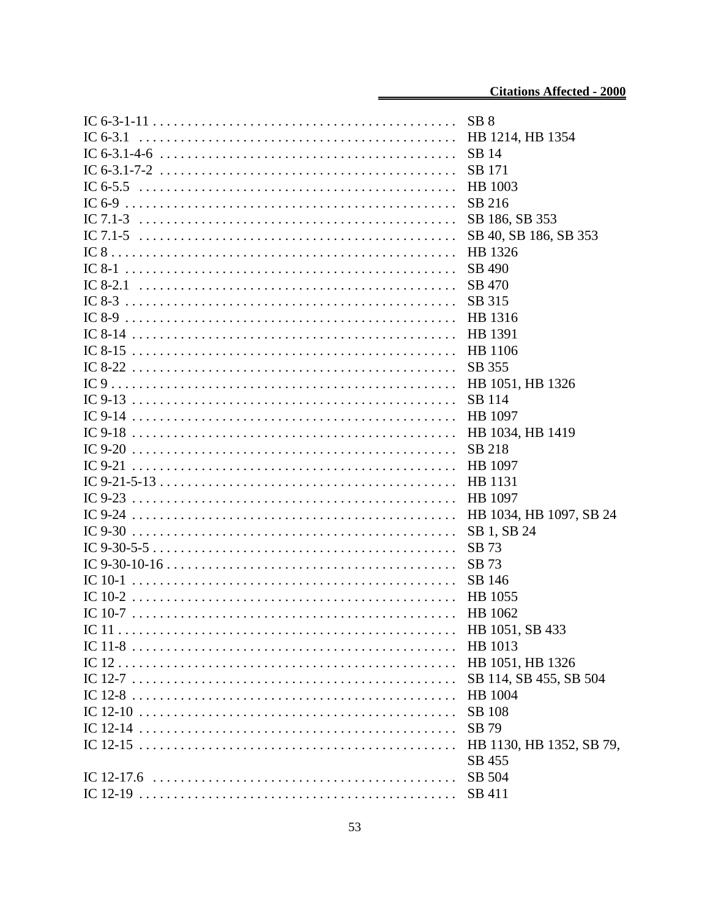| Citation | Bills |
|---|---|
| IC 6-3-1-11 | SB 8 |
| IC 6-3.1 | HB 1214, HB 1354 |
| IC 6-3.1-4-6 | SB 14 |
| IC 6-3.1-7-2 | SB 171 |
| IC 6-5.5 | HB 1003 |
| IC 6-9 | SB 216 |
| IC 7.1-3 | SB 186, SB 353 |
| IC 7.1-5 | SB 40, SB 186, SB 353 |
| IC 8 | HB 1326 |
| IC 8-1 | SB 490 |
| IC 8-2.1 | SB 470 |
| IC 8-3 | SB 315 |
| IC 8-9 | HB 1316 |
| IC 8-14 | HB 1391 |
| IC 8-15 | HB 1106 |
| IC 8-22 | SB 355 |
| IC 9 | HB 1051, HB 1326 |
| IC 9-13 | SB 114 |
| IC 9-14 | HB 1097 |
| IC 9-18 | HB 1034, HB 1419 |
| IC 9-20 | SB 218 |
| IC 9-21 | HB 1097 |
| IC 9-21-5-13 | HB 1131 |
| IC 9-23 | HB 1097 |
| IC 9-24 | HB 1034, HB 1097, SB 24 |
| IC 9-30 | SB 1, SB 24 |
| IC 9-30-5-5 | SB 73 |
| IC 9-30-10-16 | SB 73 |
| IC 10-1 | SB 146 |
| IC 10-2 | HB 1055 |
| IC 10-7 | HB 1062 |
| IC 11 | HB 1051, SB 433 |
| IC 11-8 | HB 1013 |
| IC 12 | HB 1051, HB 1326 |
| IC 12-7 | SB 114, SB 455, SB 504 |
| IC 12-8 | HB 1004 |
| IC 12-10 | SB 108 |
| IC 12-14 | SB 79 |
| IC 12-15 | HB 1130, HB 1352, SB 79, SB 455 |
| IC 12-17.6 | SB 504 |
| IC 12-19 | SB 411 |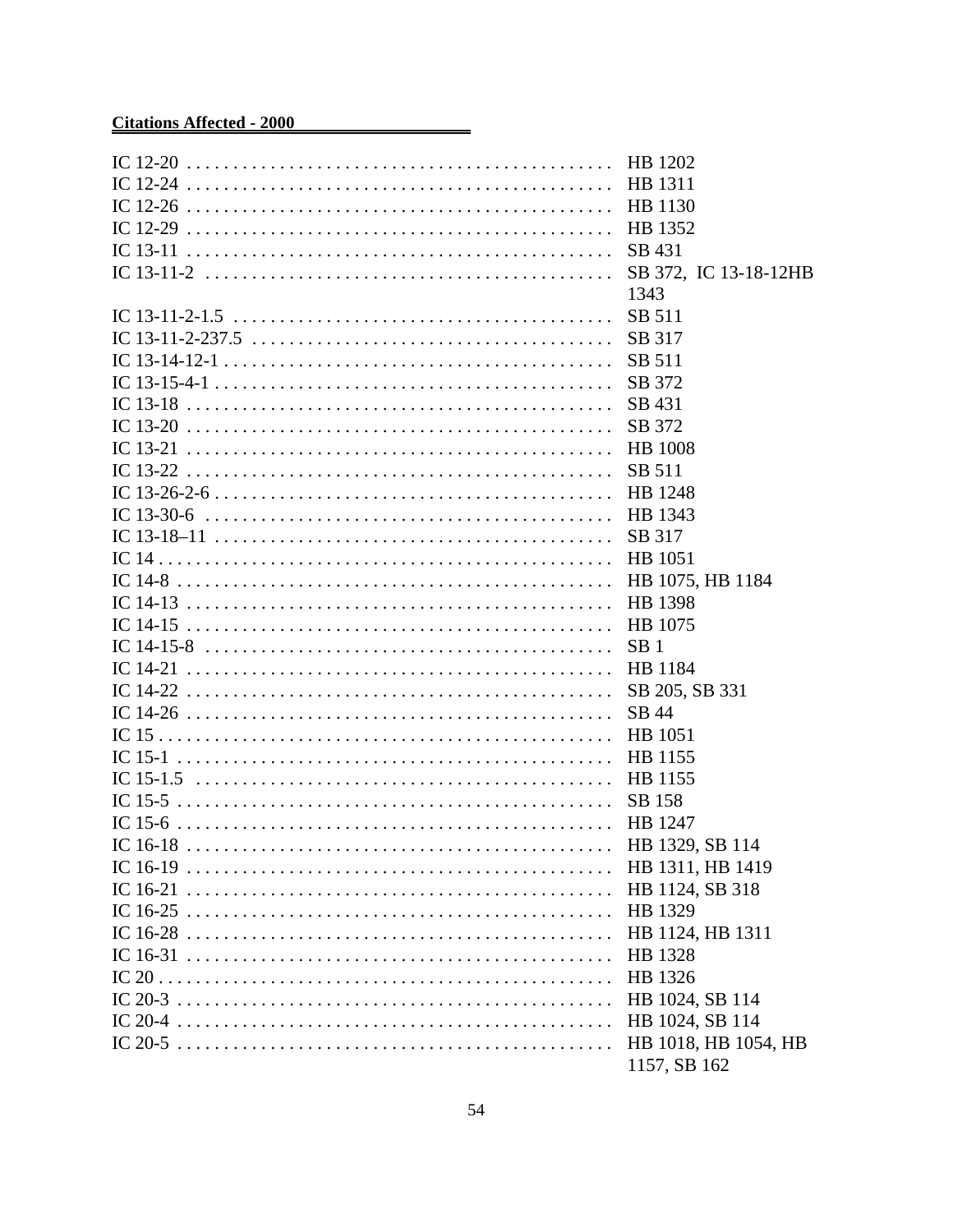**Citations Affected - 2000**

| Citation | Bills |
|---|---|
| IC 12-20 | HB 1202 |
| IC 12-24 | HB 1311 |
| IC 12-26 | HB 1130 |
| IC 12-29 | HB 1352 |
| IC 13-11 | SB 431 |
| IC 13-11-2 | SB 372, IC 13-18-12HB 1343 |
| IC 13-11-2-1.5 | SB 511 |
| IC 13-11-2-237.5 | SB 317 |
| IC 13-14-12-1 | SB 511 |
| IC 13-15-4-1 | SB 372 |
| IC 13-18 | SB 431 |
| IC 13-20 | SB 372 |
| IC 13-21 | HB 1008 |
| IC 13-22 | SB 511 |
| IC 13-26-2-6 | HB 1248 |
| IC 13-30-6 | HB 1343 |
| IC 13-18–11 | SB 317 |
| IC 14 | HB 1051 |
| IC 14-8 | HB 1075, HB 1184 |
| IC 14-13 | HB 1398 |
| IC 14-15 | HB 1075 |
| IC 14-15-8 | SB 1 |
| IC 14-21 | HB 1184 |
| IC 14-22 | SB 205, SB 331 |
| IC 14-26 | SB 44 |
| IC 15 | HB 1051 |
| IC 15-1 | HB 1155 |
| IC 15-1.5 | HB 1155 |
| IC 15-5 | SB 158 |
| IC 15-6 | HB 1247 |
| IC 16-18 | HB 1329, SB 114 |
| IC 16-19 | HB 1311, HB 1419 |
| IC 16-21 | HB 1124, SB 318 |
| IC 16-25 | HB 1329 |
| IC 16-28 | HB 1124, HB 1311 |
| IC 16-31 | HB 1328 |
| IC 20 | HB 1326 |
| IC 20-3 | HB 1024, SB 114 |
| IC 20-4 | HB 1024, SB 114 |
| IC 20-5 | HB 1018, HB 1054, HB 1157, SB 162 |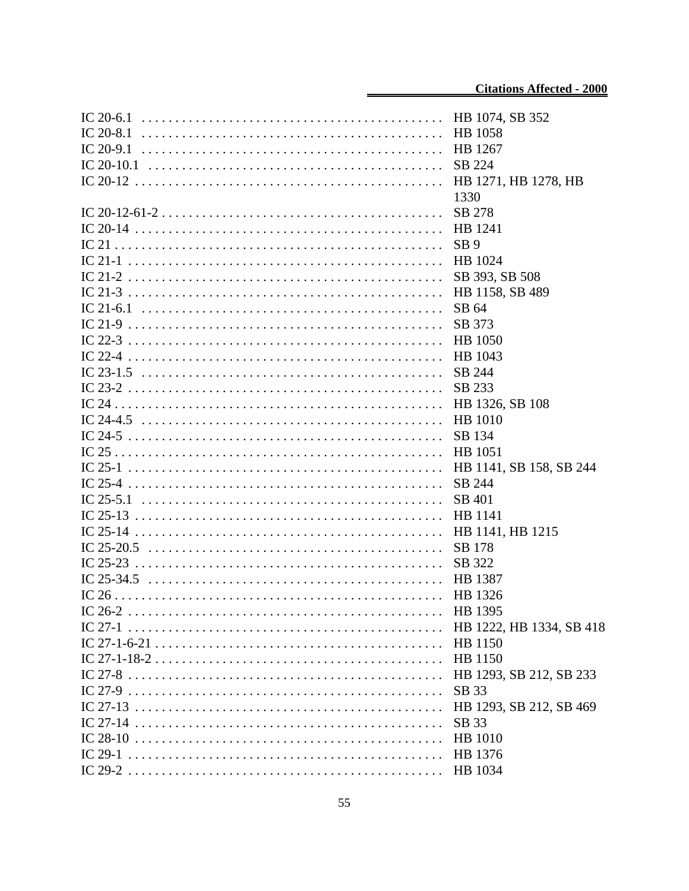| Citation | Bills |
|---|---|
| IC 20-6.1 | HB 1074, SB 352 |
| IC 20-8.1 | HB 1058 |
| IC 20-9.1 | HB 1267 |
| IC 20-10.1 | SB 224 |
| IC 20-12 | HB 1271, HB 1278, HB 1330 |
| IC 20-12-61-2 | SB 278 |
| IC 20-14 | HB 1241 |
| IC 21 | SB 9 |
| IC 21-1 | HB 1024 |
| IC 21-2 | SB 393, SB 508 |
| IC 21-3 | HB 1158, SB 489 |
| IC 21-6.1 | SB 64 |
| IC 21-9 | SB 373 |
| IC 22-3 | HB 1050 |
| IC 22-4 | HB 1043 |
| IC 23-1.5 | SB 244 |
| IC 23-2 | SB 233 |
| IC 24 | HB 1326, SB 108 |
| IC 24-4.5 | HB 1010 |
| IC 24-5 | SB 134 |
| IC 25 | HB 1051 |
| IC 25-1 | HB 1141, SB 158, SB 244 |
| IC 25-4 | SB 244 |
| IC 25-5.1 | SB 401 |
| IC 25-13 | HB 1141 |
| IC 25-14 | HB 1141, HB 1215 |
| IC 25-20.5 | SB 178 |
| IC 25-23 | SB 322 |
| IC 25-34.5 | HB 1387 |
| IC 26 | HB 1326 |
| IC 26-2 | HB 1395 |
| IC 27-1 | HB 1222, HB 1334, SB 418 |
| IC 27-1-6-21 | HB 1150 |
| IC 27-1-18-2 | HB 1150 |
| IC 27-8 | HB 1293, SB 212, SB 233 |
| IC 27-9 | SB 33 |
| IC 27-13 | HB 1293, SB 212, SB 469 |
| IC 27-14 | SB 33 |
| IC 28-10 | HB 1010 |
| IC 29-1 | HB 1376 |
| IC 29-2 | HB 1034 |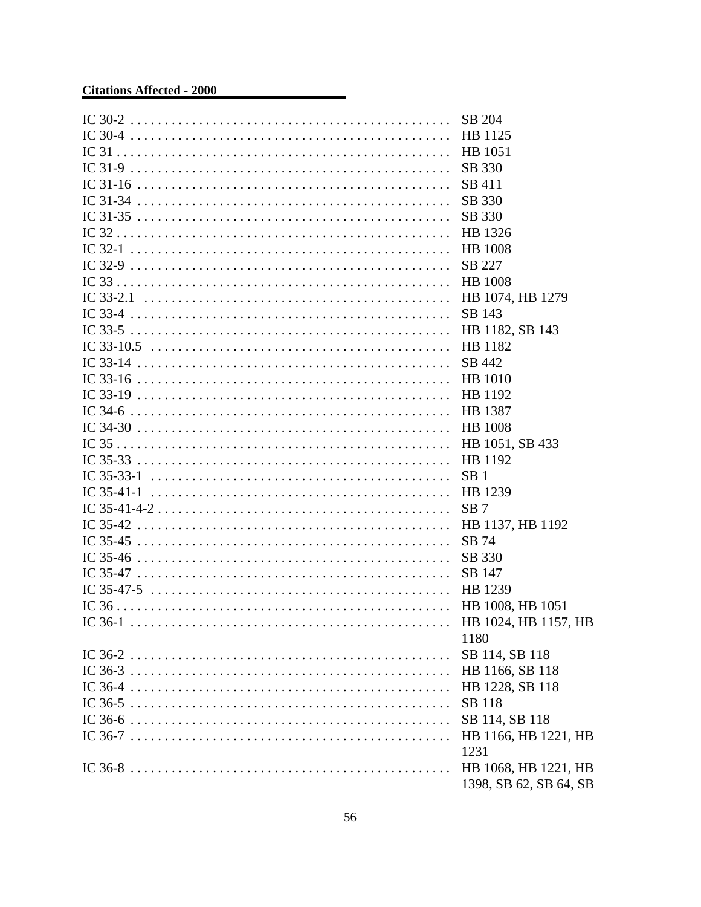**Citations Affected - 2000**

| Citation | Bills |
|---|---|
| IC 30-2 | SB 204 |
| IC 30-4 | HB 1125 |
| IC 31 | HB 1051 |
| IC 31-9 | SB 330 |
| IC 31-16 | SB 411 |
| IC 31-34 | SB 330 |
| IC 31-35 | SB 330 |
| IC 32 | HB 1326 |
| IC 32-1 | HB 1008 |
| IC 32-9 | SB 227 |
| IC 33 | HB 1008 |
| IC 33-2.1 | HB 1074, HB 1279 |
| IC 33-4 | SB 143 |
| IC 33-5 | HB 1182, SB 143 |
| IC 33-10.5 | HB 1182 |
| IC 33-14 | SB 442 |
| IC 33-16 | HB 1010 |
| IC 33-19 | HB 1192 |
| IC 34-6 | HB 1387 |
| IC 34-30 | HB 1008 |
| IC 35 | HB 1051, SB 433 |
| IC 35-33 | HB 1192 |
| IC 35-33-1 | SB 1 |
| IC 35-41-1 | HB 1239 |
| IC 35-41-4-2 | SB 7 |
| IC 35-42 | HB 1137, HB 1192 |
| IC 35-45 | SB 74 |
| IC 35-46 | SB 330 |
| IC 35-47 | SB 147 |
| IC 35-47-5 | HB 1239 |
| IC 36 | HB 1008, HB 1051 |
| IC 36-1 | HB 1024, HB 1157, HB 1180 |
| IC 36-2 | SB 114, SB 118 |
| IC 36-3 | HB 1166, SB 118 |
| IC 36-4 | HB 1228, SB 118 |
| IC 36-5 | SB 118 |
| IC 36-6 | SB 114, SB 118 |
| IC 36-7 | HB 1166, HB 1221, HB 1231 |
| IC 36-8 | HB 1068, HB 1221, HB 1398, SB 62, SB 64, SB |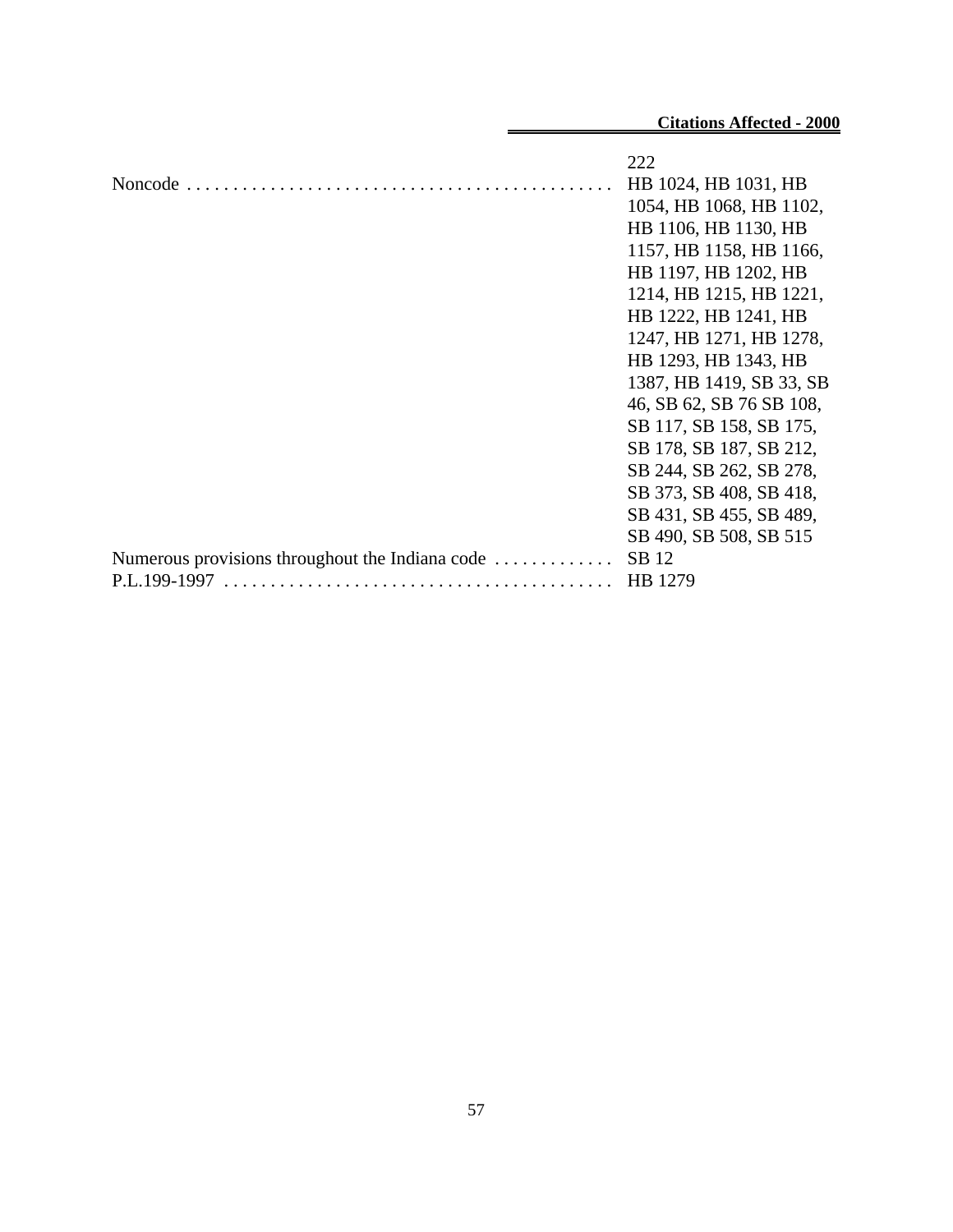| | |
|---|---|
| | 222 |
| Noncode | HB 1024, HB 1031, HB 1054, HB 1068, HB 1102, HB 1106, HB 1130, HB 1157, HB 1158, HB 1166, HB 1197, HB 1202, HB 1214, HB 1215, HB 1221, HB 1222, HB 1241, HB 1247, HB 1271, HB 1278, HB 1293, HB 1343, HB 1387, HB 1419, SB 33, SB 46, SB 62, SB 76 SB 108, SB 117, SB 158, SB 175, SB 178, SB 187, SB 212, SB 244, SB 262, SB 278, SB 373, SB 408, SB 418, SB 431, SB 455, SB 489, SB 490, SB 508, SB 515 |
| Numerous provisions throughout the Indiana code | SB 12 |
| P.L.199-1997 | HB 1279 |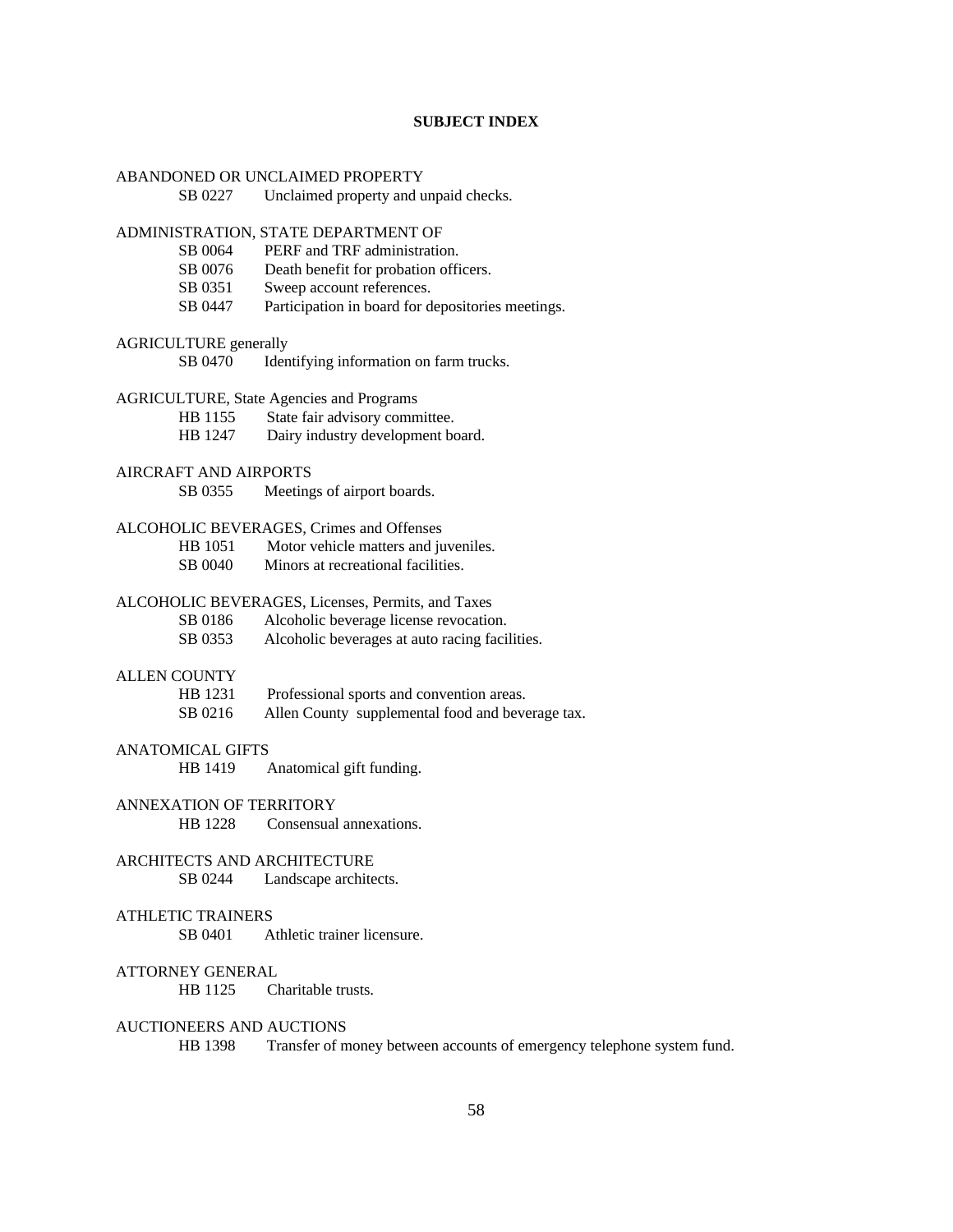# SUBJECT INDEX

ABANDONED OR UNCLAIMED PROPERTY

- SB 0227 Unclaimed property and unpaid checks.

ADMINISTRATION, STATE DEPARTMENT OF

- SB 0064 PERF and TRF administration.
- SB 0076 Death benefit for probation officers.
- SB 0351 Sweep account references.
- SB 0447 Participation in board for depositories meetings.

AGRICULTURE generally

- SB 0470 Identifying information on farm trucks.

AGRICULTURE, State Agencies and Programs

- HB 1155 State fair advisory committee.
- HB 1247 Dairy industry development board.

AIRCRAFT AND AIRPORTS

- SB 0355 Meetings of airport boards.

ALCOHOLIC BEVERAGES, Crimes and Offenses

- HB 1051 Motor vehicle matters and juveniles.
- SB 0040 Minors at recreational facilities.

ALCOHOLIC BEVERAGES, Licenses, Permits, and Taxes

- SB 0186 Alcoholic beverage license revocation.
- SB 0353 Alcoholic beverages at auto racing facilities.

ALLEN COUNTY

- HB 1231 Professional sports and convention areas.
- SB 0216 Allen County supplemental food and beverage tax.

ANATOMICAL GIFTS

- HB 1419 Anatomical gift funding.

ANNEXATION OF TERRITORY

- HB 1228 Consensual annexations.

ARCHITECTS AND ARCHITECTURE

- SB 0244 Landscape architects.

ATHLETIC TRAINERS

- SB 0401 Athletic trainer licensure.

ATTORNEY GENERAL

- HB 1125 Charitable trusts.

AUCTIONEERS AND AUCTIONS

- HB 1398 Transfer of money between accounts of emergency telephone system fund.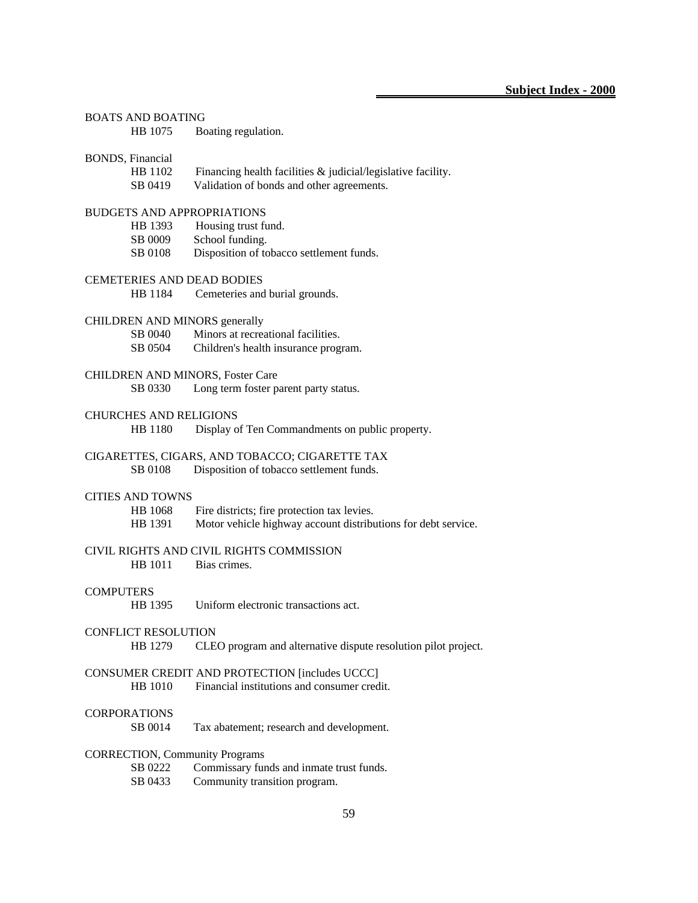BOATS AND BOATING

- HB 1075 Boating regulation.

BONDS, Financial

- HB 1102 Financing health facilities & judicial/legislative facility.
- SB 0419 Validation of bonds and other agreements.

BUDGETS AND APPROPRIATIONS

- HB 1393 Housing trust fund.
- SB 0009 School funding.
- SB 0108 Disposition of tobacco settlement funds.

CEMETERIES AND DEAD BODIES

- HB 1184 Cemeteries and burial grounds.

CHILDREN AND MINORS generally

- SB 0040 Minors at recreational facilities.
- SB 0504 Children's health insurance program.

CHILDREN AND MINORS, Foster Care

- SB 0330 Long term foster parent party status.

CHURCHES AND RELIGIONS

- HB 1180 Display of Ten Commandments on public property.

CIGARETTES, CIGARS, AND TOBACCO; CIGARETTE TAX

- SB 0108 Disposition of tobacco settlement funds.

CITIES AND TOWNS

- HB 1068 Fire districts; fire protection tax levies.
- HB 1391 Motor vehicle highway account distributions for debt service.

CIVIL RIGHTS AND CIVIL RIGHTS COMMISSION

- HB 1011 Bias crimes.

COMPUTERS

- HB 1395 Uniform electronic transactions act.

CONFLICT RESOLUTION

- HB 1279 CLEO program and alternative dispute resolution pilot project.

CONSUMER CREDIT AND PROTECTION [includes UCCC]

- HB 1010 Financial institutions and consumer credit.

CORPORATIONS

- SB 0014 Tax abatement; research and development.

CORRECTION, Community Programs

- SB 0222 Commissary funds and inmate trust funds.
- SB 0433 Community transition program.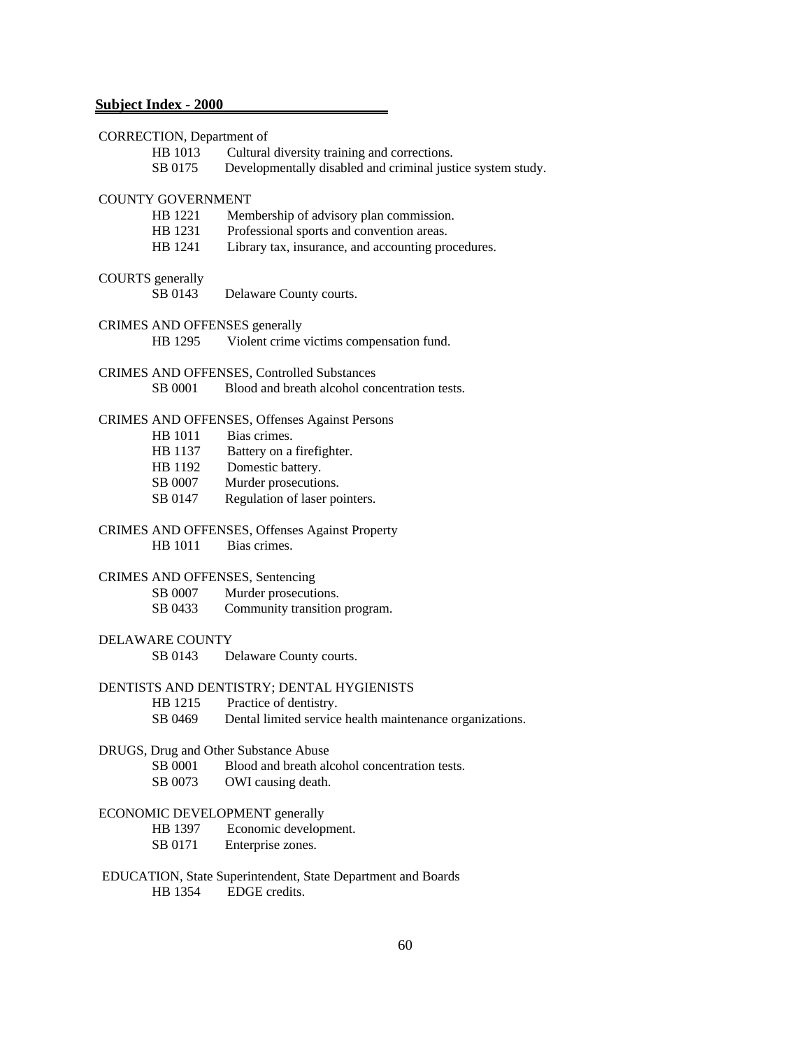**Subject Index - 2000**

CORRECTION, Department of

- HB 1013 Cultural diversity training and corrections.
- SB 0175 Developmentally disabled and criminal justice system study.

COUNTY GOVERNMENT

- HB 1221 Membership of advisory plan commission.
- HB 1231 Professional sports and convention areas.
- HB 1241 Library tax, insurance, and accounting procedures.

COURTS generally

- SB 0143 Delaware County courts.

CRIMES AND OFFENSES generally

- HB 1295 Violent crime victims compensation fund.

CRIMES AND OFFENSES, Controlled Substances

- SB 0001 Blood and breath alcohol concentration tests.

CRIMES AND OFFENSES, Offenses Against Persons

- HB 1011 Bias crimes.
- HB 1137 Battery on a firefighter.
- HB 1192 Domestic battery.
- SB 0007 Murder prosecutions.
- SB 0147 Regulation of laser pointers.

CRIMES AND OFFENSES, Offenses Against Property

- HB 1011 Bias crimes.

CRIMES AND OFFENSES, Sentencing

- SB 0007 Murder prosecutions.
- SB 0433 Community transition program.

DELAWARE COUNTY

- SB 0143 Delaware County courts.

DENTISTS AND DENTISTRY; DENTAL HYGIENISTS

- HB 1215 Practice of dentistry.
- SB 0469 Dental limited service health maintenance organizations.

DRUGS, Drug and Other Substance Abuse

- SB 0001 Blood and breath alcohol concentration tests.
- SB 0073 OWI causing death.

ECONOMIC DEVELOPMENT generally

- HB 1397 Economic development.
- SB 0171 Enterprise zones.

EDUCATION, State Superintendent, State Department and Boards

- HB 1354 EDGE credits.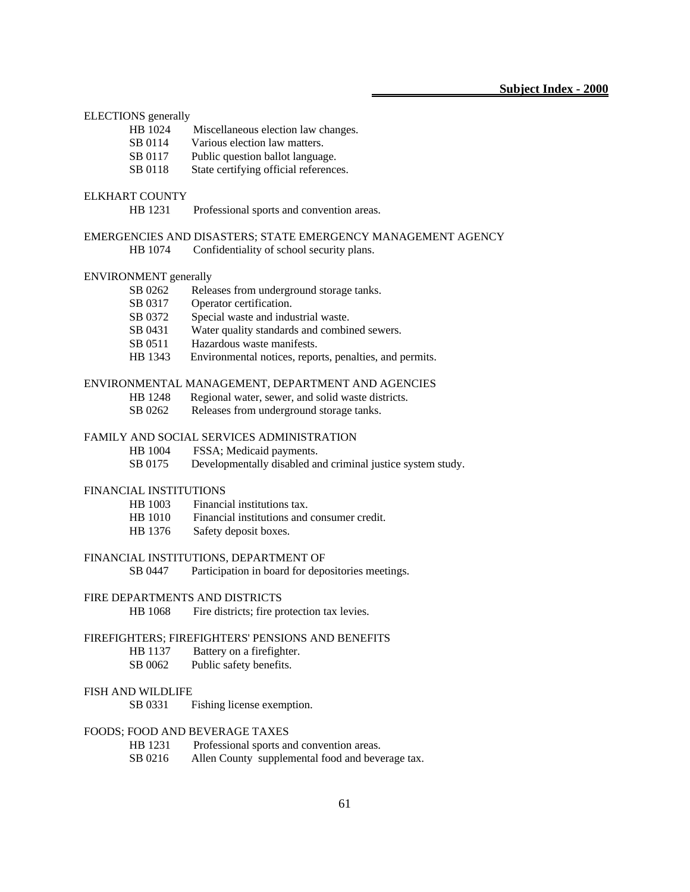ELECTIONS generally

- HB 1024 Miscellaneous election law changes.
- SB 0114 Various election law matters.
- SB 0117 Public question ballot language.
- SB 0118 State certifying official references.

ELKHART COUNTY

- HB 1231 Professional sports and convention areas.

EMERGENCIES AND DISASTERS; STATE EMERGENCY MANAGEMENT AGENCY

- HB 1074 Confidentiality of school security plans.

ENVIRONMENT generally

- SB 0262 Releases from underground storage tanks.
- SB 0317 Operator certification.
- SB 0372 Special waste and industrial waste.
- SB 0431 Water quality standards and combined sewers.
- SB 0511 Hazardous waste manifests.
- HB 1343 Environmental notices, reports, penalties, and permits.

ENVIRONMENTAL MANAGEMENT, DEPARTMENT AND AGENCIES

- HB 1248 Regional water, sewer, and solid waste districts.
- SB 0262 Releases from underground storage tanks.

FAMILY AND SOCIAL SERVICES ADMINISTRATION

- HB 1004 FSSA; Medicaid payments.
- SB 0175 Developmentally disabled and criminal justice system study.

FINANCIAL INSTITUTIONS

- HB 1003 Financial institutions tax.
- HB 1010 Financial institutions and consumer credit.
- HB 1376 Safety deposit boxes.

FINANCIAL INSTITUTIONS, DEPARTMENT OF

- SB 0447 Participation in board for depositories meetings.

FIRE DEPARTMENTS AND DISTRICTS

- HB 1068 Fire districts; fire protection tax levies.

FIREFIGHTERS; FIREFIGHTERS' PENSIONS AND BENEFITS

- HB 1137 Battery on a firefighter.
- SB 0062 Public safety benefits.

FISH AND WILDLIFE

- SB 0331 Fishing license exemption.

FOODS; FOOD AND BEVERAGE TAXES

- HB 1231 Professional sports and convention areas.
- SB 0216 Allen County supplemental food and beverage tax.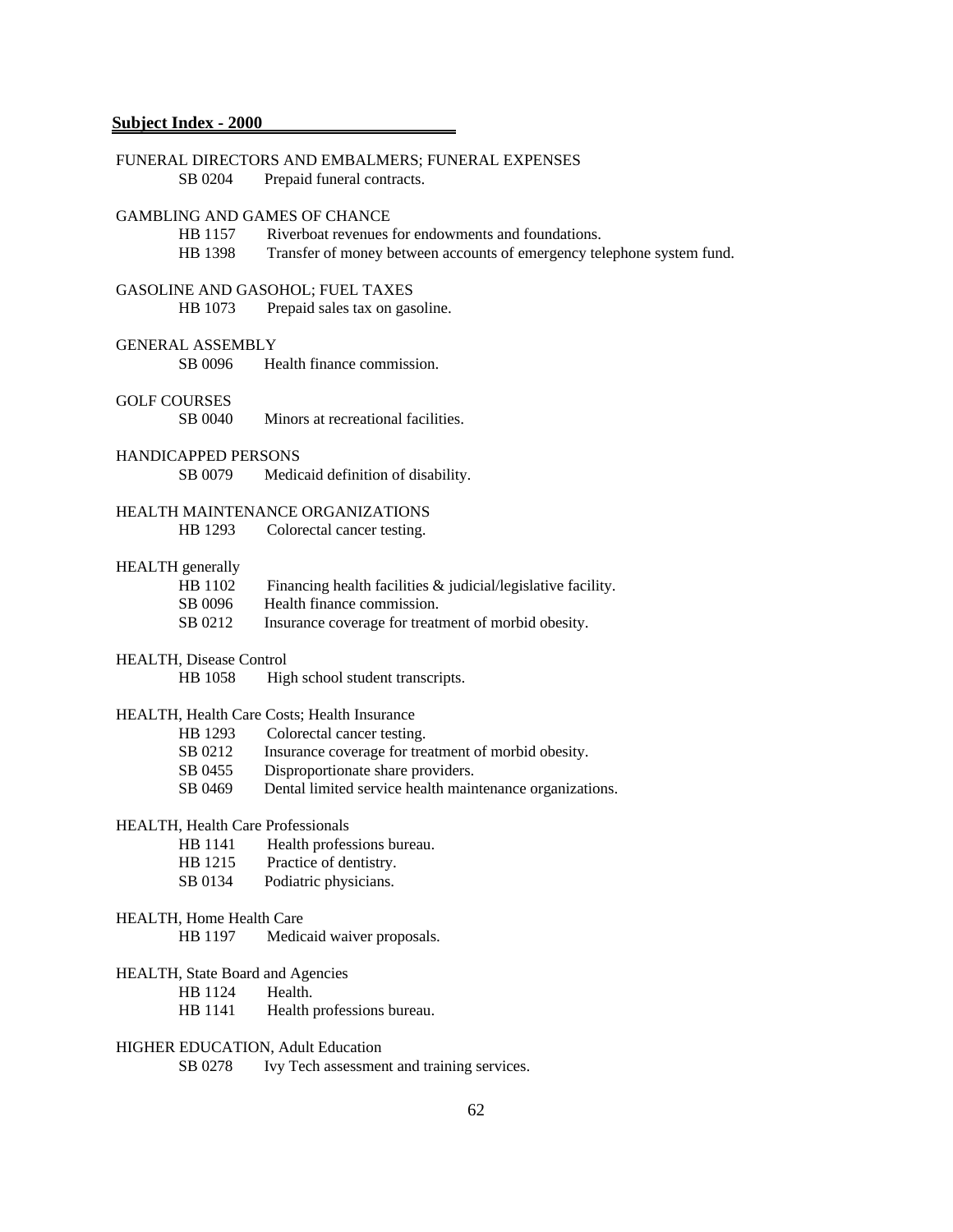**Subject Index - 2000**

FUNERAL DIRECTORS AND EMBALMERS; FUNERAL EXPENSES

SB 0204 Prepaid funeral contracts.

GAMBLING AND GAMES OF CHANCE

HB 1157 Riverboat revenues for endowments and foundations.
HB 1398 Transfer of money between accounts of emergency telephone system fund.

GASOLINE AND GASOHOL; FUEL TAXES

HB 1073 Prepaid sales tax on gasoline.

GENERAL ASSEMBLY

SB 0096 Health finance commission.

GOLF COURSES

SB 0040 Minors at recreational facilities.

HANDICAPPED PERSONS

SB 0079 Medicaid definition of disability.

HEALTH MAINTENANCE ORGANIZATIONS

HB 1293 Colorectal cancer testing.

HEALTH generally

HB 1102 Financing health facilities & judicial/legislative facility.
SB 0096 Health finance commission.
SB 0212 Insurance coverage for treatment of morbid obesity.

HEALTH, Disease Control

HB 1058 High school student transcripts.

HEALTH, Health Care Costs; Health Insurance

HB 1293 Colorectal cancer testing.
SB 0212 Insurance coverage for treatment of morbid obesity.
SB 0455 Disproportionate share providers.
SB 0469 Dental limited service health maintenance organizations.

HEALTH, Health Care Professionals

HB 1141 Health professions bureau.
HB 1215 Practice of dentistry.
SB 0134 Podiatric physicians.

HEALTH, Home Health Care

HB 1197 Medicaid waiver proposals.

HEALTH, State Board and Agencies

HB 1124 Health.
HB 1141 Health professions bureau.

HIGHER EDUCATION, Adult Education

SB 0278 Ivy Tech assessment and training services.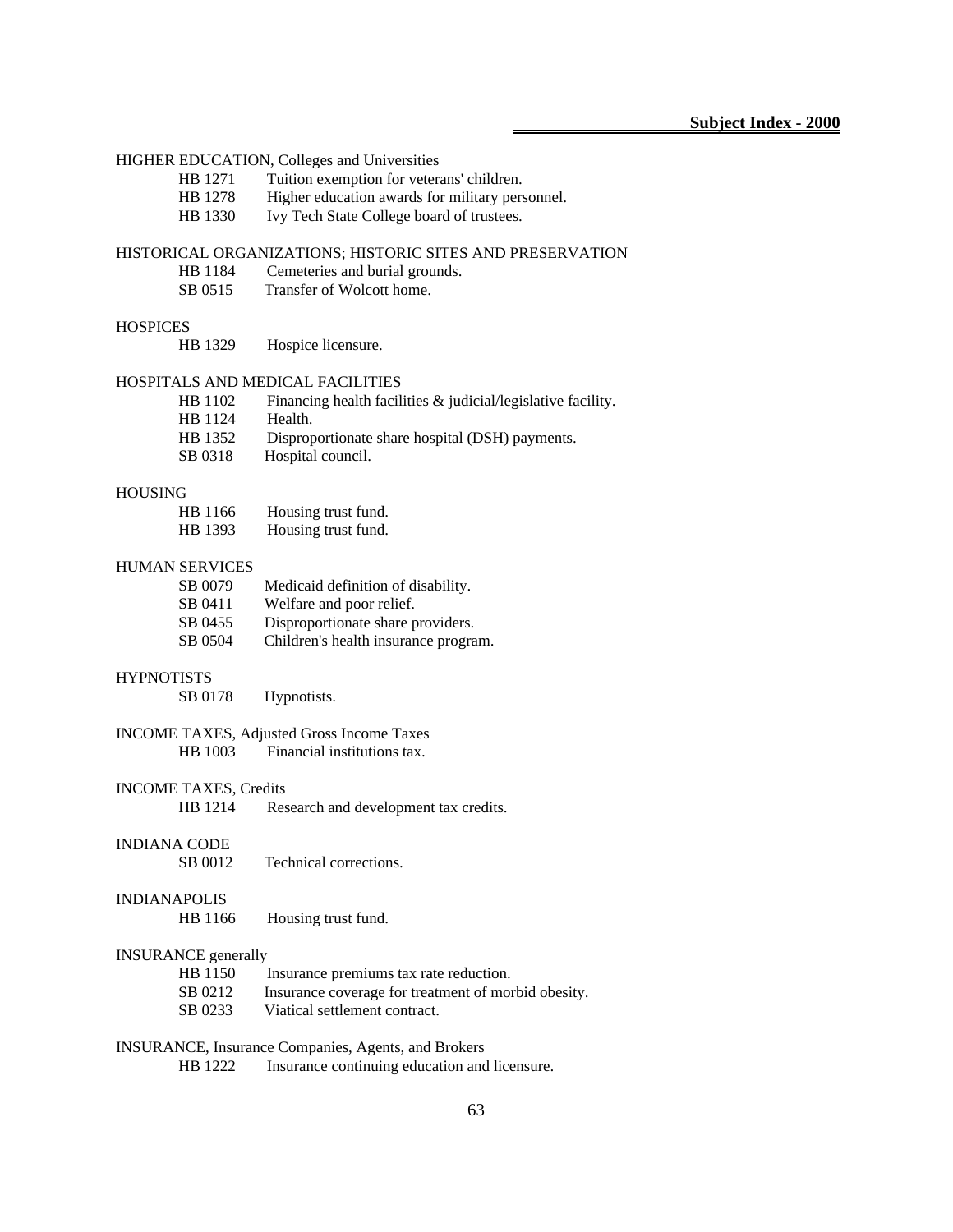HIGHER EDUCATION, Colleges and Universities

- HB 1271 Tuition exemption for veterans' children.
- HB 1278 Higher education awards for military personnel.
- HB 1330 Ivy Tech State College board of trustees.

HISTORICAL ORGANIZATIONS; HISTORIC SITES AND PRESERVATION

- HB 1184 Cemeteries and burial grounds.
- SB 0515 Transfer of Wolcott home.

HOSPICES

- HB 1329 Hospice licensure.

HOSPITALS AND MEDICAL FACILITIES

- HB 1102 Financing health facilities & judicial/legislative facility.
- HB 1124 Health.
- HB 1352 Disproportionate share hospital (DSH) payments.
- SB 0318 Hospital council.

HOUSING

- HB 1166 Housing trust fund.
- HB 1393 Housing trust fund.

HUMAN SERVICES

- SB 0079 Medicaid definition of disability.
- SB 0411 Welfare and poor relief.
- SB 0455 Disproportionate share providers.
- SB 0504 Children's health insurance program.

HYPNOTISTS

- SB 0178 Hypnotists.

INCOME TAXES, Adjusted Gross Income Taxes

- HB 1003 Financial institutions tax.

INCOME TAXES, Credits

- HB 1214 Research and development tax credits.

INDIANA CODE

- SB 0012 Technical corrections.

INDIANAPOLIS

- HB 1166 Housing trust fund.

INSURANCE generally

- HB 1150 Insurance premiums tax rate reduction.
- SB 0212 Insurance coverage for treatment of morbid obesity.
- SB 0233 Viatical settlement contract.

INSURANCE, Insurance Companies, Agents, and Brokers

- HB 1222 Insurance continuing education and licensure.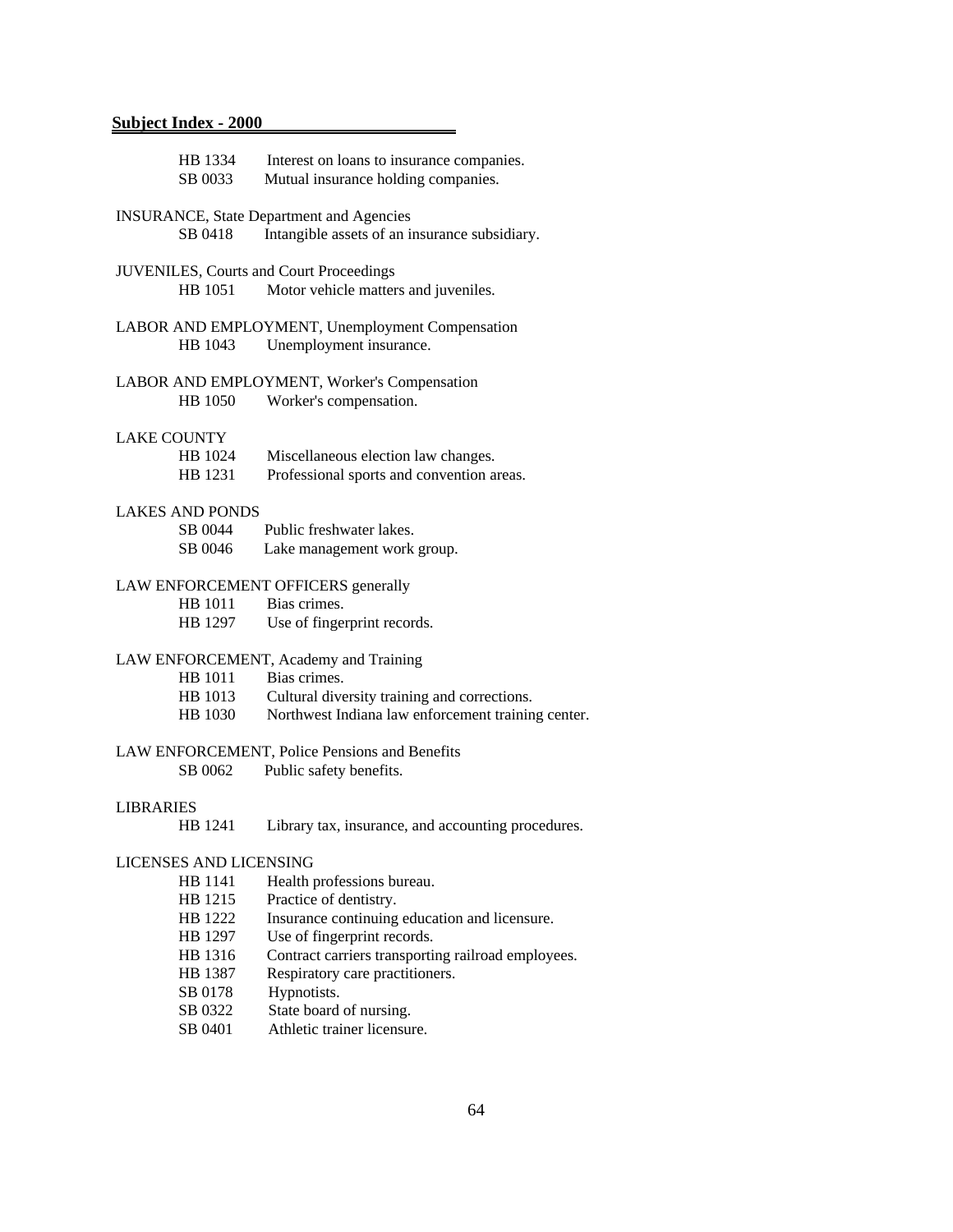**Subject Index - 2000**

HB 1334 Interest on loans to insurance companies.
SB 0033 Mutual insurance holding companies.

INSURANCE, State Department and Agencies

SB 0418 Intangible assets of an insurance subsidiary.

JUVENILES, Courts and Court Proceedings

HB 1051 Motor vehicle matters and juveniles.

LABOR AND EMPLOYMENT, Unemployment Compensation

HB 1043 Unemployment insurance.

LABOR AND EMPLOYMENT, Worker's Compensation

HB 1050 Worker's compensation.

LAKE COUNTY

HB 1024 Miscellaneous election law changes.
HB 1231 Professional sports and convention areas.

LAKES AND PONDS

SB 0044 Public freshwater lakes.
SB 0046 Lake management work group.

LAW ENFORCEMENT OFFICERS generally

HB 1011 Bias crimes.
HB 1297 Use of fingerprint records.

LAW ENFORCEMENT, Academy and Training

HB 1011 Bias crimes.
HB 1013 Cultural diversity training and corrections.
HB 1030 Northwest Indiana law enforcement training center.

LAW ENFORCEMENT, Police Pensions and Benefits

SB 0062 Public safety benefits.

LIBRARIES

HB 1241 Library tax, insurance, and accounting procedures.

LICENSES AND LICENSING

HB 1141 Health professions bureau.
HB 1215 Practice of dentistry.
HB 1222 Insurance continuing education and licensure.
HB 1297 Use of fingerprint records.
HB 1316 Contract carriers transporting railroad employees.
HB 1387 Respiratory care practitioners.
SB 0178 Hypnotists.
SB 0322 State board of nursing.
SB 0401 Athletic trainer licensure.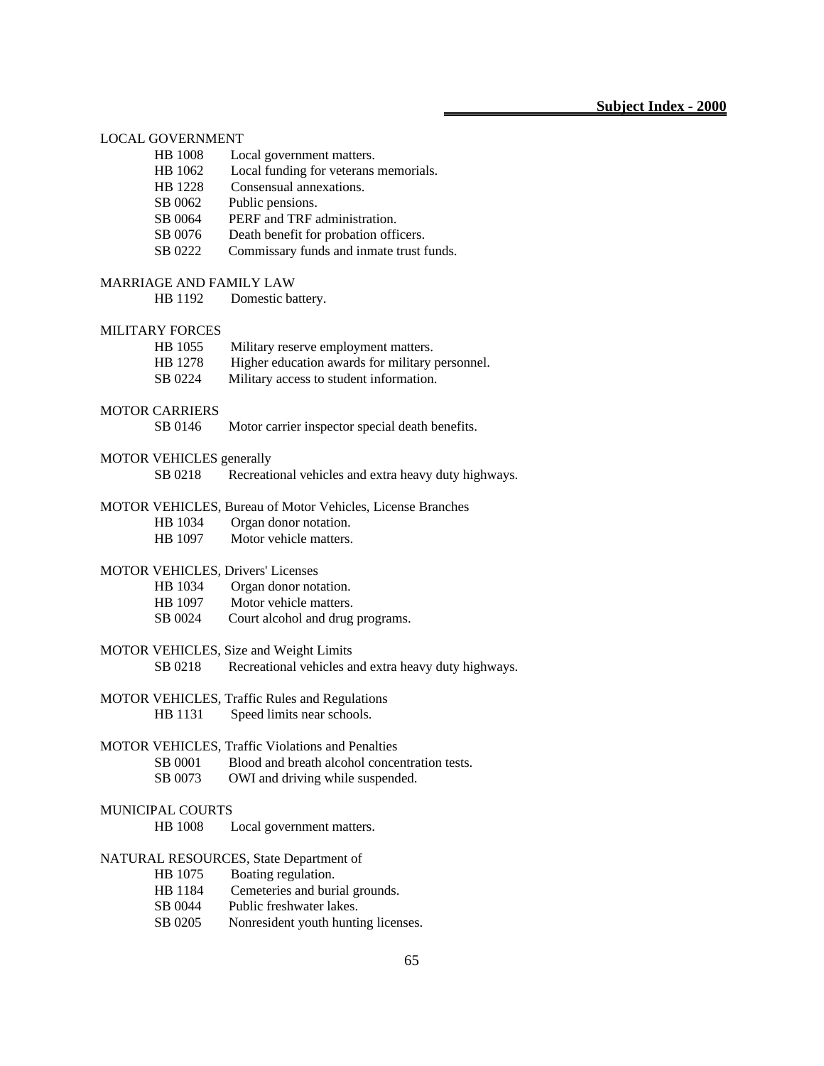LOCAL GOVERNMENT

- HB 1008 Local government matters.
- HB 1062 Local funding for veterans memorials.
- HB 1228 Consensual annexations.
- SB 0062 Public pensions.
- SB 0064 PERF and TRF administration.
- SB 0076 Death benefit for probation officers.
- SB 0222 Commissary funds and inmate trust funds.

MARRIAGE AND FAMILY LAW

- HB 1192 Domestic battery.

MILITARY FORCES

- HB 1055 Military reserve employment matters.
- HB 1278 Higher education awards for military personnel.
- SB 0224 Military access to student information.

MOTOR CARRIERS

- SB 0146 Motor carrier inspector special death benefits.

MOTOR VEHICLES generally

- SB 0218 Recreational vehicles and extra heavy duty highways.

MOTOR VEHICLES, Bureau of Motor Vehicles, License Branches

- HB 1034 Organ donor notation.
- HB 1097 Motor vehicle matters.

MOTOR VEHICLES, Drivers' Licenses

- HB 1034 Organ donor notation.
- HB 1097 Motor vehicle matters.
- SB 0024 Court alcohol and drug programs.

MOTOR VEHICLES, Size and Weight Limits

- SB 0218 Recreational vehicles and extra heavy duty highways.

MOTOR VEHICLES, Traffic Rules and Regulations

- HB 1131 Speed limits near schools.

MOTOR VEHICLES, Traffic Violations and Penalties

- SB 0001 Blood and breath alcohol concentration tests.
- SB 0073 OWI and driving while suspended.

MUNICIPAL COURTS

- HB 1008 Local government matters.

NATURAL RESOURCES, State Department of

- HB 1075 Boating regulation.
- HB 1184 Cemeteries and burial grounds.
- SB 0044 Public freshwater lakes.
- SB 0205 Nonresident youth hunting licenses.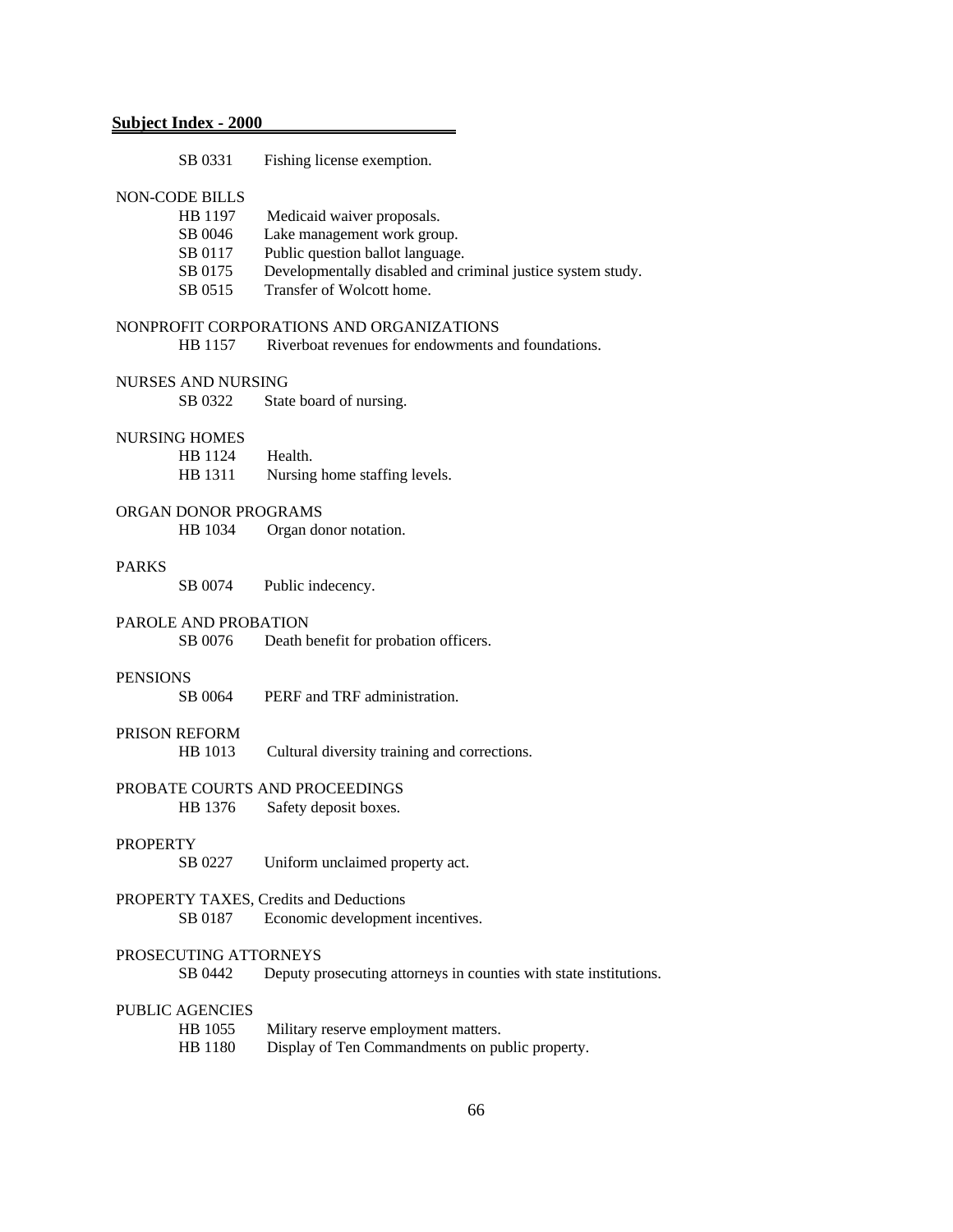**Subject Index - 2000**

SB 0331 Fishing license exemption.

NON-CODE BILLS

- HB 1197 Medicaid waiver proposals.
- SB 0046 Lake management work group.
- SB 0117 Public question ballot language.
- SB 0175 Developmentally disabled and criminal justice system study.
- SB 0515 Transfer of Wolcott home.

NONPROFIT CORPORATIONS AND ORGANIZATIONS

- HB 1157 Riverboat revenues for endowments and foundations.

NURSES AND NURSING

- SB 0322 State board of nursing.

NURSING HOMES

- HB 1124 Health.
- HB 1311 Nursing home staffing levels.

ORGAN DONOR PROGRAMS

- HB 1034 Organ donor notation.

PARKS

- SB 0074 Public indecency.

PAROLE AND PROBATION

- SB 0076 Death benefit for probation officers.

PENSIONS

- SB 0064 PERF and TRF administration.

PRISON REFORM

- HB 1013 Cultural diversity training and corrections.

PROBATE COURTS AND PROCEEDINGS

- HB 1376 Safety deposit boxes.

PROPERTY

- SB 0227 Uniform unclaimed property act.

PROPERTY TAXES, Credits and Deductions

- SB 0187 Economic development incentives.

PROSECUTING ATTORNEYS

- SB 0442 Deputy prosecuting attorneys in counties with state institutions.

PUBLIC AGENCIES

- HB 1055 Military reserve employment matters.
- HB 1180 Display of Ten Commandments on public property.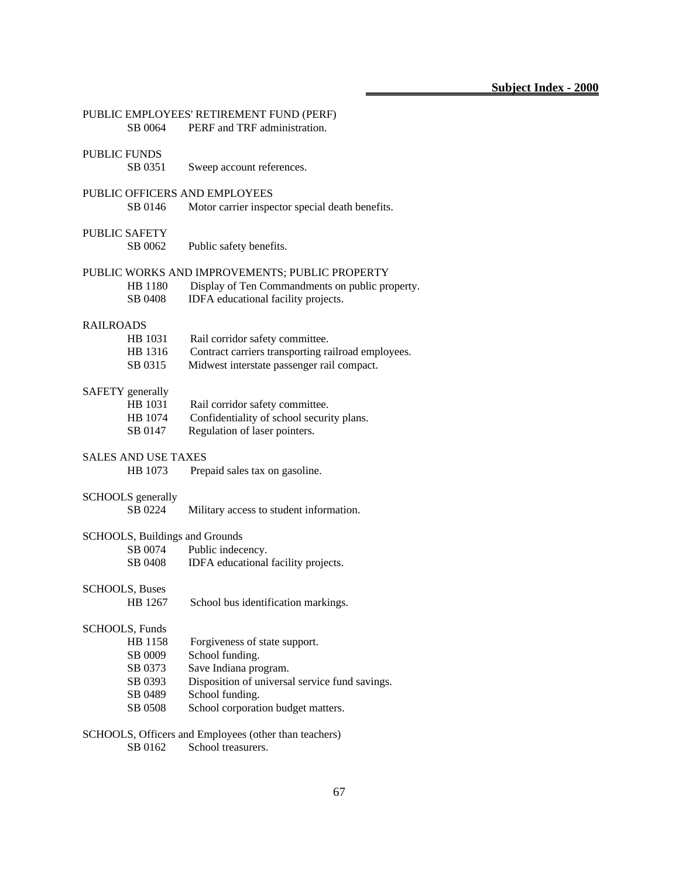PUBLIC EMPLOYEES' RETIREMENT FUND (PERF)

SB 0064 PERF and TRF administration.

PUBLIC FUNDS

SB 0351 Sweep account references.

PUBLIC OFFICERS AND EMPLOYEES

SB 0146 Motor carrier inspector special death benefits.

PUBLIC SAFETY

SB 0062 Public safety benefits.

PUBLIC WORKS AND IMPROVEMENTS; PUBLIC PROPERTY

HB 1180 Display of Ten Commandments on public property.
SB 0408 IDFA educational facility projects.

RAILROADS

HB 1031 Rail corridor safety committee.
HB 1316 Contract carriers transporting railroad employees.
SB 0315 Midwest interstate passenger rail compact.

SAFETY generally

HB 1031 Rail corridor safety committee.
HB 1074 Confidentiality of school security plans.
SB 0147 Regulation of laser pointers.

SALES AND USE TAXES

HB 1073 Prepaid sales tax on gasoline.

SCHOOLS generally

SB 0224 Military access to student information.

SCHOOLS, Buildings and Grounds

SB 0074 Public indecency.
SB 0408 IDFA educational facility projects.

SCHOOLS, Buses

HB 1267 School bus identification markings.

SCHOOLS, Funds

HB 1158 Forgiveness of state support.
SB 0009 School funding.
SB 0373 Save Indiana program.
SB 0393 Disposition of universal service fund savings.
SB 0489 School funding.
SB 0508 School corporation budget matters.

SCHOOLS, Officers and Employees (other than teachers)

SB 0162 School treasurers.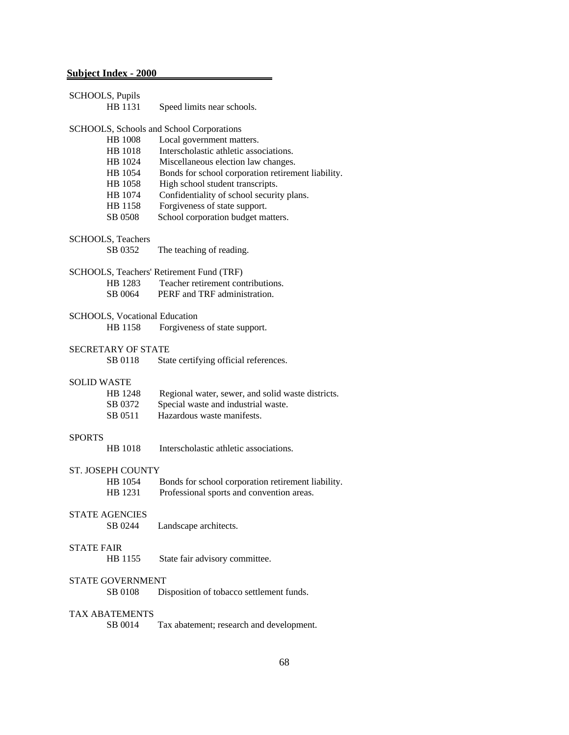**Subject Index - 2000**

SCHOOLS, Pupils

HB 1131 Speed limits near schools.

SCHOOLS, Schools and School Corporations

HB 1008 Local government matters.
HB 1018 Interscholastic athletic associations.
HB 1024 Miscellaneous election law changes.
HB 1054 Bonds for school corporation retirement liability.
HB 1058 High school student transcripts.
HB 1074 Confidentiality of school security plans.
HB 1158 Forgiveness of state support.
SB 0508 School corporation budget matters.

SCHOOLS, Teachers

SB 0352 The teaching of reading.

SCHOOLS, Teachers' Retirement Fund (TRF)

HB 1283 Teacher retirement contributions.
SB 0064 PERF and TRF administration.

SCHOOLS, Vocational Education

HB 1158 Forgiveness of state support.

SECRETARY OF STATE

SB 0118 State certifying official references.

SOLID WASTE

HB 1248 Regional water, sewer, and solid waste districts.
SB 0372 Special waste and industrial waste.
SB 0511 Hazardous waste manifests.

SPORTS

HB 1018 Interscholastic athletic associations.

ST. JOSEPH COUNTY

HB 1054 Bonds for school corporation retirement liability.
HB 1231 Professional sports and convention areas.

STATE AGENCIES

SB 0244 Landscape architects.

STATE FAIR

HB 1155 State fair advisory committee.

STATE GOVERNMENT

SB 0108 Disposition of tobacco settlement funds.

TAX ABATEMENTS

SB 0014 Tax abatement; research and development.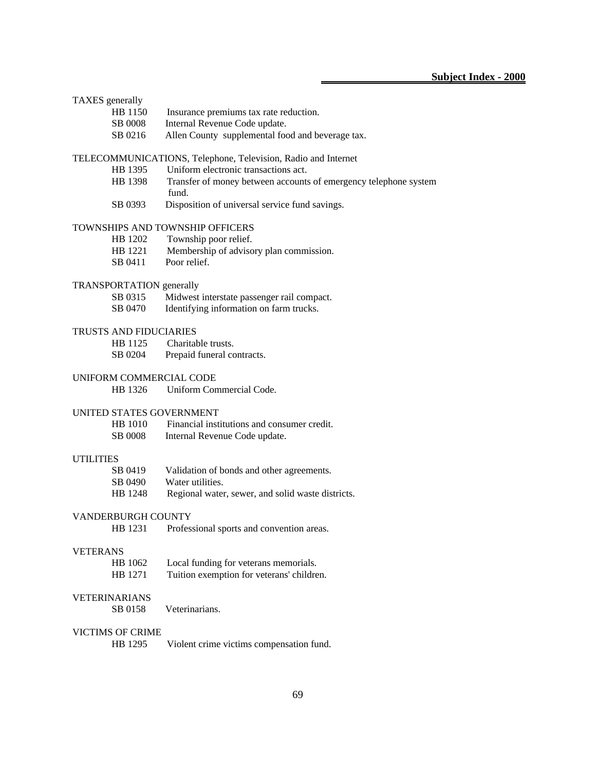TAXES generally

HB 1150 Insurance premiums tax rate reduction.
SB 0008 Internal Revenue Code update.
SB 0216 Allen County supplemental food and beverage tax.

TELECOMMUNICATIONS, Telephone, Television, Radio and Internet

HB 1395 Uniform electronic transactions act.
HB 1398 Transfer of money between accounts of emergency telephone system fund.
SB 0393 Disposition of universal service fund savings.

TOWNSHIPS AND TOWNSHIP OFFICERS

HB 1202 Township poor relief.
HB 1221 Membership of advisory plan commission.
SB 0411 Poor relief.

TRANSPORTATION generally

SB 0315 Midwest interstate passenger rail compact.
SB 0470 Identifying information on farm trucks.

TRUSTS AND FIDUCIARIES

HB 1125 Charitable trusts.
SB 0204 Prepaid funeral contracts.

UNIFORM COMMERCIAL CODE

HB 1326 Uniform Commercial Code.

UNITED STATES GOVERNMENT

HB 1010 Financial institutions and consumer credit.
SB 0008 Internal Revenue Code update.

UTILITIES

SB 0419 Validation of bonds and other agreements.
SB 0490 Water utilities.
HB 1248 Regional water, sewer, and solid waste districts.

VANDERBURGH COUNTY

HB 1231 Professional sports and convention areas.

VETERANS

HB 1062 Local funding for veterans memorials.
HB 1271 Tuition exemption for veterans' children.

VETERINARIANS

SB 0158 Veterinarians.

VICTIMS OF CRIME

HB 1295 Violent crime victims compensation fund.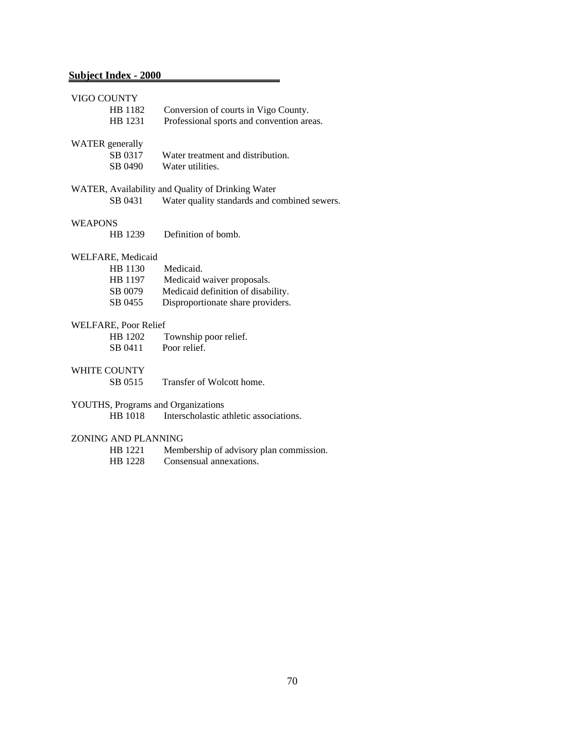**Subject Index - 2000**

VIGO COUNTY

| | |
|---|---|
| HB 1182 | Conversion of courts in Vigo County. |
| HB 1231 | Professional sports and convention areas. |

WATER generally

| | |
|---|---|
| SB 0317 | Water treatment and distribution. |
| SB 0490 | Water utilities. |

WATER, Availability and Quality of Drinking Water

| | |
|---|---|
| SB 0431 | Water quality standards and combined sewers. |

WEAPONS

| | |
|---|---|
| HB 1239 | Definition of bomb. |

WELFARE, Medicaid

| | |
|---|---|
| HB 1130 | Medicaid. |
| HB 1197 | Medicaid waiver proposals. |
| SB 0079 | Medicaid definition of disability. |
| SB 0455 | Disproportionate share providers. |

WELFARE, Poor Relief

| | |
|---|---|
| HB 1202 | Township poor relief. |
| SB 0411 | Poor relief. |

WHITE COUNTY

| | |
|---|---|
| SB 0515 | Transfer of Wolcott home. |

YOUTHS, Programs and Organizations

| | |
|---|---|
| HB 1018 | Interscholastic athletic associations. |

ZONING AND PLANNING

| | |
|---|---|
| HB 1221 | Membership of advisory plan commission. |
| HB 1228 | Consensual annexations. |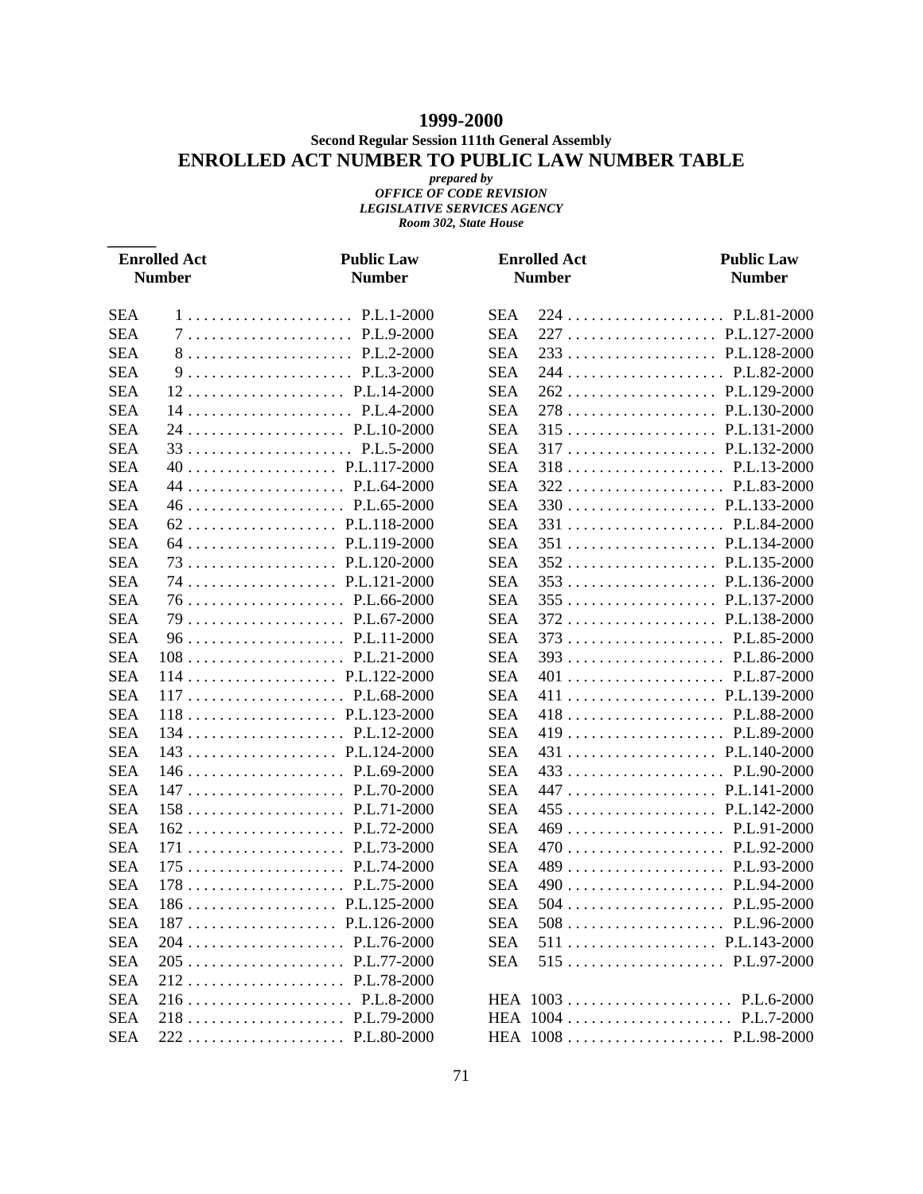# 1999-2000

### Second Regular Session 111th General Assembly

## ENROLLED ACT NUMBER TO PUBLIC LAW NUMBER TABLE

*prepared by*
*OFFICE OF CODE REVISION*
*LEGISLATIVE SERVICES AGENCY*
*Room 302, State House*

| Enrolled Act Number | | Public Law Number |
|---|---|---|
| SEA | 1 | P.L.1-2000 |
| SEA | 7 | P.L.9-2000 |
| SEA | 8 | P.L.2-2000 |
| SEA | 9 | P.L.3-2000 |
| SEA | 12 | P.L.14-2000 |
| SEA | 14 | P.L.4-2000 |
| SEA | 24 | P.L.10-2000 |
| SEA | 33 | P.L.5-2000 |
| SEA | 40 | P.L.117-2000 |
| SEA | 44 | P.L.64-2000 |
| SEA | 46 | P.L.65-2000 |
| SEA | 62 | P.L.118-2000 |
| SEA | 64 | P.L.119-2000 |
| SEA | 73 | P.L.120-2000 |
| SEA | 74 | P.L.121-2000 |
| SEA | 76 | P.L.66-2000 |
| SEA | 79 | P.L.67-2000 |
| SEA | 96 | P.L.11-2000 |
| SEA | 108 | P.L.21-2000 |
| SEA | 114 | P.L.122-2000 |
| SEA | 117 | P.L.68-2000 |
| SEA | 118 | P.L.123-2000 |
| SEA | 134 | P.L.12-2000 |
| SEA | 143 | P.L.124-2000 |
| SEA | 146 | P.L.69-2000 |
| SEA | 147 | P.L.70-2000 |
| SEA | 158 | P.L.71-2000 |
| SEA | 162 | P.L.72-2000 |
| SEA | 171 | P.L.73-2000 |
| SEA | 175 | P.L.74-2000 |
| SEA | 178 | P.L.75-2000 |
| SEA | 186 | P.L.125-2000 |
| SEA | 187 | P.L.126-2000 |
| SEA | 204 | P.L.76-2000 |
| SEA | 205 | P.L.77-2000 |
| SEA | 212 | P.L.78-2000 |
| SEA | 216 | P.L.8-2000 |
| SEA | 218 | P.L.79-2000 |
| SEA | 222 | P.L.80-2000 |
| SEA | 224 | P.L.81-2000 |
| SEA | 227 | P.L.127-2000 |
| SEA | 233 | P.L.128-2000 |
| SEA | 244 | P.L.82-2000 |
| SEA | 262 | P.L.129-2000 |
| SEA | 278 | P.L.130-2000 |
| SEA | 315 | P.L.131-2000 |
| SEA | 317 | P.L.132-2000 |
| SEA | 318 | P.L.13-2000 |
| SEA | 322 | P.L.83-2000 |
| SEA | 330 | P.L.133-2000 |
| SEA | 331 | P.L.84-2000 |
| SEA | 351 | P.L.134-2000 |
| SEA | 352 | P.L.135-2000 |
| SEA | 353 | P.L.136-2000 |
| SEA | 355 | P.L.137-2000 |
| SEA | 372 | P.L.138-2000 |
| SEA | 373 | P.L.85-2000 |
| SEA | 393 | P.L.86-2000 |
| SEA | 401 | P.L.87-2000 |
| SEA | 411 | P.L.139-2000 |
| SEA | 418 | P.L.88-2000 |
| SEA | 419 | P.L.89-2000 |
| SEA | 431 | P.L.140-2000 |
| SEA | 433 | P.L.90-2000 |
| SEA | 447 | P.L.141-2000 |
| SEA | 455 | P.L.142-2000 |
| SEA | 469 | P.L.91-2000 |
| SEA | 470 | P.L.92-2000 |
| SEA | 489 | P.L.93-2000 |
| SEA | 490 | P.L.94-2000 |
| SEA | 504 | P.L.95-2000 |
| SEA | 508 | P.L.96-2000 |
| SEA | 511 | P.L.143-2000 |
| SEA | 515 | P.L.97-2000 |
| HEA | 1003 | P.L.6-2000 |
| HEA | 1004 | P.L.7-2000 |
| HEA | 1008 | P.L.98-2000 |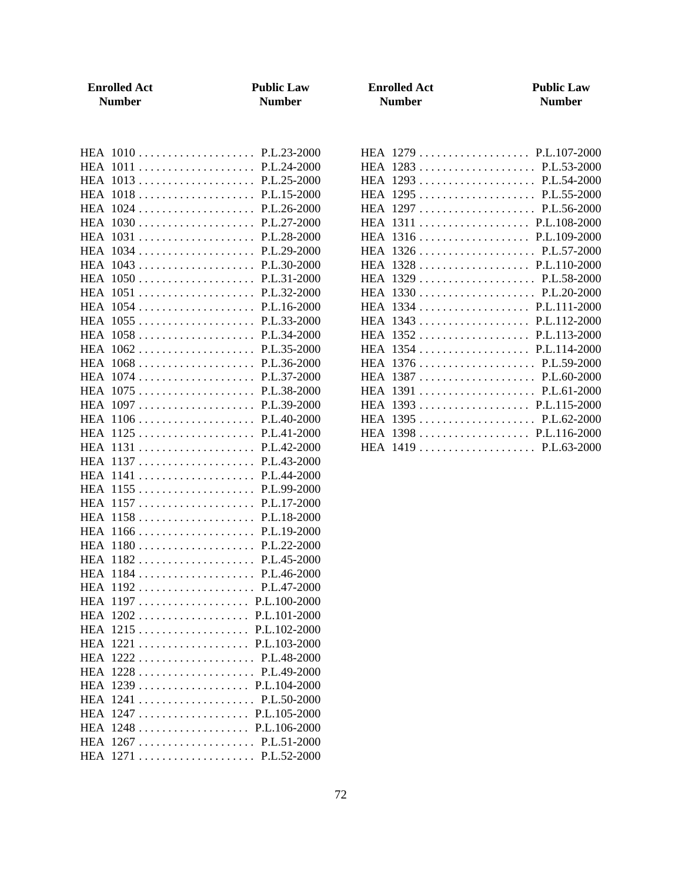| Enrolled Act Number | Public Law Number |
|---|---|
| HEA 1010 | P.L.23-2000 |
| HEA 1011 | P.L.24-2000 |
| HEA 1013 | P.L.25-2000 |
| HEA 1018 | P.L.15-2000 |
| HEA 1024 | P.L.26-2000 |
| HEA 1030 | P.L.27-2000 |
| HEA 1031 | P.L.28-2000 |
| HEA 1034 | P.L.29-2000 |
| HEA 1043 | P.L.30-2000 |
| HEA 1050 | P.L.31-2000 |
| HEA 1051 | P.L.32-2000 |
| HEA 1054 | P.L.16-2000 |
| HEA 1055 | P.L.33-2000 |
| HEA 1058 | P.L.34-2000 |
| HEA 1062 | P.L.35-2000 |
| HEA 1068 | P.L.36-2000 |
| HEA 1074 | P.L.37-2000 |
| HEA 1075 | P.L.38-2000 |
| HEA 1097 | P.L.39-2000 |
| HEA 1106 | P.L.40-2000 |
| HEA 1125 | P.L.41-2000 |
| HEA 1131 | P.L.42-2000 |
| HEA 1137 | P.L.43-2000 |
| HEA 1141 | P.L.44-2000 |
| HEA 1155 | P.L.99-2000 |
| HEA 1157 | P.L.17-2000 |
| HEA 1158 | P.L.18-2000 |
| HEA 1166 | P.L.19-2000 |
| HEA 1180 | P.L.22-2000 |
| HEA 1182 | P.L.45-2000 |
| HEA 1184 | P.L.46-2000 |
| HEA 1192 | P.L.47-2000 |
| HEA 1197 | P.L.100-2000 |
| HEA 1202 | P.L.101-2000 |
| HEA 1215 | P.L.102-2000 |
| HEA 1221 | P.L.103-2000 |
| HEA 1222 | P.L.48-2000 |
| HEA 1228 | P.L.49-2000 |
| HEA 1239 | P.L.104-2000 |
| HEA 1241 | P.L.50-2000 |
| HEA 1247 | P.L.105-2000 |
| HEA 1248 | P.L.106-2000 |
| HEA 1267 | P.L.51-2000 |
| HEA 1271 | P.L.52-2000 |
| HEA 1279 | P.L.107-2000 |
| HEA 1283 | P.L.53-2000 |
| HEA 1293 | P.L.54-2000 |
| HEA 1295 | P.L.55-2000 |
| HEA 1297 | P.L.56-2000 |
| HEA 1311 | P.L.108-2000 |
| HEA 1316 | P.L.109-2000 |
| HEA 1326 | P.L.57-2000 |
| HEA 1328 | P.L.110-2000 |
| HEA 1329 | P.L.58-2000 |
| HEA 1330 | P.L.20-2000 |
| HEA 1334 | P.L.111-2000 |
| HEA 1343 | P.L.112-2000 |
| HEA 1352 | P.L.113-2000 |
| HEA 1354 | P.L.114-2000 |
| HEA 1376 | P.L.59-2000 |
| HEA 1387 | P.L.60-2000 |
| HEA 1391 | P.L.61-2000 |
| HEA 1393 | P.L.115-2000 |
| HEA 1395 | P.L.62-2000 |
| HEA 1398 | P.L.116-2000 |
| HEA 1419 | P.L.63-2000 |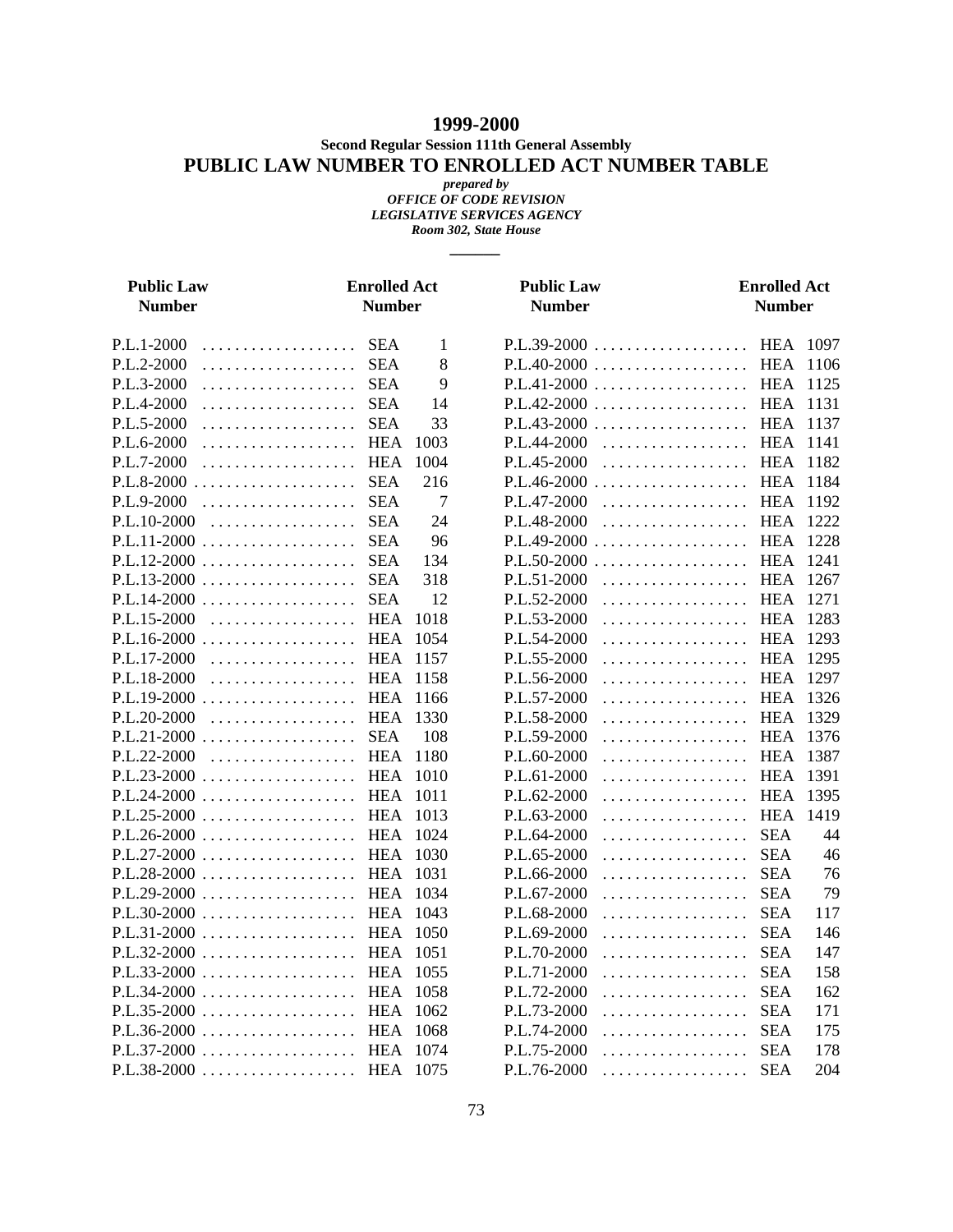# 1999-2000

### Second Regular Session 111th General Assembly

## PUBLIC LAW NUMBER TO ENROLLED ACT NUMBER TABLE

*prepared by*
*OFFICE OF CODE REVISION*
*LEGISLATIVE SERVICES AGENCY*
*Room 302, State House*

| Public Law Number | Enrolled Act Number | |
|---|---|---|
| P.L.1-2000 | SEA | 1 |
| P.L.2-2000 | SEA | 8 |
| P.L.3-2000 | SEA | 9 |
| P.L.4-2000 | SEA | 14 |
| P.L.5-2000 | SEA | 33 |
| P.L.6-2000 | HEA | 1003 |
| P.L.7-2000 | HEA | 1004 |
| P.L.8-2000 | SEA | 216 |
| P.L.9-2000 | SEA | 7 |
| P.L.10-2000 | SEA | 24 |
| P.L.11-2000 | SEA | 96 |
| P.L.12-2000 | SEA | 134 |
| P.L.13-2000 | SEA | 318 |
| P.L.14-2000 | SEA | 12 |
| P.L.15-2000 | HEA | 1018 |
| P.L.16-2000 | HEA | 1054 |
| P.L.17-2000 | HEA | 1157 |
| P.L.18-2000 | HEA | 1158 |
| P.L.19-2000 | HEA | 1166 |
| P.L.20-2000 | HEA | 1330 |
| P.L.21-2000 | SEA | 108 |
| P.L.22-2000 | HEA | 1180 |
| P.L.23-2000 | HEA | 1010 |
| P.L.24-2000 | HEA | 1011 |
| P.L.25-2000 | HEA | 1013 |
| P.L.26-2000 | HEA | 1024 |
| P.L.27-2000 | HEA | 1030 |
| P.L.28-2000 | HEA | 1031 |
| P.L.29-2000 | HEA | 1034 |
| P.L.30-2000 | HEA | 1043 |
| P.L.31-2000 | HEA | 1050 |
| P.L.32-2000 | HEA | 1051 |
| P.L.33-2000 | HEA | 1055 |
| P.L.34-2000 | HEA | 1058 |
| P.L.35-2000 | HEA | 1062 |
| P.L.36-2000 | HEA | 1068 |
| P.L.37-2000 | HEA | 1074 |
| P.L.38-2000 | HEA | 1075 |
| P.L.39-2000 | HEA | 1097 |
| P.L.40-2000 | HEA | 1106 |
| P.L.41-2000 | HEA | 1125 |
| P.L.42-2000 | HEA | 1131 |
| P.L.43-2000 | HEA | 1137 |
| P.L.44-2000 | HEA | 1141 |
| P.L.45-2000 | HEA | 1182 |
| P.L.46-2000 | HEA | 1184 |
| P.L.47-2000 | HEA | 1192 |
| P.L.48-2000 | HEA | 1222 |
| P.L.49-2000 | HEA | 1228 |
| P.L.50-2000 | HEA | 1241 |
| P.L.51-2000 | HEA | 1267 |
| P.L.52-2000 | HEA | 1271 |
| P.L.53-2000 | HEA | 1283 |
| P.L.54-2000 | HEA | 1293 |
| P.L.55-2000 | HEA | 1295 |
| P.L.56-2000 | HEA | 1297 |
| P.L.57-2000 | HEA | 1326 |
| P.L.58-2000 | HEA | 1329 |
| P.L.59-2000 | HEA | 1376 |
| P.L.60-2000 | HEA | 1387 |
| P.L.61-2000 | HEA | 1391 |
| P.L.62-2000 | HEA | 1395 |
| P.L.63-2000 | HEA | 1419 |
| P.L.64-2000 | SEA | 44 |
| P.L.65-2000 | SEA | 46 |
| P.L.66-2000 | SEA | 76 |
| P.L.67-2000 | SEA | 79 |
| P.L.68-2000 | SEA | 117 |
| P.L.69-2000 | SEA | 146 |
| P.L.70-2000 | SEA | 147 |
| P.L.71-2000 | SEA | 158 |
| P.L.72-2000 | SEA | 162 |
| P.L.73-2000 | SEA | 171 |
| P.L.74-2000 | SEA | 175 |
| P.L.75-2000 | SEA | 178 |
| P.L.76-2000 | SEA | 204 |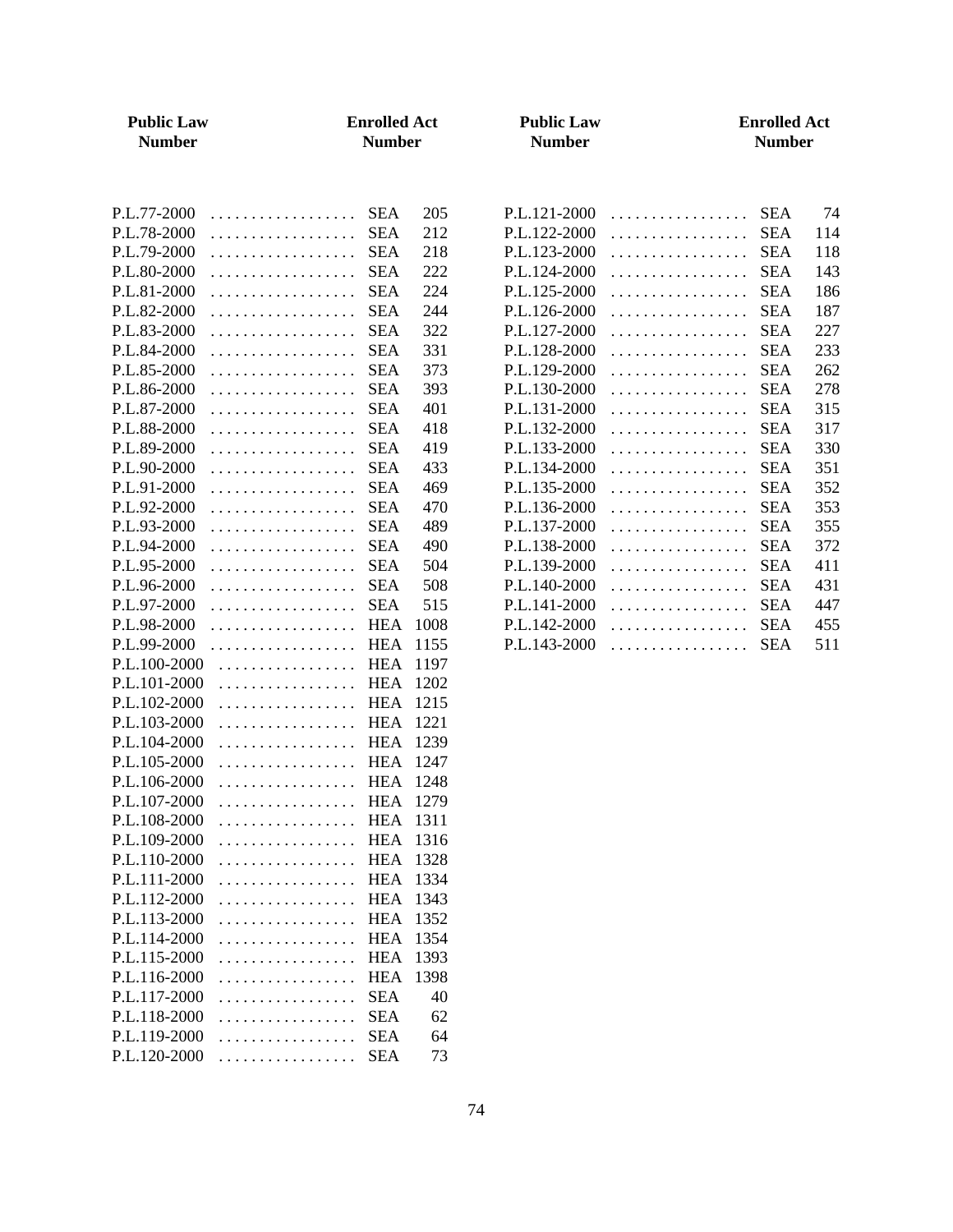| Public Law Number | Enrolled Act Number | |
|---|---|---|
| P.L.77-2000 | SEA | 205 |
| P.L.78-2000 | SEA | 212 |
| P.L.79-2000 | SEA | 218 |
| P.L.80-2000 | SEA | 222 |
| P.L.81-2000 | SEA | 224 |
| P.L.82-2000 | SEA | 244 |
| P.L.83-2000 | SEA | 322 |
| P.L.84-2000 | SEA | 331 |
| P.L.85-2000 | SEA | 373 |
| P.L.86-2000 | SEA | 393 |
| P.L.87-2000 | SEA | 401 |
| P.L.88-2000 | SEA | 418 |
| P.L.89-2000 | SEA | 419 |
| P.L.90-2000 | SEA | 433 |
| P.L.91-2000 | SEA | 469 |
| P.L.92-2000 | SEA | 470 |
| P.L.93-2000 | SEA | 489 |
| P.L.94-2000 | SEA | 490 |
| P.L.95-2000 | SEA | 504 |
| P.L.96-2000 | SEA | 508 |
| P.L.97-2000 | SEA | 515 |
| P.L.98-2000 | HEA | 1008 |
| P.L.99-2000 | HEA | 1155 |
| P.L.100-2000 | HEA | 1197 |
| P.L.101-2000 | HEA | 1202 |
| P.L.102-2000 | HEA | 1215 |
| P.L.103-2000 | HEA | 1221 |
| P.L.104-2000 | HEA | 1239 |
| P.L.105-2000 | HEA | 1247 |
| P.L.106-2000 | HEA | 1248 |
| P.L.107-2000 | HEA | 1279 |
| P.L.108-2000 | HEA | 1311 |
| P.L.109-2000 | HEA | 1316 |
| P.L.110-2000 | HEA | 1328 |
| P.L.111-2000 | HEA | 1334 |
| P.L.112-2000 | HEA | 1343 |
| P.L.113-2000 | HEA | 1352 |
| P.L.114-2000 | HEA | 1354 |
| P.L.115-2000 | HEA | 1393 |
| P.L.116-2000 | HEA | 1398 |
| P.L.117-2000 | SEA | 40 |
| P.L.118-2000 | SEA | 62 |
| P.L.119-2000 | SEA | 64 |
| P.L.120-2000 | SEA | 73 |
| P.L.121-2000 | SEA | 74 |
| P.L.122-2000 | SEA | 114 |
| P.L.123-2000 | SEA | 118 |
| P.L.124-2000 | SEA | 143 |
| P.L.125-2000 | SEA | 186 |
| P.L.126-2000 | SEA | 187 |
| P.L.127-2000 | SEA | 227 |
| P.L.128-2000 | SEA | 233 |
| P.L.129-2000 | SEA | 262 |
| P.L.130-2000 | SEA | 278 |
| P.L.131-2000 | SEA | 315 |
| P.L.132-2000 | SEA | 317 |
| P.L.133-2000 | SEA | 330 |
| P.L.134-2000 | SEA | 351 |
| P.L.135-2000 | SEA | 352 |
| P.L.136-2000 | SEA | 353 |
| P.L.137-2000 | SEA | 355 |
| P.L.138-2000 | SEA | 372 |
| P.L.139-2000 | SEA | 411 |
| P.L.140-2000 | SEA | 431 |
| P.L.141-2000 | SEA | 447 |
| P.L.142-2000 | SEA | 455 |
| P.L.143-2000 | SEA | 511 |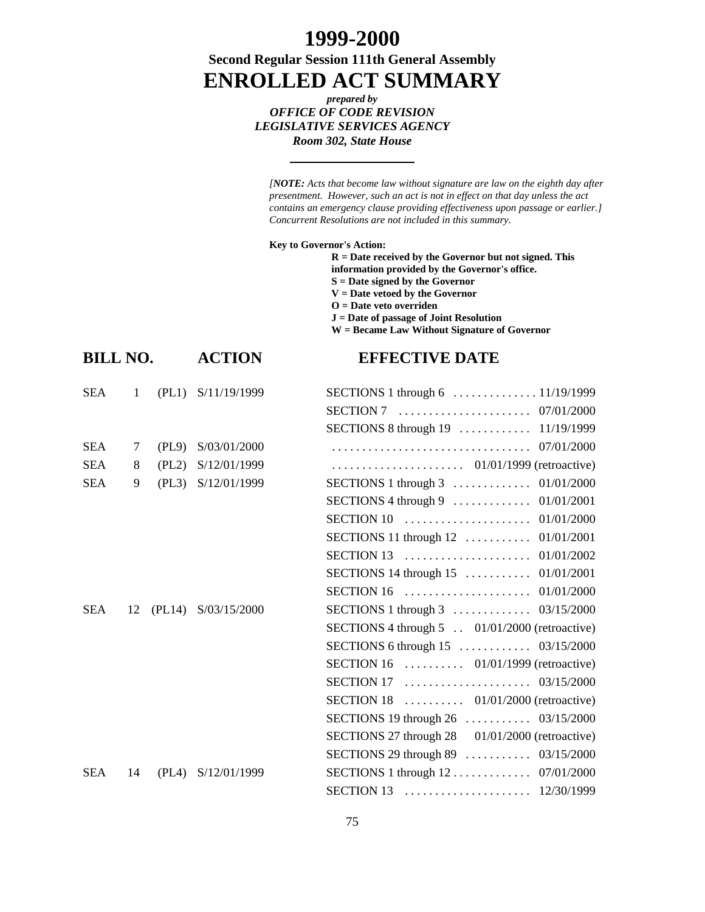# 1999-2000

### Second Regular Session 111th General Assembly

# ENROLLED ACT SUMMARY

***prepared by***

***OFFICE OF CODE REVISION***

***LEGISLATIVE SERVICES AGENCY***

***Room 302, State House***

---

*[**NOTE:** Acts that become law without signature are law on the eighth day after presentment. However, such an act is not in effect on that day unless the act contains an emergency clause providing effectiveness upon passage or earlier.] Concurrent Resolutions are not included in this summary.*

**Key to Governor's Action:**

**R = Date received by the Governor but not signed. This information provided by the Governor's office.**
**S = Date signed by the Governor**
**V = Date vetoed by the Governor**
**O = Date veto overriden**
**J = Date of passage of Joint Resolution**
**W = Became Law Without Signature of Governor**

| BILL NO. | | | ACTION | EFFECTIVE DATE | |
|---|---|---|---|---|---|
| SEA | 1 | (PL1) | S/11/19/1999 | SECTIONS 1 through 6 | 11/19/1999 |
| | | | | SECTION 7 | 07/01/2000 |
| | | | | SECTIONS 8 through 19 | 11/19/1999 |
| SEA | 7 | (PL9) | S/03/01/2000 | | 07/01/2000 |
| SEA | 8 | (PL2) | S/12/01/1999 | | 01/01/1999 (retroactive) |
| SEA | 9 | (PL3) | S/12/01/1999 | SECTIONS 1 through 3 | 01/01/2000 |
| | | | | SECTIONS 4 through 9 | 01/01/2001 |
| | | | | SECTION 10 | 01/01/2000 |
| | | | | SECTIONS 11 through 12 | 01/01/2001 |
| | | | | SECTION 13 | 01/01/2002 |
| | | | | SECTIONS 14 through 15 | 01/01/2001 |
| | | | | SECTION 16 | 01/01/2000 |
| SEA | 12 | (PL14) | S/03/15/2000 | SECTIONS 1 through 3 | 03/15/2000 |
| | | | | SECTIONS 4 through 5 | 01/01/2000 (retroactive) |
| | | | | SECTIONS 6 through 15 | 03/15/2000 |
| | | | | SECTION 16 | 01/01/1999 (retroactive) |
| | | | | SECTION 17 | 03/15/2000 |
| | | | | SECTION 18 | 01/01/2000 (retroactive) |
| | | | | SECTIONS 19 through 26 | 03/15/2000 |
| | | | | SECTIONS 27 through 28 | 01/01/2000 (retroactive) |
| | | | | SECTIONS 29 through 89 | 03/15/2000 |
| SEA | 14 | (PL4) | S/12/01/1999 | SECTIONS 1 through 12 | 07/01/2000 |
| | | | | SECTION 13 | 12/30/1999 |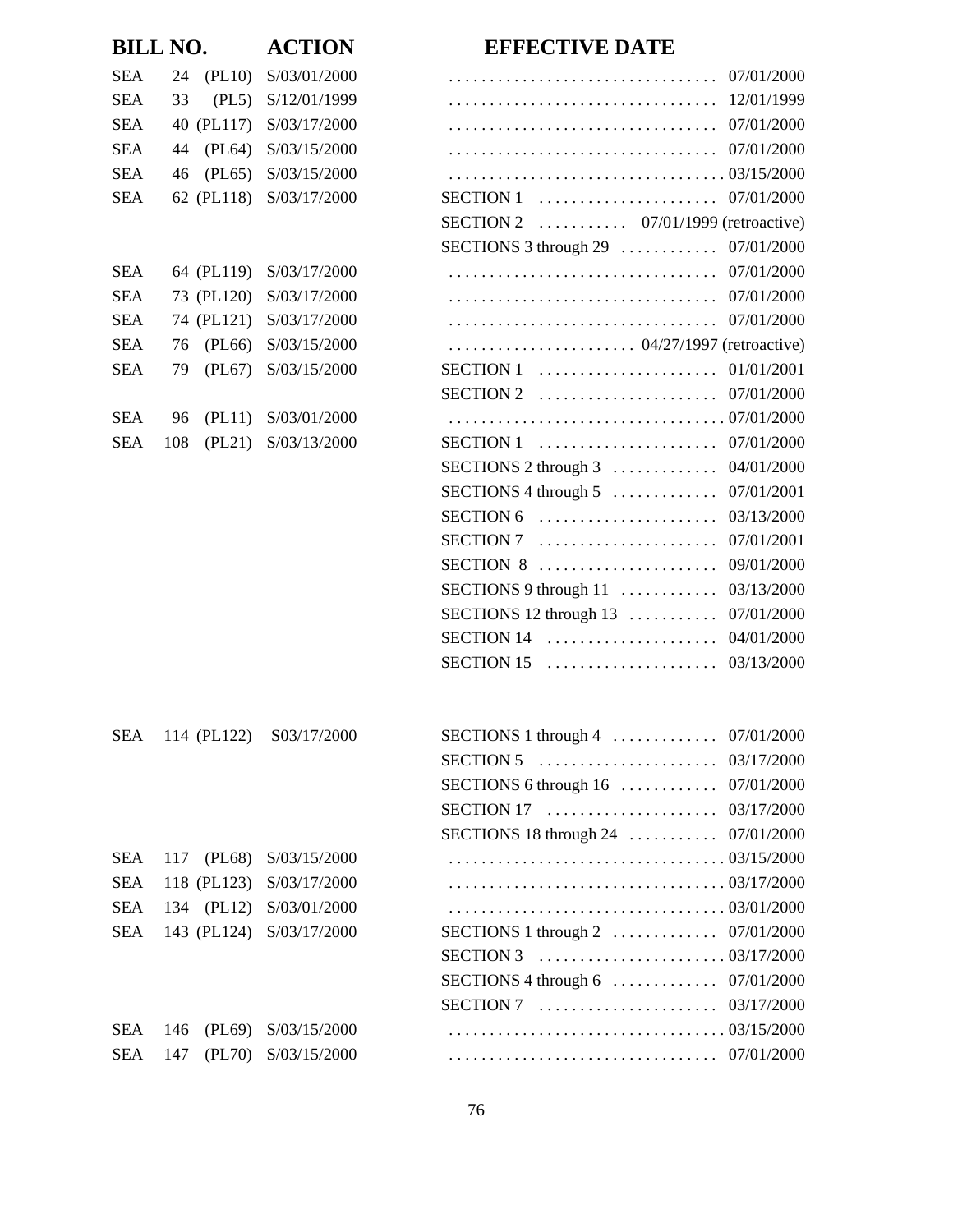| BILL NO. | | | ACTION | EFFECTIVE DATE | |
|---|---|---|---|---|---|
| SEA | 24 | (PL10) | S/03/01/2000 | | 07/01/2000 |
| SEA | 33 | (PL5) | S/12/01/1999 | | 12/01/1999 |
| SEA | 40 | (PL117) | S/03/17/2000 | | 07/01/2000 |
| SEA | 44 | (PL64) | S/03/15/2000 | | 07/01/2000 |
| SEA | 46 | (PL65) | S/03/15/2000 | | 03/15/2000 |
| SEA | 62 | (PL118) | S/03/17/2000 | SECTION 1 | 07/01/2000 |
| | | | | SECTION 2 | 07/01/1999 (retroactive) |
| | | | | SECTIONS 3 through 29 | 07/01/2000 |
| SEA | 64 | (PL119) | S/03/17/2000 | | 07/01/2000 |
| SEA | 73 | (PL120) | S/03/17/2000 | | 07/01/2000 |
| SEA | 74 | (PL121) | S/03/17/2000 | | 07/01/2000 |
| SEA | 76 | (PL66) | S/03/15/2000 | | 04/27/1997 (retroactive) |
| SEA | 79 | (PL67) | S/03/15/2000 | SECTION 1 | 01/01/2001 |
| | | | | SECTION 2 | 07/01/2000 |
| SEA | 96 | (PL11) | S/03/01/2000 | | 07/01/2000 |
| SEA | 108 | (PL21) | S/03/13/2000 | SECTION 1 | 07/01/2000 |
| | | | | SECTIONS 2 through 3 | 04/01/2000 |
| | | | | SECTIONS 4 through 5 | 07/01/2001 |
| | | | | SECTION 6 | 03/13/2000 |
| | | | | SECTION 7 | 07/01/2001 |
| | | | | SECTION 8 | 09/01/2000 |
| | | | | SECTIONS 9 through 11 | 03/13/2000 |
| | | | | SECTIONS 12 through 13 | 07/01/2000 |
| | | | | SECTION 14 | 04/01/2000 |
| | | | | SECTION 15 | 03/13/2000 |
| SEA | 114 | (PL122) | S03/17/2000 | SECTIONS 1 through 4 | 07/01/2000 |
| | | | | SECTION 5 | 03/17/2000 |
| | | | | SECTIONS 6 through 16 | 07/01/2000 |
| | | | | SECTION 17 | 03/17/2000 |
| | | | | SECTIONS 18 through 24 | 07/01/2000 |
| SEA | 117 | (PL68) | S/03/15/2000 | | 03/15/2000 |
| SEA | 118 | (PL123) | S/03/17/2000 | | 03/17/2000 |
| SEA | 134 | (PL12) | S/03/01/2000 | | 03/01/2000 |
| SEA | 143 | (PL124) | S/03/17/2000 | SECTIONS 1 through 2 | 07/01/2000 |
| | | | | SECTION 3 | 03/17/2000 |
| | | | | SECTIONS 4 through 6 | 07/01/2000 |
| | | | | SECTION 7 | 03/17/2000 |
| SEA | 146 | (PL69) | S/03/15/2000 | | 03/15/2000 |
| SEA | 147 | (PL70) | S/03/15/2000 | | 07/01/2000 |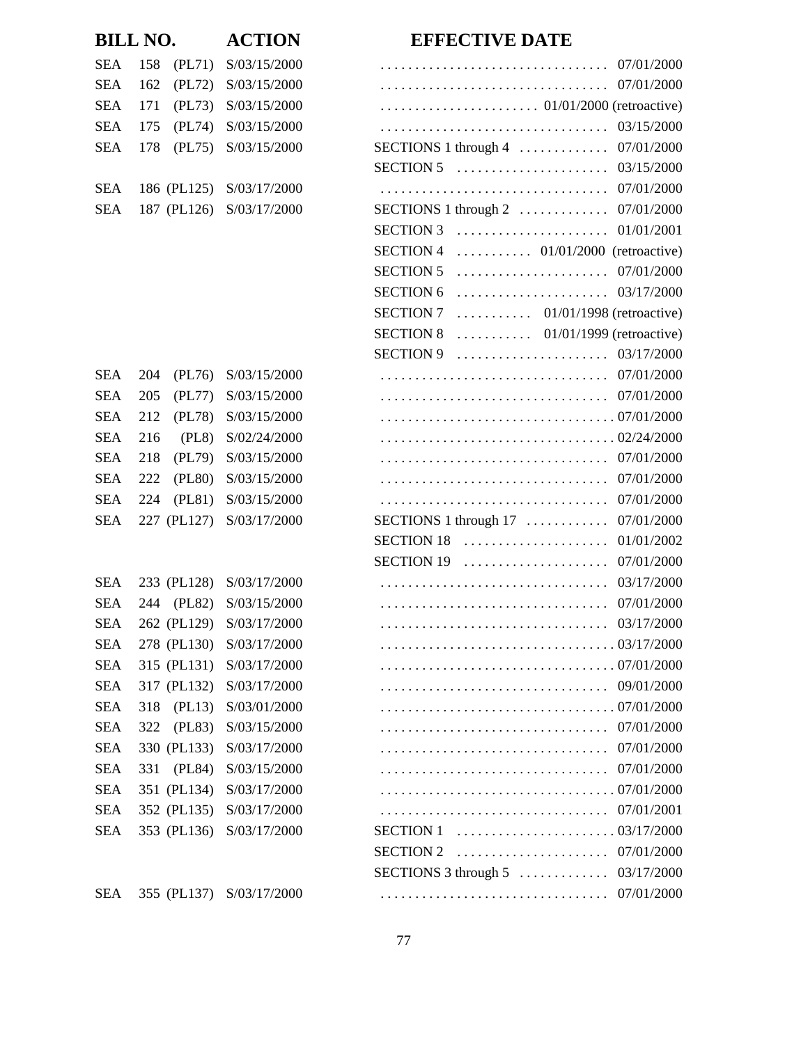| BILL NO. | | | ACTION | | EFFECTIVE DATE |
|---|---|---|---|---|---|
| SEA | 158 | (PL71) | S/03/15/2000 | | 07/01/2000 |
| SEA | 162 | (PL72) | S/03/15/2000 | | 07/01/2000 |
| SEA | 171 | (PL73) | S/03/15/2000 | | 01/01/2000 (retroactive) |
| SEA | 175 | (PL74) | S/03/15/2000 | | 03/15/2000 |
| SEA | 178 | (PL75) | S/03/15/2000 | SECTIONS 1 through 4 | 07/01/2000 |
| | | | | SECTION 5 | 03/15/2000 |
| SEA | 186 | (PL125) | S/03/17/2000 | | 07/01/2000 |
| SEA | 187 | (PL126) | S/03/17/2000 | SECTIONS 1 through 2 | 07/01/2000 |
| | | | | SECTION 3 | 01/01/2001 |
| | | | | SECTION 4 | 01/01/2000 (retroactive) |
| | | | | SECTION 5 | 07/01/2000 |
| | | | | SECTION 6 | 03/17/2000 |
| | | | | SECTION 7 | 01/01/1998 (retroactive) |
| | | | | SECTION 8 | 01/01/1999 (retroactive) |
| | | | | SECTION 9 | 03/17/2000 |
| SEA | 204 | (PL76) | S/03/15/2000 | | 07/01/2000 |
| SEA | 205 | (PL77) | S/03/15/2000 | | 07/01/2000 |
| SEA | 212 | (PL78) | S/03/15/2000 | | 07/01/2000 |
| SEA | 216 | (PL8) | S/02/24/2000 | | 02/24/2000 |
| SEA | 218 | (PL79) | S/03/15/2000 | | 07/01/2000 |
| SEA | 222 | (PL80) | S/03/15/2000 | | 07/01/2000 |
| SEA | 224 | (PL81) | S/03/15/2000 | | 07/01/2000 |
| SEA | 227 | (PL127) | S/03/17/2000 | SECTIONS 1 through 17 | 07/01/2000 |
| | | | | SECTION 18 | 01/01/2002 |
| | | | | SECTION 19 | 07/01/2000 |
| SEA | 233 | (PL128) | S/03/17/2000 | | 03/17/2000 |
| SEA | 244 | (PL82) | S/03/15/2000 | | 07/01/2000 |
| SEA | 262 | (PL129) | S/03/17/2000 | | 03/17/2000 |
| SEA | 278 | (PL130) | S/03/17/2000 | | 03/17/2000 |
| SEA | 315 | (PL131) | S/03/17/2000 | | 07/01/2000 |
| SEA | 317 | (PL132) | S/03/17/2000 | | 09/01/2000 |
| SEA | 318 | (PL13) | S/03/01/2000 | | 07/01/2000 |
| SEA | 322 | (PL83) | S/03/15/2000 | | 07/01/2000 |
| SEA | 330 | (PL133) | S/03/17/2000 | | 07/01/2000 |
| SEA | 331 | (PL84) | S/03/15/2000 | | 07/01/2000 |
| SEA | 351 | (PL134) | S/03/17/2000 | | 07/01/2000 |
| SEA | 352 | (PL135) | S/03/17/2000 | | 07/01/2001 |
| SEA | 353 | (PL136) | S/03/17/2000 | SECTION 1 | 03/17/2000 |
| | | | | SECTION 2 | 07/01/2000 |
| | | | | SECTIONS 3 through 5 | 03/17/2000 |
| SEA | 355 | (PL137) | S/03/17/2000 | | 07/01/2000 |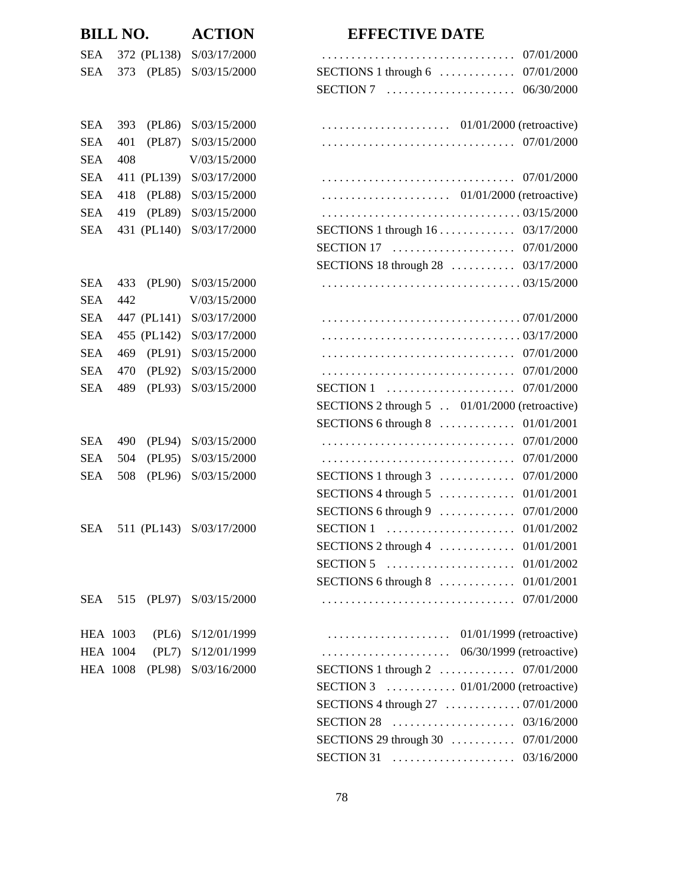| BILL NO. | | ACTION | EFFECTIVE DATE | |
|---|---|---|---|---|
| SEA 372 | (PL138) | S/03/17/2000 | | 07/01/2000 |
| SEA 373 | (PL85) | S/03/15/2000 | SECTIONS 1 through 6 | 07/01/2000 |
| | | | SECTION 7 | 06/30/2000 |
| SEA 393 | (PL86) | S/03/15/2000 | | 01/01/2000 (retroactive) |
| SEA 401 | (PL87) | S/03/15/2000 | | 07/01/2000 |
| SEA 408 | | V/03/15/2000 | | |
| SEA 411 | (PL139) | S/03/17/2000 | | 07/01/2000 |
| SEA 418 | (PL88) | S/03/15/2000 | | 01/01/2000 (retroactive) |
| SEA 419 | (PL89) | S/03/15/2000 | | 03/15/2000 |
| SEA 431 | (PL140) | S/03/17/2000 | SECTIONS 1 through 16 | 03/17/2000 |
| | | | SECTION 17 | 07/01/2000 |
| | | | SECTIONS 18 through 28 | 03/17/2000 |
| SEA 433 | (PL90) | S/03/15/2000 | | 03/15/2000 |
| SEA 442 | | V/03/15/2000 | | |
| SEA 447 | (PL141) | S/03/17/2000 | | 07/01/2000 |
| SEA 455 | (PL142) | S/03/17/2000 | | 03/17/2000 |
| SEA 469 | (PL91) | S/03/15/2000 | | 07/01/2000 |
| SEA 470 | (PL92) | S/03/15/2000 | | 07/01/2000 |
| SEA 489 | (PL93) | S/03/15/2000 | SECTION 1 | 07/01/2000 |
| | | | SECTIONS 2 through 5 | 01/01/2000 (retroactive) |
| | | | SECTIONS 6 through 8 | 01/01/2001 |
| SEA 490 | (PL94) | S/03/15/2000 | | 07/01/2000 |
| SEA 504 | (PL95) | S/03/15/2000 | | 07/01/2000 |
| SEA 508 | (PL96) | S/03/15/2000 | SECTIONS 1 through 3 | 07/01/2000 |
| | | | SECTIONS 4 through 5 | 01/01/2001 |
| | | | SECTIONS 6 through 9 | 07/01/2000 |
| SEA 511 | (PL143) | S/03/17/2000 | SECTION 1 | 01/01/2002 |
| | | | SECTIONS 2 through 4 | 01/01/2001 |
| | | | SECTION 5 | 01/01/2002 |
| | | | SECTIONS 6 through 8 | 01/01/2001 |
| SEA 515 | (PL97) | S/03/15/2000 | | 07/01/2000 |
| HEA 1003 | (PL6) | S/12/01/1999 | | 01/01/1999 (retroactive) |
| HEA 1004 | (PL7) | S/12/01/1999 | | 06/30/1999 (retroactive) |
| HEA 1008 | (PL98) | S/03/16/2000 | SECTIONS 1 through 2 | 07/01/2000 |
| | | | SECTION 3 | 01/01/2000 (retroactive) |
| | | | SECTIONS 4 through 27 | 07/01/2000 |
| | | | SECTION 28 | 03/16/2000 |
| | | | SECTIONS 29 through 30 | 07/01/2000 |
| | | | SECTION 31 | 03/16/2000 |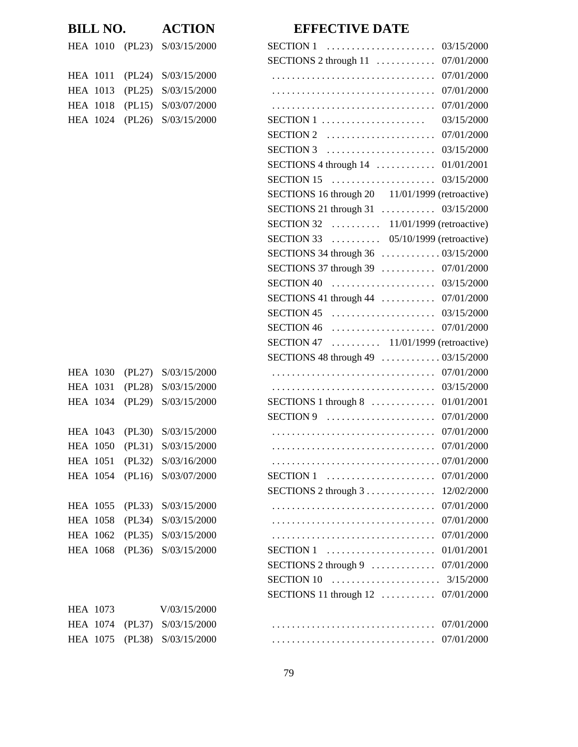| BILL NO. | | ACTION | EFFECTIVE DATE | |
|---|---|---|---|---|
| HEA 1010 | (PL23) | S/03/15/2000 | SECTION 1 | 03/15/2000 |
| | | | SECTIONS 2 through 11 | 07/01/2000 |
| HEA 1011 | (PL24) | S/03/15/2000 | | 07/01/2000 |
| HEA 1013 | (PL25) | S/03/15/2000 | | 07/01/2000 |
| HEA 1018 | (PL15) | S/03/07/2000 | | 07/01/2000 |
| HEA 1024 | (PL26) | S/03/15/2000 | SECTION 1 | 03/15/2000 |
| | | | SECTION 2 | 07/01/2000 |
| | | | SECTION 3 | 03/15/2000 |
| | | | SECTIONS 4 through 14 | 01/01/2001 |
| | | | SECTION 15 | 03/15/2000 |
| | | | SECTIONS 16 through 20 | 11/01/1999 (retroactive) |
| | | | SECTIONS 21 through 31 | 03/15/2000 |
| | | | SECTION 32 | 11/01/1999 (retroactive) |
| | | | SECTION 33 | 05/10/1999 (retroactive) |
| | | | SECTIONS 34 through 36 | 03/15/2000 |
| | | | SECTIONS 37 through 39 | 07/01/2000 |
| | | | SECTION 40 | 03/15/2000 |
| | | | SECTIONS 41 through 44 | 07/01/2000 |
| | | | SECTION 45 | 03/15/2000 |
| | | | SECTION 46 | 07/01/2000 |
| | | | SECTION 47 | 11/01/1999 (retroactive) |
| | | | SECTIONS 48 through 49 | 03/15/2000 |
| HEA 1030 | (PL27) | S/03/15/2000 | | 07/01/2000 |
| HEA 1031 | (PL28) | S/03/15/2000 | | 03/15/2000 |
| HEA 1034 | (PL29) | S/03/15/2000 | SECTIONS 1 through 8 | 01/01/2001 |
| | | | SECTION 9 | 07/01/2000 |
| HEA 1043 | (PL30) | S/03/15/2000 | | 07/01/2000 |
| HEA 1050 | (PL31) | S/03/15/2000 | | 07/01/2000 |
| HEA 1051 | (PL32) | S/03/16/2000 | | 07/01/2000 |
| HEA 1054 | (PL16) | S/03/07/2000 | SECTION 1 | 07/01/2000 |
| | | | SECTIONS 2 through 3 | 12/02/2000 |
| HEA 1055 | (PL33) | S/03/15/2000 | | 07/01/2000 |
| HEA 1058 | (PL34) | S/03/15/2000 | | 07/01/2000 |
| HEA 1062 | (PL35) | S/03/15/2000 | | 07/01/2000 |
| HEA 1068 | (PL36) | S/03/15/2000 | SECTION 1 | 01/01/2001 |
| | | | SECTIONS 2 through 9 | 07/01/2000 |
| | | | SECTION 10 | 3/15/2000 |
| | | | SECTIONS 11 through 12 | 07/01/2000 |
| HEA 1073 | | V/03/15/2000 | | |
| HEA 1074 | (PL37) | S/03/15/2000 | | 07/01/2000 |
| HEA 1075 | (PL38) | S/03/15/2000 | | 07/01/2000 |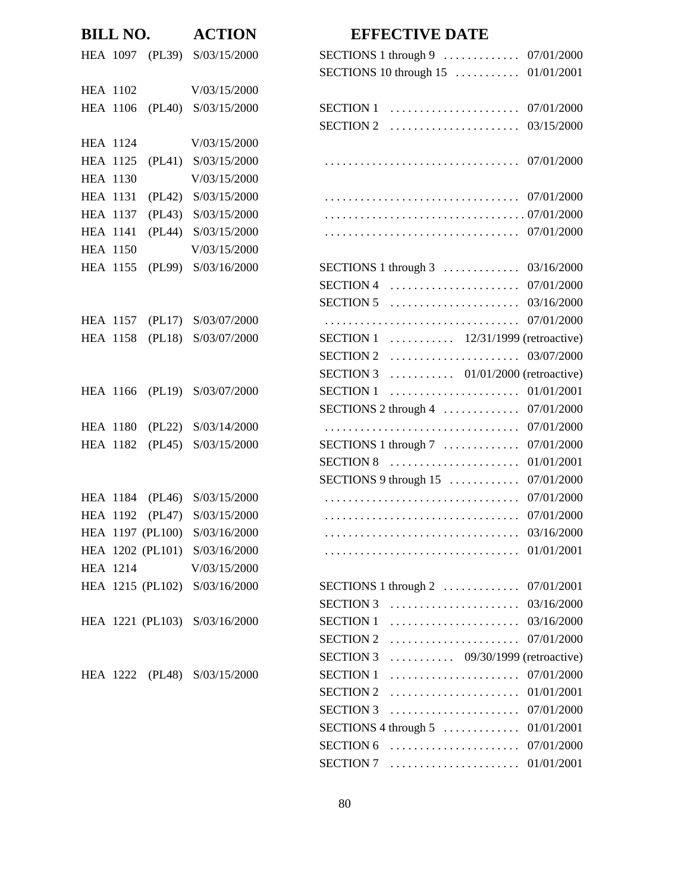| BILL NO. | ACTION | EFFECTIVE DATE | |
|---|---|---|---|
| HEA 1097 (PL39) | S/03/15/2000 | SECTIONS 1 through 9 | 07/01/2000 |
| | | SECTIONS 10 through 15 | 01/01/2001 |
| HEA 1102 | V/03/15/2000 | | |
| HEA 1106 (PL40) | S/03/15/2000 | SECTION 1 | 07/01/2000 |
| | | SECTION 2 | 03/15/2000 |
| HEA 1124 | V/03/15/2000 | | |
| HEA 1125 (PL41) | S/03/15/2000 | | 07/01/2000 |
| HEA 1130 | V/03/15/2000 | | |
| HEA 1131 (PL42) | S/03/15/2000 | | 07/01/2000 |
| HEA 1137 (PL43) | S/03/15/2000 | | 07/01/2000 |
| HEA 1141 (PL44) | S/03/15/2000 | | 07/01/2000 |
| HEA 1150 | V/03/15/2000 | | |
| HEA 1155 (PL99) | S/03/16/2000 | SECTIONS 1 through 3 | 03/16/2000 |
| | | SECTION 4 | 07/01/2000 |
| | | SECTION 5 | 03/16/2000 |
| HEA 1157 (PL17) | S/03/07/2000 | | 07/01/2000 |
| HEA 1158 (PL18) | S/03/07/2000 | SECTION 1 | 12/31/1999 (retroactive) |
| | | SECTION 2 | 03/07/2000 |
| | | SECTION 3 | 01/01/2000 (retroactive) |
| HEA 1166 (PL19) | S/03/07/2000 | SECTION 1 | 01/01/2001 |
| | | SECTIONS 2 through 4 | 07/01/2000 |
| HEA 1180 (PL22) | S/03/14/2000 | | 07/01/2000 |
| HEA 1182 (PL45) | S/03/15/2000 | SECTIONS 1 through 7 | 07/01/2000 |
| | | SECTION 8 | 01/01/2001 |
| | | SECTIONS 9 through 15 | 07/01/2000 |
| HEA 1184 (PL46) | S/03/15/2000 | | 07/01/2000 |
| HEA 1192 (PL47) | S/03/15/2000 | | 07/01/2000 |
| HEA 1197 (PL100) | S/03/16/2000 | | 03/16/2000 |
| HEA 1202 (PL101) | S/03/16/2000 | | 01/01/2001 |
| HEA 1214 | V/03/15/2000 | | |
| HEA 1215 (PL102) | S/03/16/2000 | SECTIONS 1 through 2 | 07/01/2001 |
| | | SECTION 3 | 03/16/2000 |
| HEA 1221 (PL103) | S/03/16/2000 | SECTION 1 | 03/16/2000 |
| | | SECTION 2 | 07/01/2000 |
| | | SECTION 3 | 09/30/1999 (retroactive) |
| HEA 1222 (PL48) | S/03/15/2000 | SECTION 1 | 07/01/2000 |
| | | SECTION 2 | 01/01/2001 |
| | | SECTION 3 | 07/01/2000 |
| | | SECTIONS 4 through 5 | 01/01/2001 |
| | | SECTION 6 | 07/01/2000 |
| | | SECTION 7 | 01/01/2001 |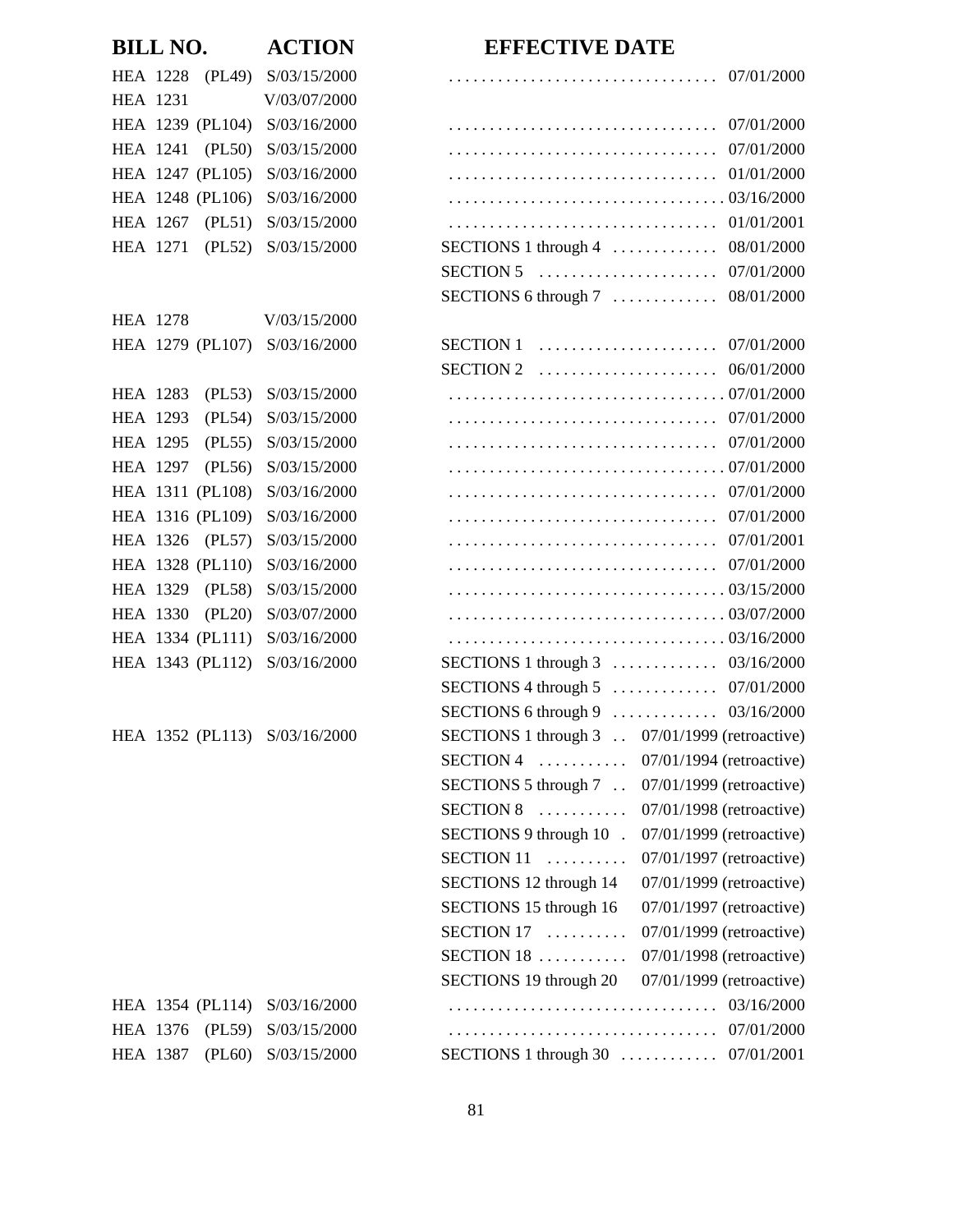| BILL NO. | ACTION | EFFECTIVE DATE | |
|---|---|---|---|
| HEA 1228 (PL49) | S/03/15/2000 | | 07/01/2000 |
| HEA 1231 | V/03/07/2000 | | |
| HEA 1239 (PL104) | S/03/16/2000 | | 07/01/2000 |
| HEA 1241 (PL50) | S/03/15/2000 | | 07/01/2000 |
| HEA 1247 (PL105) | S/03/16/2000 | | 01/01/2000 |
| HEA 1248 (PL106) | S/03/16/2000 | | 03/16/2000 |
| HEA 1267 (PL51) | S/03/15/2000 | | 01/01/2001 |
| HEA 1271 (PL52) | S/03/15/2000 | SECTIONS 1 through 4 | 08/01/2000 |
| | | SECTION 5 | 07/01/2000 |
| | | SECTIONS 6 through 7 | 08/01/2000 |
| HEA 1278 | V/03/15/2000 | | |
| HEA 1279 (PL107) | S/03/16/2000 | SECTION 1 | 07/01/2000 |
| | | SECTION 2 | 06/01/2000 |
| HEA 1283 (PL53) | S/03/15/2000 | | 07/01/2000 |
| HEA 1293 (PL54) | S/03/15/2000 | | 07/01/2000 |
| HEA 1295 (PL55) | S/03/15/2000 | | 07/01/2000 |
| HEA 1297 (PL56) | S/03/15/2000 | | 07/01/2000 |
| HEA 1311 (PL108) | S/03/16/2000 | | 07/01/2000 |
| HEA 1316 (PL109) | S/03/16/2000 | | 07/01/2000 |
| HEA 1326 (PL57) | S/03/15/2000 | | 07/01/2001 |
| HEA 1328 (PL110) | S/03/16/2000 | | 07/01/2000 |
| HEA 1329 (PL58) | S/03/15/2000 | | 03/15/2000 |
| HEA 1330 (PL20) | S/03/07/2000 | | 03/07/2000 |
| HEA 1334 (PL111) | S/03/16/2000 | | 03/16/2000 |
| HEA 1343 (PL112) | S/03/16/2000 | SECTIONS 1 through 3 | 03/16/2000 |
| | | SECTIONS 4 through 5 | 07/01/2000 |
| | | SECTIONS 6 through 9 | 03/16/2000 |
| HEA 1352 (PL113) | S/03/16/2000 | SECTIONS 1 through 3 | 07/01/1999 (retroactive) |
| | | SECTION 4 | 07/01/1994 (retroactive) |
| | | SECTIONS 5 through 7 | 07/01/1999 (retroactive) |
| | | SECTION 8 | 07/01/1998 (retroactive) |
| | | SECTIONS 9 through 10 | 07/01/1999 (retroactive) |
| | | SECTION 11 | 07/01/1997 (retroactive) |
| | | SECTIONS 12 through 14 | 07/01/1999 (retroactive) |
| | | SECTIONS 15 through 16 | 07/01/1997 (retroactive) |
| | | SECTION 17 | 07/01/1999 (retroactive) |
| | | SECTION 18 | 07/01/1998 (retroactive) |
| | | SECTIONS 19 through 20 | 07/01/1999 (retroactive) |
| HEA 1354 (PL114) | S/03/16/2000 | | 03/16/2000 |
| HEA 1376 (PL59) | S/03/15/2000 | | 07/01/2000 |
| HEA 1387 (PL60) | S/03/15/2000 | SECTIONS 1 through 30 | 07/01/2001 |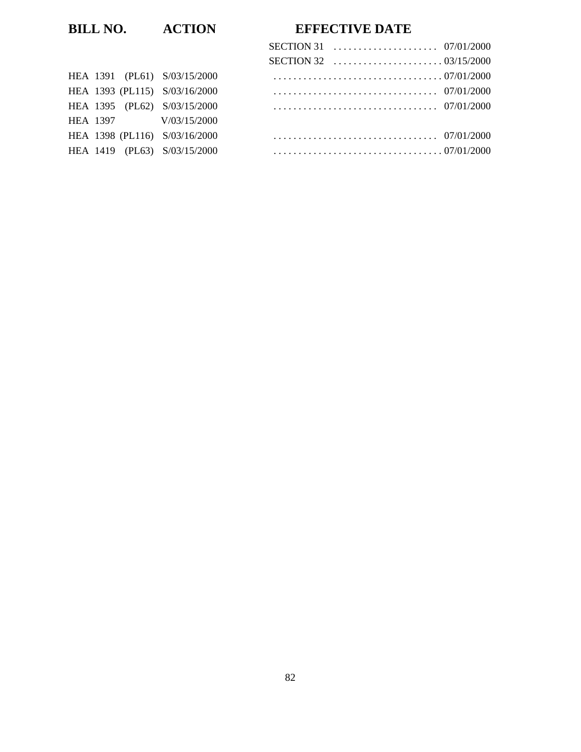| BILL NO. | ACTION | EFFECTIVE DATE |
|---|---|---|
| | | SECTION 31 . . . . . . . . . . . . . . . . . . . . . 07/01/2000 |
| | | SECTION 32 . . . . . . . . . . . . . . . . . . . . . . 03/15/2000 |
| HEA 1391 (PL61) | S/03/15/2000 | . . . . . . . . . . . . . . . . . . . . . . . . . . . . . . . . . 07/01/2000 |
| HEA 1393 (PL115) | S/03/16/2000 | . . . . . . . . . . . . . . . . . . . . . . . . . . . . . . . . 07/01/2000 |
| HEA 1395 (PL62) | S/03/15/2000 | . . . . . . . . . . . . . . . . . . . . . . . . . . . . . . . . 07/01/2000 |
| HEA 1397 | V/03/15/2000 | |
| HEA 1398 (PL116) | S/03/16/2000 | . . . . . . . . . . . . . . . . . . . . . . . . . . . . . . . . 07/01/2000 |
| HEA 1419 (PL63) | S/03/15/2000 | . . . . . . . . . . . . . . . . . . . . . . . . . . . . . . . . . 07/01/2000 |